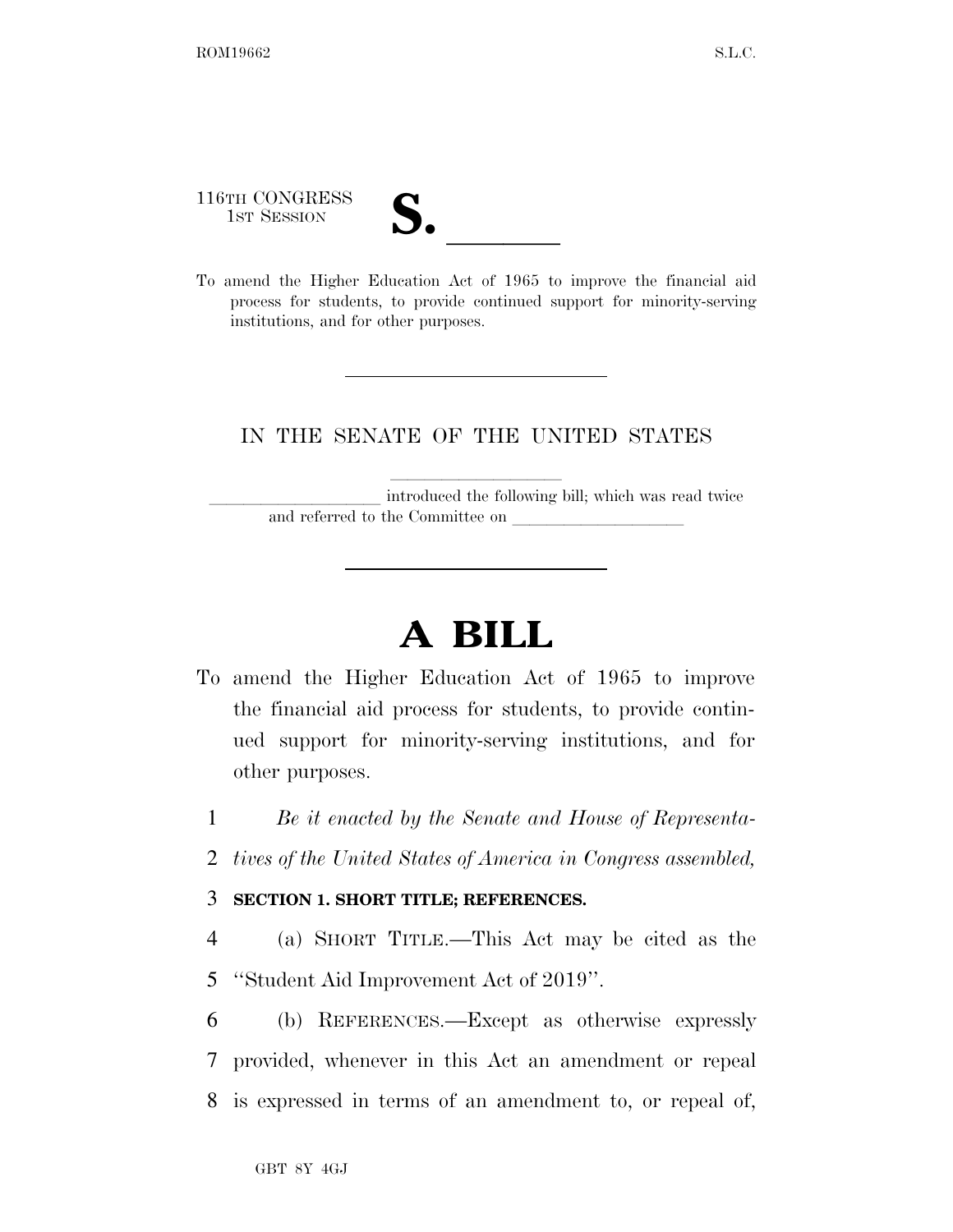116TH CONGRESS
1ST SESSION

# S. \_\_\_\_\_\_

To amend the Higher Education Act of 1965 to improve the financial aid process for students, to provide continued support for minority-serving institutions, and for other purposes.

---

IN THE SENATE OF THE UNITED STATES

\_\_\_\_\_\_\_\_\_\_\_\_\_\_\_\_\_\_\_\_ introduced the following bill; which was read twice and referred to the Committee on \_\_\_\_\_\_\_\_\_\_\_\_\_\_\_\_\_\_\_\_

---

# A BILL

To amend the Higher Education Act of 1965 to improve the financial aid process for students, to provide continued support for minority-serving institutions, and for other purposes.

1 *Be it enacted by the Senate and House of Representa-*
2 *tives of the United States of America in Congress assembled,*

3 **SECTION 1. SHORT TITLE; REFERENCES.**

4 (a) SHORT TITLE.—This Act may be cited as the
5 "Student Aid Improvement Act of 2019".

6 (b) REFERENCES.—Except as otherwise expressly
7 provided, whenever in this Act an amendment or repeal
8 is expressed in terms of an amendment to, or repeal of,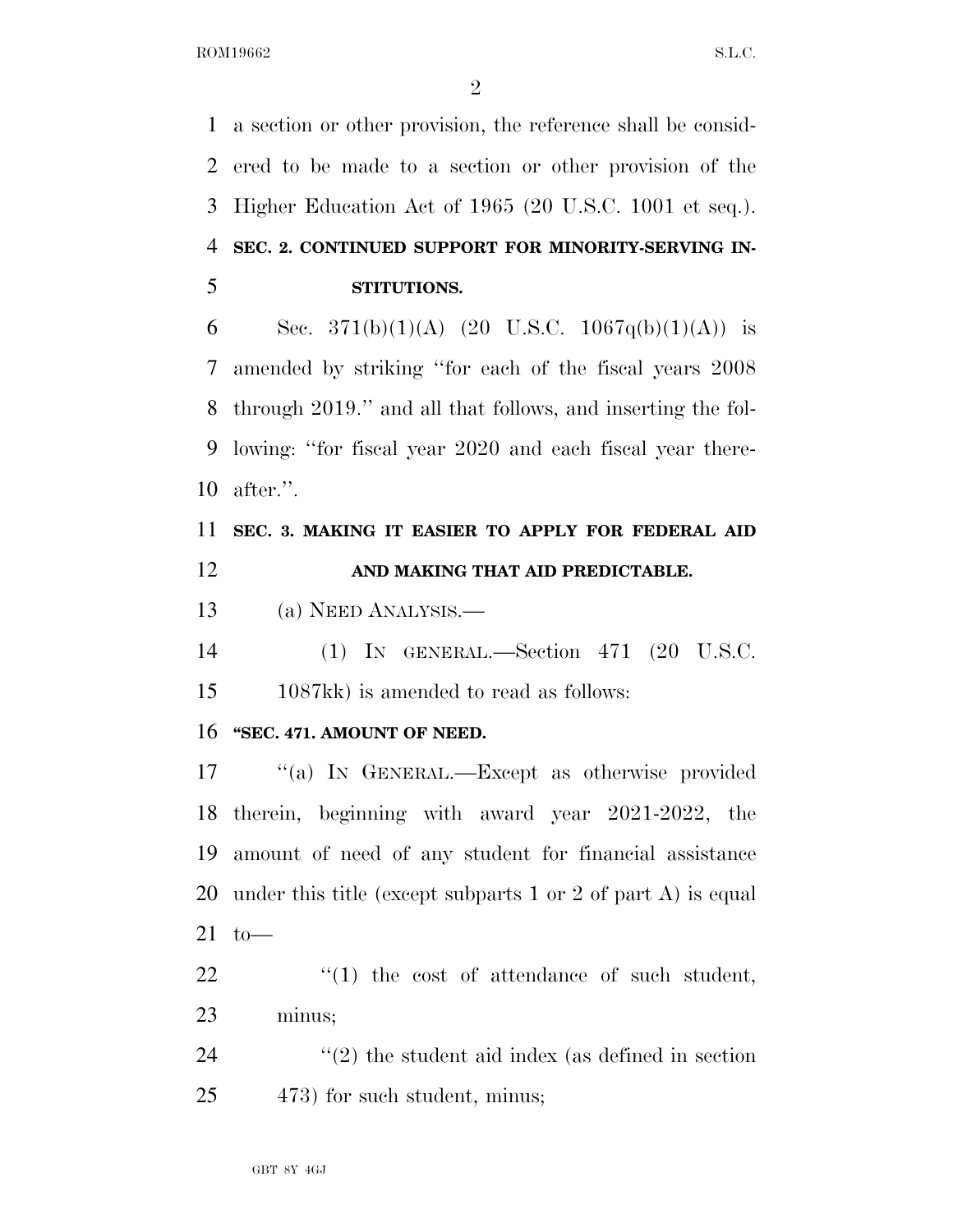a section or other provision, the reference shall be considered to be made to a section or other provision of the Higher Education Act of 1965 (20 U.S.C. 1001 et seq.).

## SEC. 2. CONTINUED SUPPORT FOR MINORITY-SERVING INSTITUTIONS.

Sec. 371(b)(1)(A) (20 U.S.C. 1067q(b)(1)(A)) is amended by striking ''for each of the fiscal years 2008 through 2019.'' and all that follows, and inserting the following: ''for fiscal year 2020 and each fiscal year thereafter.''.

## SEC. 3. MAKING IT EASIER TO APPLY FOR FEDERAL AID AND MAKING THAT AID PREDICTABLE.

(a) NEED ANALYSIS.—

(1) IN GENERAL.—Section 471 (20 U.S.C. 1087kk) is amended to read as follows:

**''SEC. 471. AMOUNT OF NEED.**

''(a) IN GENERAL.—Except as otherwise provided therein, beginning with award year 2021-2022, the amount of need of any student for financial assistance under this title (except subparts 1 or 2 of part A) is equal to—

''(1) the cost of attendance of such student, minus;

''(2) the student aid index (as defined in section 473) for such student, minus;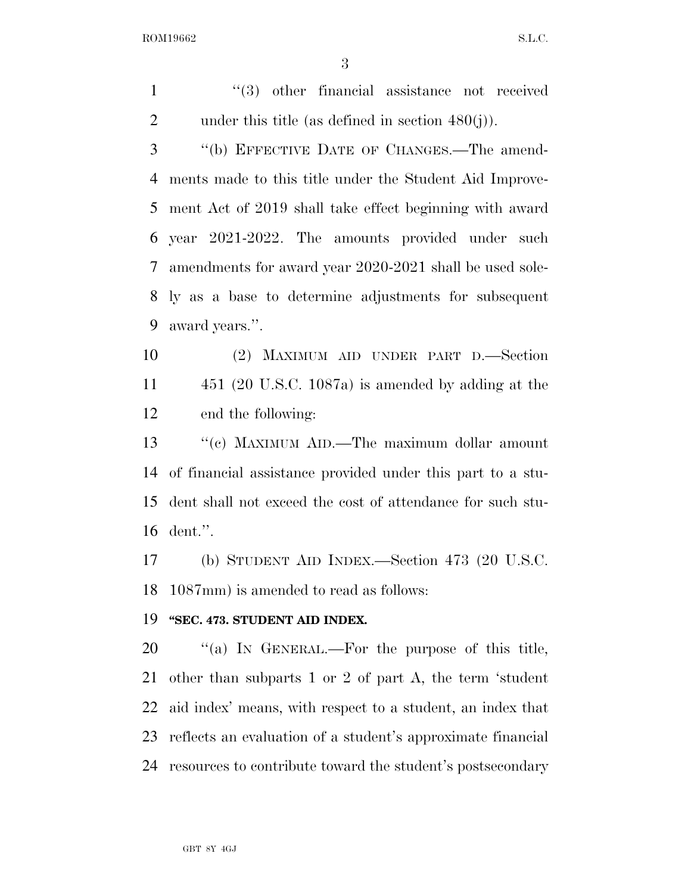"(3) other financial assistance not received under this title (as defined in section 480(j)).

"(b) EFFECTIVE DATE OF CHANGES.—The amendments made to this title under the Student Aid Improvement Act of 2019 shall take effect beginning with award year 2021-2022. The amounts provided under such amendments for award year 2020-2021 shall be used solely as a base to determine adjustments for subsequent award years.".

(2) MAXIMUM AID UNDER PART D.—Section 451 (20 U.S.C. 1087a) is amended by adding at the end the following:

"(c) MAXIMUM AID.—The maximum dollar amount of financial assistance provided under this part to a student shall not exceed the cost of attendance for such student.".

(b) STUDENT AID INDEX.—Section 473 (20 U.S.C. 1087mm) is amended to read as follows:

**"SEC. 473. STUDENT AID INDEX.**

"(a) IN GENERAL.—For the purpose of this title, other than subparts 1 or 2 of part A, the term 'student aid index' means, with respect to a student, an index that reflects an evaluation of a student's approximate financial resources to contribute toward the student's postsecondary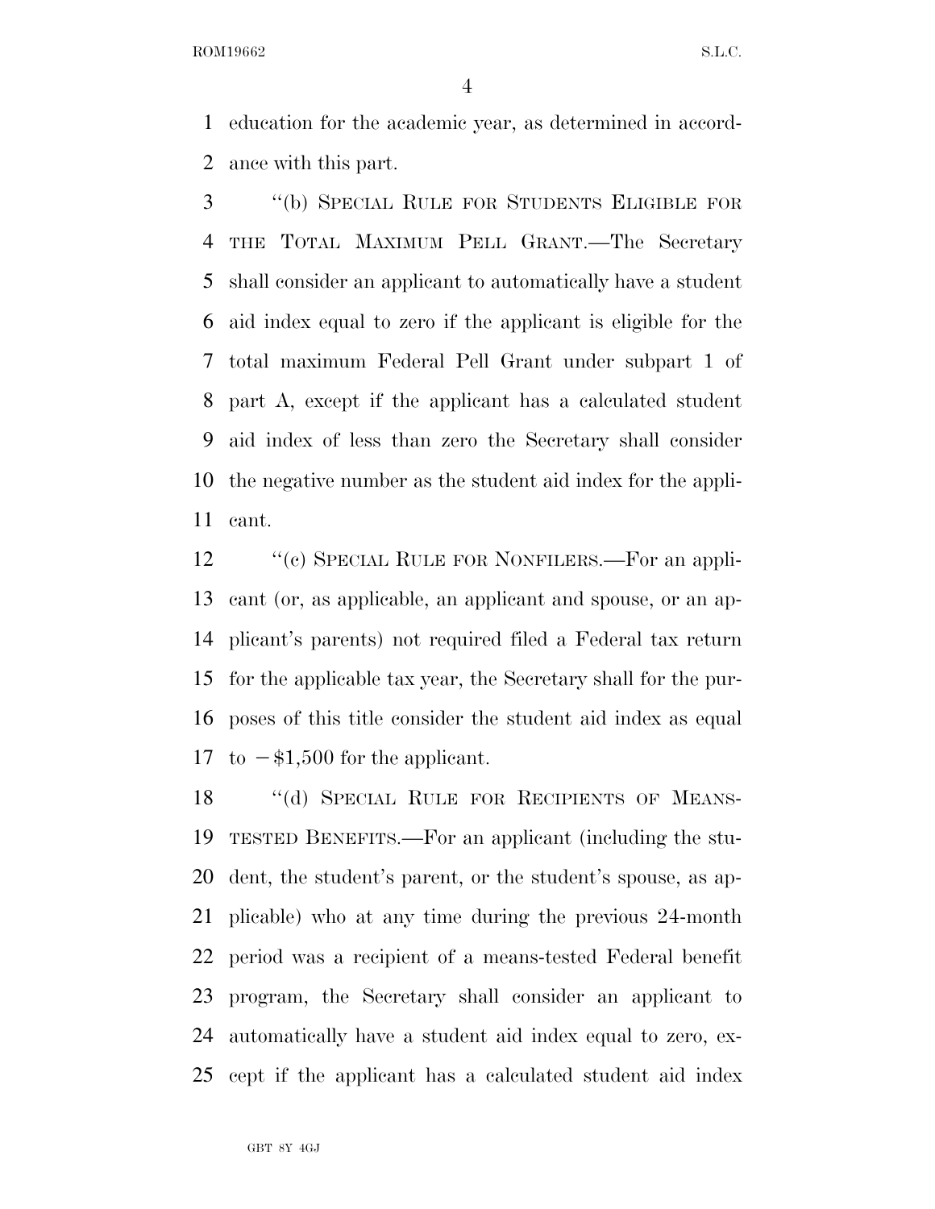education for the academic year, as determined in accordance with this part.

"(b) SPECIAL RULE FOR STUDENTS ELIGIBLE FOR THE TOTAL MAXIMUM PELL GRANT.—The Secretary shall consider an applicant to automatically have a student aid index equal to zero if the applicant is eligible for the total maximum Federal Pell Grant under subpart 1 of part A, except if the applicant has a calculated student aid index of less than zero the Secretary shall consider the negative number as the student aid index for the applicant.

"(c) SPECIAL RULE FOR NONFILERS.—For an applicant (or, as applicable, an applicant and spouse, or an applicant's parents) not required filed a Federal tax return for the applicable tax year, the Secretary shall for the purposes of this title consider the student aid index as equal to −$1,500 for the applicant.

"(d) SPECIAL RULE FOR RECIPIENTS OF MEANS-TESTED BENEFITS.—For an applicant (including the student, the student's parent, or the student's spouse, as applicable) who at any time during the previous 24-month period was a recipient of a means-tested Federal benefit program, the Secretary shall consider an applicant to automatically have a student aid index equal to zero, except if the applicant has a calculated student aid index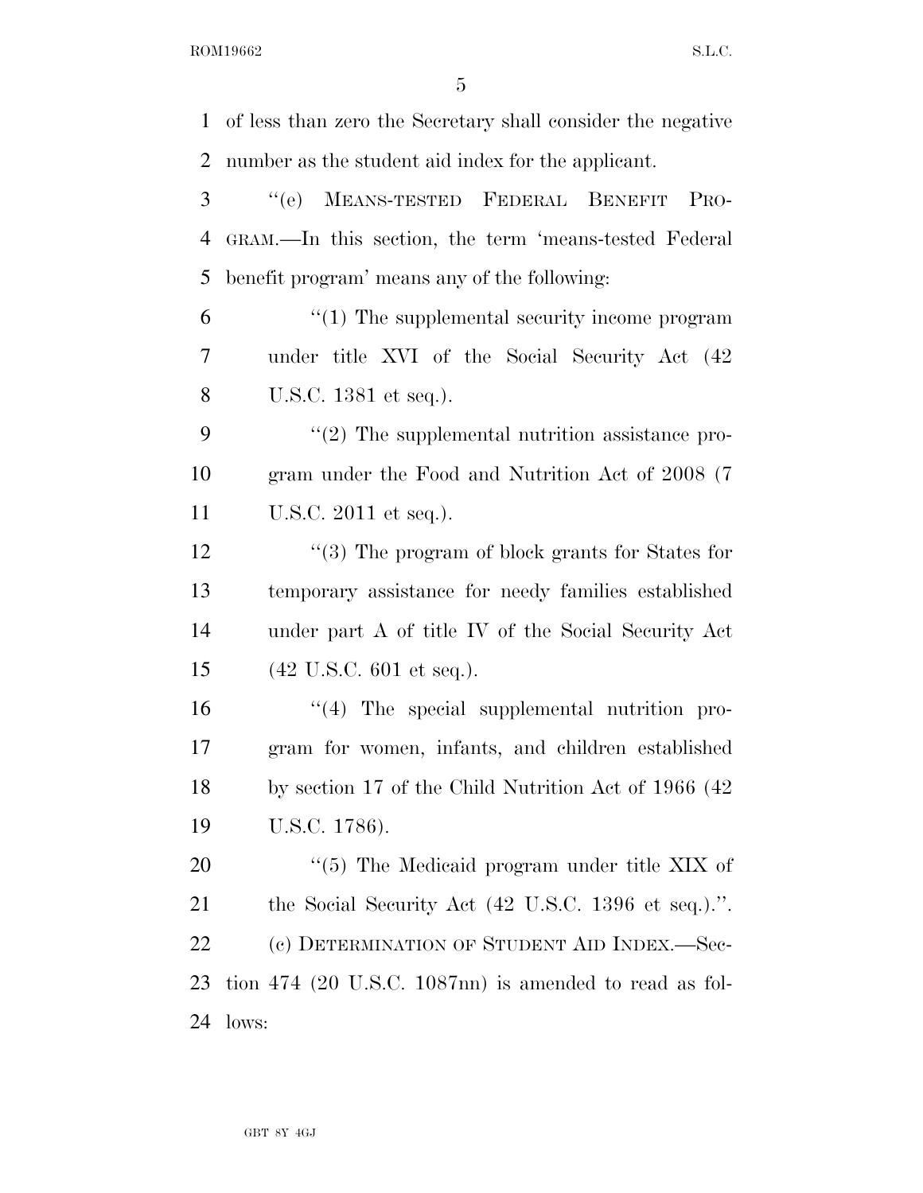of less than zero the Secretary shall consider the negative number as the student aid index for the applicant.

"(e) MEANS-TESTED FEDERAL BENEFIT PROGRAM.—In this section, the term 'means-tested Federal benefit program' means any of the following:

"(1) The supplemental security income program under title XVI of the Social Security Act (42 U.S.C. 1381 et seq.).

"(2) The supplemental nutrition assistance program under the Food and Nutrition Act of 2008 (7 U.S.C. 2011 et seq.).

"(3) The program of block grants for States for temporary assistance for needy families established under part A of title IV of the Social Security Act (42 U.S.C. 601 et seq.).

"(4) The special supplemental nutrition program for women, infants, and children established by section 17 of the Child Nutrition Act of 1966 (42 U.S.C. 1786).

"(5) The Medicaid program under title XIX of the Social Security Act (42 U.S.C. 1396 et seq.).".

(c) DETERMINATION OF STUDENT AID INDEX.—Section 474 (20 U.S.C. 1087nn) is amended to read as follows: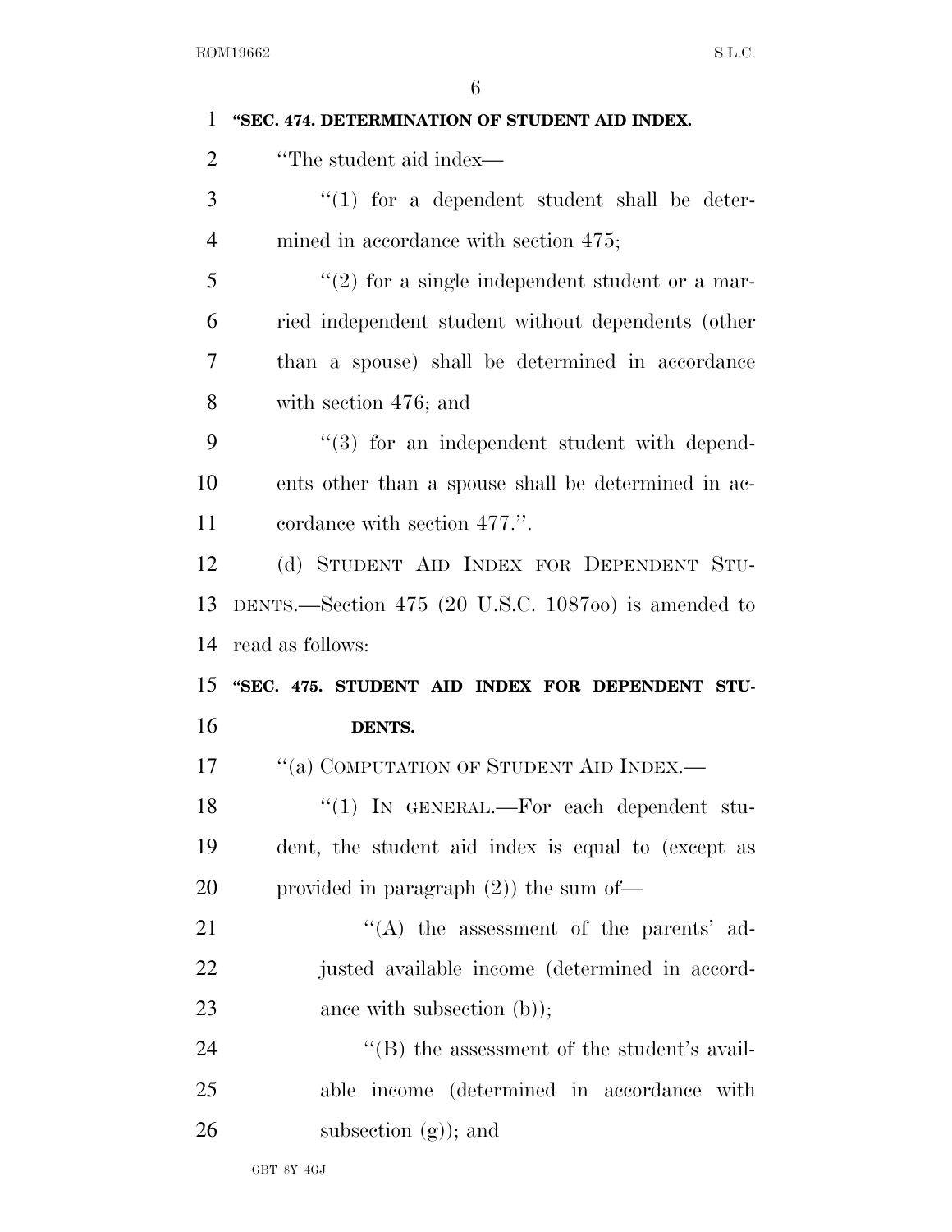**"SEC. 474. DETERMINATION OF STUDENT AID INDEX.**

"The student aid index—

"(1) for a dependent student shall be determined in accordance with section 475;

"(2) for a single independent student or a married independent student without dependents (other than a spouse) shall be determined in accordance with section 476; and

"(3) for an independent student with dependents other than a spouse shall be determined in accordance with section 477.".

(d) STUDENT AID INDEX FOR DEPENDENT STUDENTS.—Section 475 (20 U.S.C. 1087oo) is amended to read as follows:

**"SEC. 475. STUDENT AID INDEX FOR DEPENDENT STUDENTS.**

"(a) COMPUTATION OF STUDENT AID INDEX.—

"(1) IN GENERAL.—For each dependent student, the student aid index is equal to (except as provided in paragraph (2)) the sum of—

"(A) the assessment of the parents' adjusted available income (determined in accordance with subsection (b));

"(B) the assessment of the student's available income (determined in accordance with subsection (g)); and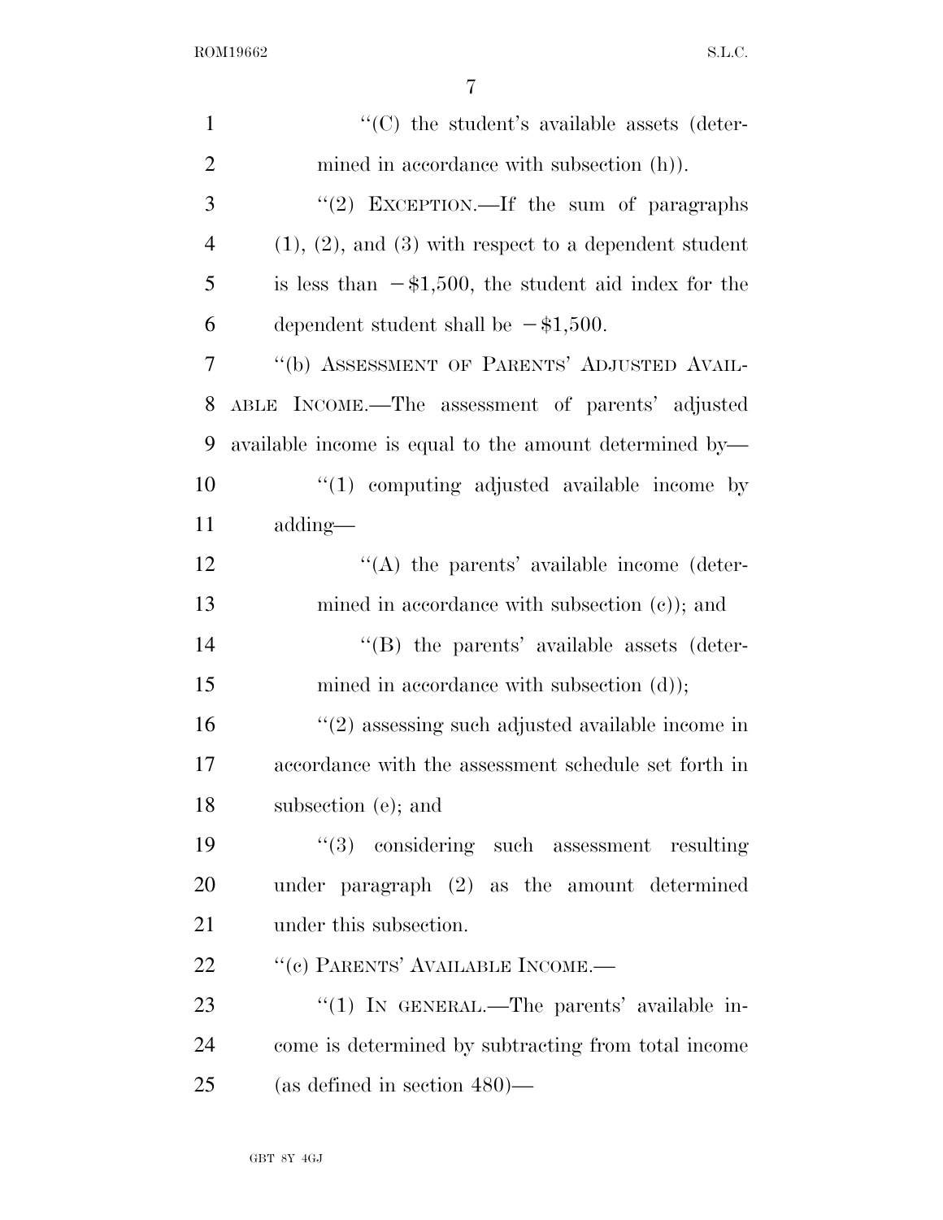''(C) the student's available assets (determined in accordance with subsection (h)).

''(2) EXCEPTION.—If the sum of paragraphs (1), (2), and (3) with respect to a dependent student is less than −$1,500, the student aid index for the dependent student shall be −$1,500.

''(b) ASSESSMENT OF PARENTS' ADJUSTED AVAILABLE INCOME.—The assessment of parents' adjusted available income is equal to the amount determined by—

''(1) computing adjusted available income by adding—

''(A) the parents' available income (determined in accordance with subsection (c)); and

''(B) the parents' available assets (determined in accordance with subsection (d));

''(2) assessing such adjusted available income in accordance with the assessment schedule set forth in subsection (e); and

''(3) considering such assessment resulting under paragraph (2) as the amount determined under this subsection.

''(c) PARENTS' AVAILABLE INCOME.—

''(1) IN GENERAL.—The parents' available income is determined by subtracting from total income (as defined in section 480)—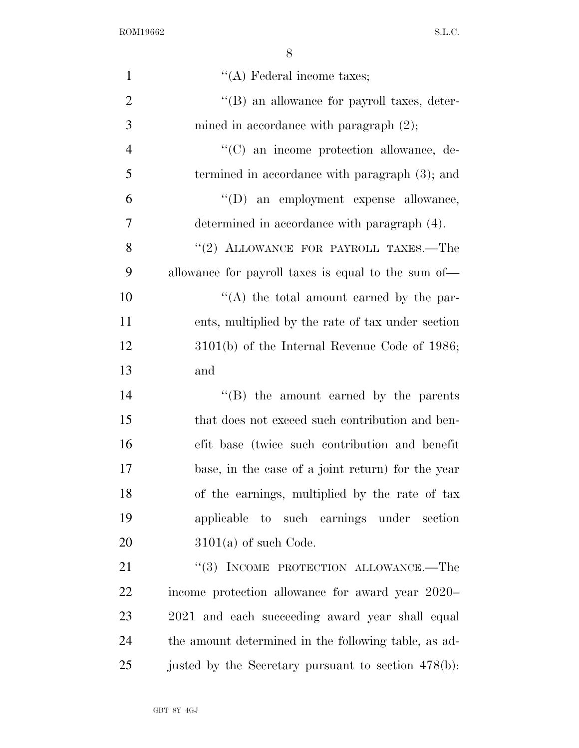"(A) Federal income taxes;

"(B) an allowance for payroll taxes, determined in accordance with paragraph (2);

"(C) an income protection allowance, determined in accordance with paragraph (3); and

"(D) an employment expense allowance, determined in accordance with paragraph (4).

"(2) ALLOWANCE FOR PAYROLL TAXES.—The allowance for payroll taxes is equal to the sum of—

"(A) the total amount earned by the parents, multiplied by the rate of tax under section 3101(b) of the Internal Revenue Code of 1986; and

"(B) the amount earned by the parents that does not exceed such contribution and benefit base (twice such contribution and benefit base, in the case of a joint return) for the year of the earnings, multiplied by the rate of tax applicable to such earnings under section 3101(a) of such Code.

"(3) INCOME PROTECTION ALLOWANCE.—The income protection allowance for award year 2020–2021 and each succeeding award year shall equal the amount determined in the following table, as adjusted by the Secretary pursuant to section 478(b):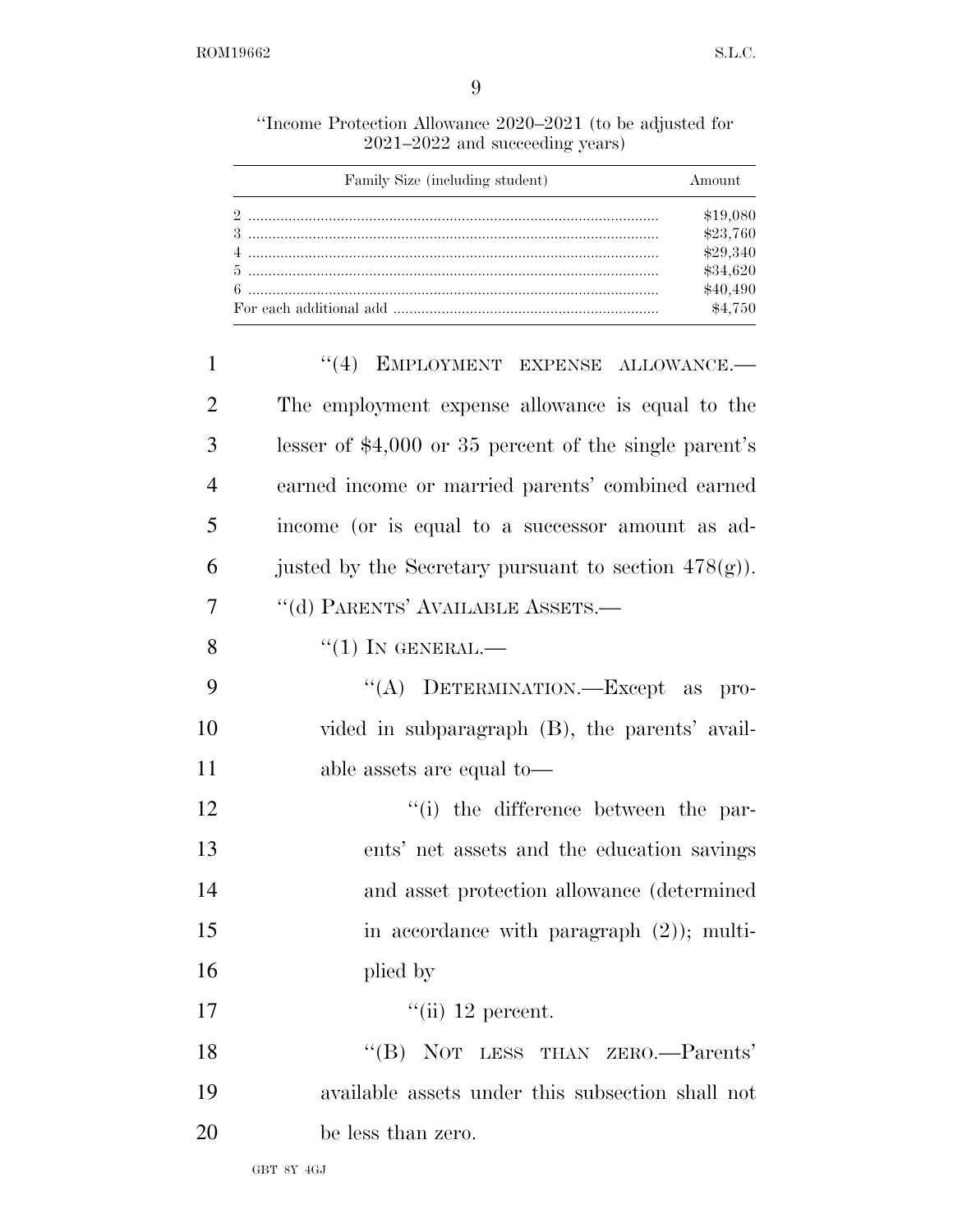"Income Protection Allowance 2020–2021 (to be adjusted for 2021–2022 and succeeding years)

| Family Size (including student) | Amount |
| --- | --- |
| 2 | $19,080 |
| 3 | $23,760 |
| 4 | $29,340 |
| 5 | $34,620 |
| 6 | $40,490 |
| For each additional add | $4,750 |

"(4) EMPLOYMENT EXPENSE ALLOWANCE.—The employment expense allowance is equal to the lesser of $4,000 or 35 percent of the single parent's earned income or married parents' combined earned income (or is equal to a successor amount as adjusted by the Secretary pursuant to section 478(g)).

"(d) PARENTS' AVAILABLE ASSETS.—

"(1) IN GENERAL.—

"(A) DETERMINATION.—Except as provided in subparagraph (B), the parents' available assets are equal to—

"(i) the difference between the parents' net assets and the education savings and asset protection allowance (determined in accordance with paragraph (2)); multiplied by

"(ii) 12 percent.

"(B) NOT LESS THAN ZERO.—Parents' available assets under this subsection shall not be less than zero.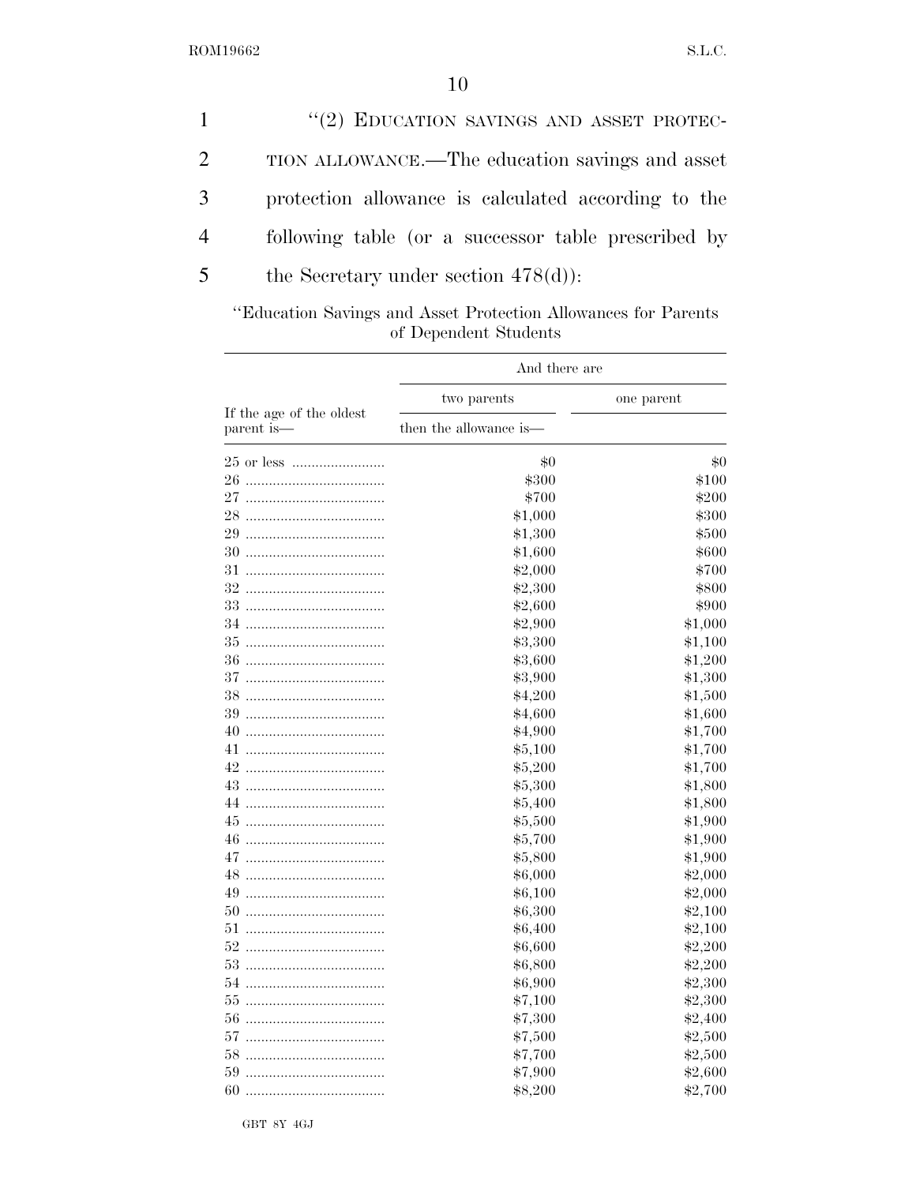"(2) EDUCATION SAVINGS AND ASSET PROTECTION ALLOWANCE.—The education savings and asset protection allowance is calculated according to the following table (or a successor table prescribed by the Secretary under section 478(d)):

"Education Savings and Asset Protection Allowances for Parents of Dependent Students

| If the age of the oldest parent is— | And there are | |
|---|---|---|
| | two parents | one parent |
| | then the allowance is— | |
| 25 or less | $0 | $0 |
| 26 | $300 | $100 |
| 27 | $700 | $200 |
| 28 | $1,000 | $300 |
| 29 | $1,300 | $500 |
| 30 | $1,600 | $600 |
| 31 | $2,000 | $700 |
| 32 | $2,300 | $800 |
| 33 | $2,600 | $900 |
| 34 | $2,900 | $1,000 |
| 35 | $3,300 | $1,100 |
| 36 | $3,600 | $1,200 |
| 37 | $3,900 | $1,300 |
| 38 | $4,200 | $1,500 |
| 39 | $4,600 | $1,600 |
| 40 | $4,900 | $1,700 |
| 41 | $5,100 | $1,700 |
| 42 | $5,200 | $1,700 |
| 43 | $5,300 | $1,800 |
| 44 | $5,400 | $1,800 |
| 45 | $5,500 | $1,900 |
| 46 | $5,700 | $1,900 |
| 47 | $5,800 | $1,900 |
| 48 | $6,000 | $2,000 |
| 49 | $6,100 | $2,000 |
| 50 | $6,300 | $2,100 |
| 51 | $6,400 | $2,100 |
| 52 | $6,600 | $2,200 |
| 53 | $6,800 | $2,200 |
| 54 | $6,900 | $2,300 |
| 55 | $7,100 | $2,300 |
| 56 | $7,300 | $2,400 |
| 57 | $7,500 | $2,500 |
| 58 | $7,700 | $2,500 |
| 59 | $7,900 | $2,600 |
| 60 | $8,200 | $2,700 |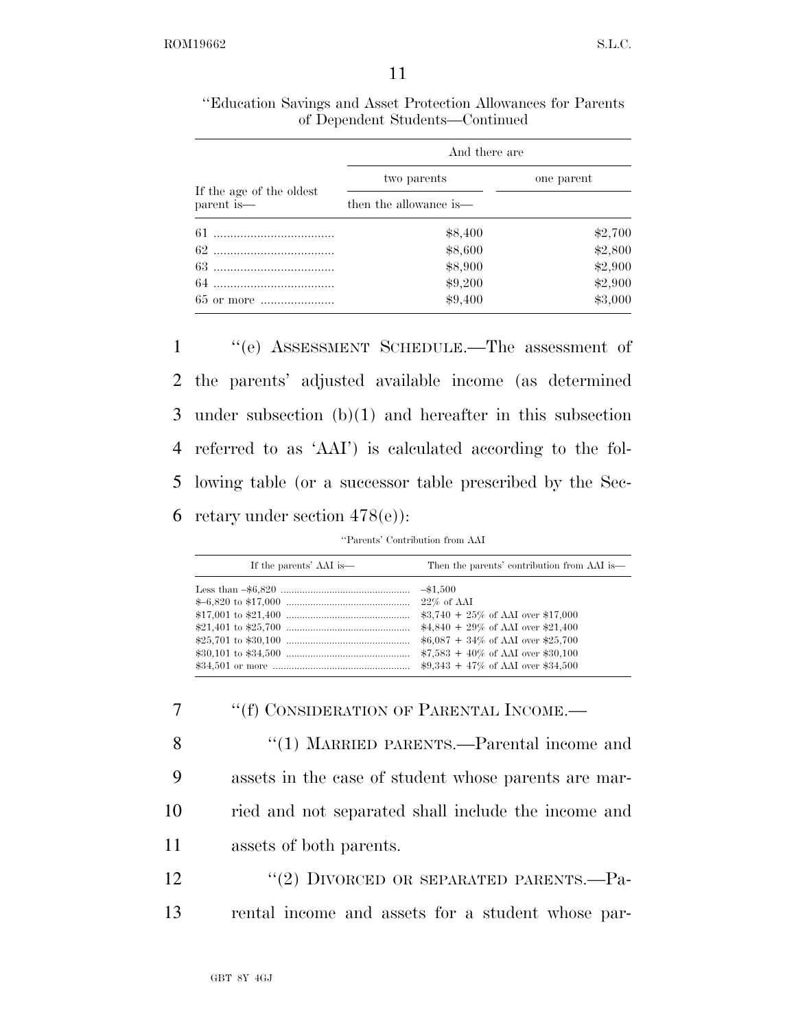“Education Savings and Asset Protection Allowances for Parents of Dependent Students—Continued

| If the age of the oldest parent is— | And there are two parents | one parent |
| --- | --- | --- |
| | then the allowance is— | |
| 61 | $8,400 | $2,700 |
| 62 | $8,600 | $2,800 |
| 63 | $8,900 | $2,900 |
| 64 | $9,200 | $2,900 |
| 65 or more | $9,400 | $3,000 |

“(e) ASSESSMENT SCHEDULE.—The assessment of the parents’ adjusted available income (as determined under subsection (b)(1) and hereafter in this subsection referred to as ‘AAI’) is calculated according to the following table (or a successor table prescribed by the Secretary under section 478(e)):

“Parents’ Contribution from AAI

| If the parents’ AAI is— | Then the parents’ contribution from AAI is— |
| --- | --- |
| Less than –$6,820 | –$1,500 |
| $–6,820 to $17,000 | 22% of AAI |
| $17,001 to $21,400 | $3,740 + 25% of AAI over $17,000 |
| $21,401 to $25,700 | $4,840 + 29% of AAI over $21,400 |
| $25,701 to $30,100 | $6,087 + 34% of AAI over $25,700 |
| $30,101 to $34,500 | $7,583 + 40% of AAI over $30,100 |
| $34,501 or more | $9,343 + 47% of AAI over $34,500 |

“(f) CONSIDERATION OF PARENTAL INCOME.—

“(1) MARRIED PARENTS.—Parental income and assets in the case of student whose parents are married and not separated shall include the income and assets of both parents.

“(2) DIVORCED OR SEPARATED PARENTS.—Parental income and assets for a student whose par-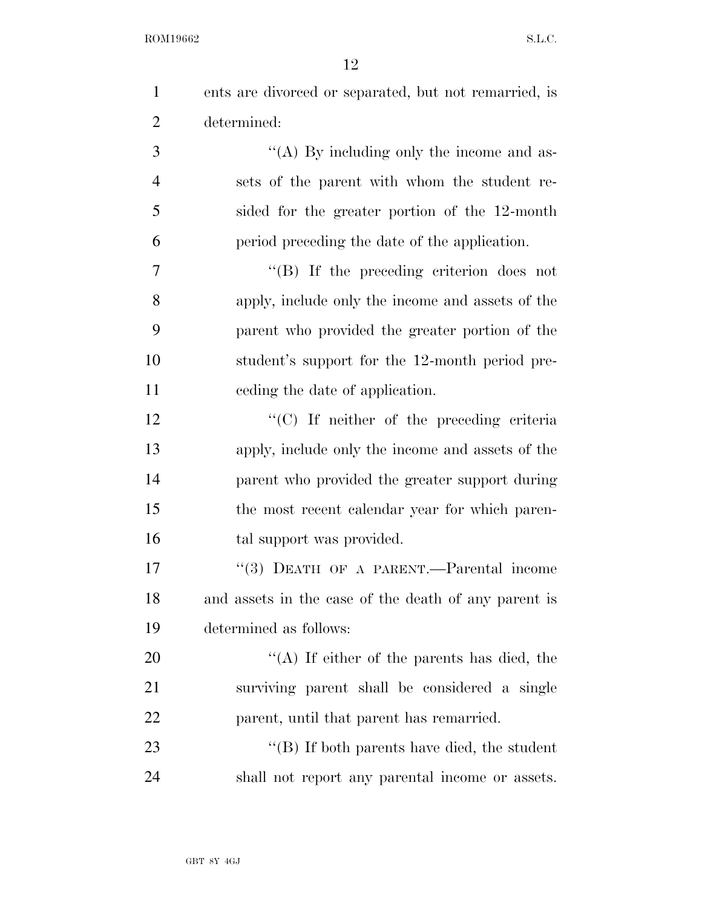ents are divorced or separated, but not remarried, is determined:

''(A) By including only the income and assets of the parent with whom the student resided for the greater portion of the 12-month period preceding the date of the application.

''(B) If the preceding criterion does not apply, include only the income and assets of the parent who provided the greater portion of the student's support for the 12-month period preceding the date of application.

''(C) If neither of the preceding criteria apply, include only the income and assets of the parent who provided the greater support during the most recent calendar year for which parental support was provided.

''(3) DEATH OF A PARENT.—Parental income and assets in the case of the death of any parent is determined as follows:

''(A) If either of the parents has died, the surviving parent shall be considered a single parent, until that parent has remarried.

''(B) If both parents have died, the student shall not report any parental income or assets.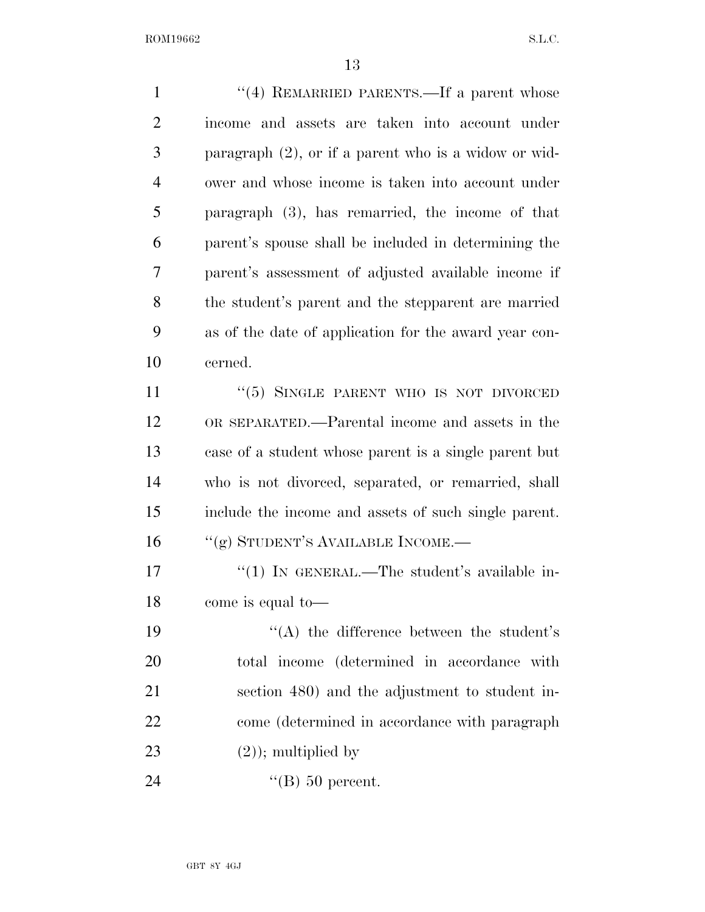''(4) REMARRIED PARENTS.—If a parent whose income and assets are taken into account under paragraph (2), or if a parent who is a widow or widower and whose income is taken into account under paragraph (3), has remarried, the income of that parent's spouse shall be included in determining the parent's assessment of adjusted available income if the student's parent and the stepparent are married as of the date of application for the award year concerned.

''(5) SINGLE PARENT WHO IS NOT DIVORCED OR SEPARATED.—Parental income and assets in the case of a student whose parent is a single parent but who is not divorced, separated, or remarried, shall include the income and assets of such single parent.

''(g) STUDENT'S AVAILABLE INCOME.—

''(1) IN GENERAL.—The student's available income is equal to—

''(A) the difference between the student's total income (determined in accordance with section 480) and the adjustment to student income (determined in accordance with paragraph (2)); multiplied by

''(B) 50 percent.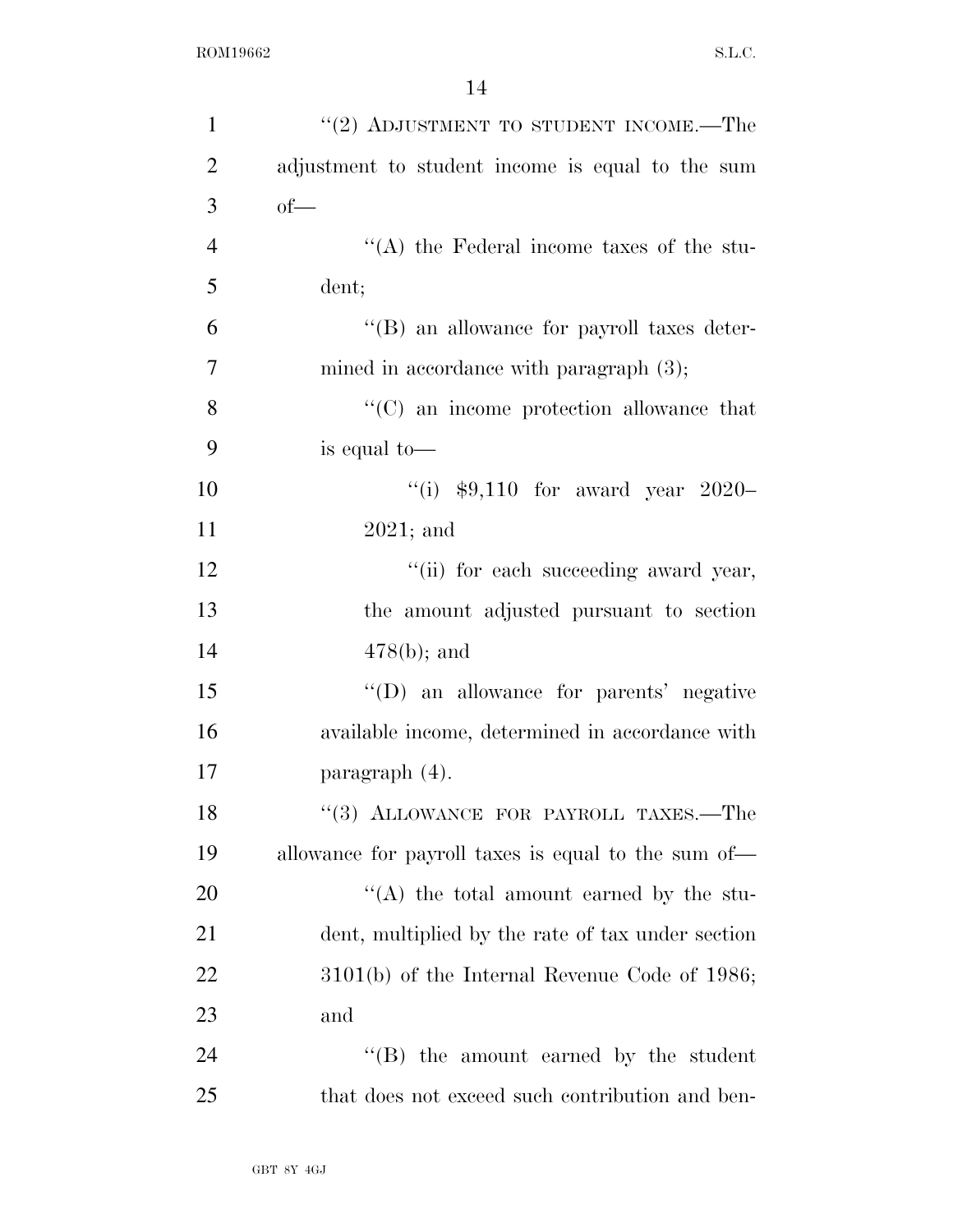"(2) ADJUSTMENT TO STUDENT INCOME.—The adjustment to student income is equal to the sum of—

"(A) the Federal income taxes of the student;

"(B) an allowance for payroll taxes determined in accordance with paragraph (3);

"(C) an income protection allowance that is equal to—

"(i) $9,110 for award year 2020–2021; and

"(ii) for each succeeding award year, the amount adjusted pursuant to section 478(b); and

"(D) an allowance for parents' negative available income, determined in accordance with paragraph (4).

"(3) ALLOWANCE FOR PAYROLL TAXES.—The allowance for payroll taxes is equal to the sum of—

"(A) the total amount earned by the student, multiplied by the rate of tax under section 3101(b) of the Internal Revenue Code of 1986; and

"(B) the amount earned by the student that does not exceed such contribution and ben-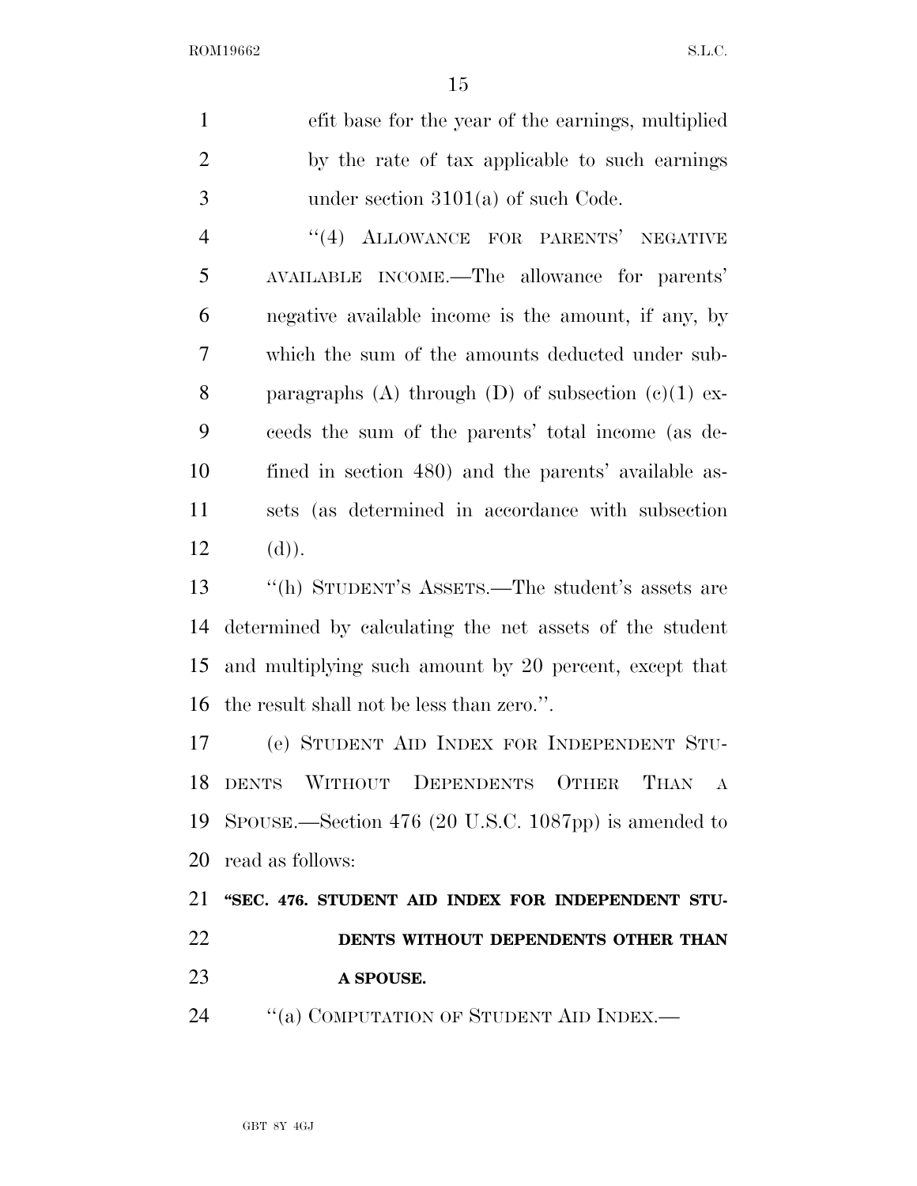efit base for the year of the earnings, multiplied by the rate of tax applicable to such earnings under section 3101(a) of such Code.

"(4) ALLOWANCE FOR PARENTS' NEGATIVE AVAILABLE INCOME.—The allowance for parents' negative available income is the amount, if any, by which the sum of the amounts deducted under subparagraphs (A) through (D) of subsection (c)(1) exceeds the sum of the parents' total income (as defined in section 480) and the parents' available assets (as determined in accordance with subsection (d)).

"(h) STUDENT'S ASSETS.—The student's assets are determined by calculating the net assets of the student and multiplying such amount by 20 percent, except that the result shall not be less than zero.".

(e) STUDENT AID INDEX FOR INDEPENDENT STUDENTS WITHOUT DEPENDENTS OTHER THAN A SPOUSE.—Section 476 (20 U.S.C. 1087pp) is amended to read as follows:

**"SEC. 476. STUDENT AID INDEX FOR INDEPENDENT STUDENTS WITHOUT DEPENDENTS OTHER THAN A SPOUSE.**

"(a) COMPUTATION OF STUDENT AID INDEX.—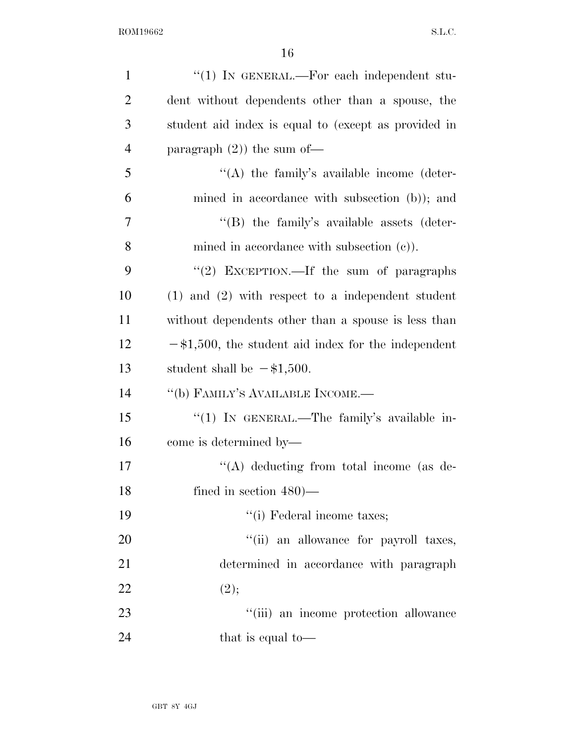"(1) IN GENERAL.—For each independent student without dependents other than a spouse, the student aid index is equal to (except as provided in paragraph (2)) the sum of—

"(A) the family's available income (determined in accordance with subsection (b)); and

"(B) the family's available assets (determined in accordance with subsection (c)).

"(2) EXCEPTION.—If the sum of paragraphs (1) and (2) with respect to a independent student without dependents other than a spouse is less than −$1,500, the student aid index for the independent student shall be −$1,500.

"(b) FAMILY'S AVAILABLE INCOME.—

"(1) IN GENERAL.—The family's available income is determined by—

"(A) deducting from total income (as defined in section 480)—

"(i) Federal income taxes;

"(ii) an allowance for payroll taxes, determined in accordance with paragraph (2);

"(iii) an income protection allowance that is equal to—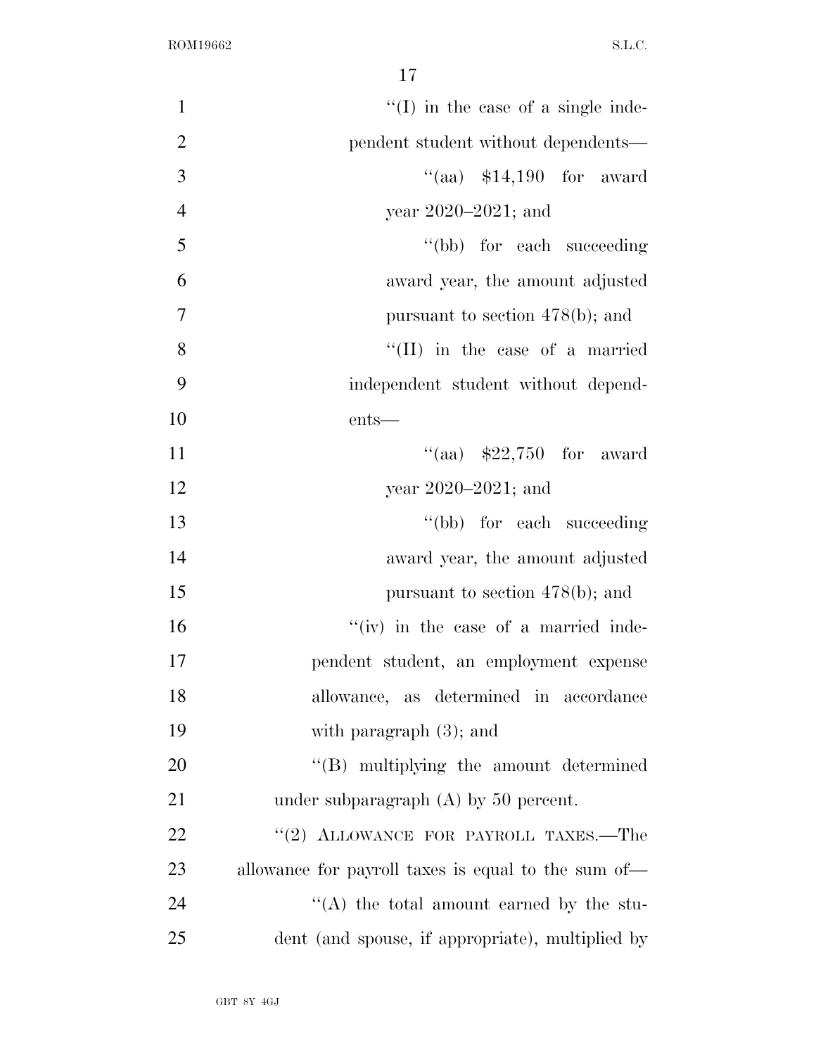''(I) in the case of a single independent student without dependents—

''(aa) $14,190 for award year 2020–2021; and

''(bb) for each succeeding award year, the amount adjusted pursuant to section 478(b); and

''(II) in the case of a married independent student without dependents—

''(aa) $22,750 for award year 2020–2021; and

''(bb) for each succeeding award year, the amount adjusted pursuant to section 478(b); and

''(iv) in the case of a married independent student, an employment expense allowance, as determined in accordance with paragraph (3); and

''(B) multiplying the amount determined under subparagraph (A) by 50 percent.

''(2) ALLOWANCE FOR PAYROLL TAXES.—The allowance for payroll taxes is equal to the sum of—

''(A) the total amount earned by the student (and spouse, if appropriate), multiplied by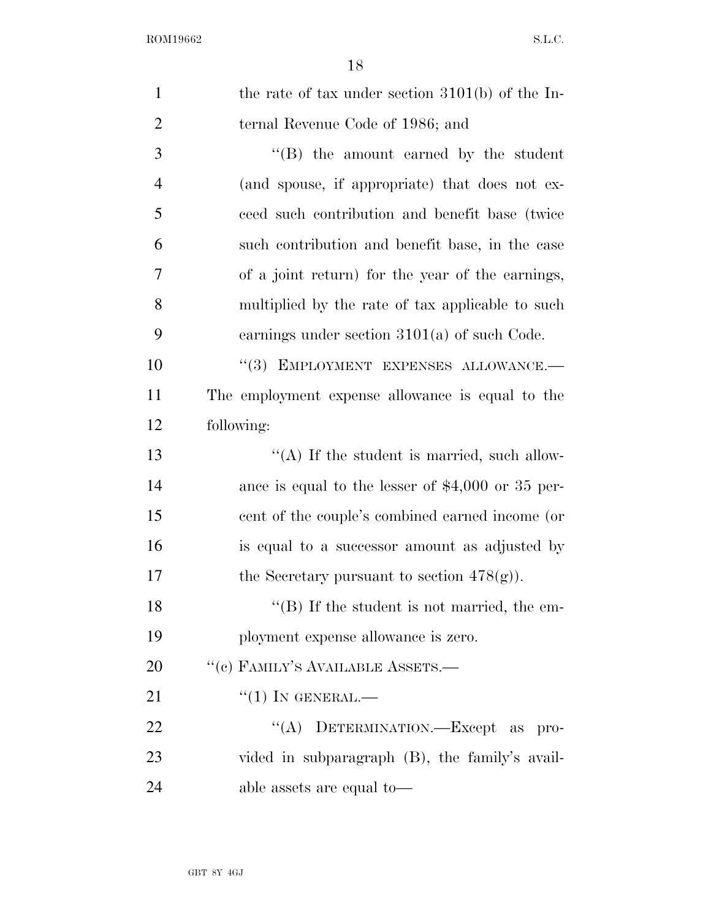the rate of tax under section 3101(b) of the Internal Revenue Code of 1986; and

"(B) the amount earned by the student (and spouse, if appropriate) that does not exceed such contribution and benefit base (twice such contribution and benefit base, in the case of a joint return) for the year of the earnings, multiplied by the rate of tax applicable to such earnings under section 3101(a) of such Code.

"(3) EMPLOYMENT EXPENSES ALLOWANCE.— The employment expense allowance is equal to the following:

"(A) If the student is married, such allowance is equal to the lesser of $4,000 or 35 percent of the couple's combined earned income (or is equal to a successor amount as adjusted by the Secretary pursuant to section 478(g)).

"(B) If the student is not married, the employment expense allowance is zero.

"(c) FAMILY'S AVAILABLE ASSETS.—

"(1) IN GENERAL.—

"(A) DETERMINATION.—Except as provided in subparagraph (B), the family's available assets are equal to—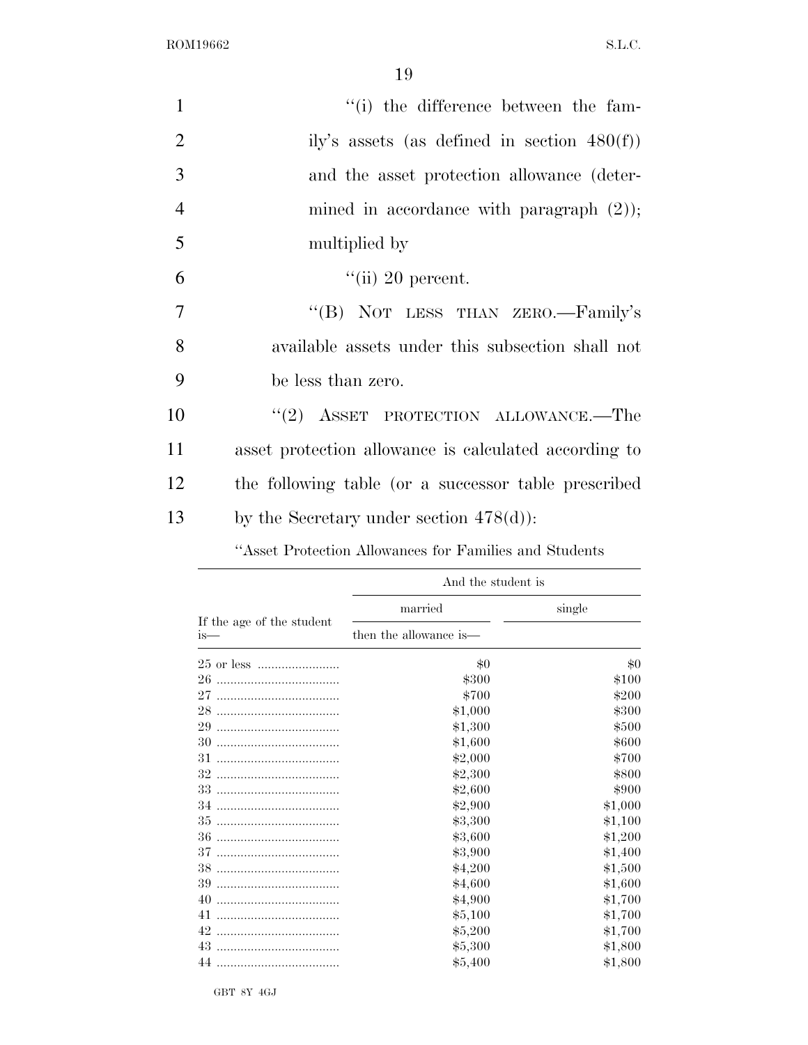"(i) the difference between the family's assets (as defined in section 480(f)) and the asset protection allowance (determined in accordance with paragraph (2)); multiplied by

"(ii) 20 percent.

"(B) NOT LESS THAN ZERO.—Family's available assets under this subsection shall not be less than zero.

"(2) ASSET PROTECTION ALLOWANCE.—The asset protection allowance is calculated according to the following table (or a successor table prescribed by the Secretary under section 478(d)):

"Asset Protection Allowances for Families and Students

| If the age of the student is— | And the student is | |
|---|---|---|
| | married | single |
| | then the allowance is— | |
| 25 or less | $0 | $0 |
| 26 | $300 | $100 |
| 27 | $700 | $200 |
| 28 | $1,000 | $300 |
| 29 | $1,300 | $500 |
| 30 | $1,600 | $600 |
| 31 | $2,000 | $700 |
| 32 | $2,300 | $800 |
| 33 | $2,600 | $900 |
| 34 | $2,900 | $1,000 |
| 35 | $3,300 | $1,100 |
| 36 | $3,600 | $1,200 |
| 37 | $3,900 | $1,400 |
| 38 | $4,200 | $1,500 |
| 39 | $4,600 | $1,600 |
| 40 | $4,900 | $1,700 |
| 41 | $5,100 | $1,700 |
| 42 | $5,200 | $1,700 |
| 43 | $5,300 | $1,800 |
| 44 | $5,400 | $1,800 |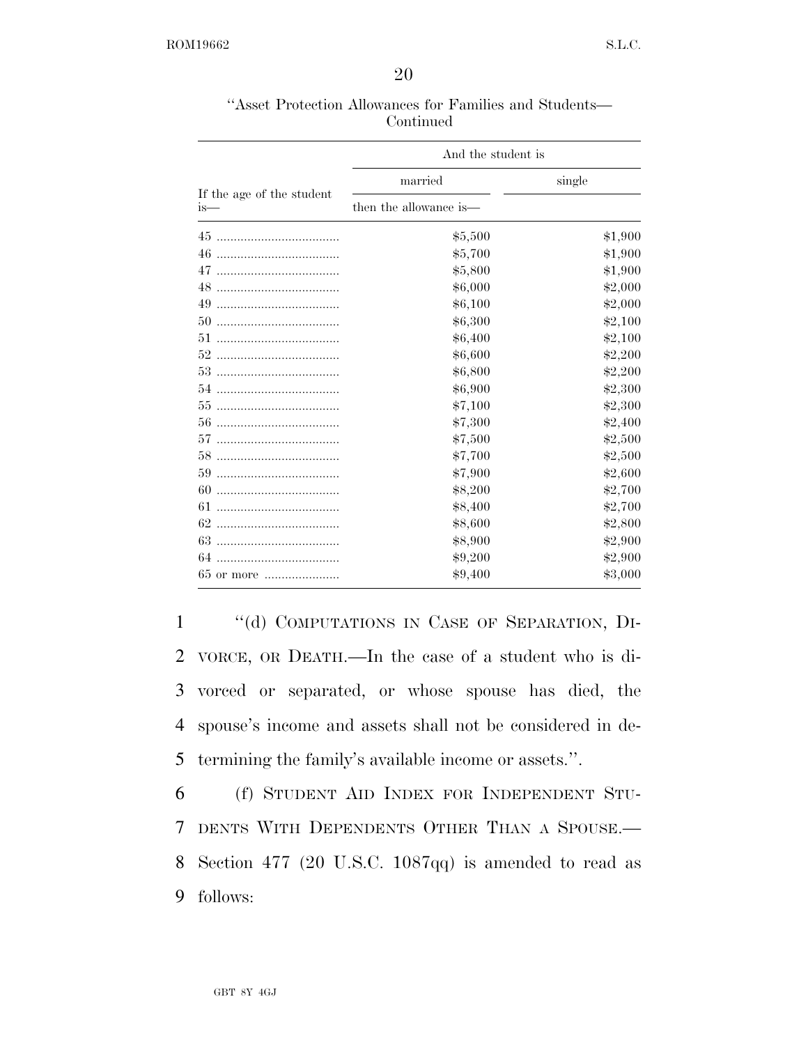"Asset Protection Allowances for Families and Students—Continued

| If the age of the student is— | And the student is | |
|---|---|---|
| | married | single |
| | then the allowance is— | |
| 45 | $5,500 | $1,900 |
| 46 | $5,700 | $1,900 |
| 47 | $5,800 | $1,900 |
| 48 | $6,000 | $2,000 |
| 49 | $6,100 | $2,000 |
| 50 | $6,300 | $2,100 |
| 51 | $6,400 | $2,100 |
| 52 | $6,600 | $2,200 |
| 53 | $6,800 | $2,200 |
| 54 | $6,900 | $2,300 |
| 55 | $7,100 | $2,300 |
| 56 | $7,300 | $2,400 |
| 57 | $7,500 | $2,500 |
| 58 | $7,700 | $2,500 |
| 59 | $7,900 | $2,600 |
| 60 | $8,200 | $2,700 |
| 61 | $8,400 | $2,700 |
| 62 | $8,600 | $2,800 |
| 63 | $8,900 | $2,900 |
| 64 | $9,200 | $2,900 |
| 65 or more | $9,400 | $3,000 |

"(d) COMPUTATIONS IN CASE OF SEPARATION, DIVORCE, OR DEATH.—In the case of a student who is divorced or separated, or whose spouse has died, the spouse's income and assets shall not be considered in determining the family's available income or assets.".

(f) STUDENT AID INDEX FOR INDEPENDENT STUDENTS WITH DEPENDENTS OTHER THAN A SPOUSE.—Section 477 (20 U.S.C. 1087qq) is amended to read as follows: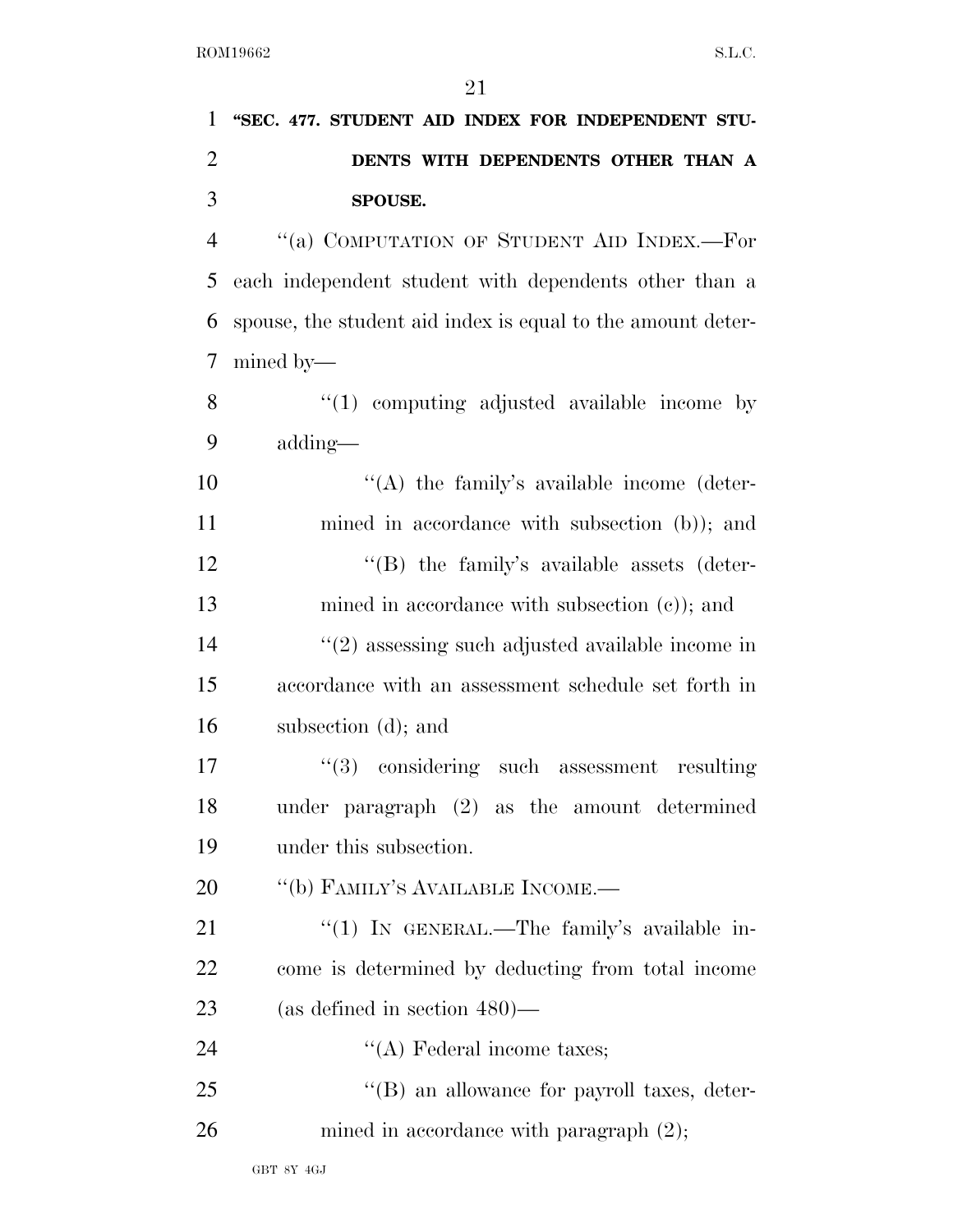**"SEC. 477. STUDENT AID INDEX FOR INDEPENDENT STUDENTS WITH DEPENDENTS OTHER THAN A SPOUSE.**

"(a) COMPUTATION OF STUDENT AID INDEX.—For each independent student with dependents other than a spouse, the student aid index is equal to the amount determined by—

"(1) computing adjusted available income by adding—

"(A) the family's available income (determined in accordance with subsection (b)); and

"(B) the family's available assets (determined in accordance with subsection (c)); and

"(2) assessing such adjusted available income in accordance with an assessment schedule set forth in subsection (d); and

"(3) considering such assessment resulting under paragraph (2) as the amount determined under this subsection.

"(b) FAMILY'S AVAILABLE INCOME.—

"(1) IN GENERAL.—The family's available income is determined by deducting from total income (as defined in section 480)—

"(A) Federal income taxes;

"(B) an allowance for payroll taxes, determined in accordance with paragraph (2);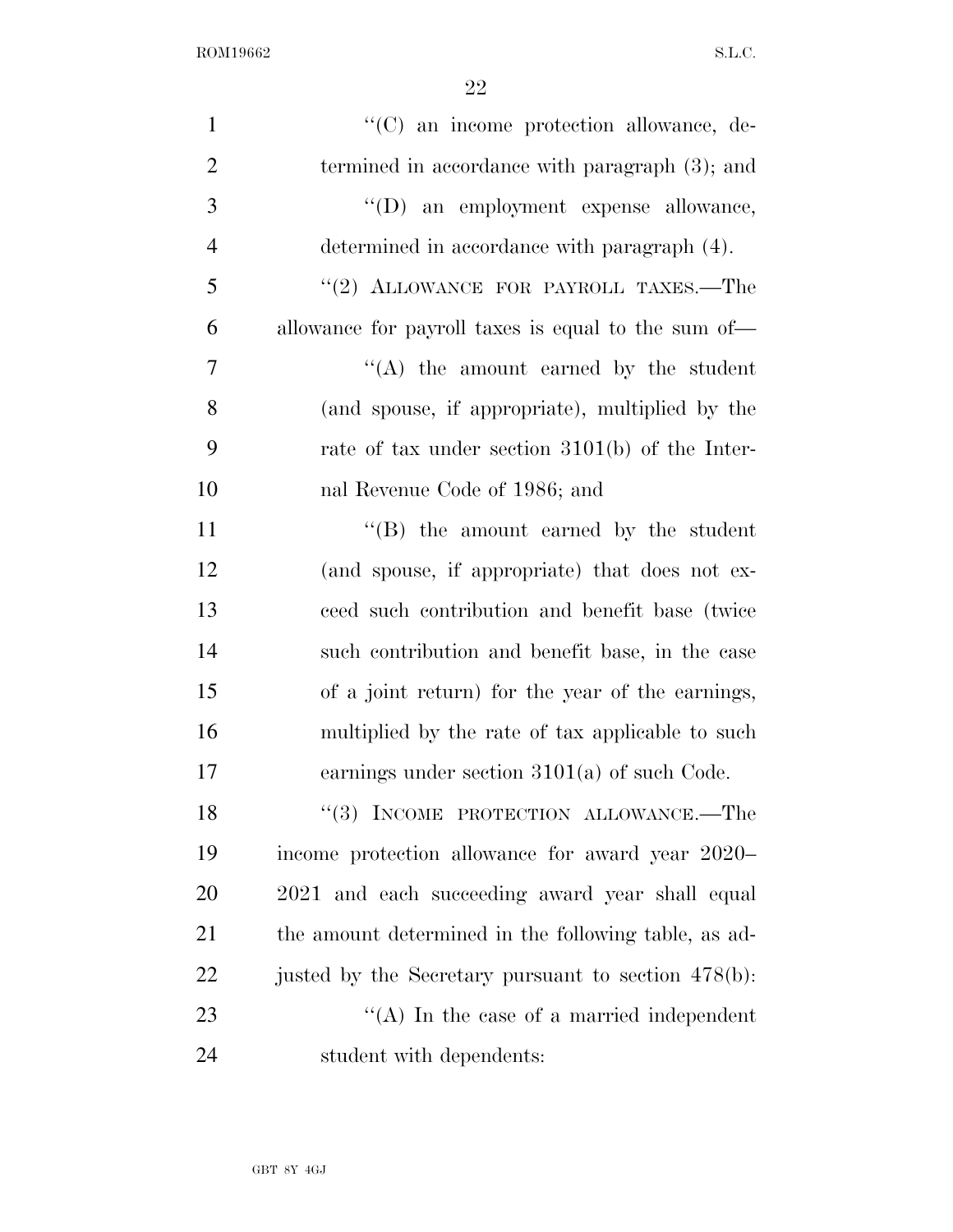"(C) an income protection allowance, determined in accordance with paragraph (3); and

"(D) an employment expense allowance, determined in accordance with paragraph (4).

"(2) ALLOWANCE FOR PAYROLL TAXES.—The allowance for payroll taxes is equal to the sum of—

"(A) the amount earned by the student (and spouse, if appropriate), multiplied by the rate of tax under section 3101(b) of the Internal Revenue Code of 1986; and

"(B) the amount earned by the student (and spouse, if appropriate) that does not exceed such contribution and benefit base (twice such contribution and benefit base, in the case of a joint return) for the year of the earnings, multiplied by the rate of tax applicable to such earnings under section 3101(a) of such Code.

"(3) INCOME PROTECTION ALLOWANCE.—The income protection allowance for award year 2020–2021 and each succeeding award year shall equal the amount determined in the following table, as adjusted by the Secretary pursuant to section 478(b):

"(A) In the case of a married independent student with dependents: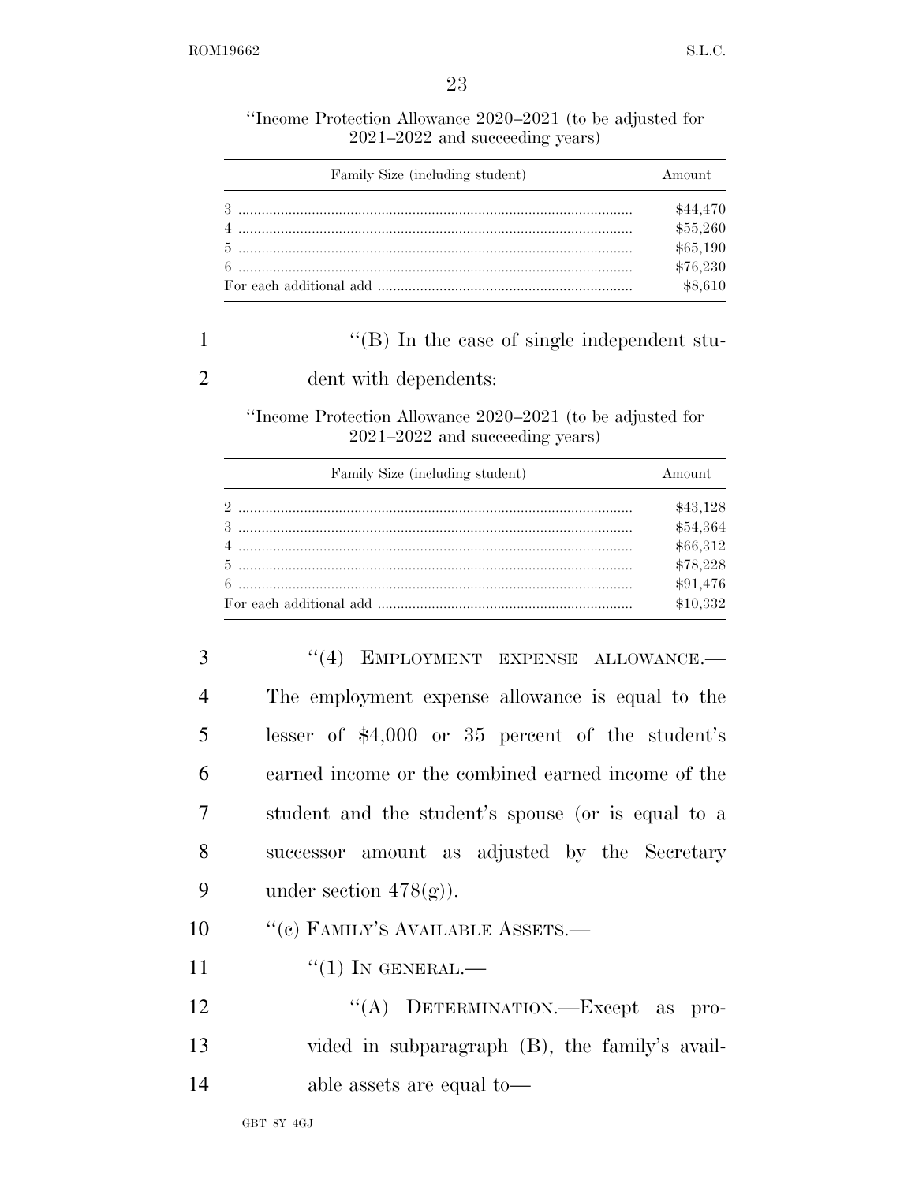"Income Protection Allowance 2020–2021 (to be adjusted for 2021–2022 and succeeding years)

| Family Size (including student) | Amount |
|---|---|
| 3 | $44,470 |
| 4 | $55,260 |
| 5 | $65,190 |
| 6 | $76,230 |
| For each additional add | $8,610 |

"(B) In the case of single independent student with dependents:

"Income Protection Allowance 2020–2021 (to be adjusted for 2021–2022 and succeeding years)

| Family Size (including student) | Amount |
|---|---|
| 2 | $43,128 |
| 3 | $54,364 |
| 4 | $66,312 |
| 5 | $78,228 |
| 6 | $91,476 |
| For each additional add | $10,332 |

"(4) EMPLOYMENT EXPENSE ALLOWANCE.—The employment expense allowance is equal to the lesser of $4,000 or 35 percent of the student's earned income or the combined earned income of the student and the student's spouse (or is equal to a successor amount as adjusted by the Secretary under section 478(g)).

"(c) FAMILY'S AVAILABLE ASSETS.—

"(1) IN GENERAL.—

"(A) DETERMINATION.—Except as provided in subparagraph (B), the family's available assets are equal to—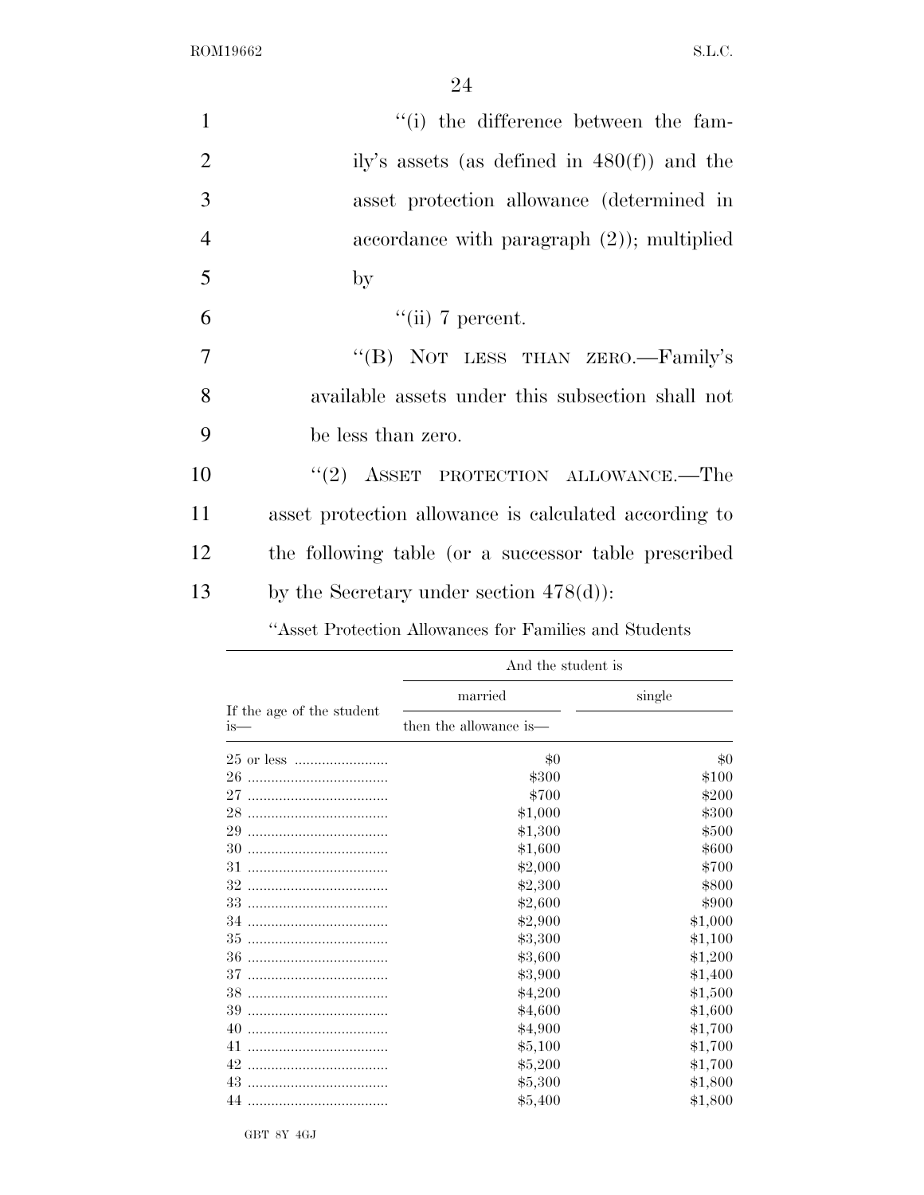"(i) the difference between the family's assets (as defined in 480(f)) and the asset protection allowance (determined in accordance with paragraph (2)); multiplied by

"(ii) 7 percent.

"(B) NOT LESS THAN ZERO.—Family's available assets under this subsection shall not be less than zero.

"(2) ASSET PROTECTION ALLOWANCE.—The asset protection allowance is calculated according to the following table (or a successor table prescribed by the Secretary under section 478(d)):

"Asset Protection Allowances for Families and Students

| If the age of the student is— | And the student is | |
|---|---|---|
| | married | single |
| | then the allowance is— | |
| 25 or less | $0 | $0 |
| 26 | $300 | $100 |
| 27 | $700 | $200 |
| 28 | $1,000 | $300 |
| 29 | $1,300 | $500 |
| 30 | $1,600 | $600 |
| 31 | $2,000 | $700 |
| 32 | $2,300 | $800 |
| 33 | $2,600 | $900 |
| 34 | $2,900 | $1,000 |
| 35 | $3,300 | $1,100 |
| 36 | $3,600 | $1,200 |
| 37 | $3,900 | $1,400 |
| 38 | $4,200 | $1,500 |
| 39 | $4,600 | $1,600 |
| 40 | $4,900 | $1,700 |
| 41 | $5,100 | $1,700 |
| 42 | $5,200 | $1,700 |
| 43 | $5,300 | $1,800 |
| 44 | $5,400 | $1,800 |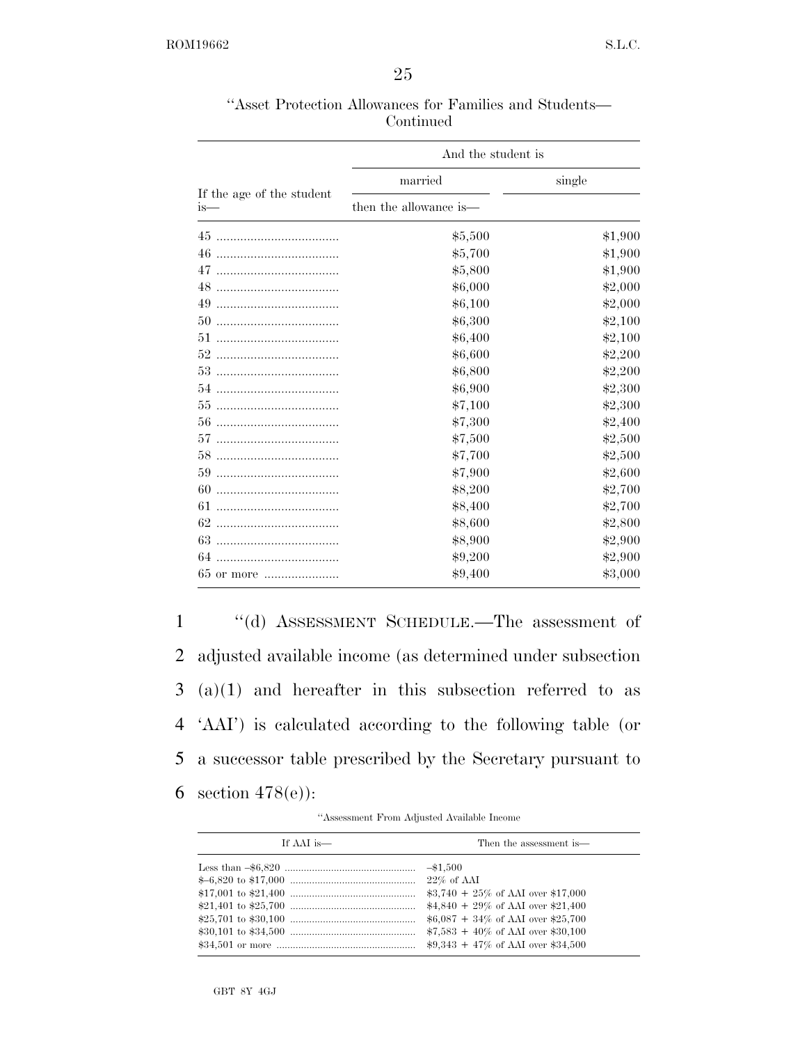''Asset Protection Allowances for Families and Students—Continued

| If the age of the student is— | And the student is married | single |
|---|---|---|
| | then the allowance is— | |
| 45 | $5,500 | $1,900 |
| 46 | $5,700 | $1,900 |
| 47 | $5,800 | $1,900 |
| 48 | $6,000 | $2,000 |
| 49 | $6,100 | $2,000 |
| 50 | $6,300 | $2,100 |
| 51 | $6,400 | $2,100 |
| 52 | $6,600 | $2,200 |
| 53 | $6,800 | $2,200 |
| 54 | $6,900 | $2,300 |
| 55 | $7,100 | $2,300 |
| 56 | $7,300 | $2,400 |
| 57 | $7,500 | $2,500 |
| 58 | $7,700 | $2,500 |
| 59 | $7,900 | $2,600 |
| 60 | $8,200 | $2,700 |
| 61 | $8,400 | $2,700 |
| 62 | $8,600 | $2,800 |
| 63 | $8,900 | $2,900 |
| 64 | $9,200 | $2,900 |
| 65 or more | $9,400 | $3,000 |

''(d) ASSESSMENT SCHEDULE.—The assessment of adjusted available income (as determined under subsection (a)(1) and hereafter in this subsection referred to as 'AAI') is calculated according to the following table (or a successor table prescribed by the Secretary pursuant to section 478(e)):

''Assessment From Adjusted Available Income

| If AAI is— | Then the assessment is— |
|---|---|
| Less than –$6,820 | –$1,500 |
| $–6,820 to $17,000 | 22% of AAI |
| $17,001 to $21,400 | $3,740 + 25% of AAI over $17,000 |
| $21,401 to $25,700 | $4,840 + 29% of AAI over $21,400 |
| $25,701 to $30,100 | $6,087 + 34% of AAI over $25,700 |
| $30,101 to $34,500 | $7,583 + 40% of AAI over $30,100 |
| $34,501 or more | $9,343 + 47% of AAI over $34,500 |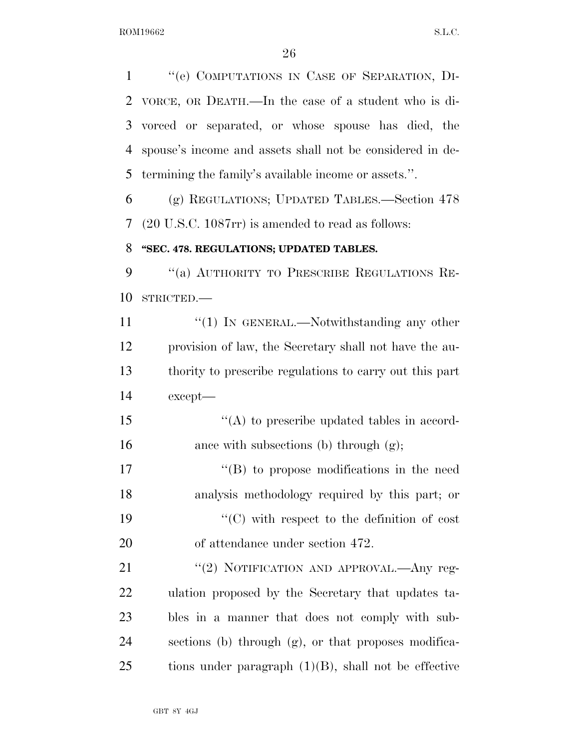"(e) COMPUTATIONS IN CASE OF SEPARATION, DIVORCE, OR DEATH.—In the case of a student who is divorced or separated, or whose spouse has died, the spouse's income and assets shall not be considered in determining the family's available income or assets.".

(g) REGULATIONS; UPDATED TABLES.—Section 478 (20 U.S.C. 1087rr) is amended to read as follows:

**"SEC. 478. REGULATIONS; UPDATED TABLES.**

"(a) AUTHORITY TO PRESCRIBE REGULATIONS RESTRICTED.—

"(1) IN GENERAL.—Notwithstanding any other provision of law, the Secretary shall not have the authority to prescribe regulations to carry out this part except—

"(A) to prescribe updated tables in accordance with subsections (b) through (g);

"(B) to propose modifications in the need analysis methodology required by this part; or

"(C) with respect to the definition of cost of attendance under section 472.

"(2) NOTIFICATION AND APPROVAL.—Any regulation proposed by the Secretary that updates tables in a manner that does not comply with subsections (b) through (g), or that proposes modifications under paragraph (1)(B), shall not be effective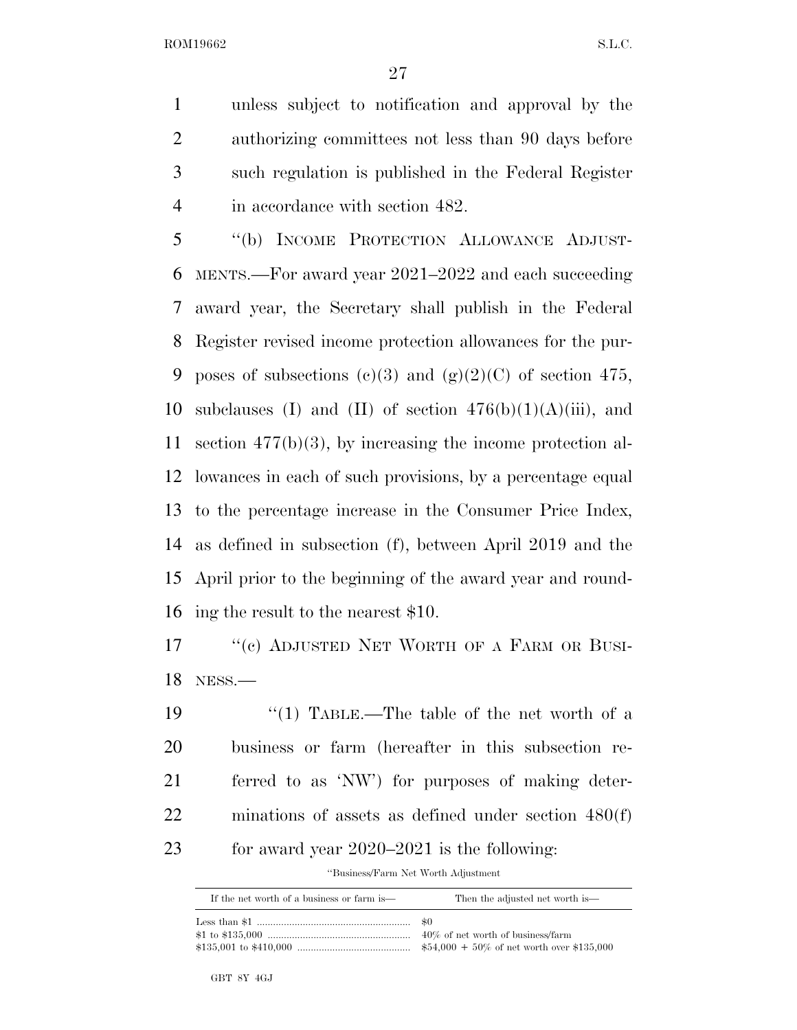unless subject to notification and approval by the authorizing committees not less than 90 days before such regulation is published in the Federal Register in accordance with section 482.

"(b) INCOME PROTECTION ALLOWANCE ADJUSTMENTS.—For award year 2021–2022 and each succeeding award year, the Secretary shall publish in the Federal Register revised income protection allowances for the purposes of subsections (c)(3) and (g)(2)(C) of section 475, subclauses (I) and (II) of section 476(b)(1)(A)(iii), and section 477(b)(3), by increasing the income protection allowances in each of such provisions, by a percentage equal to the percentage increase in the Consumer Price Index, as defined in subsection (f), between April 2019 and the April prior to the beginning of the award year and rounding the result to the nearest $10.

"(c) ADJUSTED NET WORTH OF A FARM OR BUSINESS.—

"(1) TABLE.—The table of the net worth of a business or farm (hereafter in this subsection referred to as 'NW') for purposes of making determinations of assets as defined under section 480(f) for award year 2020–2021 is the following:

"Business/Farm Net Worth Adjustment

| If the net worth of a business or farm— | Then the adjusted net worth is— |
|---|---|
| Less than $1 | $0 |
| $1 to $135,000 | 40% of net worth of business/farm |
| $135,001 to $410,000 | $54,000 + 50% of net worth over $135,000 |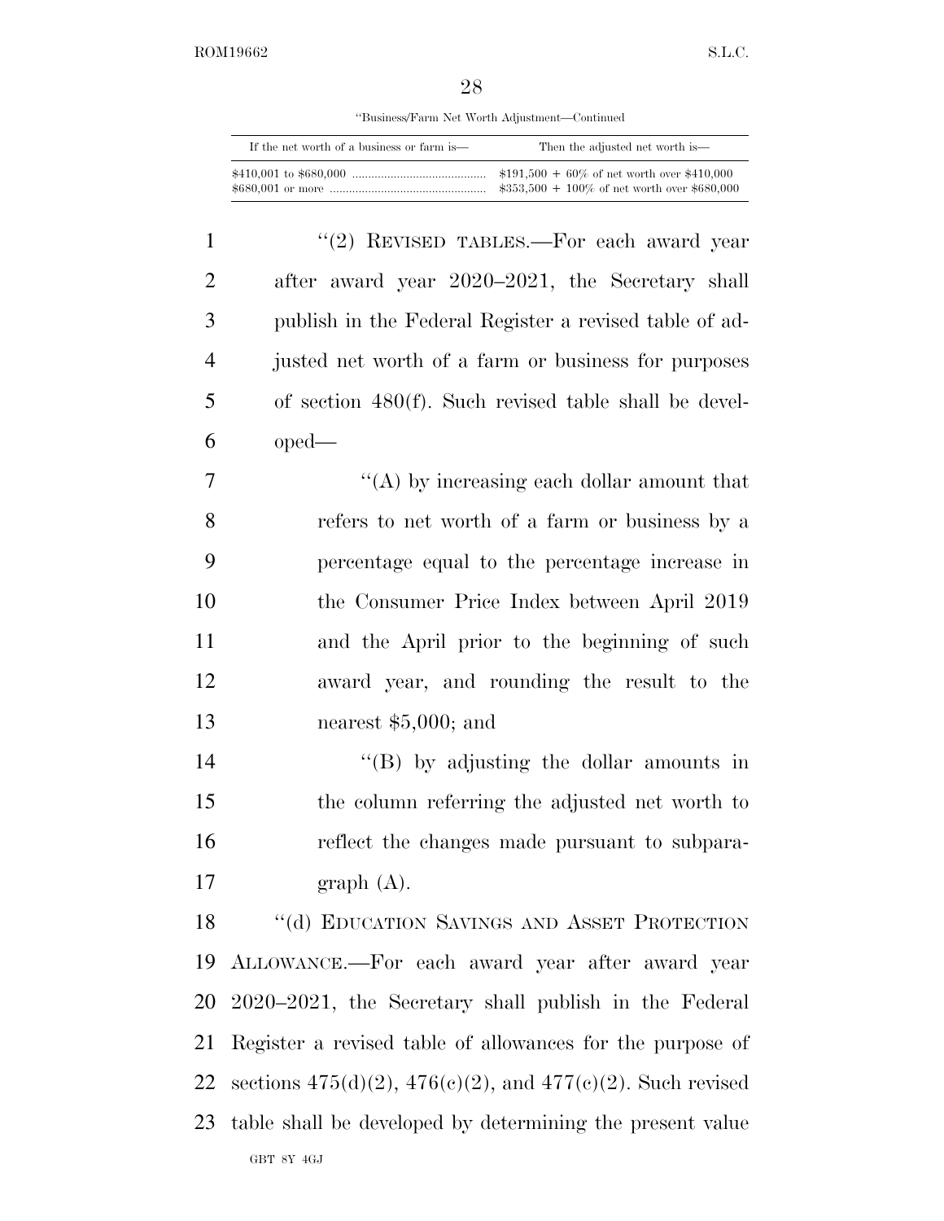"Business/Farm Net Worth Adjustment—Continued

| If the net worth of a business or farm is— | Then the adjusted net worth is— |
|---|---|
| $410,001 to $680,000 | $191,500 + 60% of net worth over $410,000 |
| $680,001 or more | $353,500 + 100% of net worth over $680,000 |

"(2) REVISED TABLES.—For each award year after award year 2020–2021, the Secretary shall publish in the Federal Register a revised table of adjusted net worth of a farm or business for purposes of section 480(f). Such revised table shall be developed—

"(A) by increasing each dollar amount that refers to net worth of a farm or business by a percentage equal to the percentage increase in the Consumer Price Index between April 2019 and the April prior to the beginning of such award year, and rounding the result to the nearest $5,000; and

"(B) by adjusting the dollar amounts in the column referring the adjusted net worth to reflect the changes made pursuant to subparagraph (A).

"(d) EDUCATION SAVINGS AND ASSET PROTECTION ALLOWANCE.—For each award year after award year 2020–2021, the Secretary shall publish in the Federal Register a revised table of allowances for the purpose of sections 475(d)(2), 476(c)(2), and 477(c)(2). Such revised table shall be developed by determining the present value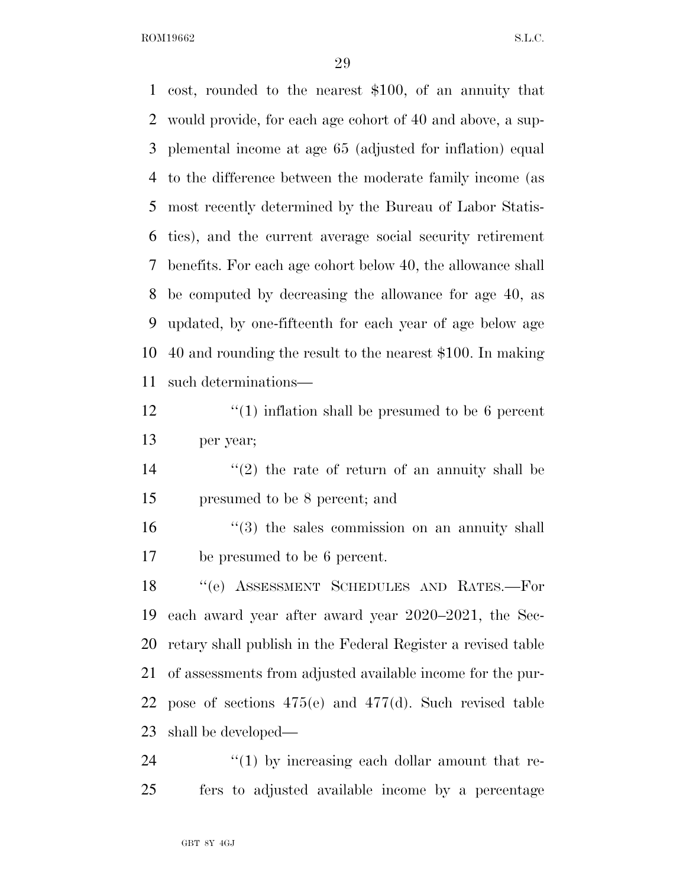cost, rounded to the nearest $100, of an annuity that would provide, for each age cohort of 40 and above, a supplemental income at age 65 (adjusted for inflation) equal to the difference between the moderate family income (as most recently determined by the Bureau of Labor Statistics), and the current average social security retirement benefits. For each age cohort below 40, the allowance shall be computed by decreasing the allowance for age 40, as updated, by one-fifteenth for each year of age below age 40 and rounding the result to the nearest $100. In making such determinations—

"(1) inflation shall be presumed to be 6 percent per year;

"(2) the rate of return of an annuity shall be presumed to be 8 percent; and

"(3) the sales commission on an annuity shall be presumed to be 6 percent.

"(e) ASSESSMENT SCHEDULES AND RATES.—For each award year after award year 2020–2021, the Secretary shall publish in the Federal Register a revised table of assessments from adjusted available income for the purpose of sections 475(e) and 477(d). Such revised table shall be developed—

"(1) by increasing each dollar amount that refers to adjusted available income by a percentage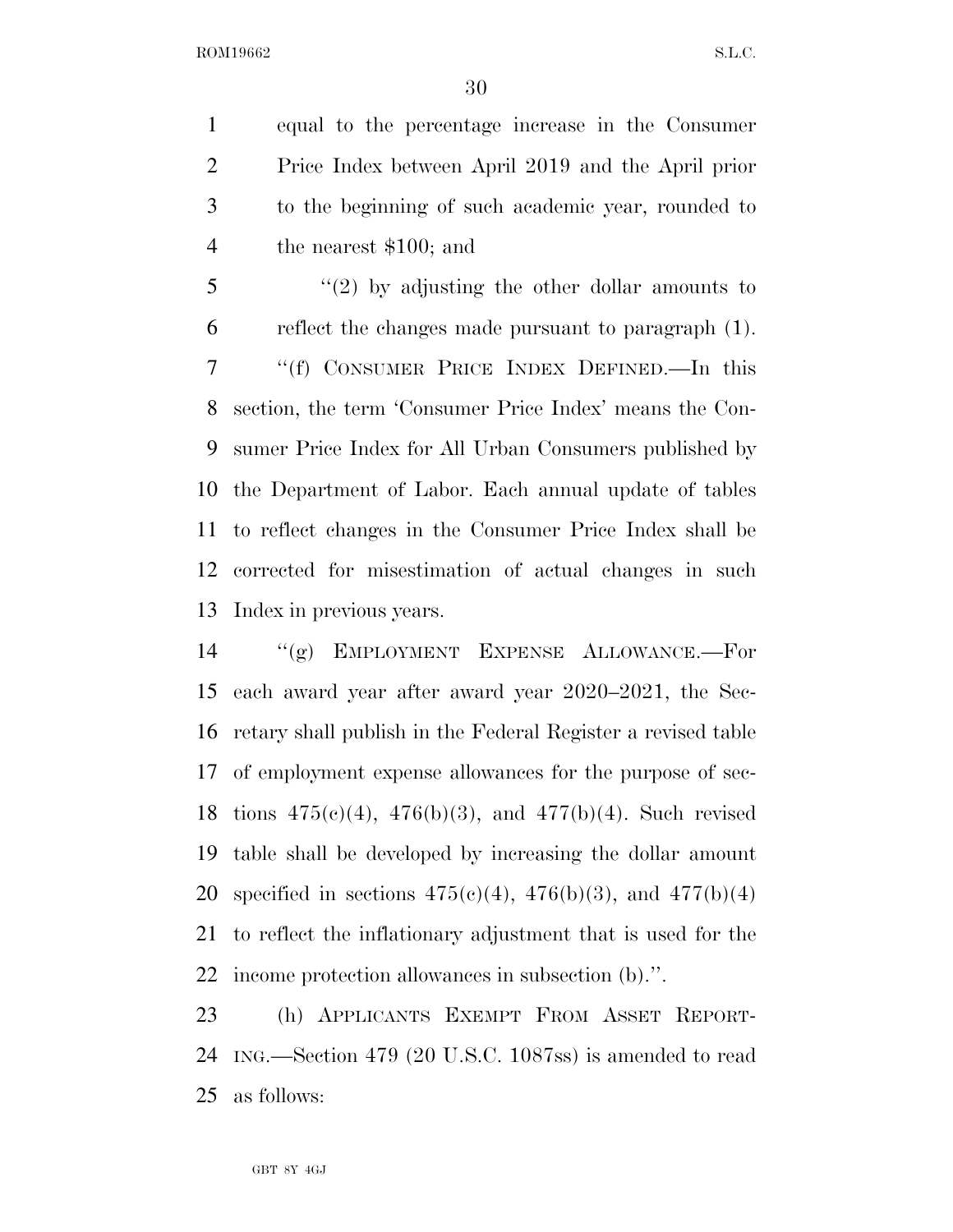equal to the percentage increase in the Consumer Price Index between April 2019 and the April prior to the beginning of such academic year, rounded to the nearest $100; and

"(2) by adjusting the other dollar amounts to reflect the changes made pursuant to paragraph (1).

"(f) CONSUMER PRICE INDEX DEFINED.—In this section, the term 'Consumer Price Index' means the Consumer Price Index for All Urban Consumers published by the Department of Labor. Each annual update of tables to reflect changes in the Consumer Price Index shall be corrected for misestimation of actual changes in such Index in previous years.

"(g) EMPLOYMENT EXPENSE ALLOWANCE.—For each award year after award year 2020–2021, the Secretary shall publish in the Federal Register a revised table of employment expense allowances for the purpose of sections 475(c)(4), 476(b)(3), and 477(b)(4). Such revised table shall be developed by increasing the dollar amount specified in sections 475(c)(4), 476(b)(3), and 477(b)(4) to reflect the inflationary adjustment that is used for the income protection allowances in subsection (b).".

(h) APPLICANTS EXEMPT FROM ASSET REPORTING.—Section 479 (20 U.S.C. 1087ss) is amended to read as follows: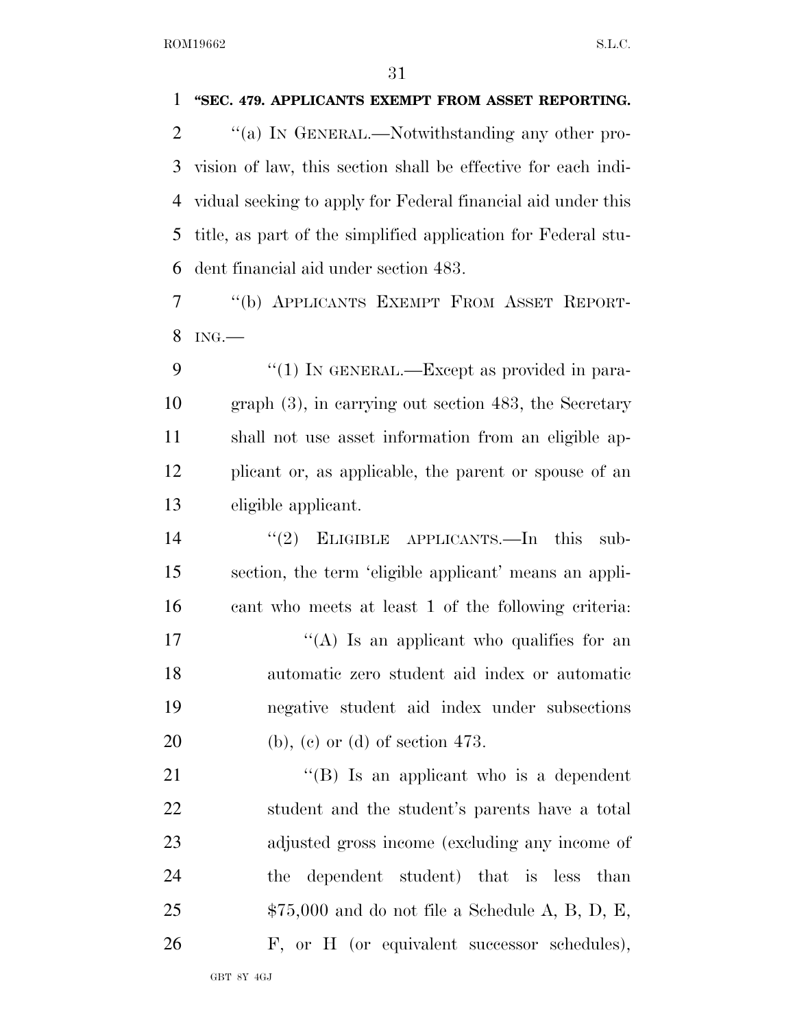**"SEC. 479. APPLICANTS EXEMPT FROM ASSET REPORTING.**

"(a) IN GENERAL.—Notwithstanding any other provision of law, this section shall be effective for each individual seeking to apply for Federal financial aid under this title, as part of the simplified application for Federal student financial aid under section 483.

"(b) APPLICANTS EXEMPT FROM ASSET REPORTING.—

"(1) IN GENERAL.—Except as provided in paragraph (3), in carrying out section 483, the Secretary shall not use asset information from an eligible applicant or, as applicable, the parent or spouse of an eligible applicant.

"(2) ELIGIBLE APPLICANTS.—In this subsection, the term 'eligible applicant' means an applicant who meets at least 1 of the following criteria:

"(A) Is an applicant who qualifies for an automatic zero student aid index or automatic negative student aid index under subsections (b), (c) or (d) of section 473.

"(B) Is an applicant who is a dependent student and the student's parents have a total adjusted gross income (excluding any income of the dependent student) that is less than $75,000 and do not file a Schedule A, B, D, E, F, or H (or equivalent successor schedules),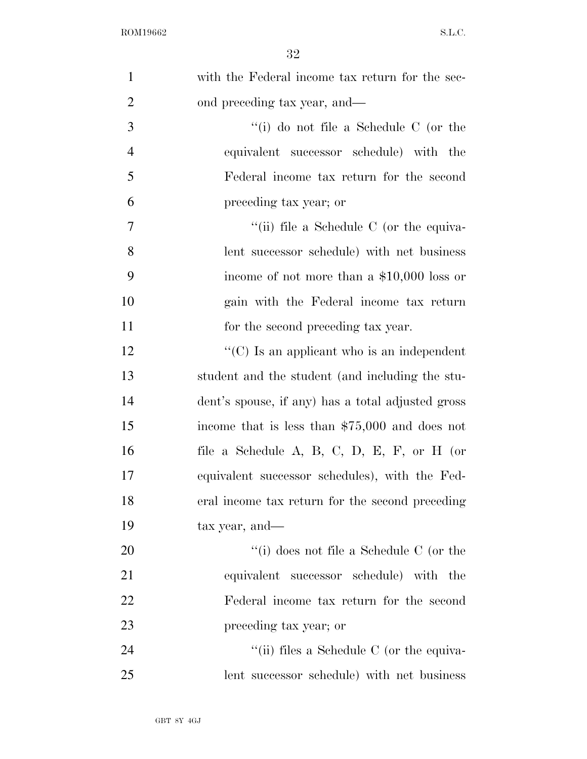with the Federal income tax return for the second preceding tax year, and—

"(i) do not file a Schedule C (or the equivalent successor schedule) with the Federal income tax return for the second preceding tax year; or

"(ii) file a Schedule C (or the equivalent successor schedule) with net business income of not more than a $10,000 loss or gain with the Federal income tax return for the second preceding tax year.

"(C) Is an applicant who is an independent student and the student (and including the student's spouse, if any) has a total adjusted gross income that is less than $75,000 and does not file a Schedule A, B, C, D, E, F, or H (or equivalent successor schedules), with the Federal income tax return for the second preceding tax year, and—

"(i) does not file a Schedule C (or the equivalent successor schedule) with the Federal income tax return for the second preceding tax year; or

"(ii) files a Schedule C (or the equivalent successor schedule) with net business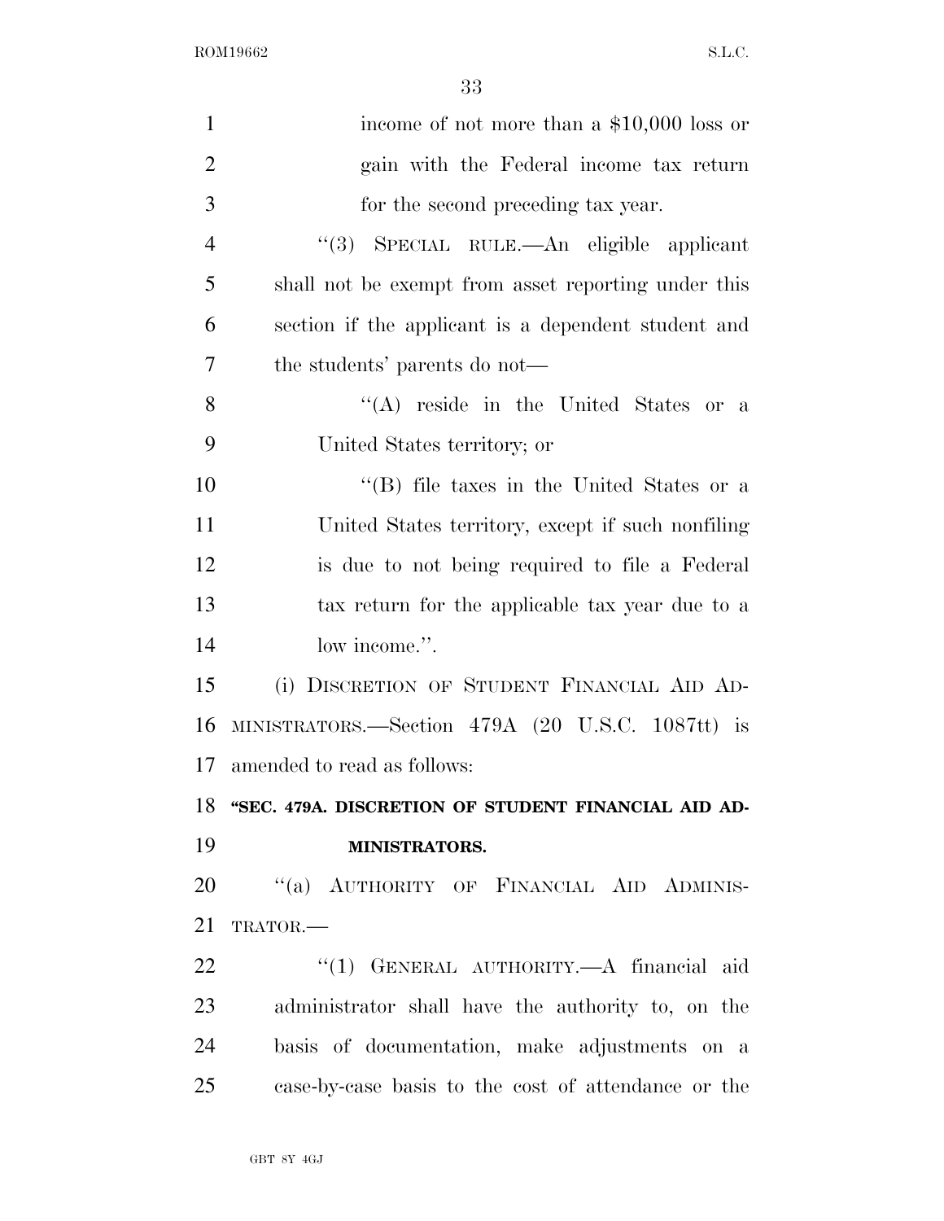income of not more than a $10,000 loss or gain with the Federal income tax return for the second preceding tax year.

"(3) SPECIAL RULE.—An eligible applicant shall not be exempt from asset reporting under this section if the applicant is a dependent student and the students' parents do not—

"(A) reside in the United States or a United States territory; or

"(B) file taxes in the United States or a United States territory, except if such nonfiling is due to not being required to file a Federal tax return for the applicable tax year due to a low income.".

(i) DISCRETION OF STUDENT FINANCIAL AID ADMINISTRATORS.—Section 479A (20 U.S.C. 1087tt) is amended to read as follows:

**"SEC. 479A. DISCRETION OF STUDENT FINANCIAL AID ADMINISTRATORS.**

"(a) AUTHORITY OF FINANCIAL AID ADMINISTRATOR.—

"(1) GENERAL AUTHORITY.—A financial aid administrator shall have the authority to, on the basis of documentation, make adjustments on a case-by-case basis to the cost of attendance or the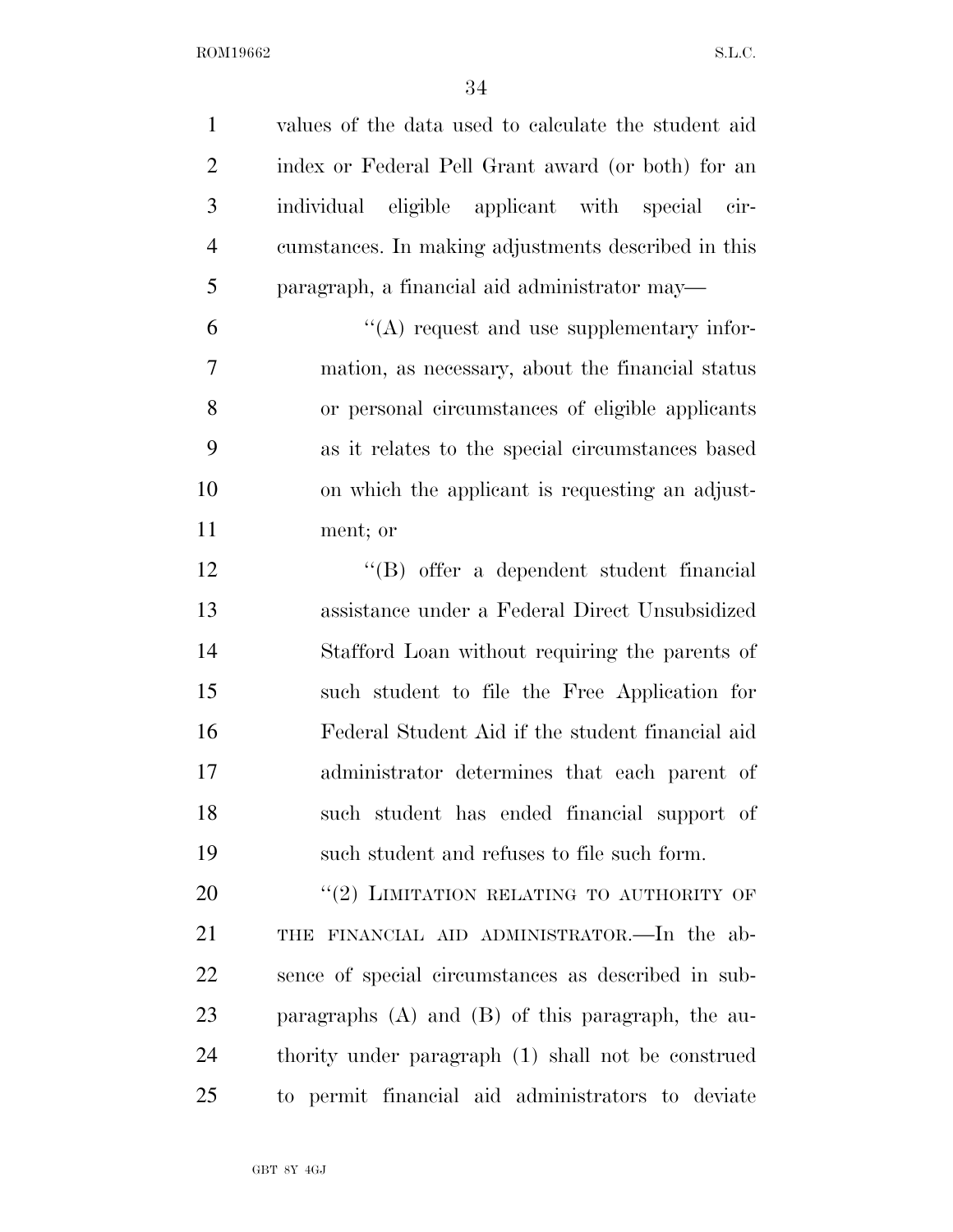values of the data used to calculate the student aid index or Federal Pell Grant award (or both) for an individual eligible applicant with special circumstances. In making adjustments described in this paragraph, a financial aid administrator may—

"(A) request and use supplementary information, as necessary, about the financial status or personal circumstances of eligible applicants as it relates to the special circumstances based on which the applicant is requesting an adjustment; or

"(B) offer a dependent student financial assistance under a Federal Direct Unsubsidized Stafford Loan without requiring the parents of such student to file the Free Application for Federal Student Aid if the student financial aid administrator determines that each parent of such student has ended financial support of such student and refuses to file such form.

"(2) LIMITATION RELATING TO AUTHORITY OF THE FINANCIAL AID ADMINISTRATOR.—In the absence of special circumstances as described in subparagraphs (A) and (B) of this paragraph, the authority under paragraph (1) shall not be construed to permit financial aid administrators to deviate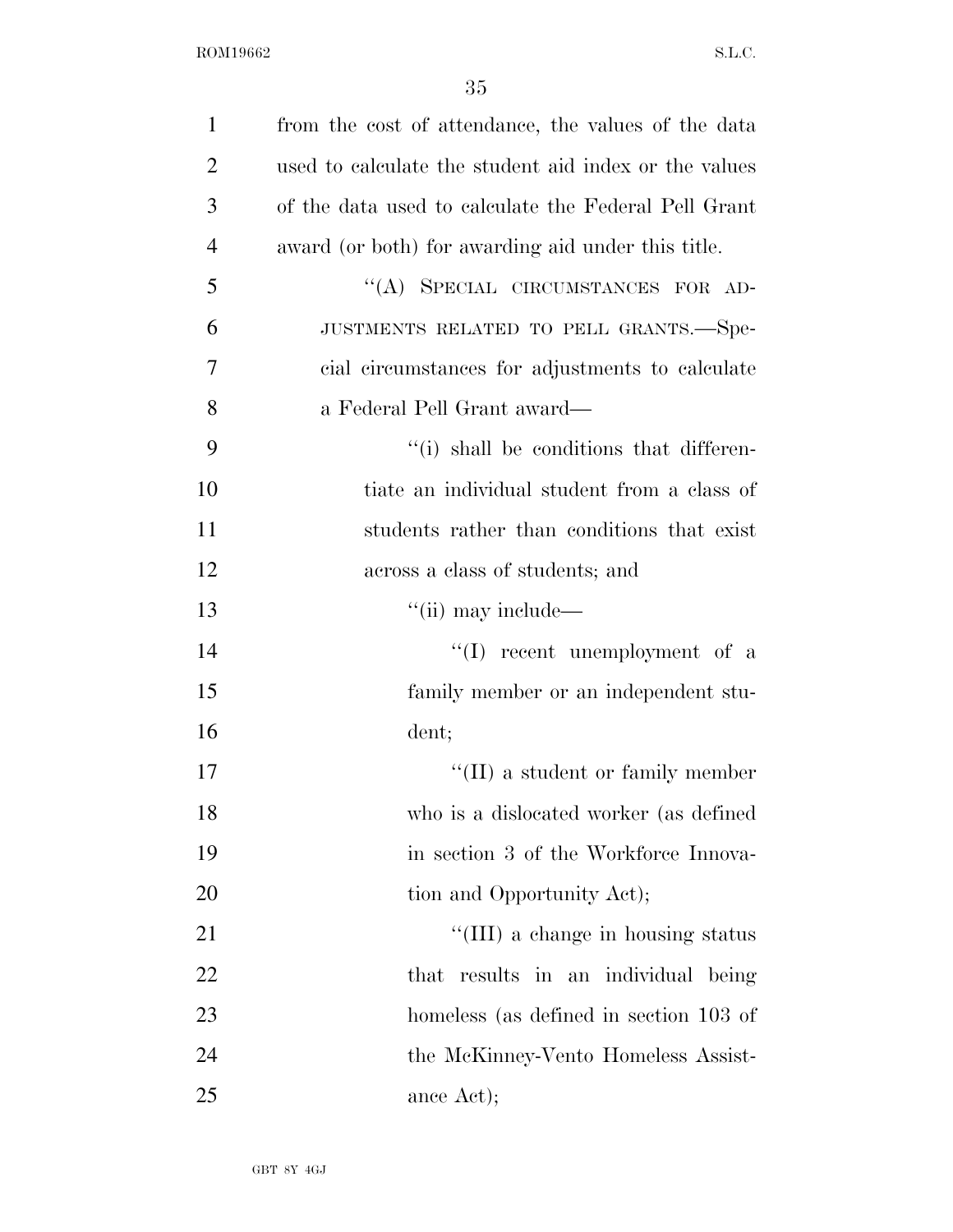from the cost of attendance, the values of the data used to calculate the student aid index or the values of the data used to calculate the Federal Pell Grant award (or both) for awarding aid under this title.

"(A) SPECIAL CIRCUMSTANCES FOR ADJUSTMENTS RELATED TO PELL GRANTS.—Special circumstances for adjustments to calculate a Federal Pell Grant award—

"(i) shall be conditions that differentiate an individual student from a class of students rather than conditions that exist across a class of students; and

"(ii) may include—

"(I) recent unemployment of a family member or an independent student;

"(II) a student or family member who is a dislocated worker (as defined in section 3 of the Workforce Innovation and Opportunity Act);

"(III) a change in housing status that results in an individual being homeless (as defined in section 103 of the McKinney-Vento Homeless Assistance Act);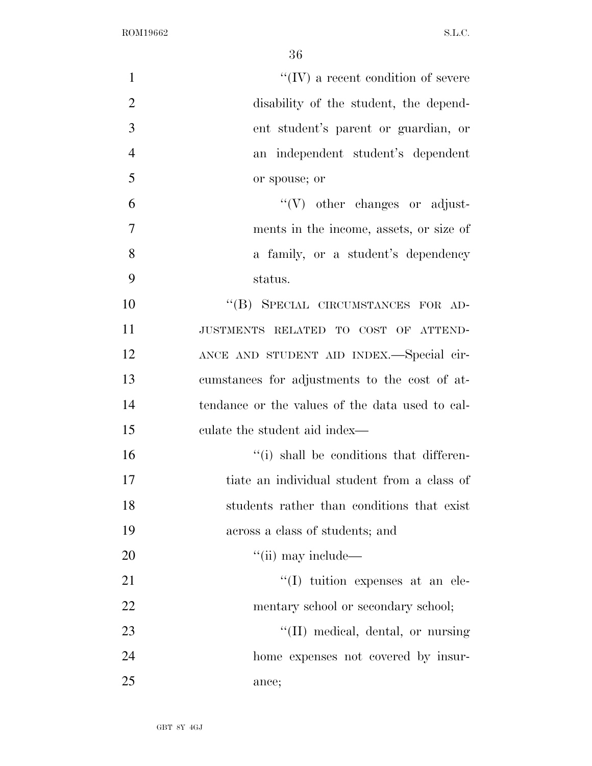''(IV) a recent condition of severe disability of the student, the dependent student's parent or guardian, or an independent student's dependent or spouse; or

''(V) other changes or adjustments in the income, assets, or size of a family, or a student's dependency status.

''(B) SPECIAL CIRCUMSTANCES FOR ADJUSTMENTS RELATED TO COST OF ATTENDANCE AND STUDENT AID INDEX.—Special circumstances for adjustments to the cost of attendance or the values of the data used to calculate the student aid index—

''(i) shall be conditions that differentiate an individual student from a class of students rather than conditions that exist across a class of students; and

''(ii) may include—

''(I) tuition expenses at an elementary school or secondary school;

''(II) medical, dental, or nursing home expenses not covered by insurance;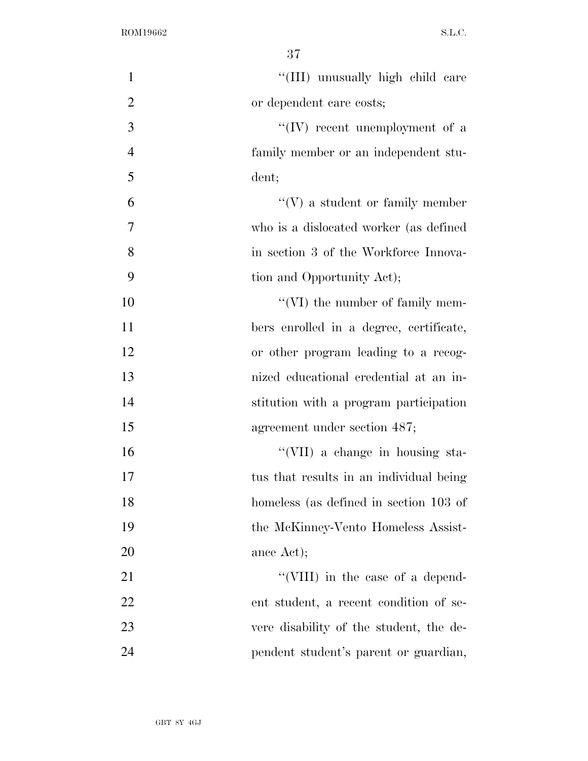''(III) unusually high child care or dependent care costs;

''(IV) recent unemployment of a family member or an independent student;

''(V) a student or family member who is a dislocated worker (as defined in section 3 of the Workforce Innovation and Opportunity Act);

''(VI) the number of family members enrolled in a degree, certificate, or other program leading to a recognized educational credential at an institution with a program participation agreement under section 487;

''(VII) a change in housing status that results in an individual being homeless (as defined in section 103 of the McKinney-Vento Homeless Assistance Act);

''(VIII) in the case of a dependent student, a recent condition of severe disability of the student, the dependent student's parent or guardian,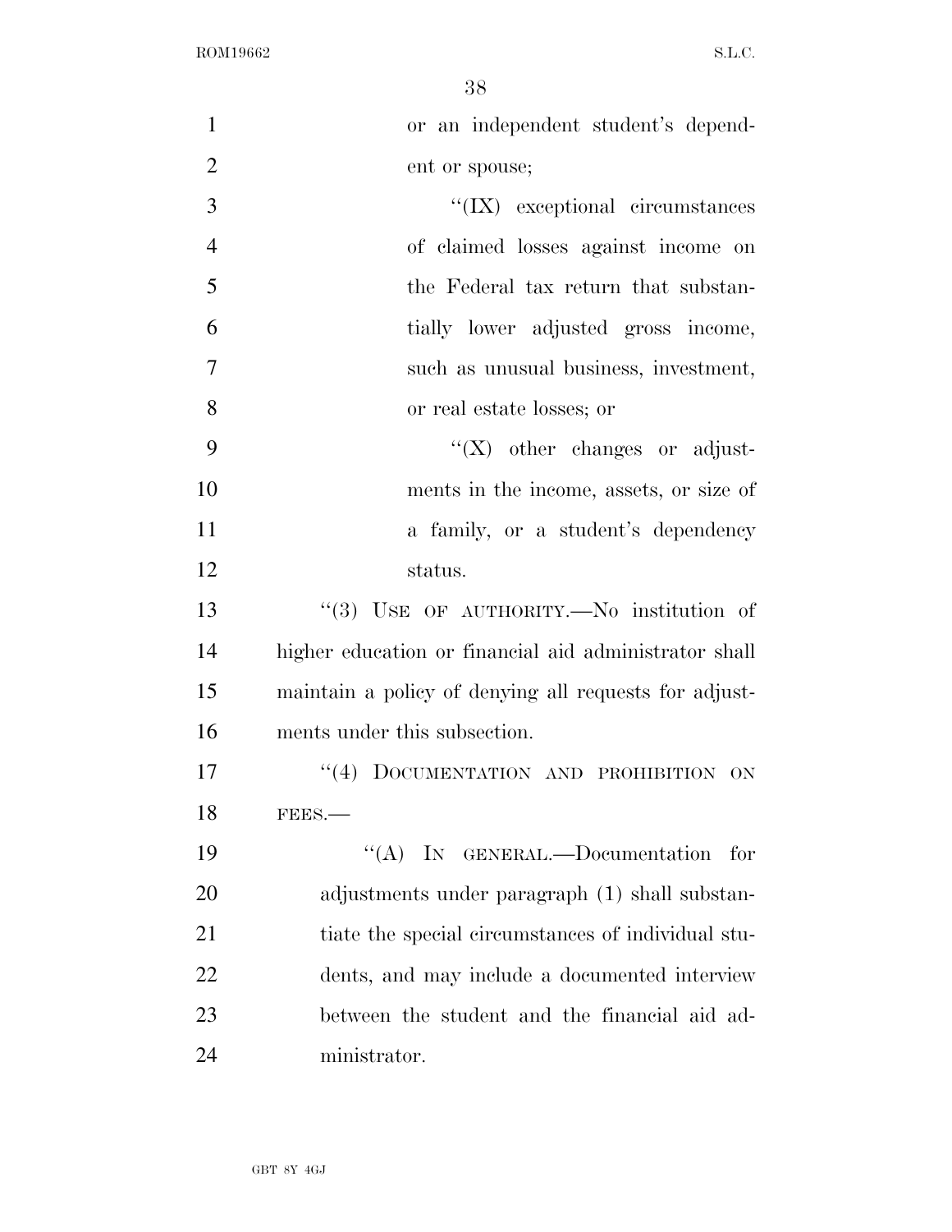or an independent student's dependent or spouse;

"(IX) exceptional circumstances of claimed losses against income on the Federal tax return that substantially lower adjusted gross income, such as unusual business, investment, or real estate losses; or

"(X) other changes or adjustments in the income, assets, or size of a family, or a student's dependency status.

"(3) USE OF AUTHORITY.—No institution of higher education or financial aid administrator shall maintain a policy of denying all requests for adjustments under this subsection.

"(4) DOCUMENTATION AND PROHIBITION ON FEES.—

"(A) IN GENERAL.—Documentation for adjustments under paragraph (1) shall substantiate the special circumstances of individual students, and may include a documented interview between the student and the financial aid administrator.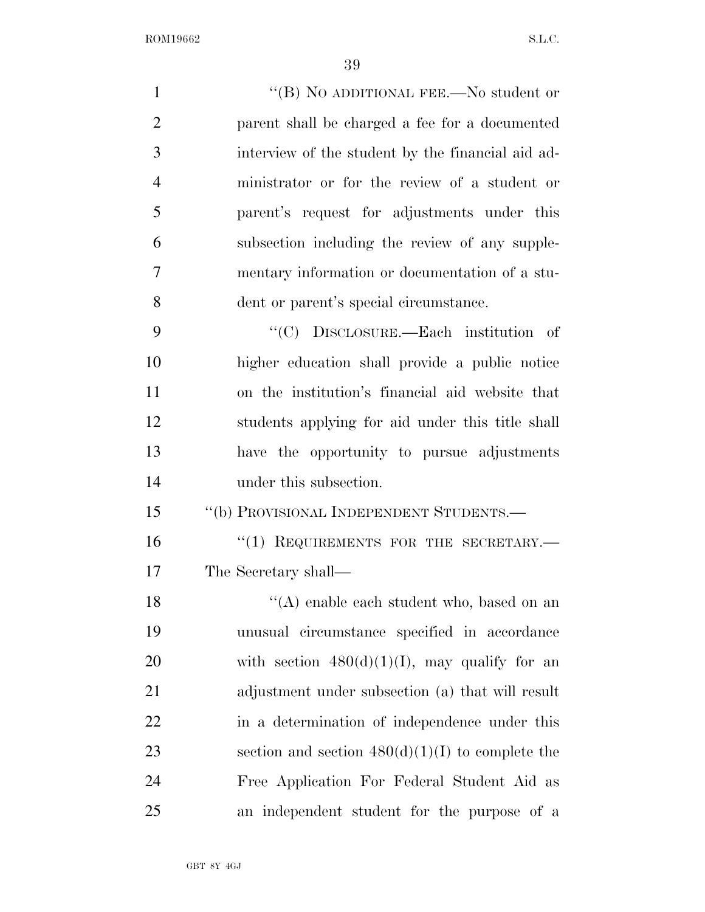"(B) NO ADDITIONAL FEE.—No student or parent shall be charged a fee for a documented interview of the student by the financial aid administrator or for the review of a student or parent's request for adjustments under this subsection including the review of any supplementary information or documentation of a student or parent's special circumstance.

"(C) DISCLOSURE.—Each institution of higher education shall provide a public notice on the institution's financial aid website that students applying for aid under this title shall have the opportunity to pursue adjustments under this subsection.

"(b) PROVISIONAL INDEPENDENT STUDENTS.—

"(1) REQUIREMENTS FOR THE SECRETARY.—The Secretary shall—

"(A) enable each student who, based on an unusual circumstance specified in accordance with section 480(d)(1)(I), may qualify for an adjustment under subsection (a) that will result in a determination of independence under this section and section 480(d)(1)(I) to complete the Free Application For Federal Student Aid as an independent student for the purpose of a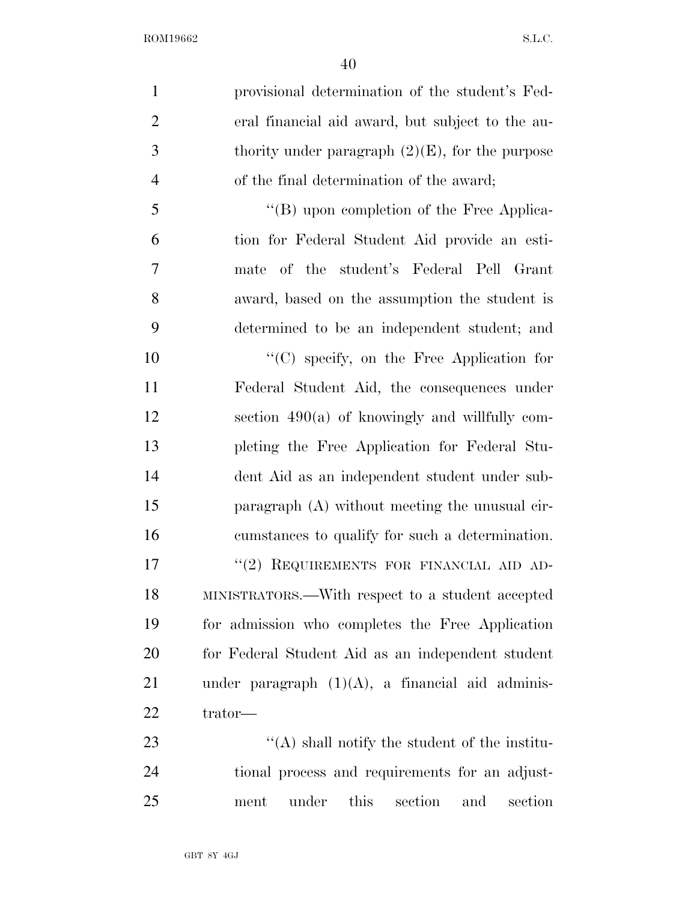provisional determination of the student's Federal financial aid award, but subject to the authority under paragraph (2)(E), for the purpose of the final determination of the award;

"(B) upon completion of the Free Application for Federal Student Aid provide an estimate of the student's Federal Pell Grant award, based on the assumption the student is determined to be an independent student; and

"(C) specify, on the Free Application for Federal Student Aid, the consequences under section 490(a) of knowingly and willfully completing the Free Application for Federal Student Aid as an independent student under subparagraph (A) without meeting the unusual circumstances to qualify for such a determination.

"(2) REQUIREMENTS FOR FINANCIAL AID ADMINISTRATORS.—With respect to a student accepted for admission who completes the Free Application for Federal Student Aid as an independent student under paragraph (1)(A), a financial aid administrator—

"(A) shall notify the student of the institutional process and requirements for an adjustment under this section and section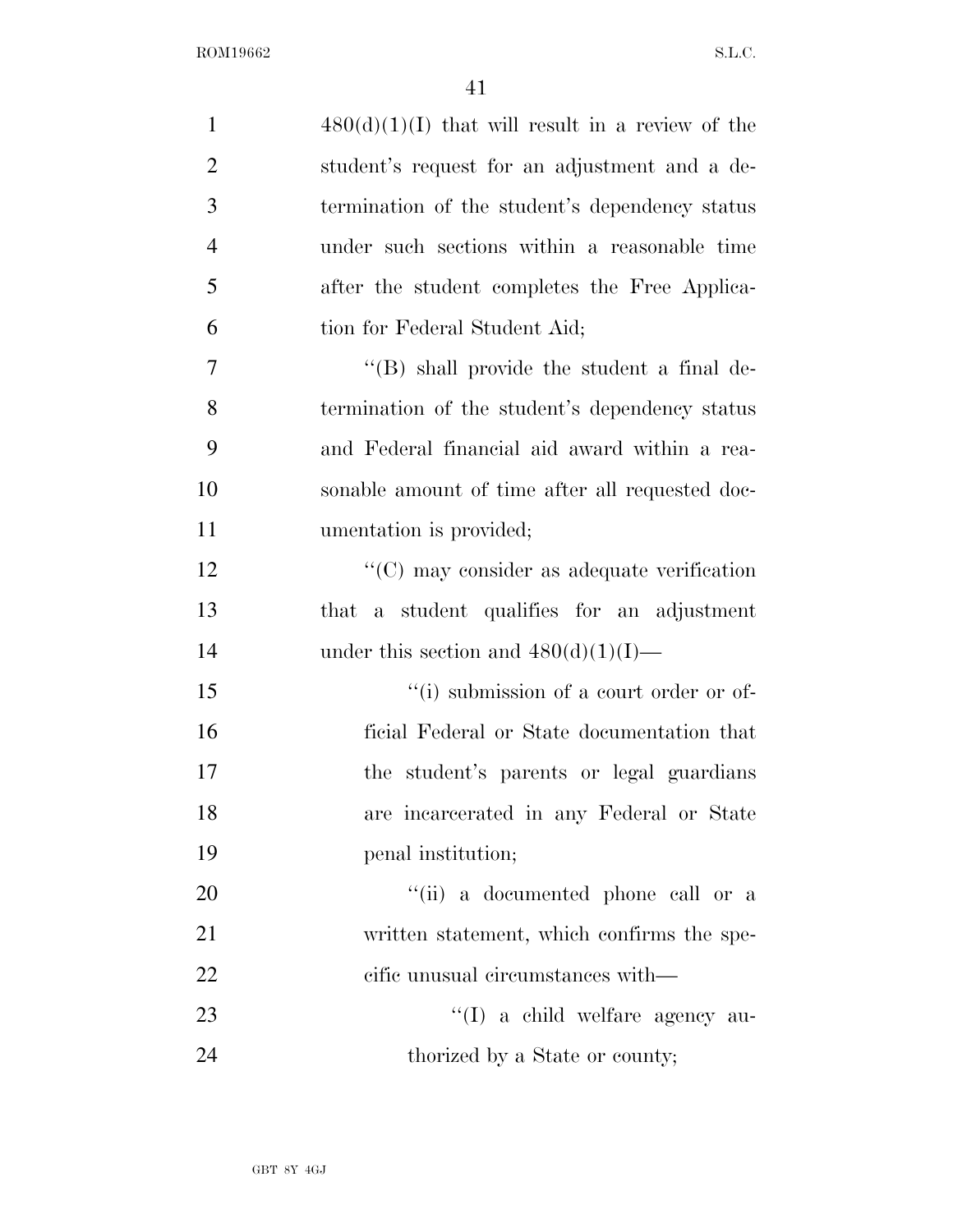480(d)(1)(I) that will result in a review of the student's request for an adjustment and a determination of the student's dependency status under such sections within a reasonable time after the student completes the Free Application for Federal Student Aid;

''(B) shall provide the student a final determination of the student's dependency status and Federal financial aid award within a reasonable amount of time after all requested documentation is provided;

''(C) may consider as adequate verification that a student qualifies for an adjustment under this section and 480(d)(1)(I)—

''(i) submission of a court order or official Federal or State documentation that the student's parents or legal guardians are incarcerated in any Federal or State penal institution;

''(ii) a documented phone call or a written statement, which confirms the specific unusual circumstances with—

''(I) a child welfare agency authorized by a State or county;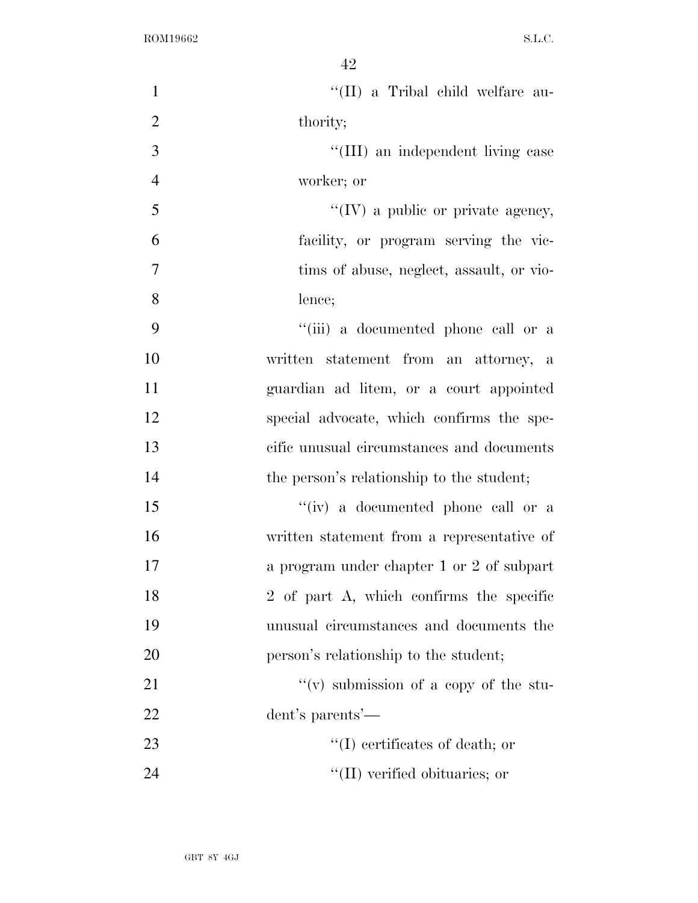''(II) a Tribal child welfare authority;

''(III) an independent living case worker; or

''(IV) a public or private agency, facility, or program serving the victims of abuse, neglect, assault, or violence;

''(iii) a documented phone call or a written statement from an attorney, a guardian ad litem, or a court appointed special advocate, which confirms the specific unusual circumstances and documents the person's relationship to the student;

''(iv) a documented phone call or a written statement from a representative of a program under chapter 1 or 2 of subpart 2 of part A, which confirms the specific unusual circumstances and documents the person's relationship to the student;

''(v) submission of a copy of the student's parents'—

''(I) certificates of death; or

''(II) verified obituaries; or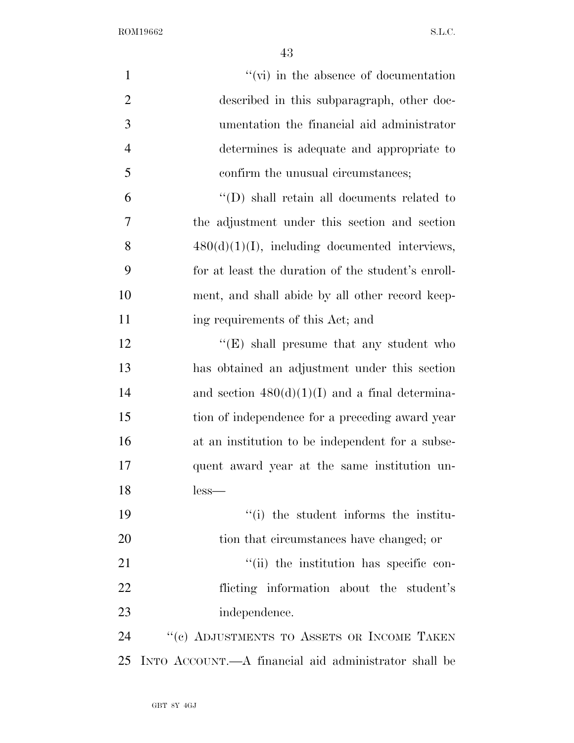''(vi) in the absence of documentation described in this subparagraph, other documentation the financial aid administrator determines is adequate and appropriate to confirm the unusual circumstances;

''(D) shall retain all documents related to the adjustment under this section and section 480(d)(1)(I), including documented interviews, for at least the duration of the student's enrollment, and shall abide by all other record keeping requirements of this Act; and

''(E) shall presume that any student who has obtained an adjustment under this section and section 480(d)(1)(I) and a final determination of independence for a preceding award year at an institution to be independent for a subsequent award year at the same institution unless—

''(i) the student informs the institution that circumstances have changed; or

''(ii) the institution has specific conflicting information about the student's independence.

''(c) ADJUSTMENTS TO ASSETS OR INCOME TAKEN INTO ACCOUNT.—A financial aid administrator shall be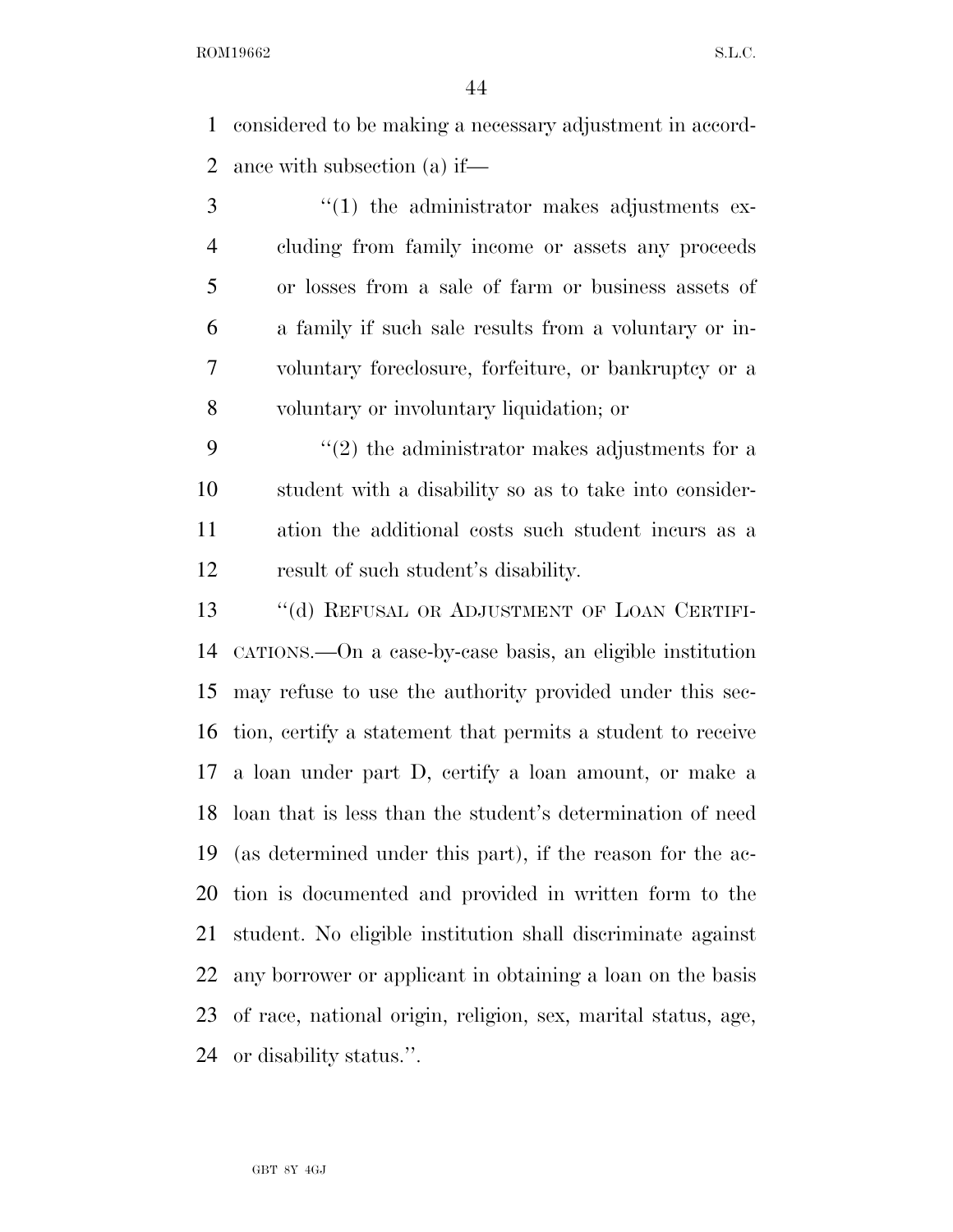considered to be making a necessary adjustment in accordance with subsection (a) if—

"(1) the administrator makes adjustments excluding from family income or assets any proceeds or losses from a sale of farm or business assets of a family if such sale results from a voluntary or involuntary foreclosure, forfeiture, or bankruptcy or a voluntary or involuntary liquidation; or

"(2) the administrator makes adjustments for a student with a disability so as to take into consideration the additional costs such student incurs as a result of such student's disability.

"(d) REFUSAL OR ADJUSTMENT OF LOAN CERTIFICATIONS.—On a case-by-case basis, an eligible institution may refuse to use the authority provided under this section, certify a statement that permits a student to receive a loan under part D, certify a loan amount, or make a loan that is less than the student's determination of need (as determined under this part), if the reason for the action is documented and provided in written form to the student. No eligible institution shall discriminate against any borrower or applicant in obtaining a loan on the basis of race, national origin, religion, sex, marital status, age, or disability status.".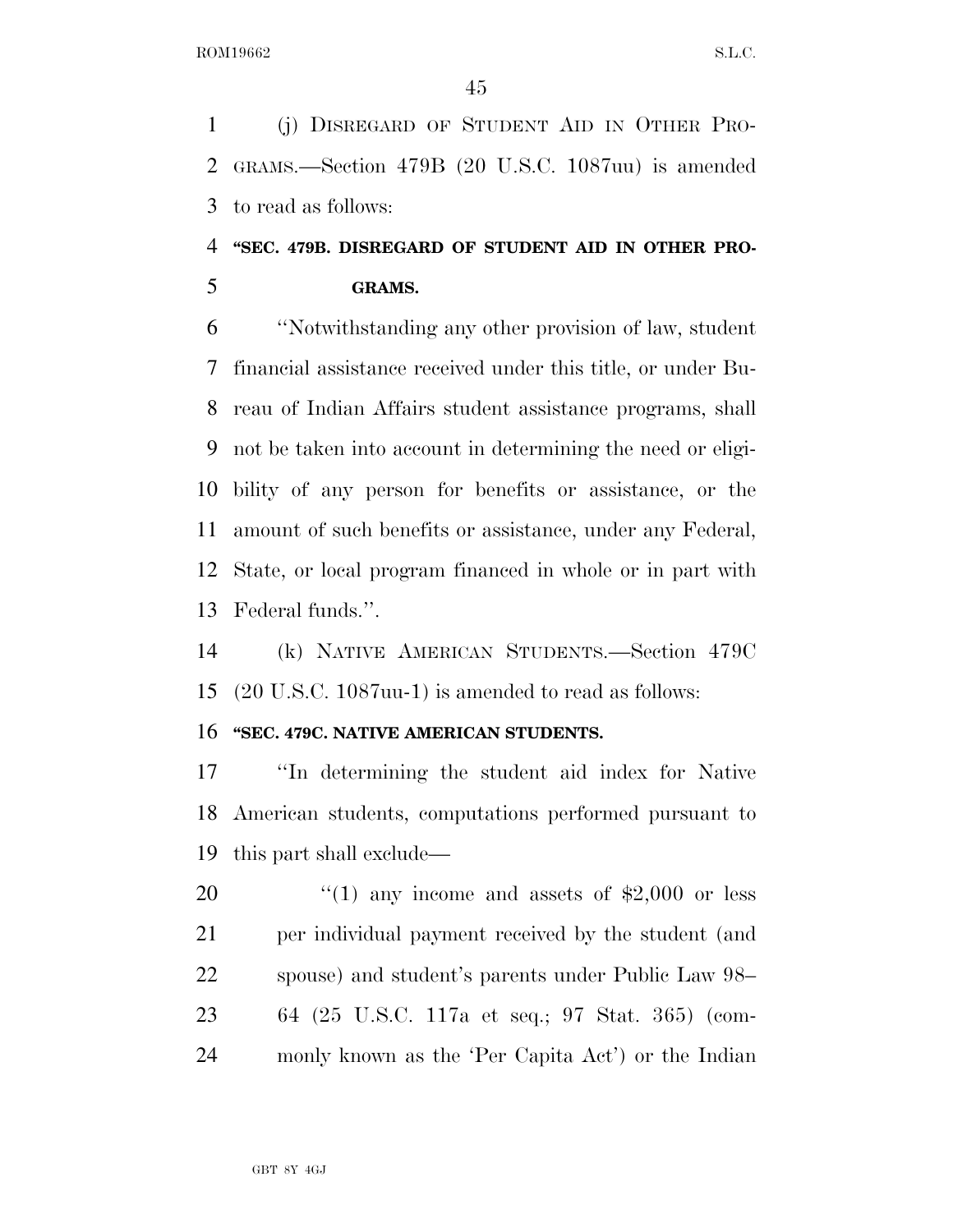(j) DISREGARD OF STUDENT AID IN OTHER PROGRAMS.—Section 479B (20 U.S.C. 1087uu) is amended to read as follows:

**"SEC. 479B. DISREGARD OF STUDENT AID IN OTHER PROGRAMS.**

"Notwithstanding any other provision of law, student financial assistance received under this title, or under Bureau of Indian Affairs student assistance programs, shall not be taken into account in determining the need or eligibility of any person for benefits or assistance, or the amount of such benefits or assistance, under any Federal, State, or local program financed in whole or in part with Federal funds.".

(k) NATIVE AMERICAN STUDENTS.—Section 479C (20 U.S.C. 1087uu-1) is amended to read as follows:

**"SEC. 479C. NATIVE AMERICAN STUDENTS.**

"In determining the student aid index for Native American students, computations performed pursuant to this part shall exclude—

"(1) any income and assets of $2,000 or less per individual payment received by the student (and spouse) and student's parents under Public Law 98–64 (25 U.S.C. 117a et seq.; 97 Stat. 365) (commonly known as the 'Per Capita Act') or the Indian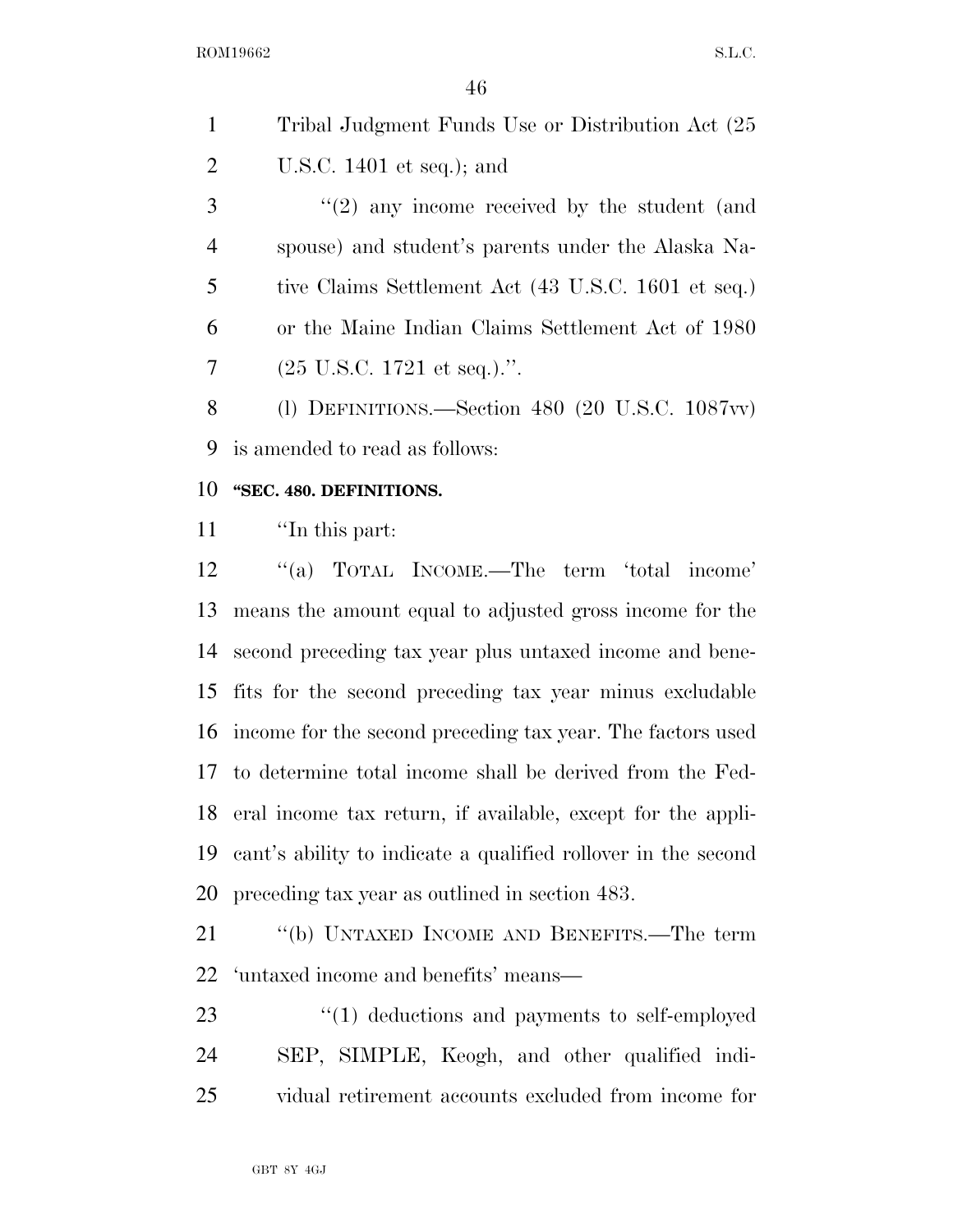Tribal Judgment Funds Use or Distribution Act (25 U.S.C. 1401 et seq.); and

"(2) any income received by the student (and spouse) and student's parents under the Alaska Native Claims Settlement Act (43 U.S.C. 1601 et seq.) or the Maine Indian Claims Settlement Act of 1980 (25 U.S.C. 1721 et seq.).".

(l) DEFINITIONS.—Section 480 (20 U.S.C. 1087vv) is amended to read as follows:

**"SEC. 480. DEFINITIONS.**

"In this part:

"(a) TOTAL INCOME.—The term 'total income' means the amount equal to adjusted gross income for the second preceding tax year plus untaxed income and benefits for the second preceding tax year minus excludable income for the second preceding tax year. The factors used to determine total income shall be derived from the Federal income tax return, if available, except for the applicant's ability to indicate a qualified rollover in the second preceding tax year as outlined in section 483.

"(b) UNTAXED INCOME AND BENEFITS.—The term 'untaxed income and benefits' means—

"(1) deductions and payments to self-employed SEP, SIMPLE, Keogh, and other qualified individual retirement accounts excluded from income for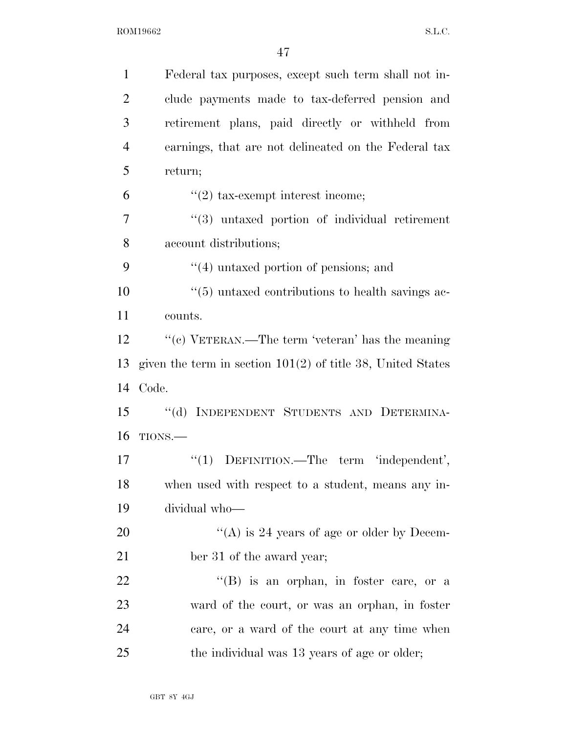Federal tax purposes, except such term shall not include payments made to tax-deferred pension and retirement plans, paid directly or withheld from earnings, that are not delineated on the Federal tax return;

''(2) tax-exempt interest income;

''(3) untaxed portion of individual retirement account distributions;

''(4) untaxed portion of pensions; and

''(5) untaxed contributions to health savings accounts.

''(c) VETERAN.—The term 'veteran' has the meaning given the term in section 101(2) of title 38, United States Code.

''(d) INDEPENDENT STUDENTS AND DETERMINATIONS.—

''(1) DEFINITION.—The term 'independent', when used with respect to a student, means any individual who—

''(A) is 24 years of age or older by December 31 of the award year;

''(B) is an orphan, in foster care, or a ward of the court, or was an orphan, in foster care, or a ward of the court at any time when the individual was 13 years of age or older;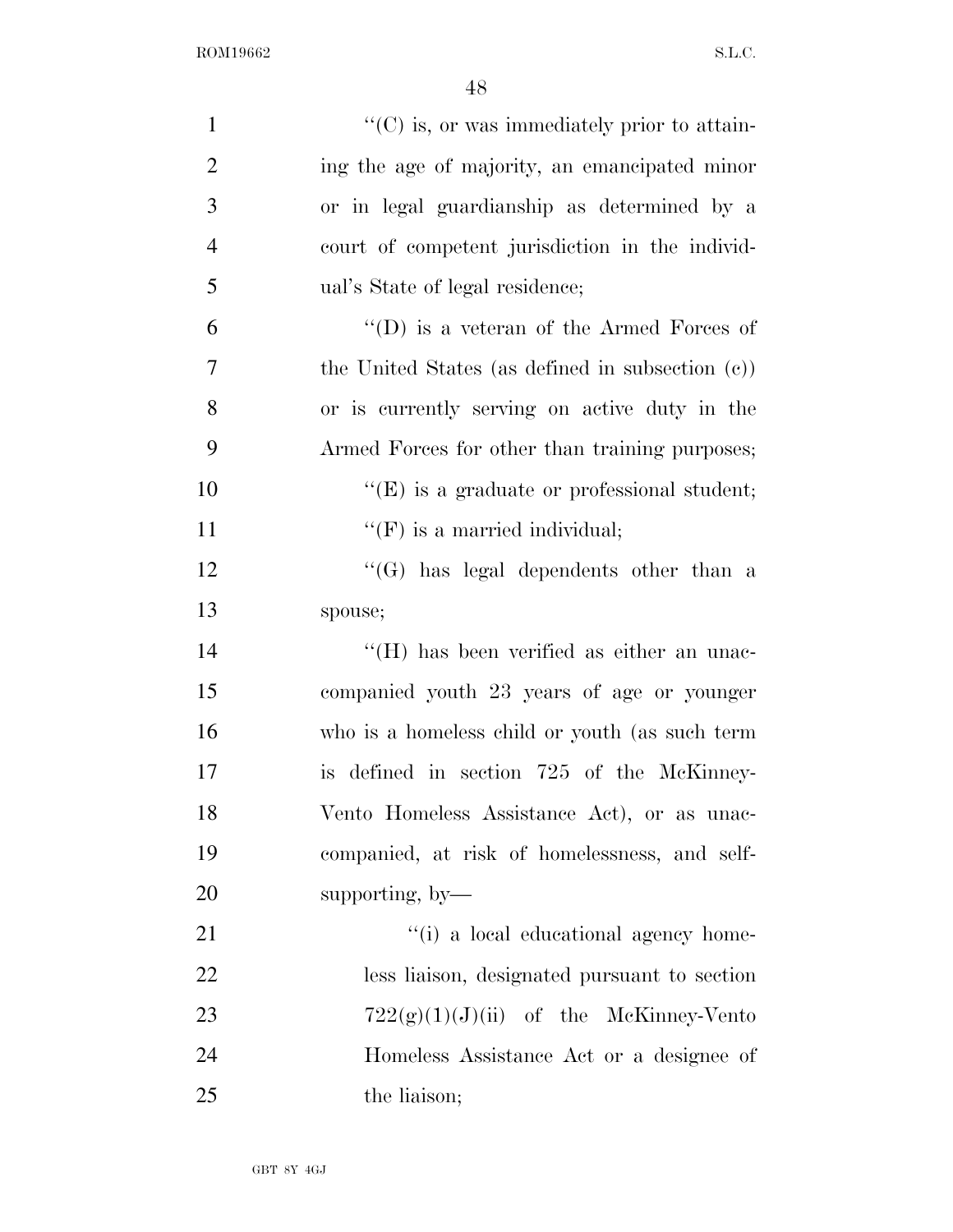''(C) is, or was immediately prior to attaining the age of majority, an emancipated minor or in legal guardianship as determined by a court of competent jurisdiction in the individual's State of legal residence;

''(D) is a veteran of the Armed Forces of the United States (as defined in subsection (c)) or is currently serving on active duty in the Armed Forces for other than training purposes;

''(E) is a graduate or professional student;

''(F) is a married individual;

''(G) has legal dependents other than a spouse;

''(H) has been verified as either an unaccompanied youth 23 years of age or younger who is a homeless child or youth (as such term is defined in section 725 of the McKinney-Vento Homeless Assistance Act), or as unaccompanied, at risk of homelessness, and self-supporting, by—

''(i) a local educational agency homeless liaison, designated pursuant to section 722(g)(1)(J)(ii) of the McKinney-Vento Homeless Assistance Act or a designee of the liaison;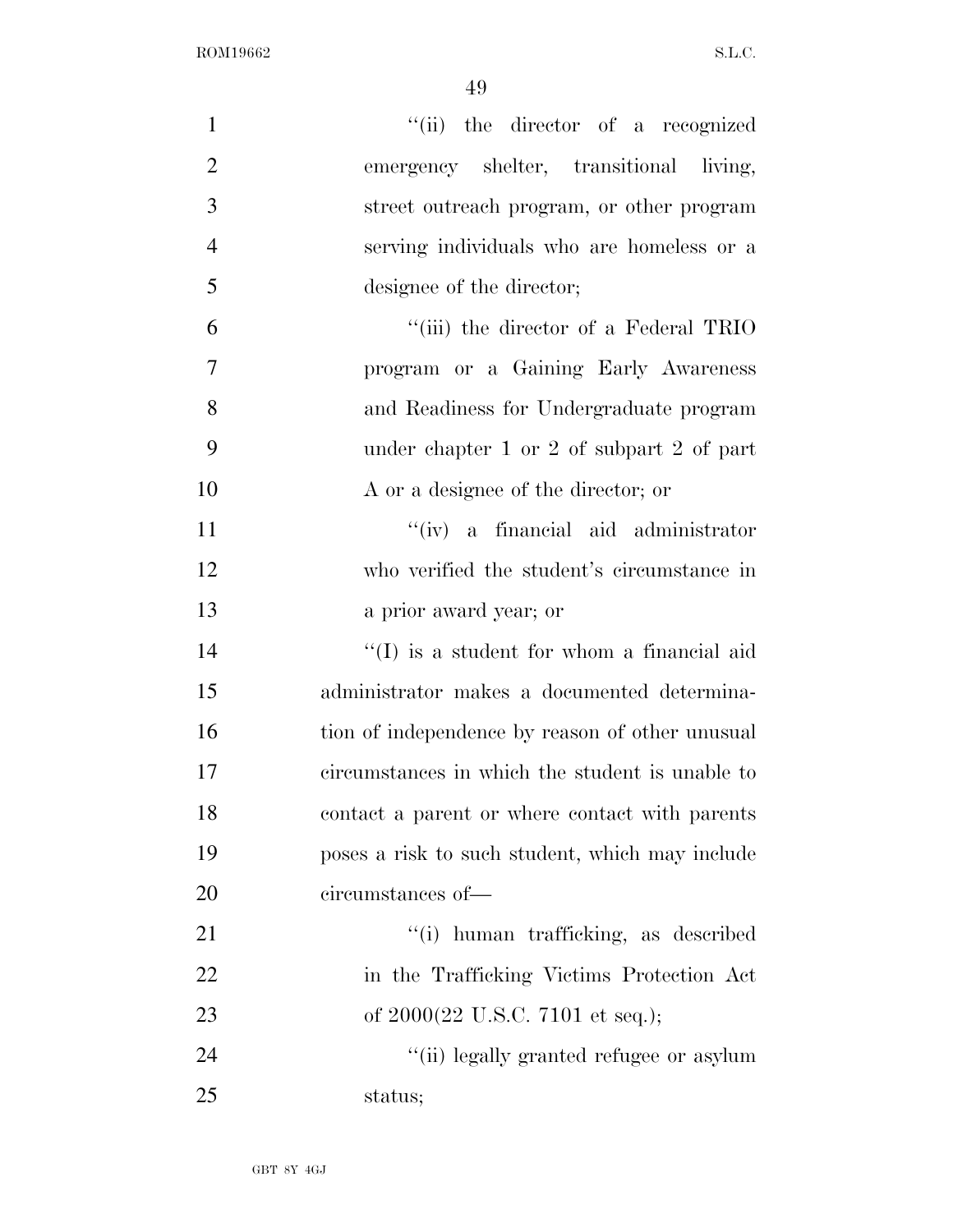''(ii) the director of a recognized emergency shelter, transitional living, street outreach program, or other program serving individuals who are homeless or a designee of the director;

''(iii) the director of a Federal TRIO program or a Gaining Early Awareness and Readiness for Undergraduate program under chapter 1 or 2 of subpart 2 of part A or a designee of the director; or

''(iv) a financial aid administrator who verified the student's circumstance in a prior award year; or

''(I) is a student for whom a financial aid administrator makes a documented determination of independence by reason of other unusual circumstances in which the student is unable to contact a parent or where contact with parents poses a risk to such student, which may include circumstances of—

''(i) human trafficking, as described in the Trafficking Victims Protection Act of 2000(22 U.S.C. 7101 et seq.);

''(ii) legally granted refugee or asylum status;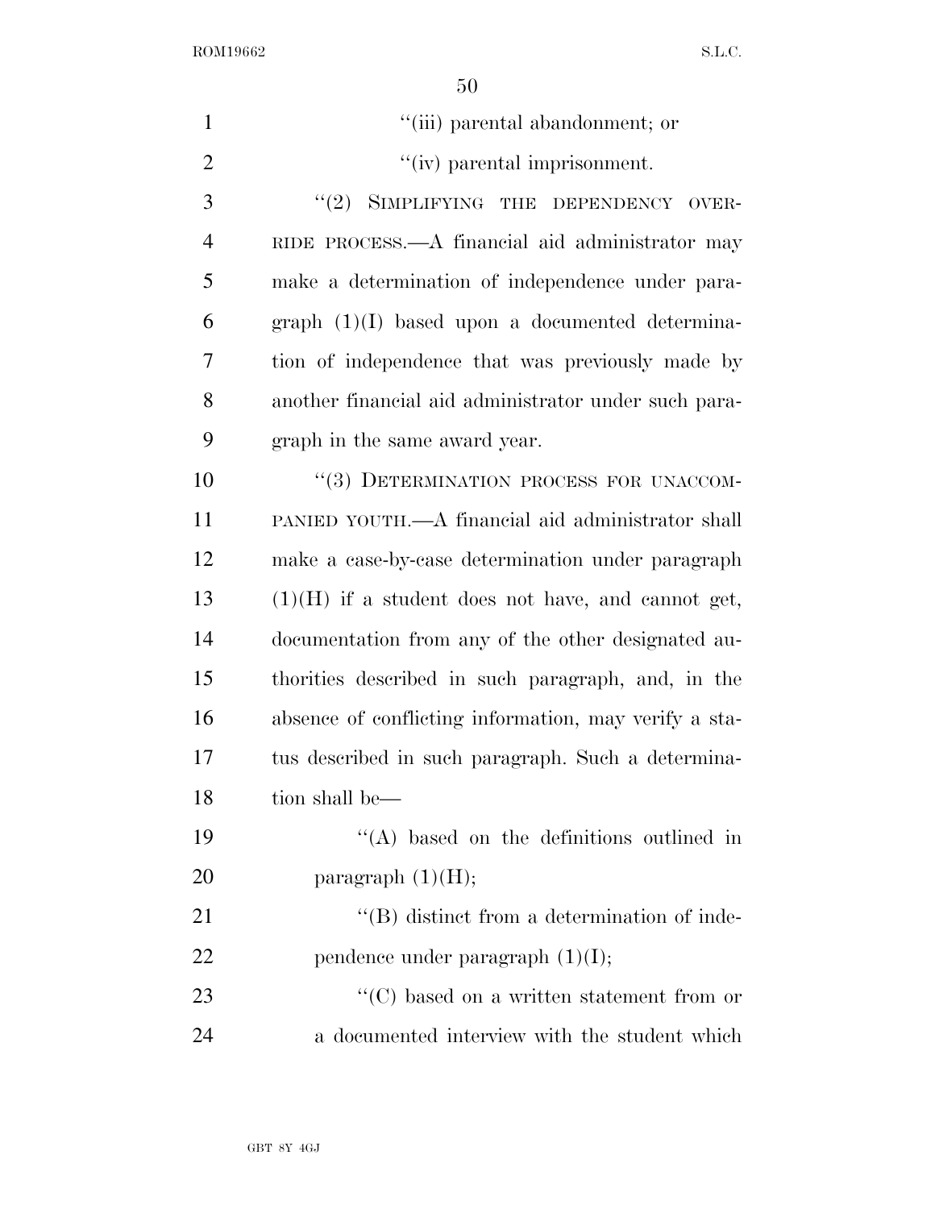"(iii) parental abandonment; or

"(iv) parental imprisonment.

"(2) SIMPLIFYING THE DEPENDENCY OVERRIDE PROCESS.—A financial aid administrator may make a determination of independence under paragraph (1)(I) based upon a documented determination of independence that was previously made by another financial aid administrator under such paragraph in the same award year.

"(3) DETERMINATION PROCESS FOR UNACCOMPANIED YOUTH.—A financial aid administrator shall make a case-by-case determination under paragraph (1)(H) if a student does not have, and cannot get, documentation from any of the other designated authorities described in such paragraph, and, in the absence of conflicting information, may verify a status described in such paragraph. Such a determination shall be—

"(A) based on the definitions outlined in paragraph (1)(H);

"(B) distinct from a determination of independence under paragraph (1)(I);

"(C) based on a written statement from or a documented interview with the student which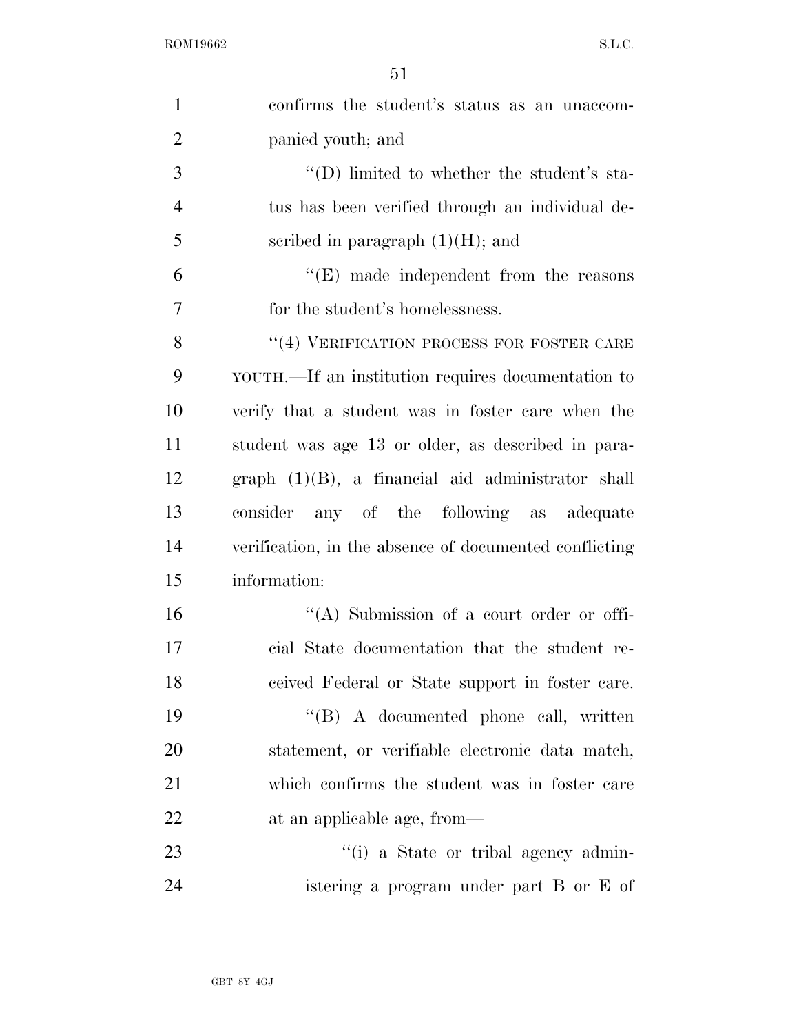confirms the student's status as an unaccompanied youth; and

"(D) limited to whether the student's status has been verified through an individual described in paragraph (1)(H); and

"(E) made independent from the reasons for the student's homelessness.

"(4) VERIFICATION PROCESS FOR FOSTER CARE YOUTH.—If an institution requires documentation to verify that a student was in foster care when the student was age 13 or older, as described in paragraph (1)(B), a financial aid administrator shall consider any of the following as adequate verification, in the absence of documented conflicting information:

"(A) Submission of a court order or official State documentation that the student received Federal or State support in foster care.

"(B) A documented phone call, written statement, or verifiable electronic data match, which confirms the student was in foster care at an applicable age, from—

"(i) a State or tribal agency administering a program under part B or E of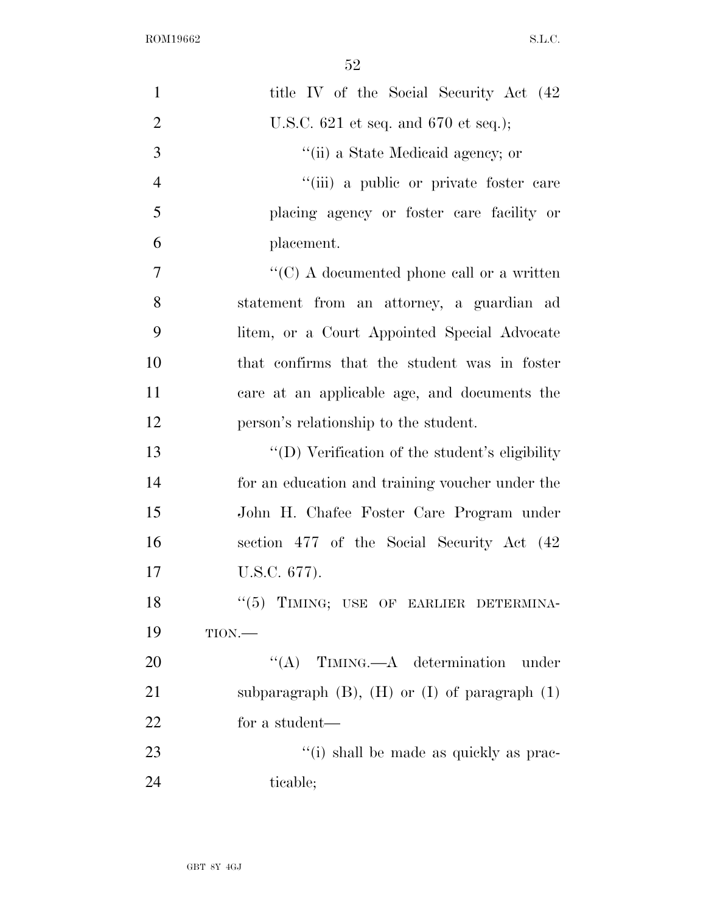title IV of the Social Security Act (42 U.S.C. 621 et seq. and 670 et seq.);

''(ii) a State Medicaid agency; or

''(iii) a public or private foster care placing agency or foster care facility or placement.

''(C) A documented phone call or a written statement from an attorney, a guardian ad litem, or a Court Appointed Special Advocate that confirms that the student was in foster care at an applicable age, and documents the person's relationship to the student.

''(D) Verification of the student's eligibility for an education and training voucher under the John H. Chafee Foster Care Program under section 477 of the Social Security Act (42 U.S.C. 677).

''(5) TIMING; USE OF EARLIER DETERMINATION.—

''(A) TIMING.—A determination under subparagraph (B), (H) or (I) of paragraph (1) for a student—

''(i) shall be made as quickly as practicable;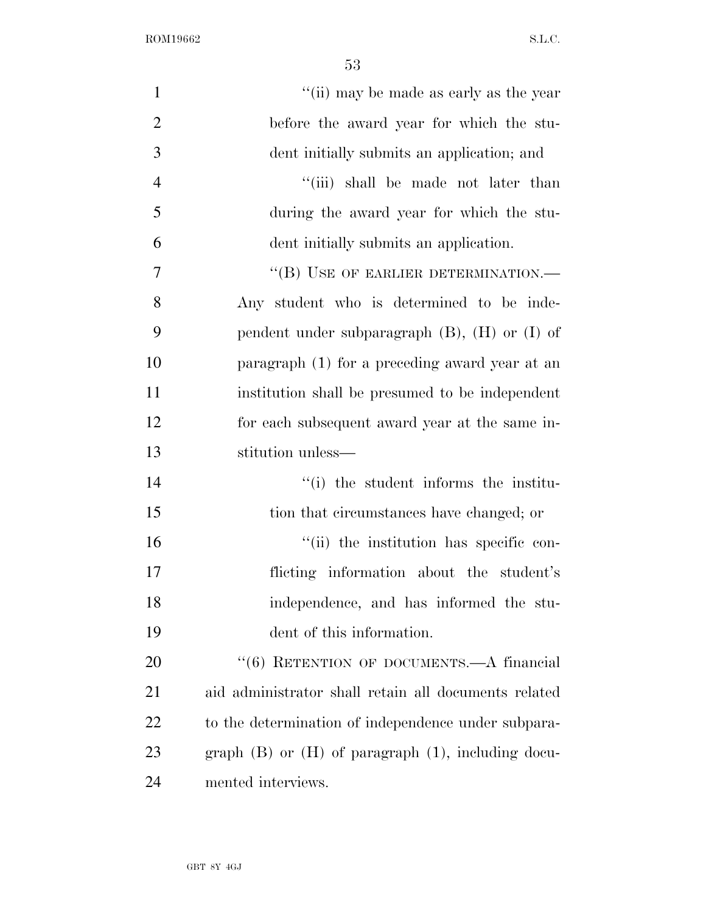"(ii) may be made as early as the year before the award year for which the student initially submits an application; and

"(iii) shall be made not later than during the award year for which the student initially submits an application.

"(B) USE OF EARLIER DETERMINATION.—Any student who is determined to be independent under subparagraph (B), (H) or (I) of paragraph (1) for a preceding award year at an institution shall be presumed to be independent for each subsequent award year at the same institution unless—

"(i) the student informs the institution that circumstances have changed; or

"(ii) the institution has specific conflicting information about the student's independence, and has informed the student of this information.

"(6) RETENTION OF DOCUMENTS.—A financial aid administrator shall retain all documents related to the determination of independence under subparagraph (B) or (H) of paragraph (1), including documented interviews.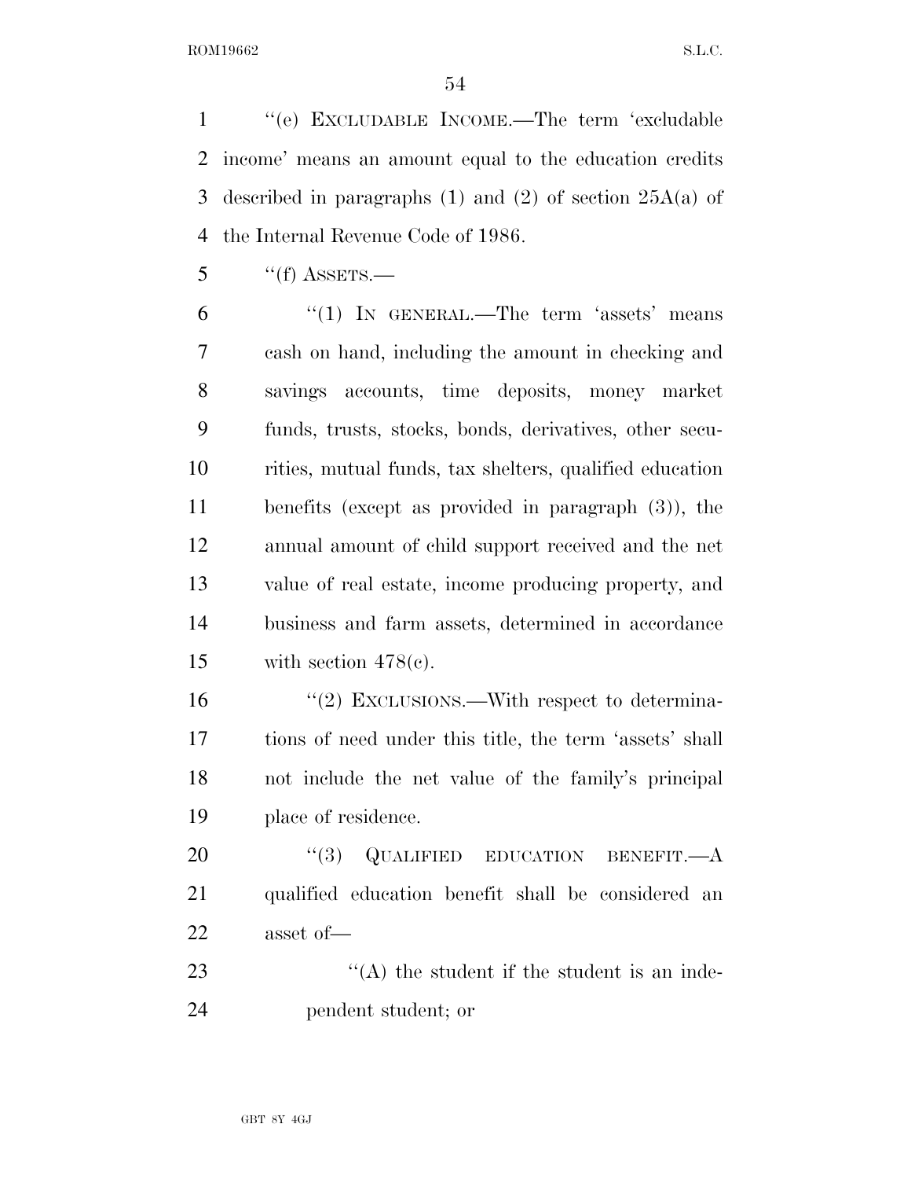"(e) EXCLUDABLE INCOME.—The term 'excludable income' means an amount equal to the education credits described in paragraphs (1) and (2) of section 25A(a) of the Internal Revenue Code of 1986.

"(f) ASSETS.—

"(1) IN GENERAL.—The term 'assets' means cash on hand, including the amount in checking and savings accounts, time deposits, money market funds, trusts, stocks, bonds, derivatives, other securities, mutual funds, tax shelters, qualified education benefits (except as provided in paragraph (3)), the annual amount of child support received and the net value of real estate, income producing property, and business and farm assets, determined in accordance with section 478(c).

"(2) EXCLUSIONS.—With respect to determinations of need under this title, the term 'assets' shall not include the net value of the family's principal place of residence.

"(3) QUALIFIED EDUCATION BENEFIT.—A qualified education benefit shall be considered an asset of—

"(A) the student if the student is an independent student; or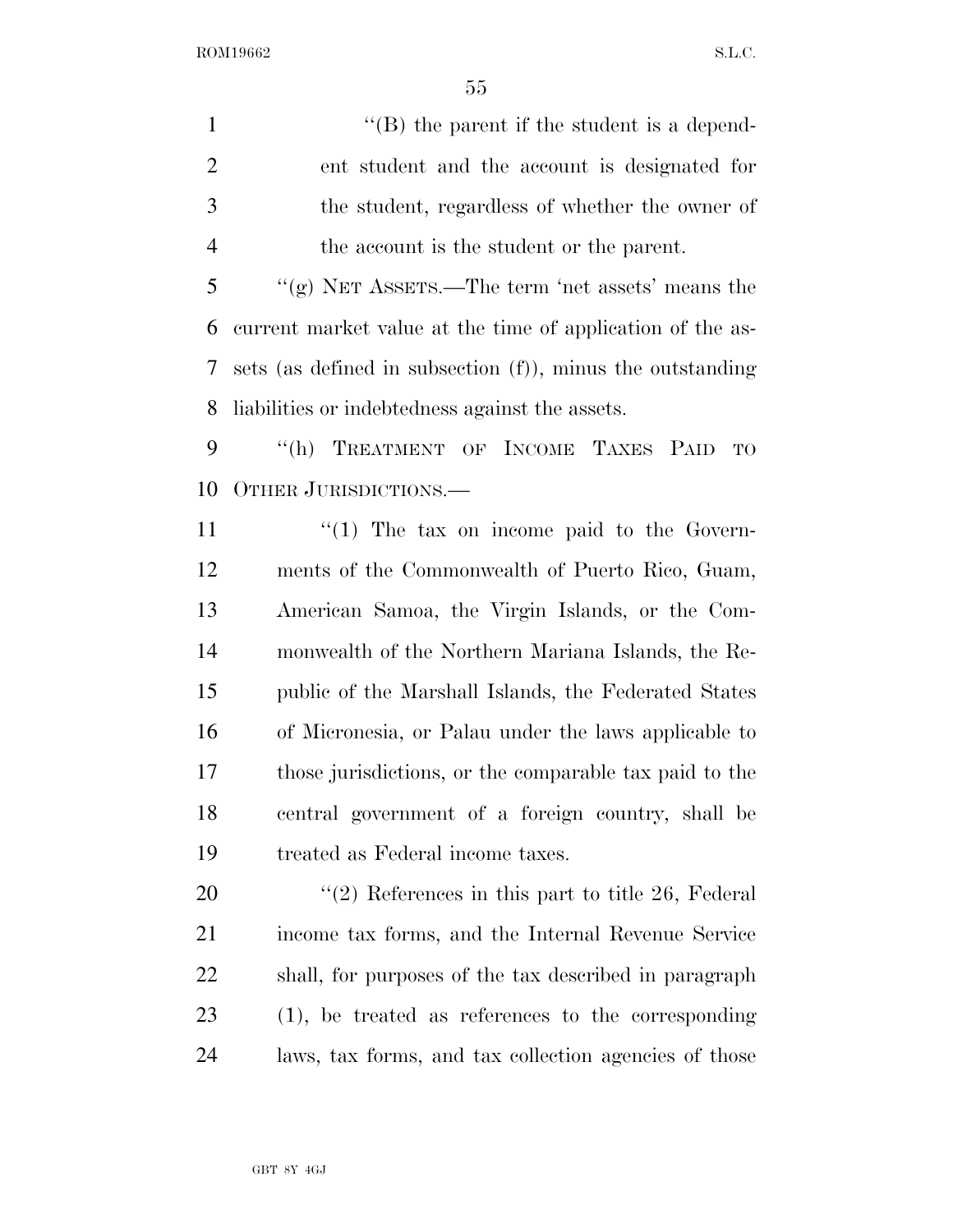''(B) the parent if the student is a dependent student and the account is designated for the student, regardless of whether the owner of the account is the student or the parent.

''(g) NET ASSETS.—The term 'net assets' means the current market value at the time of application of the assets (as defined in subsection (f)), minus the outstanding liabilities or indebtedness against the assets.

''(h) TREATMENT OF INCOME TAXES PAID TO OTHER JURISDICTIONS.—

''(1) The tax on income paid to the Governments of the Commonwealth of Puerto Rico, Guam, American Samoa, the Virgin Islands, or the Commonwealth of the Northern Mariana Islands, the Republic of the Marshall Islands, the Federated States of Micronesia, or Palau under the laws applicable to those jurisdictions, or the comparable tax paid to the central government of a foreign country, shall be treated as Federal income taxes.

''(2) References in this part to title 26, Federal income tax forms, and the Internal Revenue Service shall, for purposes of the tax described in paragraph (1), be treated as references to the corresponding laws, tax forms, and tax collection agencies of those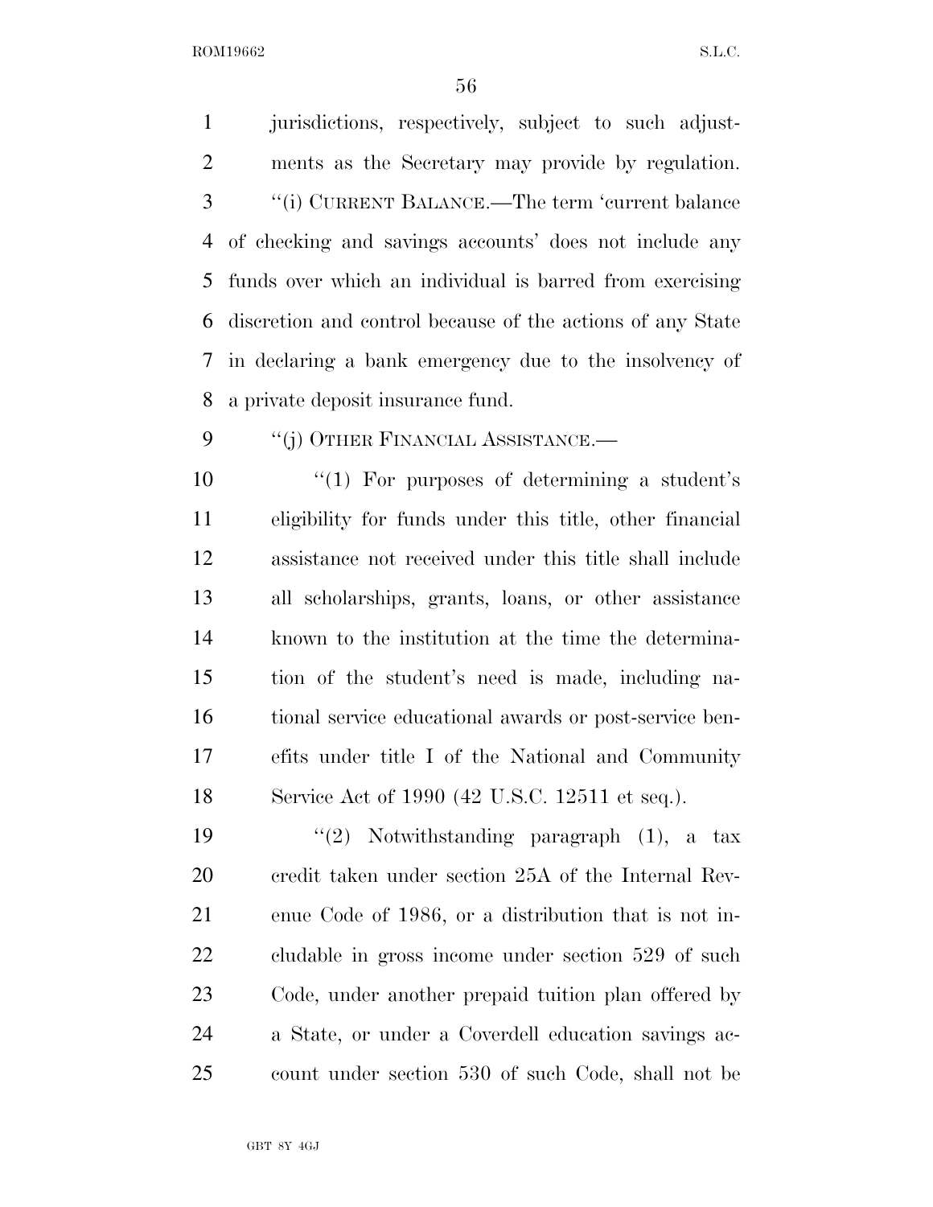jurisdictions, respectively, subject to such adjustments as the Secretary may provide by regulation.

''(i) CURRENT BALANCE.—The term 'current balance of checking and savings accounts' does not include any funds over which an individual is barred from exercising discretion and control because of the actions of any State in declaring a bank emergency due to the insolvency of a private deposit insurance fund.

''(j) OTHER FINANCIAL ASSISTANCE.—

''(1) For purposes of determining a student's eligibility for funds under this title, other financial assistance not received under this title shall include all scholarships, grants, loans, or other assistance known to the institution at the time the determination of the student's need is made, including national service educational awards or post-service benefits under title I of the National and Community Service Act of 1990 (42 U.S.C. 12511 et seq.).

''(2) Notwithstanding paragraph (1), a tax credit taken under section 25A of the Internal Revenue Code of 1986, or a distribution that is not includable in gross income under section 529 of such Code, under another prepaid tuition plan offered by a State, or under a Coverdell education savings account under section 530 of such Code, shall not be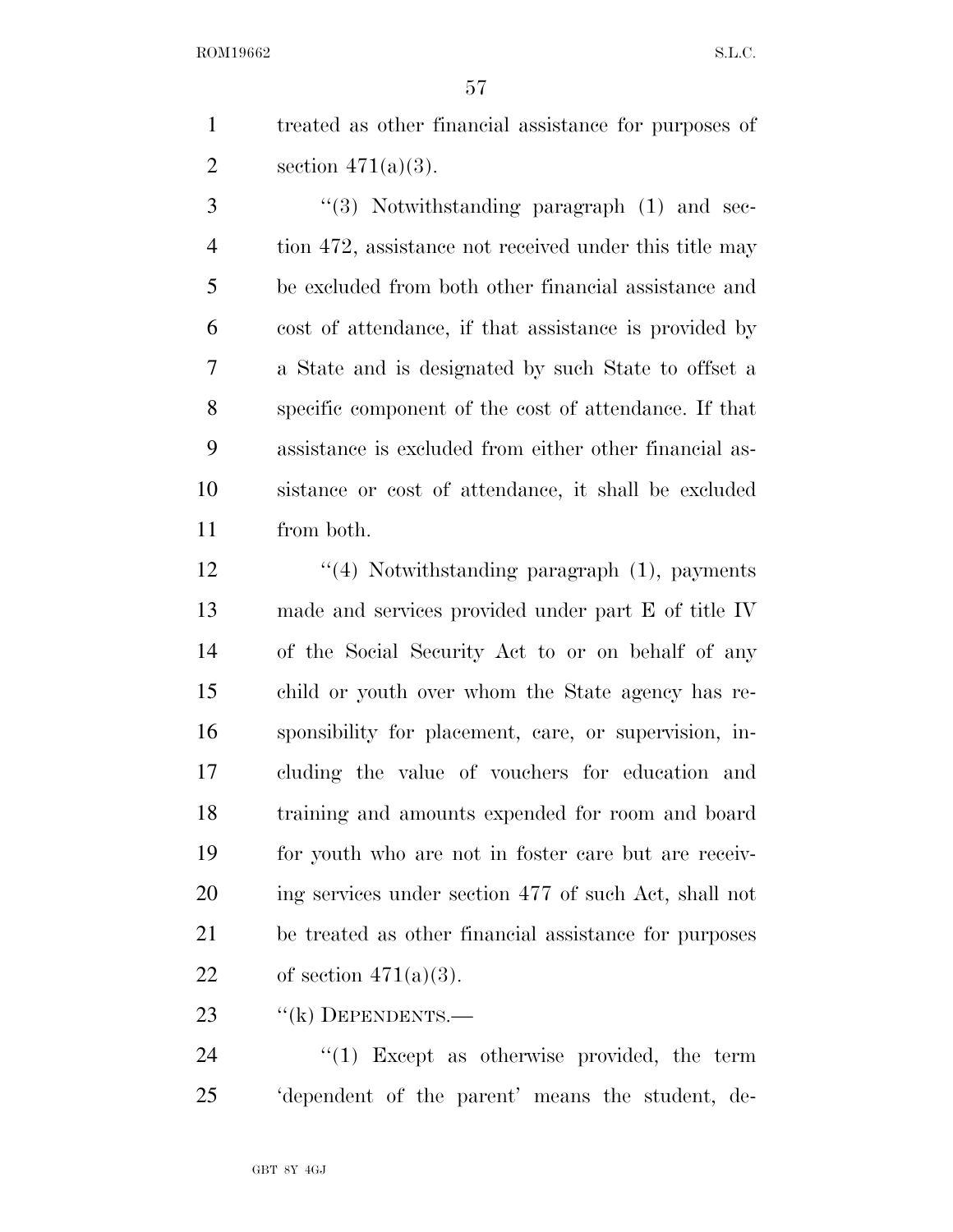treated as other financial assistance for purposes of section 471(a)(3).

''(3) Notwithstanding paragraph (1) and section 472, assistance not received under this title may be excluded from both other financial assistance and cost of attendance, if that assistance is provided by a State and is designated by such State to offset a specific component of the cost of attendance. If that assistance is excluded from either other financial assistance or cost of attendance, it shall be excluded from both.

''(4) Notwithstanding paragraph (1), payments made and services provided under part E of title IV of the Social Security Act to or on behalf of any child or youth over whom the State agency has responsibility for placement, care, or supervision, including the value of vouchers for education and training and amounts expended for room and board for youth who are not in foster care but are receiving services under section 477 of such Act, shall not be treated as other financial assistance for purposes of section 471(a)(3).

''(k) DEPENDENTS.—

''(1) Except as otherwise provided, the term 'dependent of the parent' means the student, de-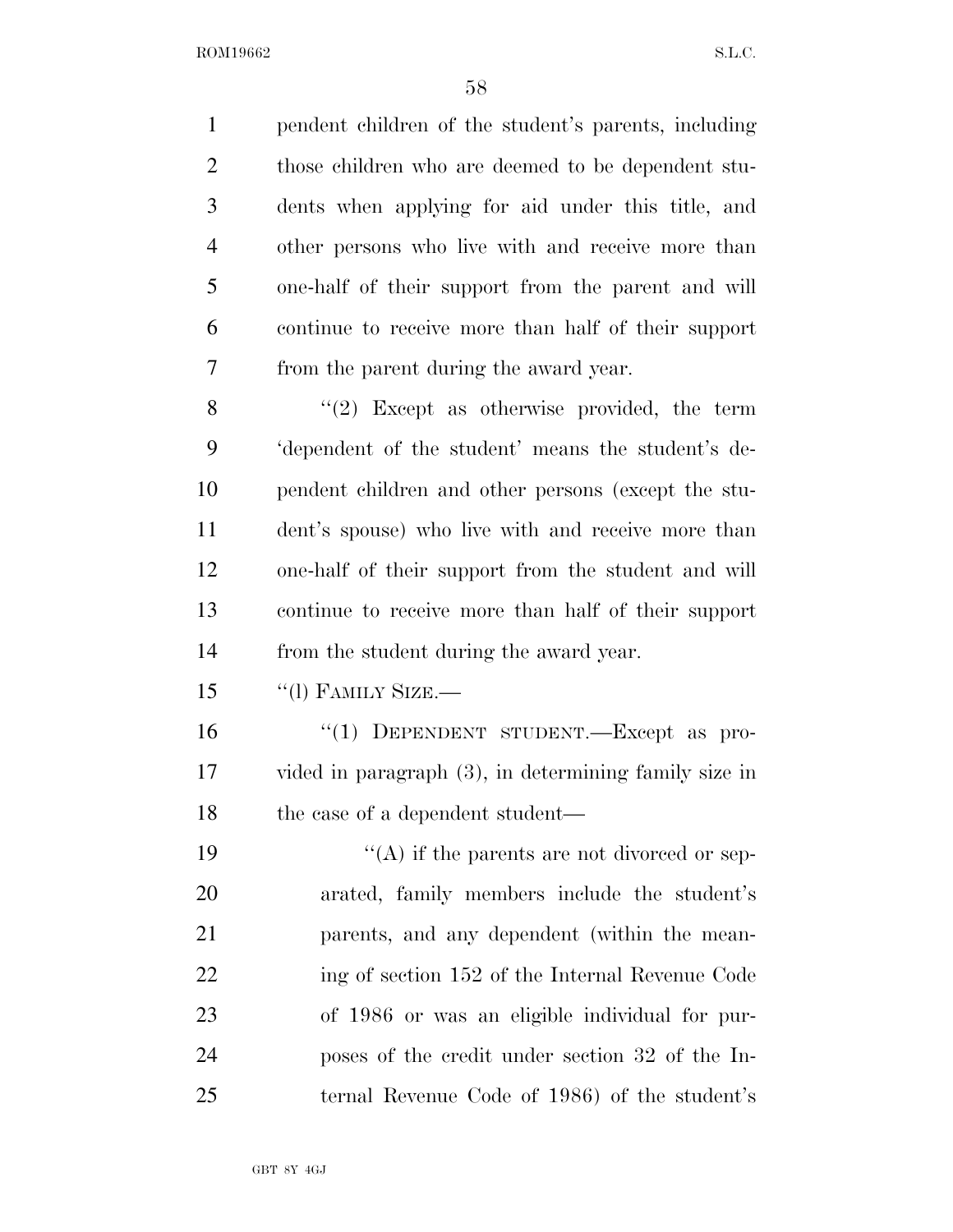pendent children of the student's parents, including those children who are deemed to be dependent students when applying for aid under this title, and other persons who live with and receive more than one-half of their support from the parent and will continue to receive more than half of their support from the parent during the award year.

"(2) Except as otherwise provided, the term 'dependent of the student' means the student's dependent children and other persons (except the student's spouse) who live with and receive more than one-half of their support from the student and will continue to receive more than half of their support from the student during the award year.

"(l) FAMILY SIZE.—

"(1) DEPENDENT STUDENT.—Except as provided in paragraph (3), in determining family size in the case of a dependent student—

"(A) if the parents are not divorced or separated, family members include the student's parents, and any dependent (within the meaning of section 152 of the Internal Revenue Code of 1986 or was an eligible individual for purposes of the credit under section 32 of the Internal Revenue Code of 1986) of the student's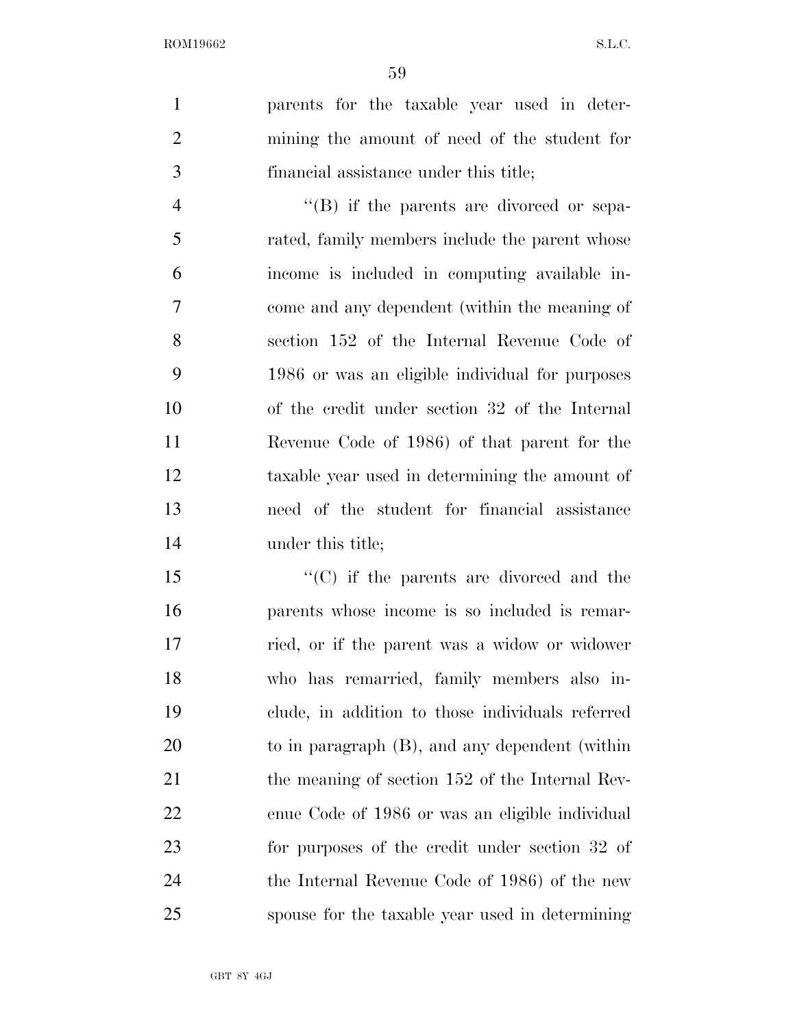parents for the taxable year used in determining the amount of need of the student for financial assistance under this title;

"(B) if the parents are divorced or separated, family members include the parent whose income is included in computing available income and any dependent (within the meaning of section 152 of the Internal Revenue Code of 1986 or was an eligible individual for purposes of the credit under section 32 of the Internal Revenue Code of 1986) of that parent for the taxable year used in determining the amount of need of the student for financial assistance under this title;

"(C) if the parents are divorced and the parents whose income is so included is remarried, or if the parent was a widow or widower who has remarried, family members also include, in addition to those individuals referred to in paragraph (B), and any dependent (within the meaning of section 152 of the Internal Revenue Code of 1986 or was an eligible individual for purposes of the credit under section 32 of the Internal Revenue Code of 1986) of the new spouse for the taxable year used in determining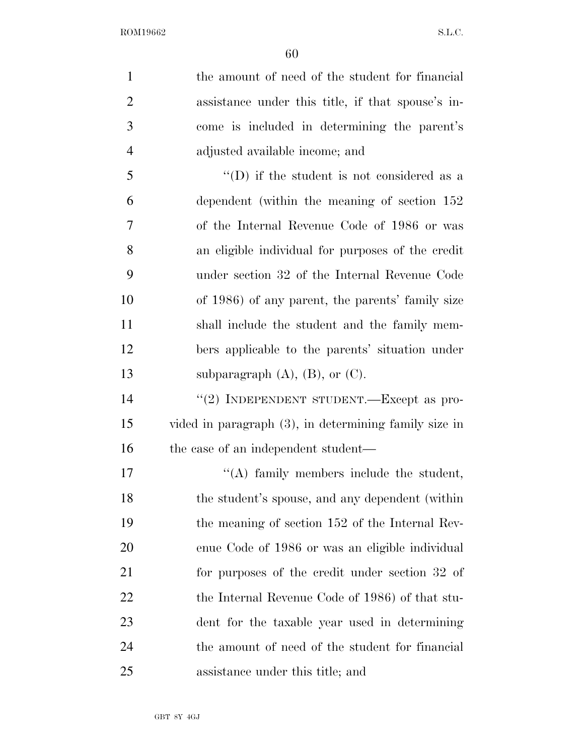the amount of need of the student for financial assistance under this title, if that spouse's income is included in determining the parent's adjusted available income; and

"(D) if the student is not considered as a dependent (within the meaning of section 152 of the Internal Revenue Code of 1986 or was an eligible individual for purposes of the credit under section 32 of the Internal Revenue Code of 1986) of any parent, the parents' family size shall include the student and the family members applicable to the parents' situation under subparagraph (A), (B), or (C).

"(2) INDEPENDENT STUDENT.—Except as provided in paragraph (3), in determining family size in the case of an independent student—

"(A) family members include the student, the student's spouse, and any dependent (within the meaning of section 152 of the Internal Revenue Code of 1986 or was an eligible individual for purposes of the credit under section 32 of the Internal Revenue Code of 1986) of that student for the taxable year used in determining the amount of need of the student for financial assistance under this title; and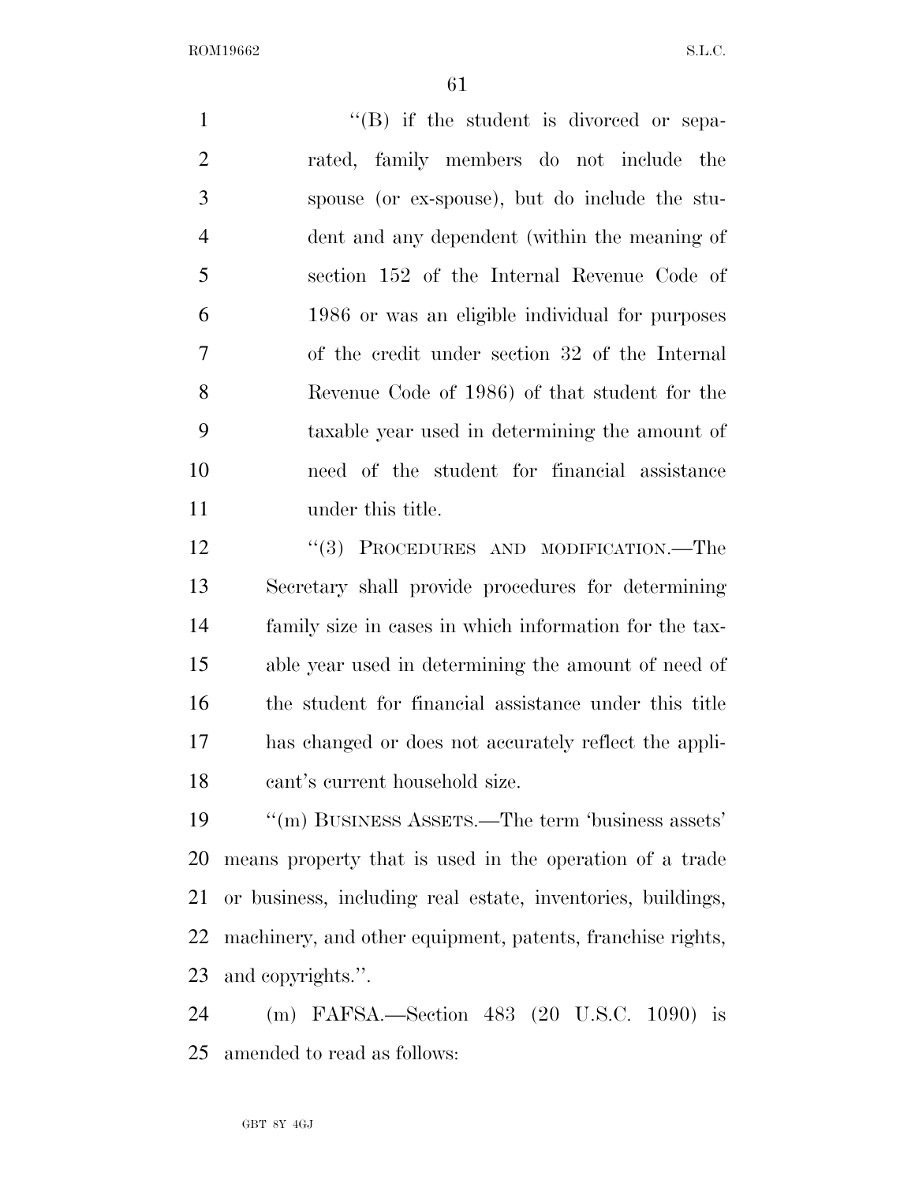"(B) if the student is divorced or separated, family members do not include the spouse (or ex-spouse), but do include the student and any dependent (within the meaning of section 152 of the Internal Revenue Code of 1986 or was an eligible individual for purposes of the credit under section 32 of the Internal Revenue Code of 1986) of that student for the taxable year used in determining the amount of need of the student for financial assistance under this title.

"(3) PROCEDURES AND MODIFICATION.—The Secretary shall provide procedures for determining family size in cases in which information for the taxable year used in determining the amount of need of the student for financial assistance under this title has changed or does not accurately reflect the applicant's current household size.

"(m) BUSINESS ASSETS.—The term 'business assets' means property that is used in the operation of a trade or business, including real estate, inventories, buildings, machinery, and other equipment, patents, franchise rights, and copyrights.".

(m) FAFSA.—Section 483 (20 U.S.C. 1090) is amended to read as follows: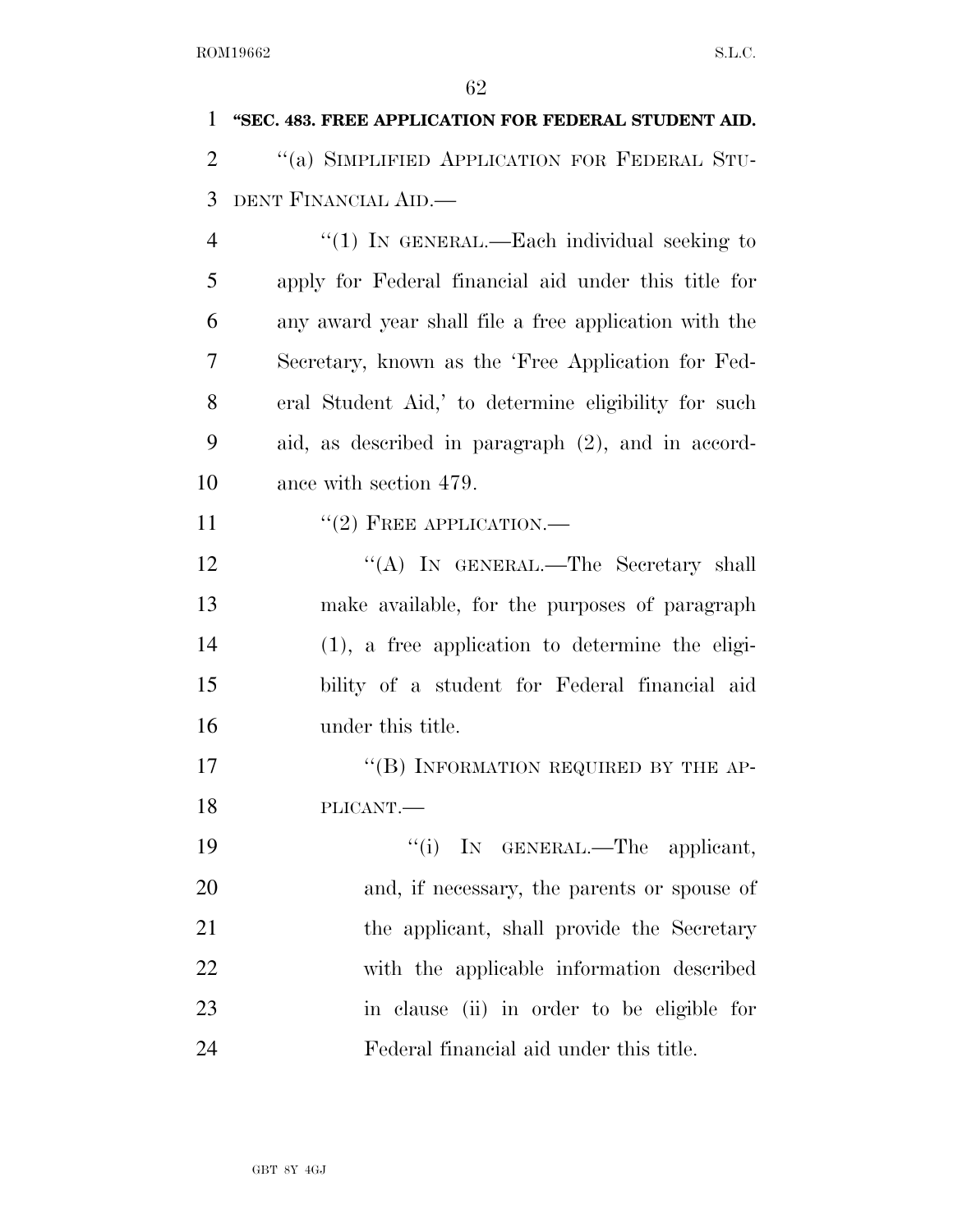**"SEC. 483. FREE APPLICATION FOR FEDERAL STUDENT AID.**

"(a) SIMPLIFIED APPLICATION FOR FEDERAL STUDENT FINANCIAL AID.—

"(1) IN GENERAL.—Each individual seeking to apply for Federal financial aid under this title for any award year shall file a free application with the Secretary, known as the 'Free Application for Federal Student Aid,' to determine eligibility for such aid, as described in paragraph (2), and in accordance with section 479.

"(2) FREE APPLICATION.—

"(A) IN GENERAL.—The Secretary shall make available, for the purposes of paragraph (1), a free application to determine the eligibility of a student for Federal financial aid under this title.

"(B) INFORMATION REQUIRED BY THE APPLICANT.—

"(i) IN GENERAL.—The applicant, and, if necessary, the parents or spouse of the applicant, shall provide the Secretary with the applicable information described in clause (ii) in order to be eligible for Federal financial aid under this title.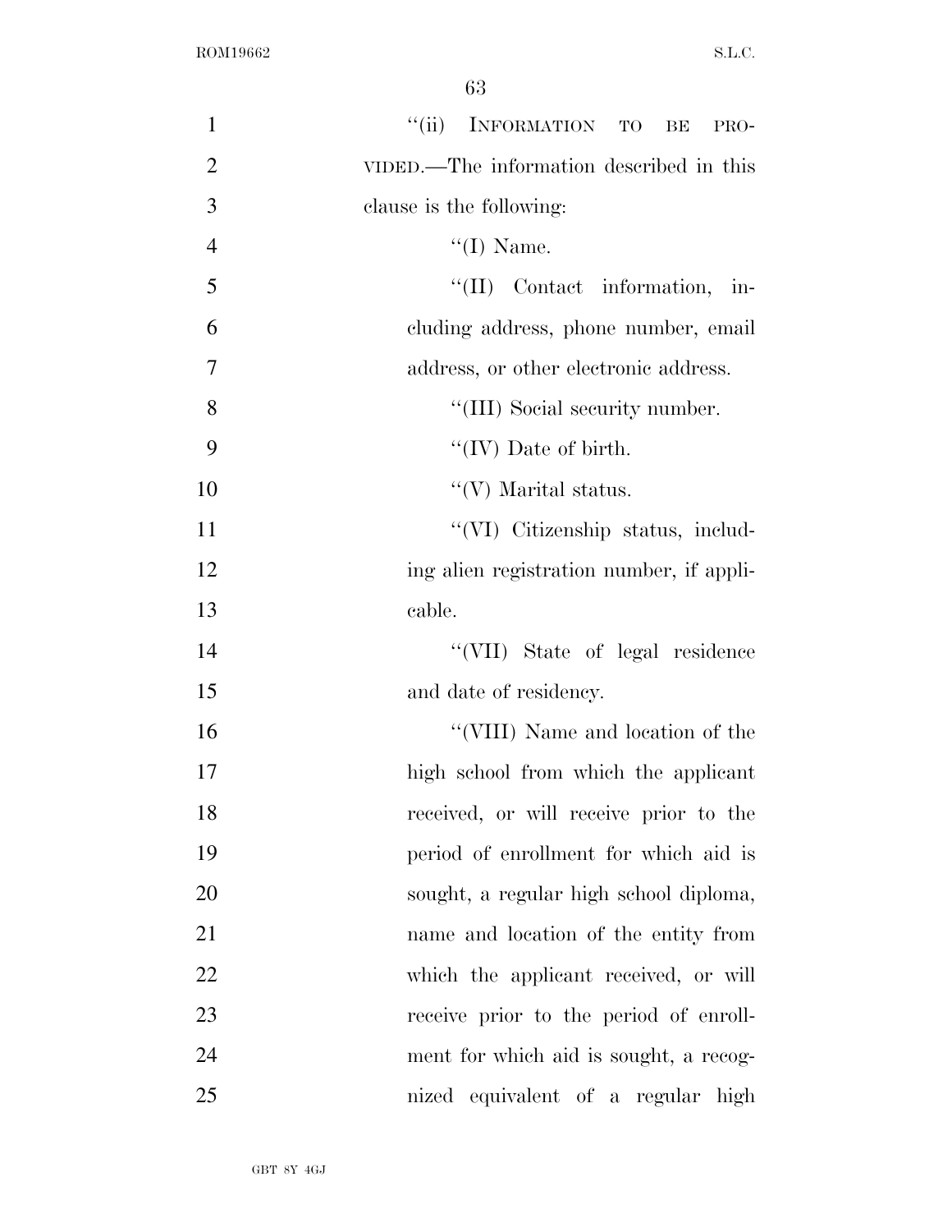"(ii) INFORMATION TO BE PROVIDED.—The information described in this clause is the following:

"(I) Name.

"(II) Contact information, including address, phone number, email address, or other electronic address.

"(III) Social security number.

"(IV) Date of birth.

"(V) Marital status.

"(VI) Citizenship status, including alien registration number, if applicable.

"(VII) State of legal residence and date of residency.

"(VIII) Name and location of the high school from which the applicant received, or will receive prior to the period of enrollment for which aid is sought, a regular high school diploma, name and location of the entity from which the applicant received, or will receive prior to the period of enrollment for which aid is sought, a recognized equivalent of a regular high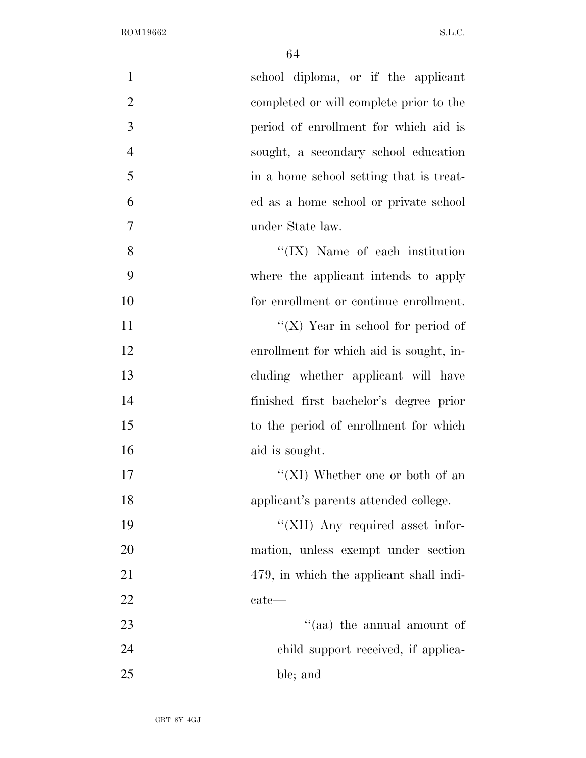school diploma, or if the applicant completed or will complete prior to the period of enrollment for which aid is sought, a secondary school education in a home school setting that is treated as a home school or private school under State law.

''(IX) Name of each institution where the applicant intends to apply for enrollment or continue enrollment.

''(X) Year in school for period of enrollment for which aid is sought, including whether applicant will have finished first bachelor's degree prior to the period of enrollment for which aid is sought.

''(XI) Whether one or both of an applicant's parents attended college.

''(XII) Any required asset information, unless exempt under section 479, in which the applicant shall indicate—

''(aa) the annual amount of child support received, if applicable; and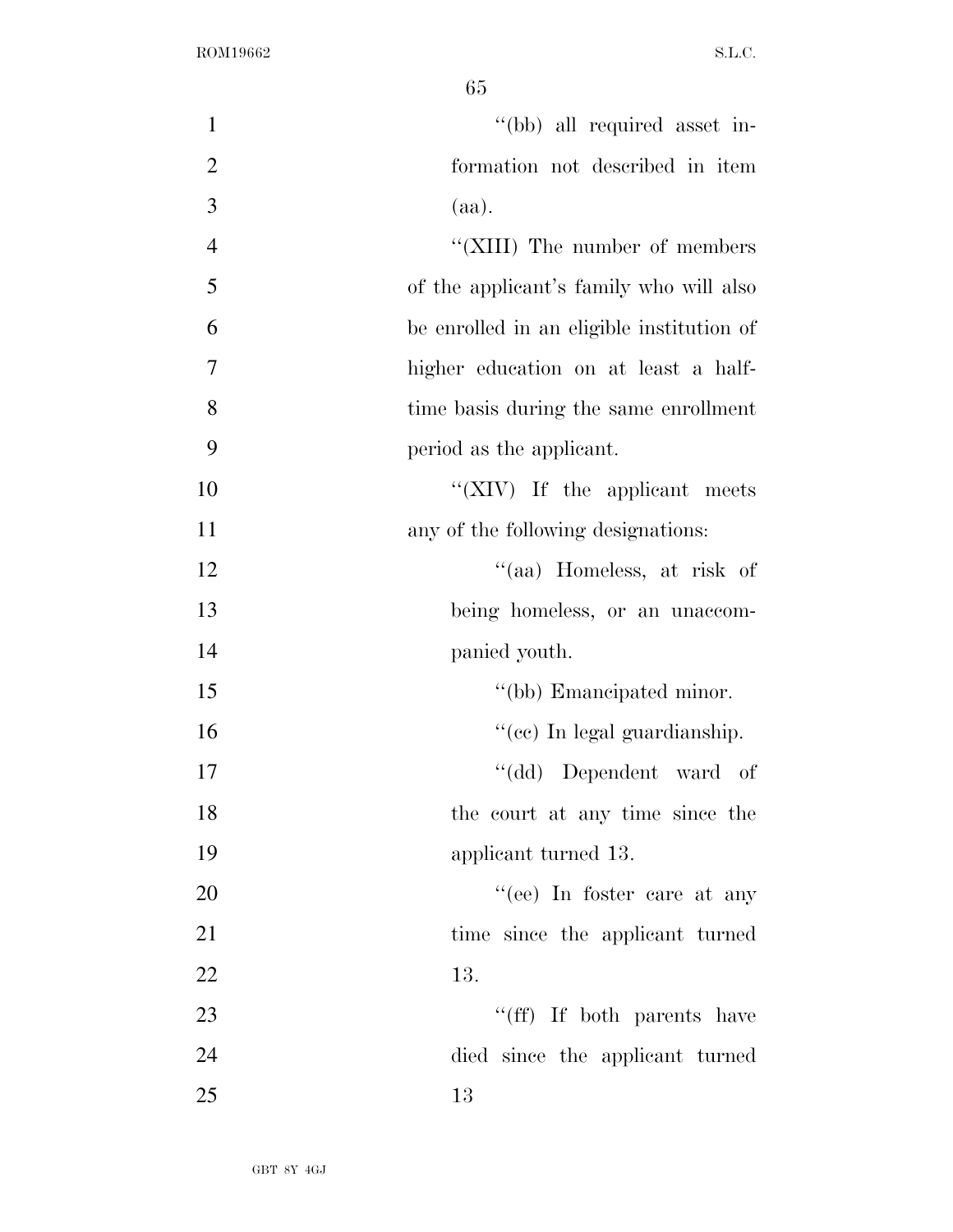"(bb) all required asset information not described in item (aa).

"(XIII) The number of members of the applicant's family who will also be enrolled in an eligible institution of higher education on at least a half-time basis during the same enrollment period as the applicant.

"(XIV) If the applicant meets any of the following designations:

"(aa) Homeless, at risk of being homeless, or an unaccompanied youth.

"(bb) Emancipated minor.

"(cc) In legal guardianship.

"(dd) Dependent ward of the court at any time since the applicant turned 13.

"(ee) In foster care at any time since the applicant turned 13.

"(ff) If both parents have died since the applicant turned 13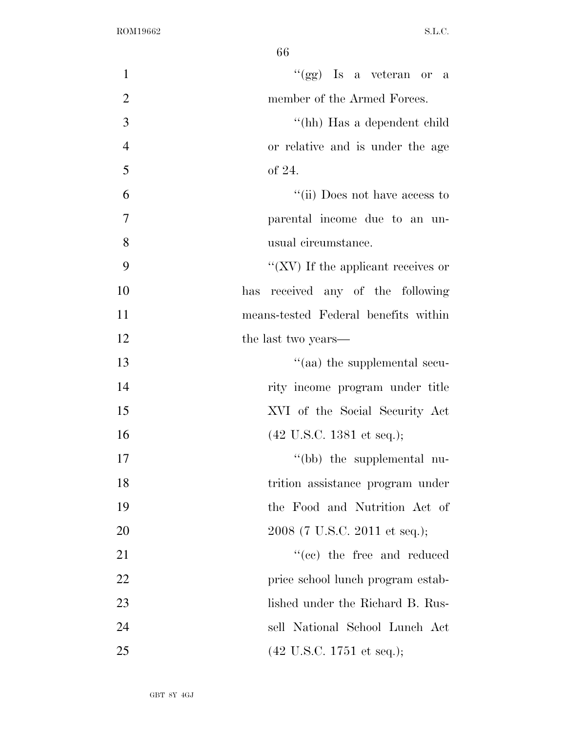"(gg) Is a veteran or a member of the Armed Forces.

"(hh) Has a dependent child or relative and is under the age of 24.

"(ii) Does not have access to parental income due to an unusual circumstance.

"(XV) If the applicant receives or has received any of the following means-tested Federal benefits within the last two years—

"(aa) the supplemental security income program under title XVI of the Social Security Act (42 U.S.C. 1381 et seq.);

"(bb) the supplemental nutrition assistance program under the Food and Nutrition Act of 2008 (7 U.S.C. 2011 et seq.);

"(cc) the free and reduced price school lunch program established under the Richard B. Russell National School Lunch Act (42 U.S.C. 1751 et seq.);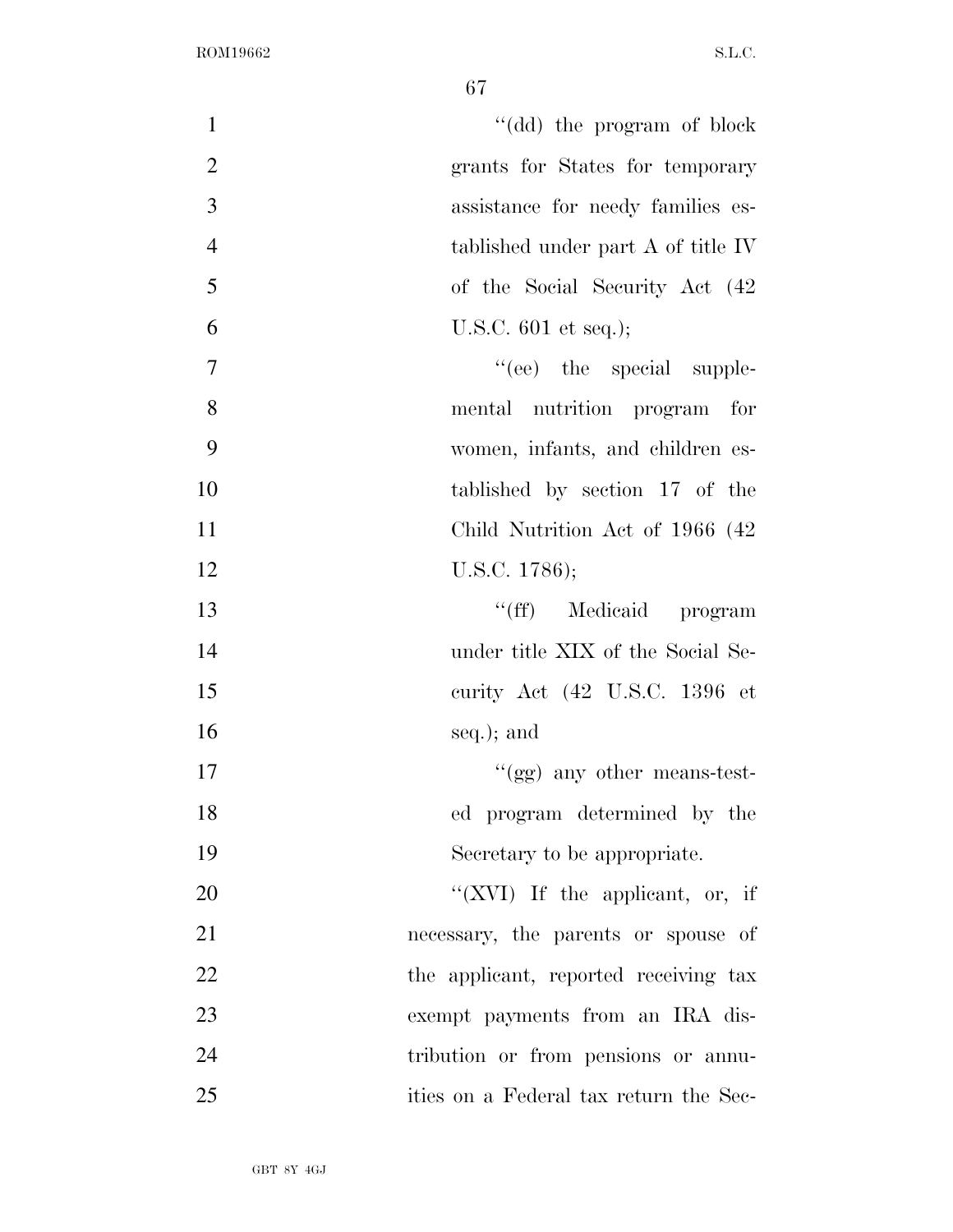"(dd) the program of block grants for States for temporary assistance for needy families established under part A of title IV of the Social Security Act (42 U.S.C. 601 et seq.);

"(ee) the special supplemental nutrition program for women, infants, and children established by section 17 of the Child Nutrition Act of 1966 (42 U.S.C. 1786);

"(ff) Medicaid program under title XIX of the Social Security Act (42 U.S.C. 1396 et seq.); and

"(gg) any other means-tested program determined by the Secretary to be appropriate.

"(XVI) If the applicant, or, if necessary, the parents or spouse of the applicant, reported receiving tax exempt payments from an IRA distribution or from pensions or annuities on a Federal tax return the Sec-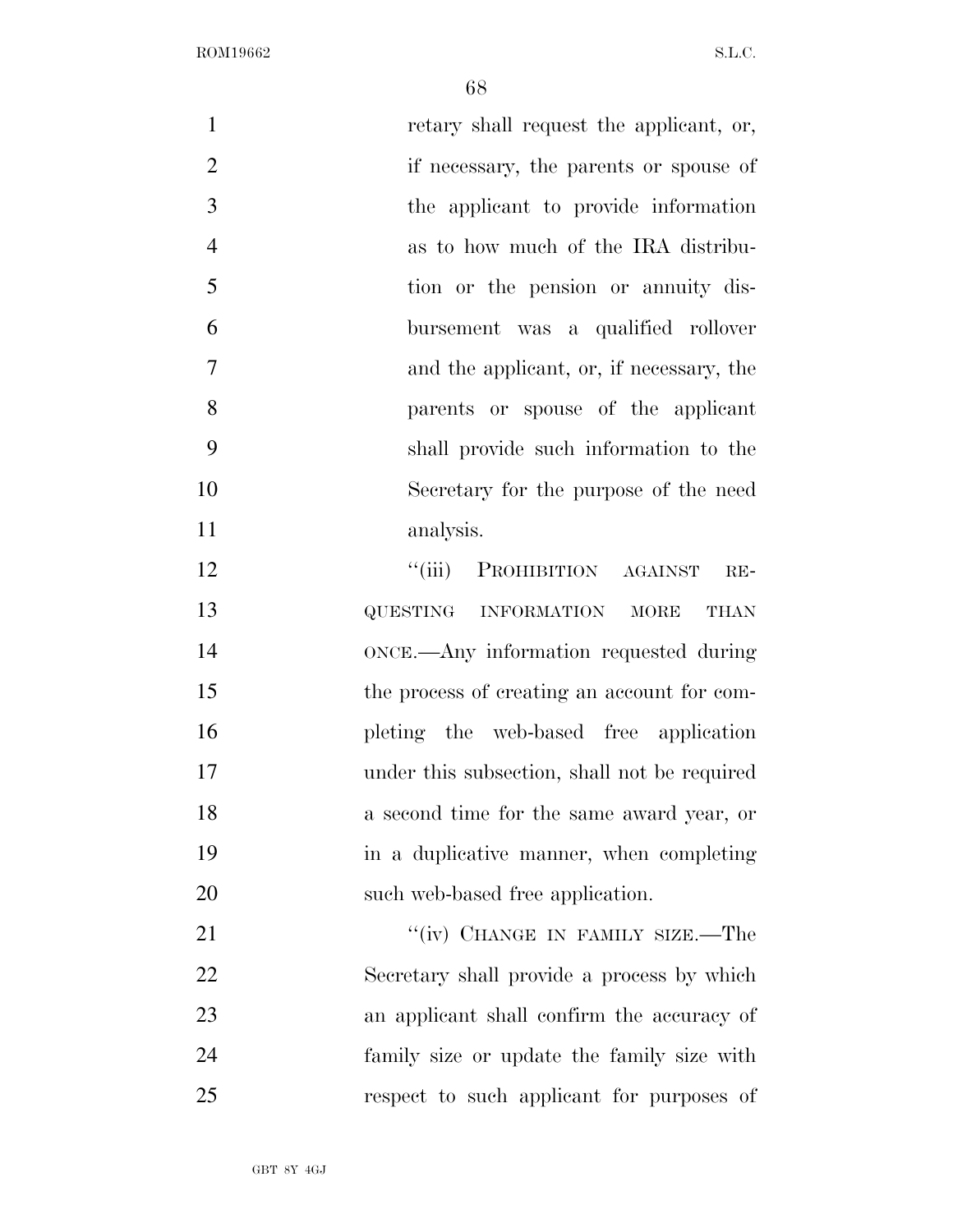retary shall request the applicant, or, if necessary, the parents or spouse of the applicant to provide information as to how much of the IRA distribution or the pension or annuity disbursement was a qualified rollover and the applicant, or, if necessary, the parents or spouse of the applicant shall provide such information to the Secretary for the purpose of the need analysis.

"(iii) PROHIBITION AGAINST REQUESTING INFORMATION MORE THAN ONCE.—Any information requested during the process of creating an account for completing the web-based free application under this subsection, shall not be required a second time for the same award year, or in a duplicative manner, when completing such web-based free application.

"(iv) CHANGE IN FAMILY SIZE.—The Secretary shall provide a process by which an applicant shall confirm the accuracy of family size or update the family size with respect to such applicant for purposes of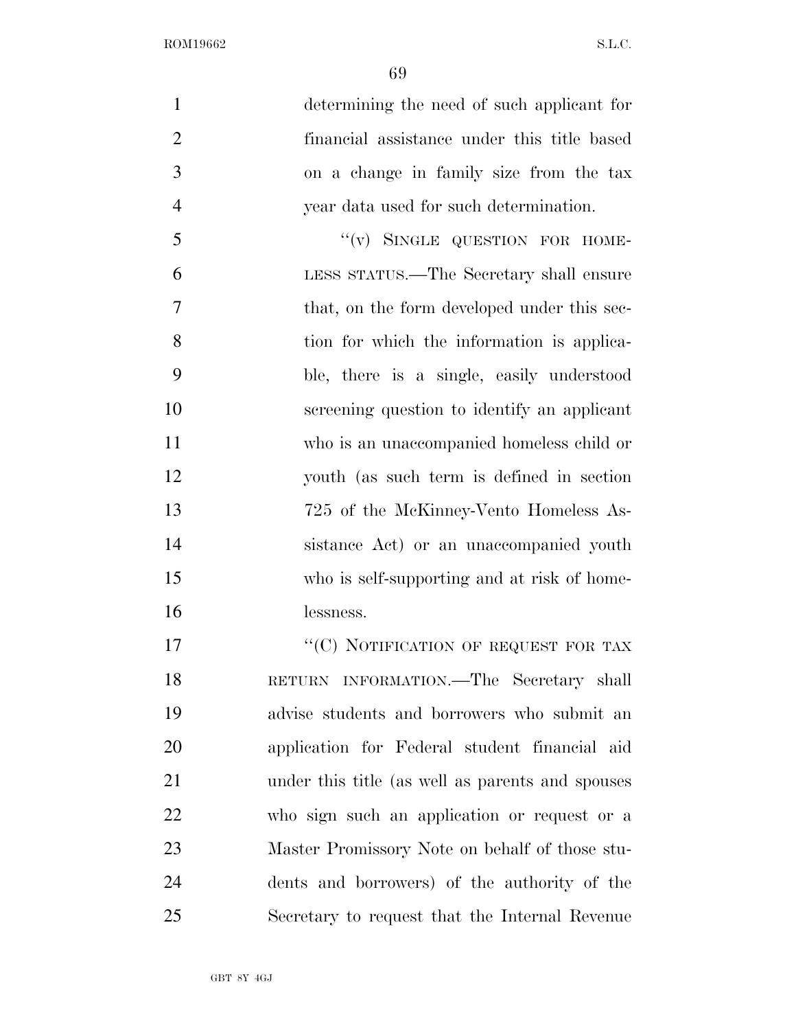determining the need of such applicant for financial assistance under this title based on a change in family size from the tax year data used for such determination.

"(v) SINGLE QUESTION FOR HOMELESS STATUS.—The Secretary shall ensure that, on the form developed under this section for which the information is applicable, there is a single, easily understood screening question to identify an applicant who is an unaccompanied homeless child or youth (as such term is defined in section 725 of the McKinney-Vento Homeless Assistance Act) or an unaccompanied youth who is self-supporting and at risk of homelessness.

"(C) NOTIFICATION OF REQUEST FOR TAX RETURN INFORMATION.—The Secretary shall advise students and borrowers who submit an application for Federal student financial aid under this title (as well as parents and spouses who sign such an application or request or a Master Promissory Note on behalf of those students and borrowers) of the authority of the Secretary to request that the Internal Revenue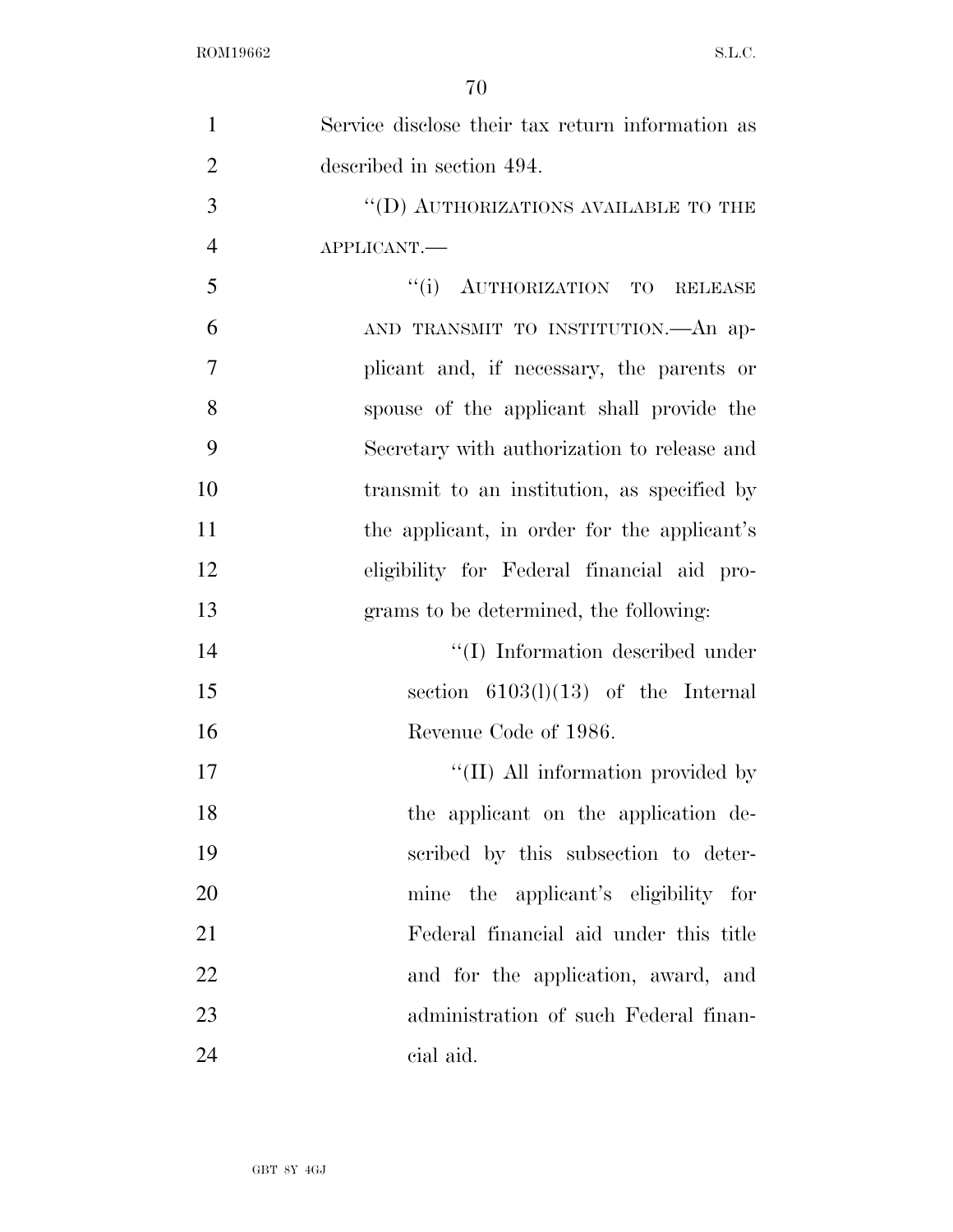Service disclose their tax return information as described in section 494.

"(D) AUTHORIZATIONS AVAILABLE TO THE APPLICANT.—

"(i) AUTHORIZATION TO RELEASE AND TRANSMIT TO INSTITUTION.—An applicant and, if necessary, the parents or spouse of the applicant shall provide the Secretary with authorization to release and transmit to an institution, as specified by the applicant, in order for the applicant's eligibility for Federal financial aid programs to be determined, the following:

"(I) Information described under section 6103(l)(13) of the Internal Revenue Code of 1986.

"(II) All information provided by the applicant on the application described by this subsection to determine the applicant's eligibility for Federal financial aid under this title and for the application, award, and administration of such Federal financial aid.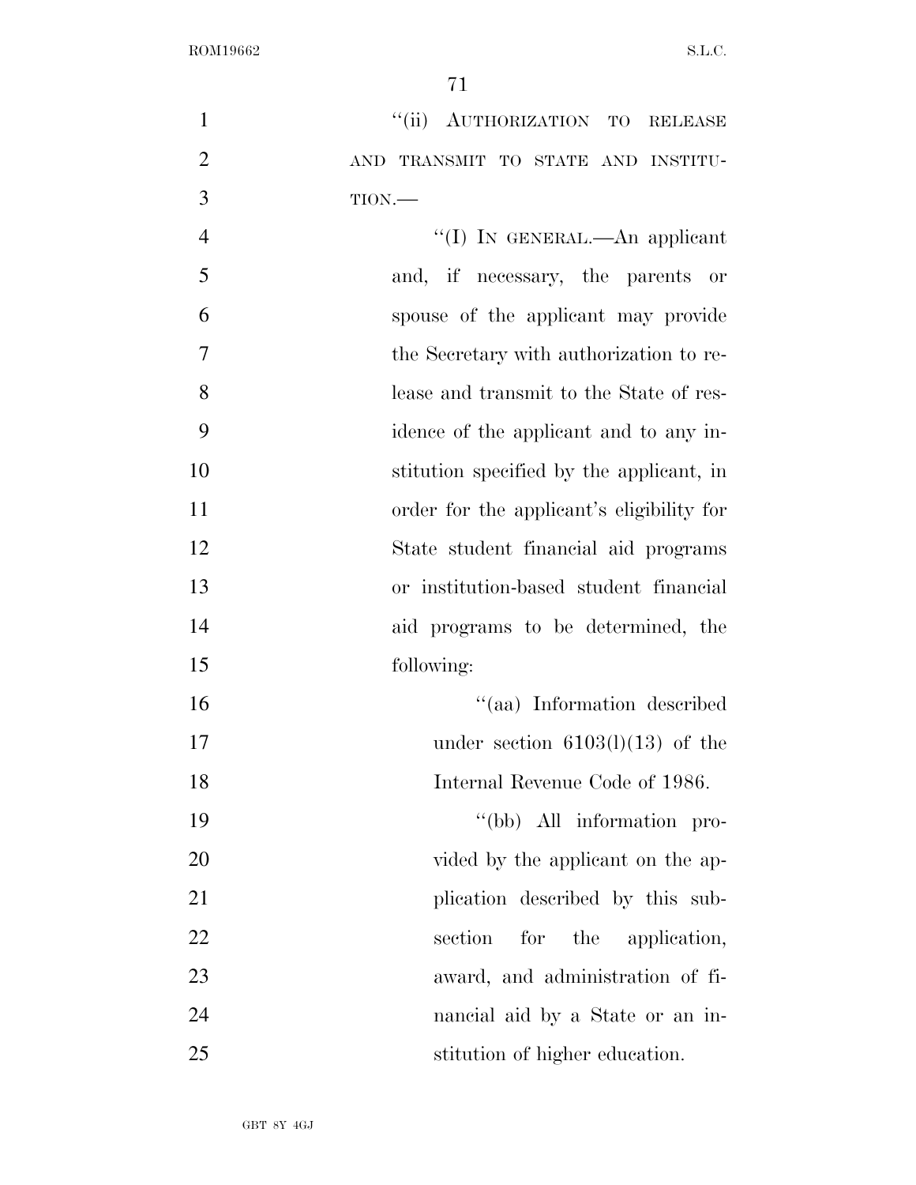"(ii) AUTHORIZATION TO RELEASE AND TRANSMIT TO STATE AND INSTITUTION.—

"(I) IN GENERAL.—An applicant and, if necessary, the parents or spouse of the applicant may provide the Secretary with authorization to release and transmit to the State of residence of the applicant and to any institution specified by the applicant, in order for the applicant's eligibility for State student financial aid programs or institution-based student financial aid programs to be determined, the following:

"(aa) Information described under section 6103(l)(13) of the Internal Revenue Code of 1986.

"(bb) All information provided by the applicant on the application described by this subsection for the application, award, and administration of financial aid by a State or an institution of higher education.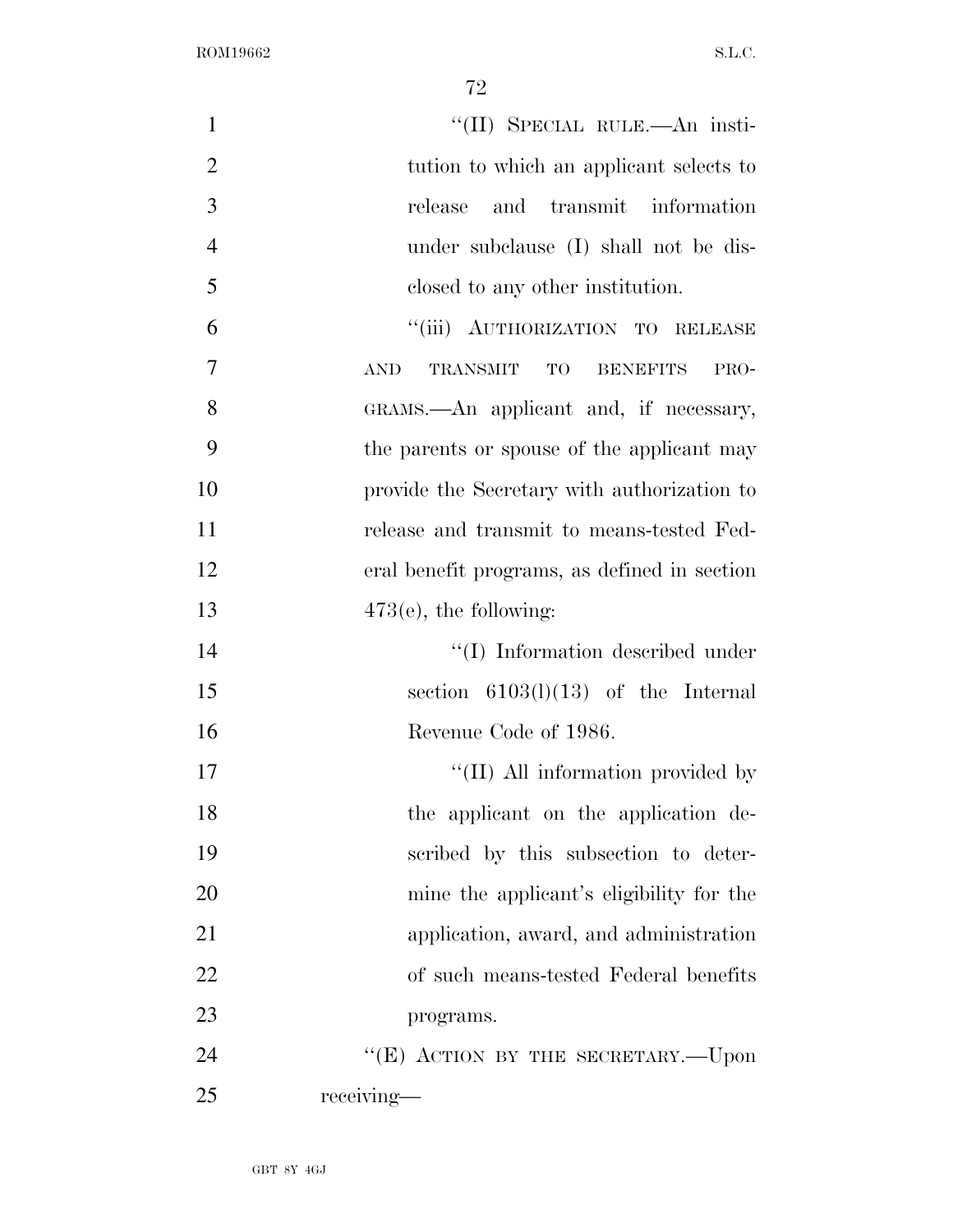"(II) SPECIAL RULE.—An institution to which an applicant selects to release and transmit information under subclause (I) shall not be disclosed to any other institution.

"(iii) AUTHORIZATION TO RELEASE AND TRANSMIT TO BENEFITS PROGRAMS.—An applicant and, if necessary, the parents or spouse of the applicant may provide the Secretary with authorization to release and transmit to means-tested Federal benefit programs, as defined in section 473(e), the following:

"(I) Information described under section 6103(l)(13) of the Internal Revenue Code of 1986.

"(II) All information provided by the applicant on the application described by this subsection to determine the applicant's eligibility for the application, award, and administration of such means-tested Federal benefits programs.

"(E) ACTION BY THE SECRETARY.—Upon receiving—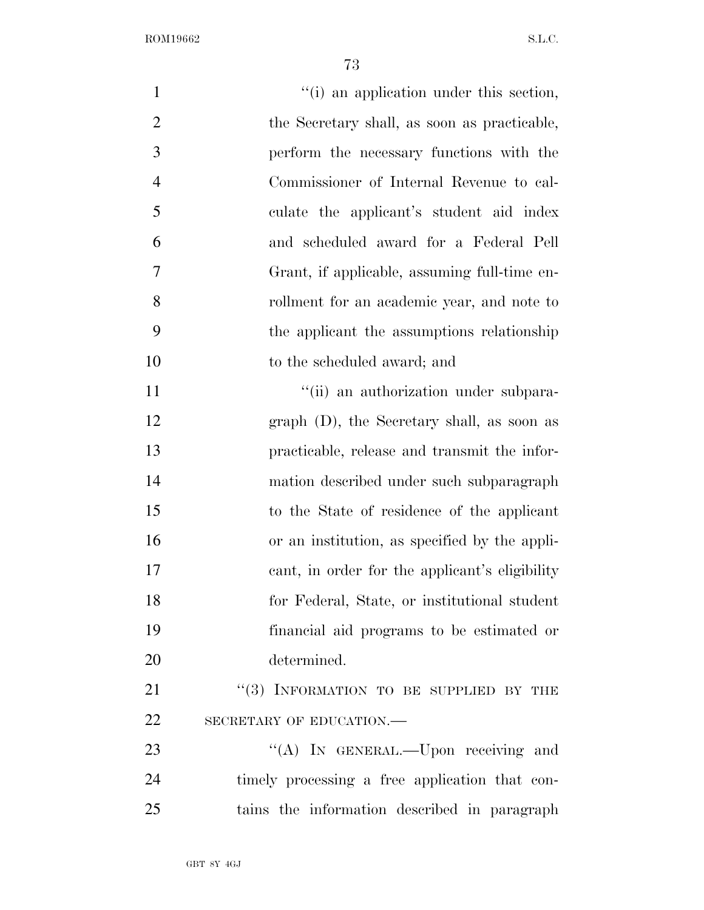"(i) an application under this section, the Secretary shall, as soon as practicable, perform the necessary functions with the Commissioner of Internal Revenue to calculate the applicant's student aid index and scheduled award for a Federal Pell Grant, if applicable, assuming full-time enrollment for an academic year, and note to the applicant the assumptions relationship to the scheduled award; and

"(ii) an authorization under subparagraph (D), the Secretary shall, as soon as practicable, release and transmit the information described under such subparagraph to the State of residence of the applicant or an institution, as specified by the applicant, in order for the applicant's eligibility for Federal, State, or institutional student financial aid programs to be estimated or determined.

"(3) INFORMATION TO BE SUPPLIED BY THE SECRETARY OF EDUCATION.—

"(A) IN GENERAL.—Upon receiving and timely processing a free application that contains the information described in paragraph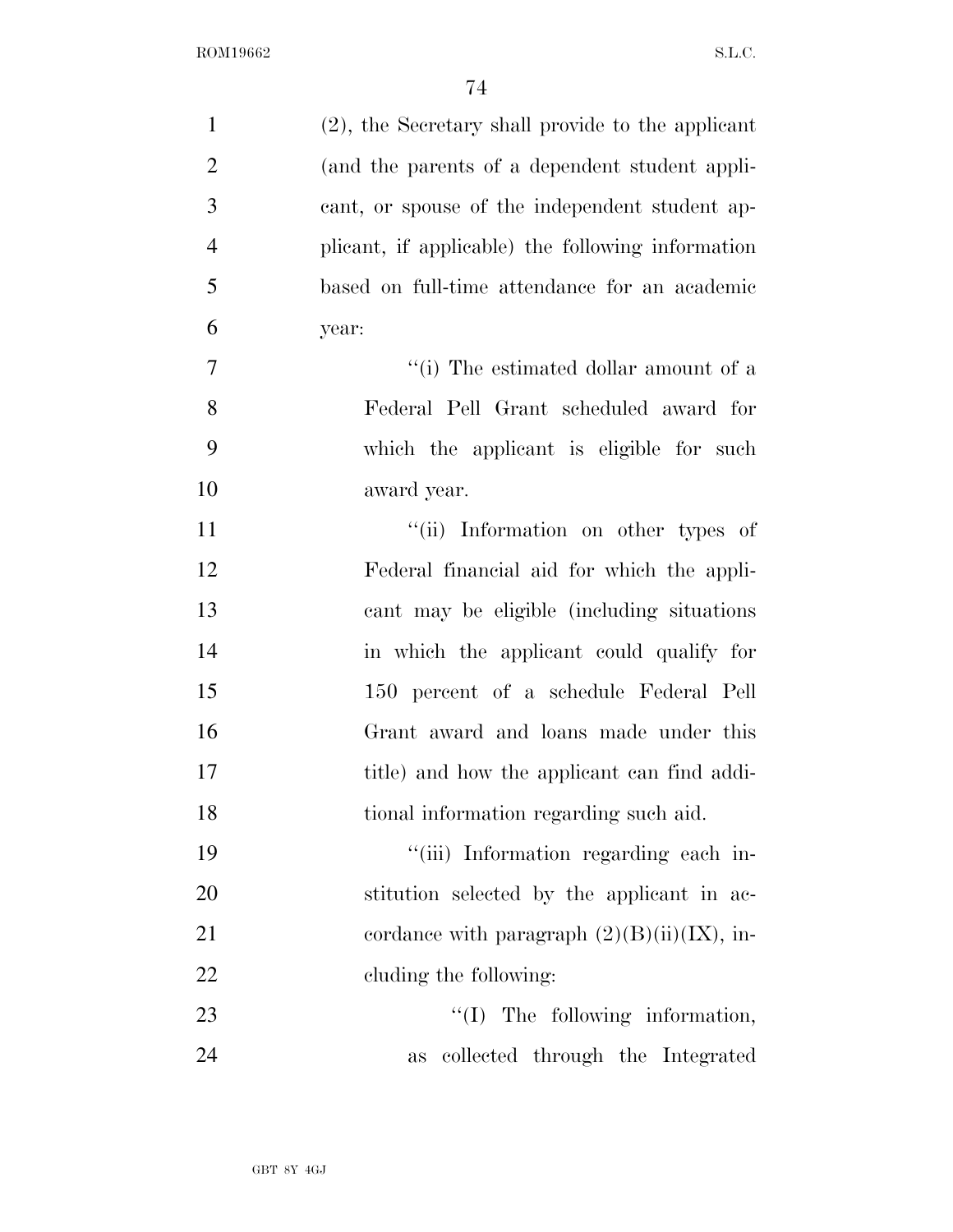(2), the Secretary shall provide to the applicant (and the parents of a dependent student applicant, or spouse of the independent student applicant, if applicable) the following information based on full-time attendance for an academic year:

"(i) The estimated dollar amount of a Federal Pell Grant scheduled award for which the applicant is eligible for such award year.

"(ii) Information on other types of Federal financial aid for which the applicant may be eligible (including situations in which the applicant could qualify for 150 percent of a schedule Federal Pell Grant award and loans made under this title) and how the applicant can find additional information regarding such aid.

"(iii) Information regarding each institution selected by the applicant in accordance with paragraph (2)(B)(ii)(IX), including the following:

"(I) The following information, as collected through the Integrated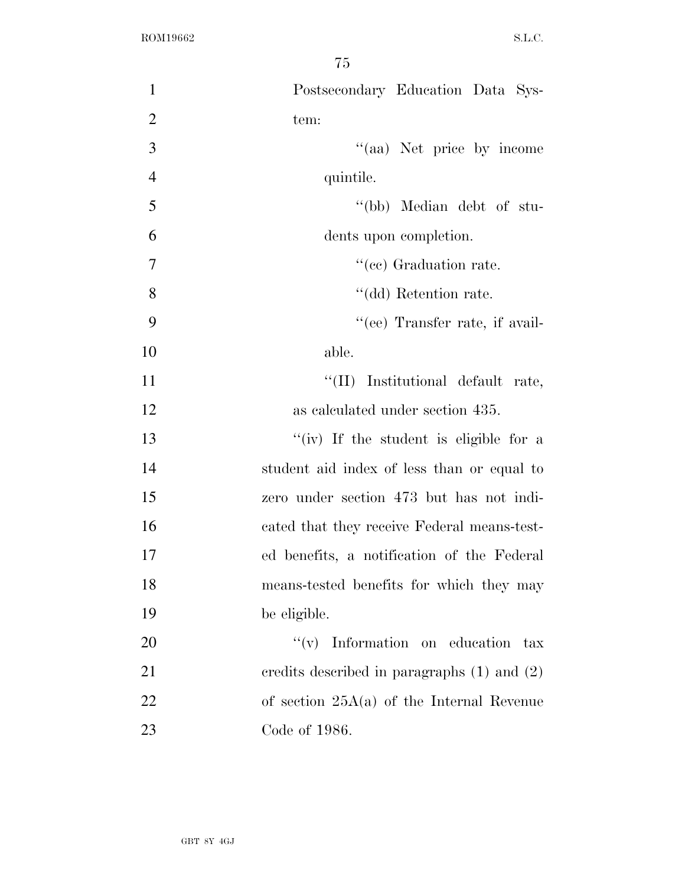Postsecondary Education Data System:

''(aa) Net price by income quintile.

''(bb) Median debt of students upon completion.

''(cc) Graduation rate.

''(dd) Retention rate.

''(ee) Transfer rate, if available.

''(II) Institutional default rate, as calculated under section 435.

''(iv) If the student is eligible for a student aid index of less than or equal to zero under section 473 but has not indicated that they receive Federal means-tested benefits, a notification of the Federal means-tested benefits for which they may be eligible.

''(v) Information on education tax credits described in paragraphs (1) and (2) of section 25A(a) of the Internal Revenue Code of 1986.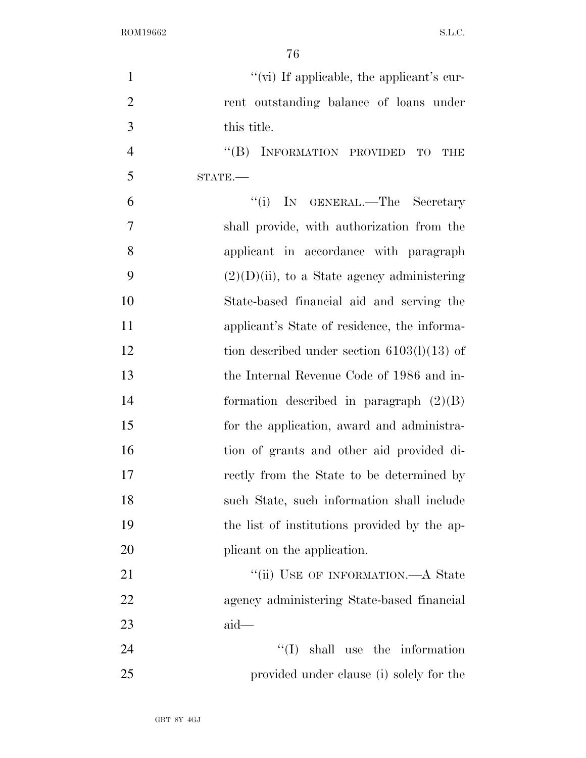''(vi) If applicable, the applicant's current outstanding balance of loans under this title.

''(B) INFORMATION PROVIDED TO THE STATE.—

''(i) IN GENERAL.—The Secretary shall provide, with authorization from the applicant in accordance with paragraph (2)(D)(ii), to a State agency administering State-based financial aid and serving the applicant's State of residence, the information described under section 6103(l)(13) of the Internal Revenue Code of 1986 and information described in paragraph (2)(B) for the application, award and administration of grants and other aid provided directly from the State to be determined by such State, such information shall include the list of institutions provided by the applicant on the application.

''(ii) USE OF INFORMATION.—A State agency administering State-based financial aid—

''(I) shall use the information provided under clause (i) solely for the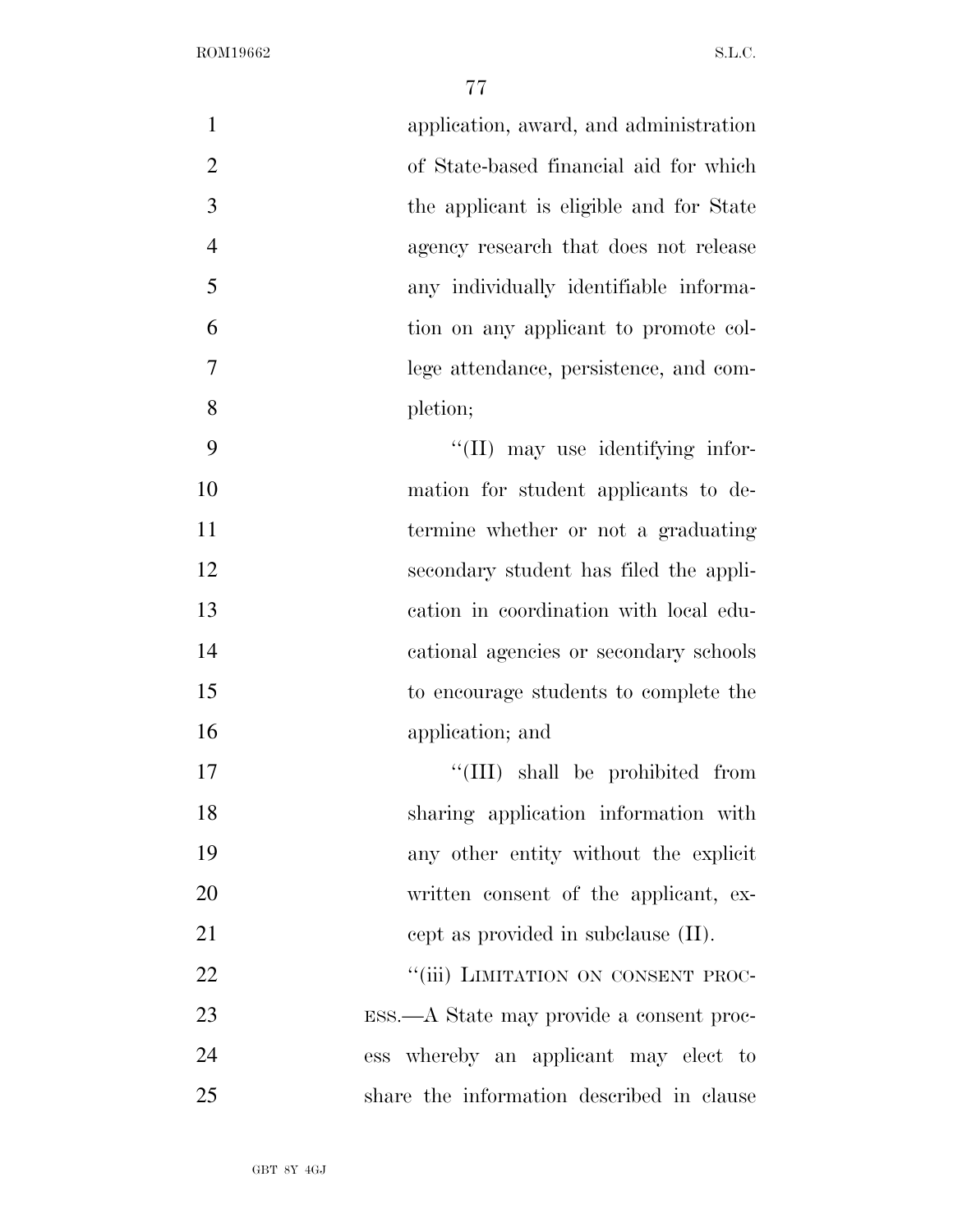application, award, and administration of State-based financial aid for which the applicant is eligible and for State agency research that does not release any individually identifiable information on any applicant to promote college attendance, persistence, and completion;

''(II) may use identifying information for student applicants to determine whether or not a graduating secondary student has filed the application in coordination with local educational agencies or secondary schools to encourage students to complete the application; and

''(III) shall be prohibited from sharing application information with any other entity without the explicit written consent of the applicant, except as provided in subclause (II).

''(iii) LIMITATION ON CONSENT PROCESS.—A State may provide a consent process whereby an applicant may elect to share the information described in clause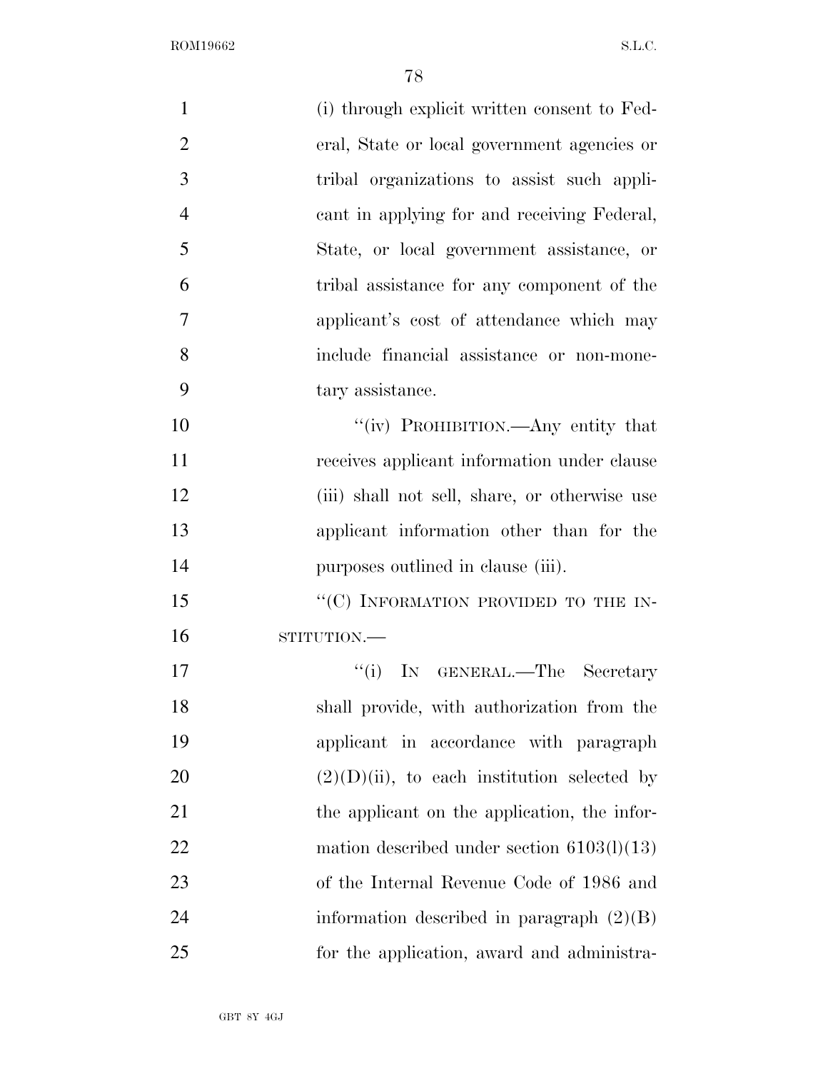(i) through explicit written consent to Federal, State or local government agencies or tribal organizations to assist such applicant in applying for and receiving Federal, State, or local government assistance, or tribal assistance for any component of the applicant's cost of attendance which may include financial assistance or non-monetary assistance.

"(iv) PROHIBITION.—Any entity that receives applicant information under clause (iii) shall not sell, share, or otherwise use applicant information other than for the purposes outlined in clause (iii).

"(C) INFORMATION PROVIDED TO THE INSTITUTION.—

"(i) IN GENERAL.—The Secretary shall provide, with authorization from the applicant in accordance with paragraph (2)(D)(ii), to each institution selected by the applicant on the application, the information described under section 6103(l)(13) of the Internal Revenue Code of 1986 and information described in paragraph (2)(B) for the application, award and administra-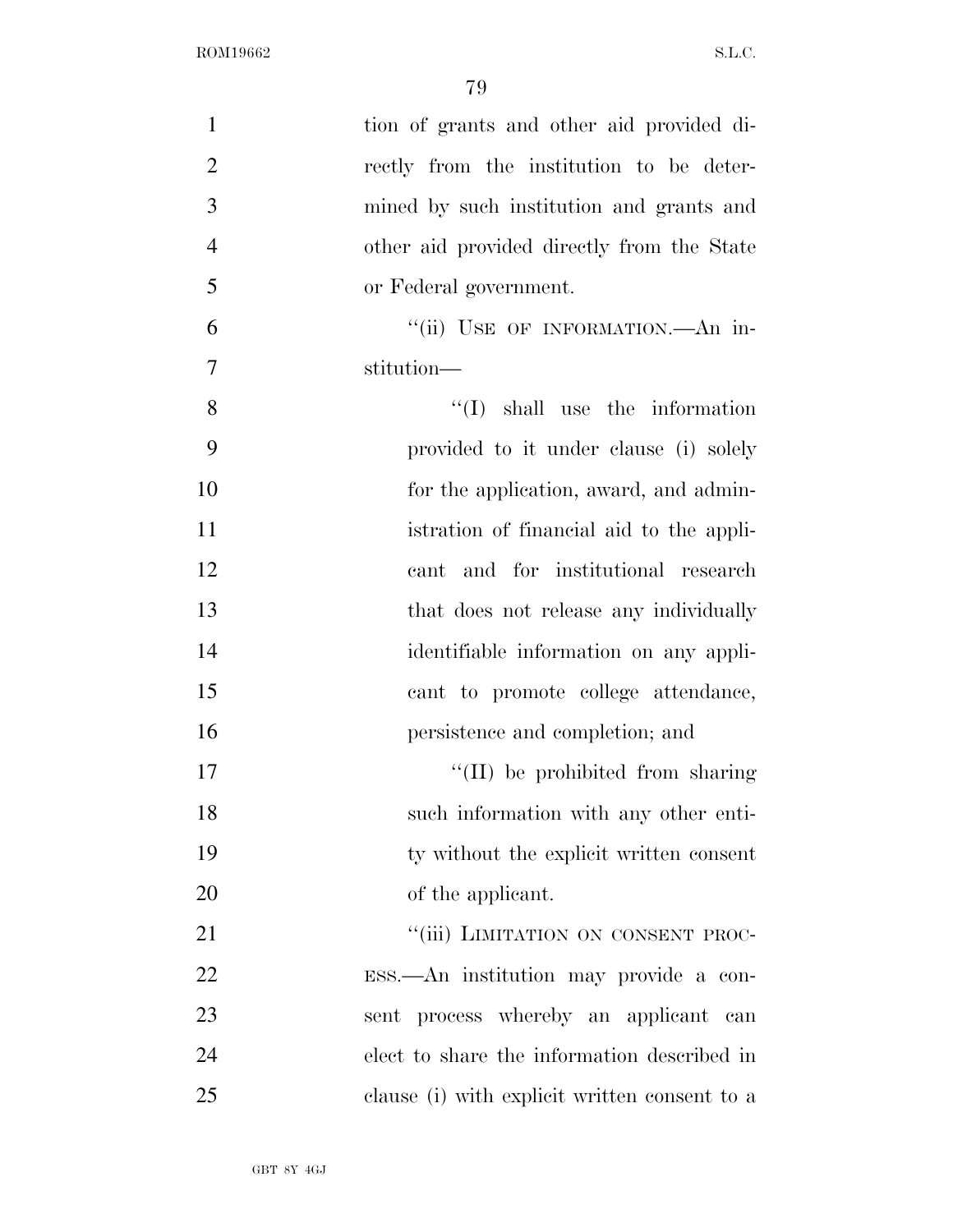tion of grants and other aid provided directly from the institution to be determined by such institution and grants and other aid provided directly from the State or Federal government.

''(ii) USE OF INFORMATION.—An institution—

''(I) shall use the information provided to it under clause (i) solely for the application, award, and administration of financial aid to the applicant and for institutional research that does not release any individually identifiable information on any applicant to promote college attendance, persistence and completion; and

''(II) be prohibited from sharing such information with any other entity without the explicit written consent of the applicant.

''(iii) LIMITATION ON CONSENT PROCESS.—An institution may provide a consent process whereby an applicant can elect to share the information described in clause (i) with explicit written consent to a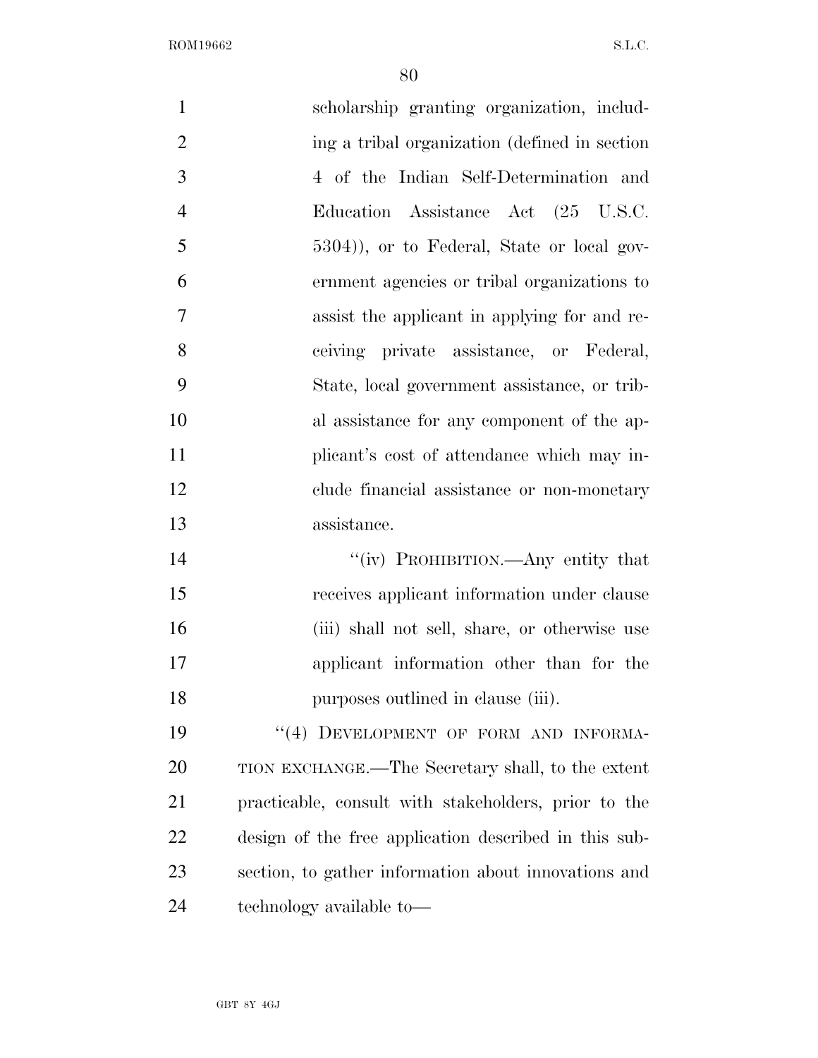scholarship granting organization, including a tribal organization (defined in section 4 of the Indian Self-Determination and Education Assistance Act (25 U.S.C. 5304)), or to Federal, State or local government agencies or tribal organizations to assist the applicant in applying for and receiving private assistance, or Federal, State, local government assistance, or tribal assistance for any component of the applicant's cost of attendance which may include financial assistance or non-monetary assistance.

"(iv) PROHIBITION.—Any entity that receives applicant information under clause (iii) shall not sell, share, or otherwise use applicant information other than for the purposes outlined in clause (iii).

"(4) DEVELOPMENT OF FORM AND INFORMATION EXCHANGE.—The Secretary shall, to the extent practicable, consult with stakeholders, prior to the design of the free application described in this subsection, to gather information about innovations and technology available to—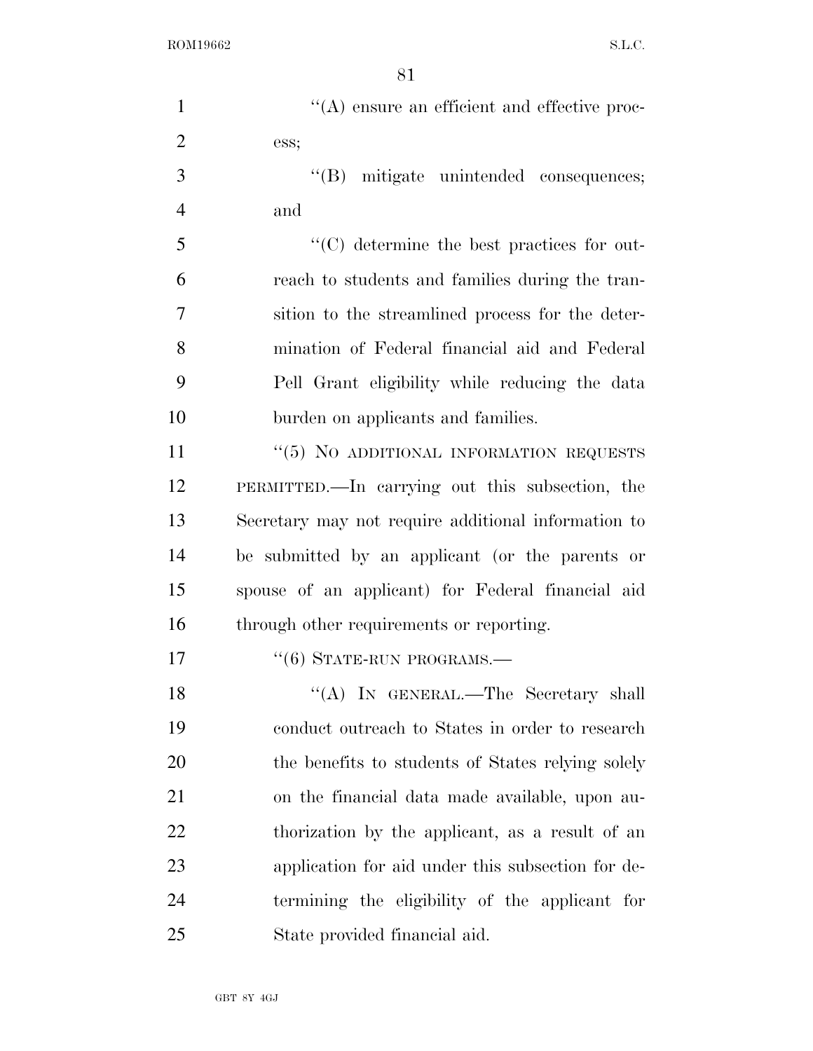''(A) ensure an efficient and effective process;

''(B) mitigate unintended consequences; and

''(C) determine the best practices for outreach to students and families during the transition to the streamlined process for the determination of Federal financial aid and Federal Pell Grant eligibility while reducing the data burden on applicants and families.

''(5) NO ADDITIONAL INFORMATION REQUESTS PERMITTED.—In carrying out this subsection, the Secretary may not require additional information to be submitted by an applicant (or the parents or spouse of an applicant) for Federal financial aid through other requirements or reporting.

''(6) STATE-RUN PROGRAMS.—

''(A) IN GENERAL.—The Secretary shall conduct outreach to States in order to research the benefits to students of States relying solely on the financial data made available, upon authorization by the applicant, as a result of an application for aid under this subsection for determining the eligibility of the applicant for State provided financial aid.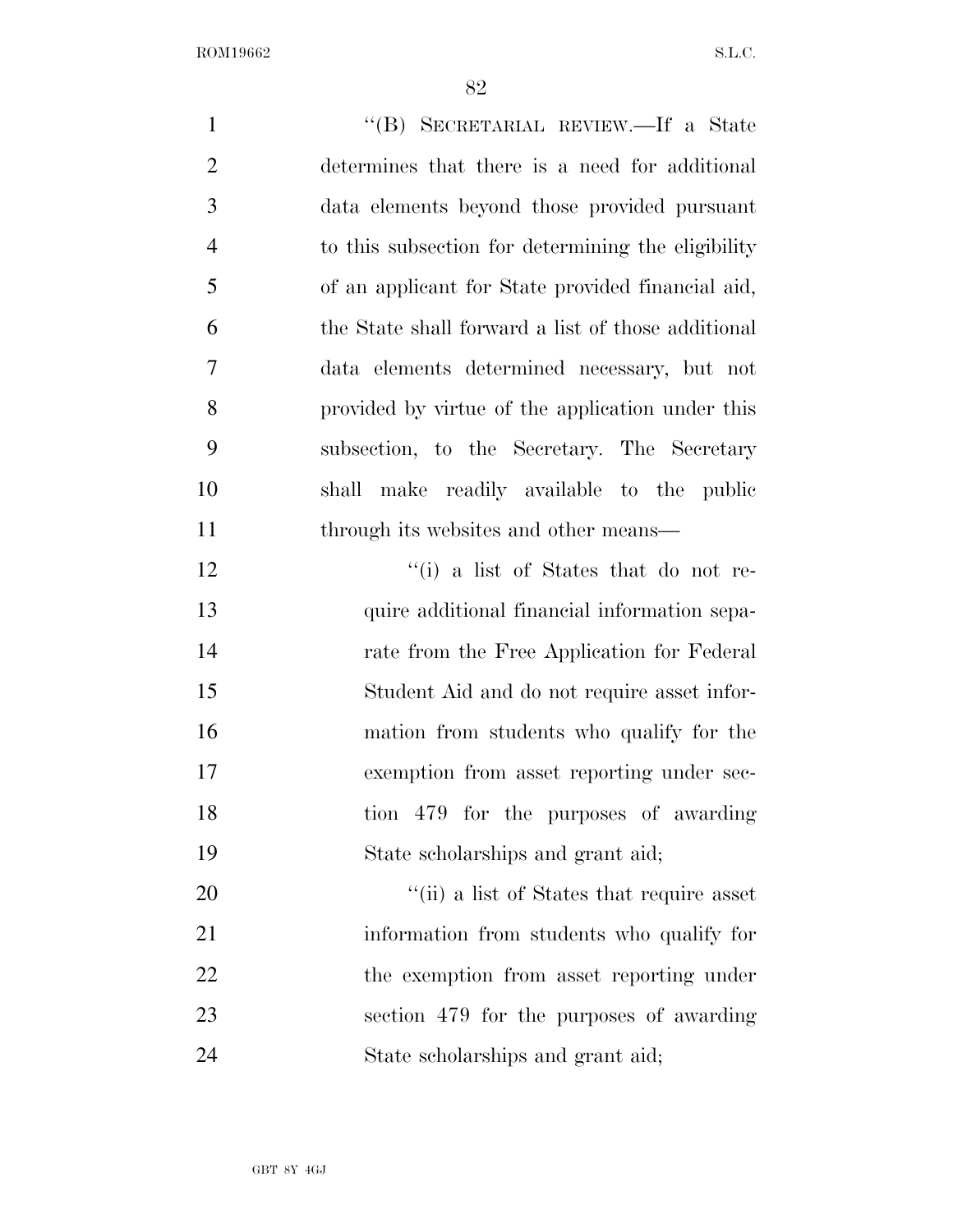''(B) SECRETARIAL REVIEW.—If a State determines that there is a need for additional data elements beyond those provided pursuant to this subsection for determining the eligibility of an applicant for State provided financial aid, the State shall forward a list of those additional data elements determined necessary, but not provided by virtue of the application under this subsection, to the Secretary. The Secretary shall make readily available to the public through its websites and other means—

''(i) a list of States that do not require additional financial information separate from the Free Application for Federal Student Aid and do not require asset information from students who qualify for the exemption from asset reporting under section 479 for the purposes of awarding State scholarships and grant aid;

''(ii) a list of States that require asset information from students who qualify for the exemption from asset reporting under section 479 for the purposes of awarding State scholarships and grant aid;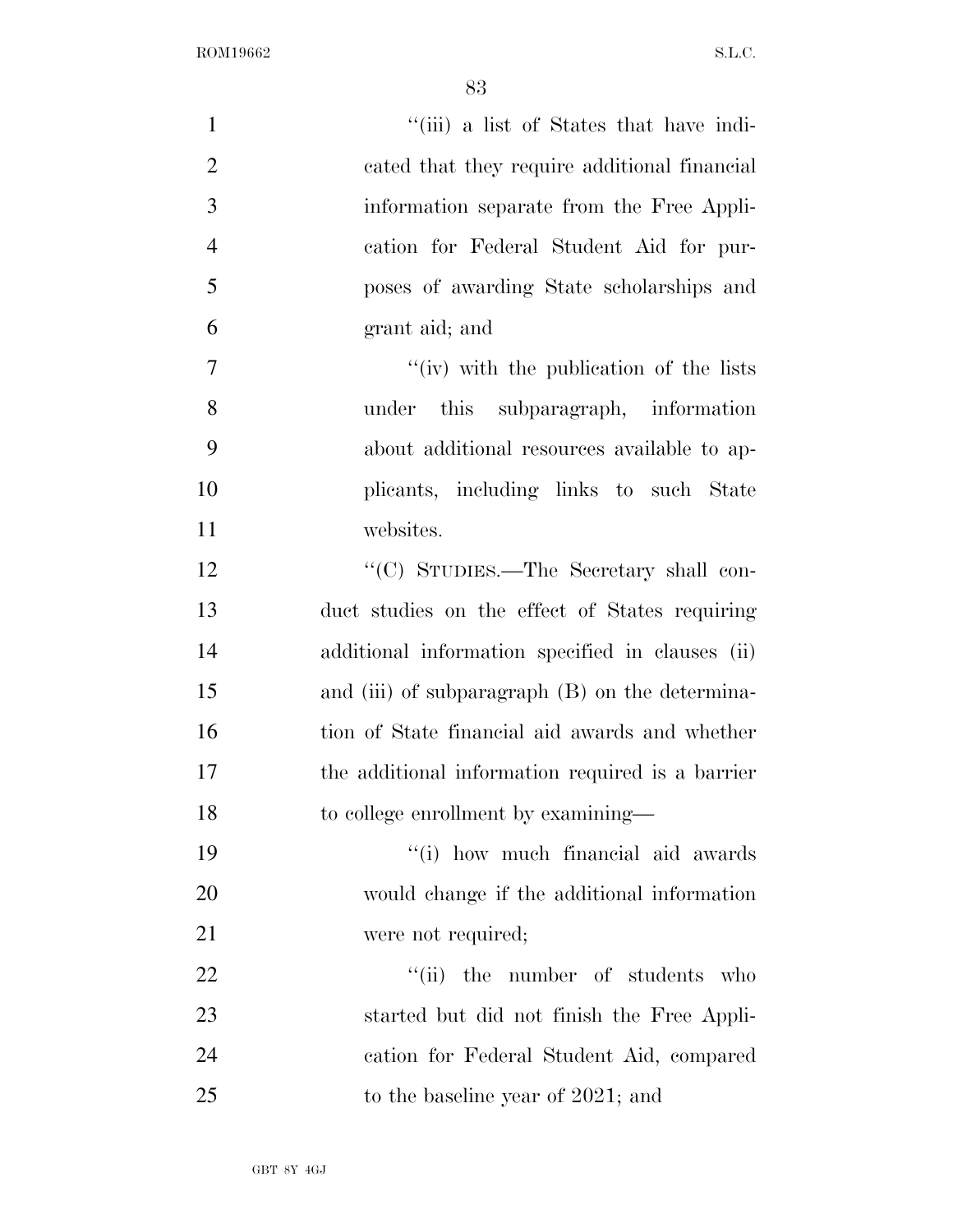''(iii) a list of States that have indicated that they require additional financial information separate from the Free Application for Federal Student Aid for purposes of awarding State scholarships and grant aid; and

''(iv) with the publication of the lists under this subparagraph, information about additional resources available to applicants, including links to such State websites.

''(C) STUDIES.—The Secretary shall conduct studies on the effect of States requiring additional information specified in clauses (ii) and (iii) of subparagraph (B) on the determination of State financial aid awards and whether the additional information required is a barrier to college enrollment by examining—

''(i) how much financial aid awards would change if the additional information were not required;

''(ii) the number of students who started but did not finish the Free Application for Federal Student Aid, compared to the baseline year of 2021; and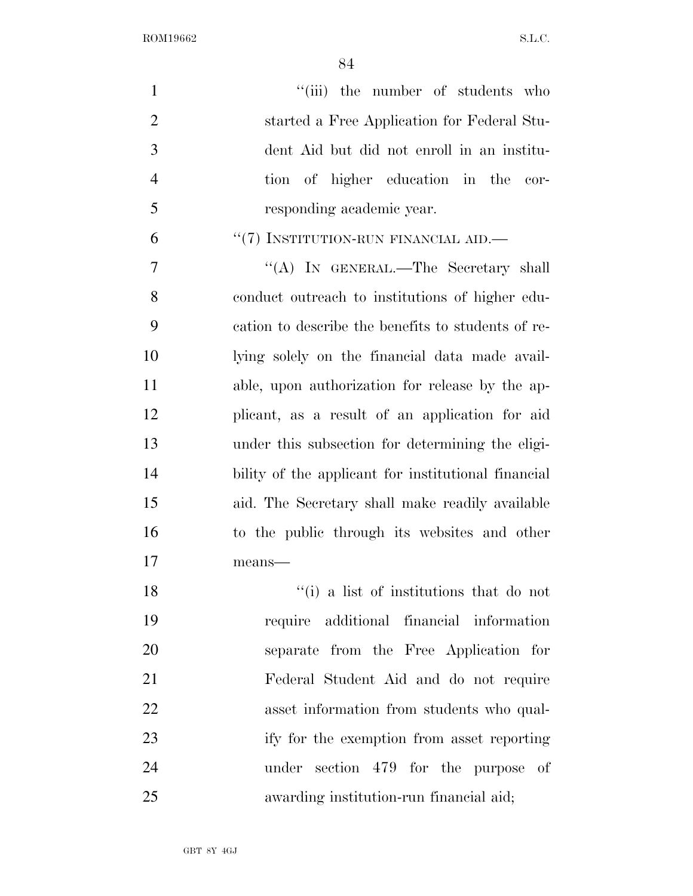''(iii) the number of students who started a Free Application for Federal Student Aid but did not enroll in an institution of higher education in the corresponding academic year.

''(7) INSTITUTION-RUN FINANCIAL AID.—

''(A) IN GENERAL.—The Secretary shall conduct outreach to institutions of higher education to describe the benefits to students of relying solely on the financial data made available, upon authorization for release by the applicant, as a result of an application for aid under this subsection for determining the eligibility of the applicant for institutional financial aid. The Secretary shall make readily available to the public through its websites and other means—

''(i) a list of institutions that do not require additional financial information separate from the Free Application for Federal Student Aid and do not require asset information from students who qualify for the exemption from asset reporting under section 479 for the purpose of awarding institution-run financial aid;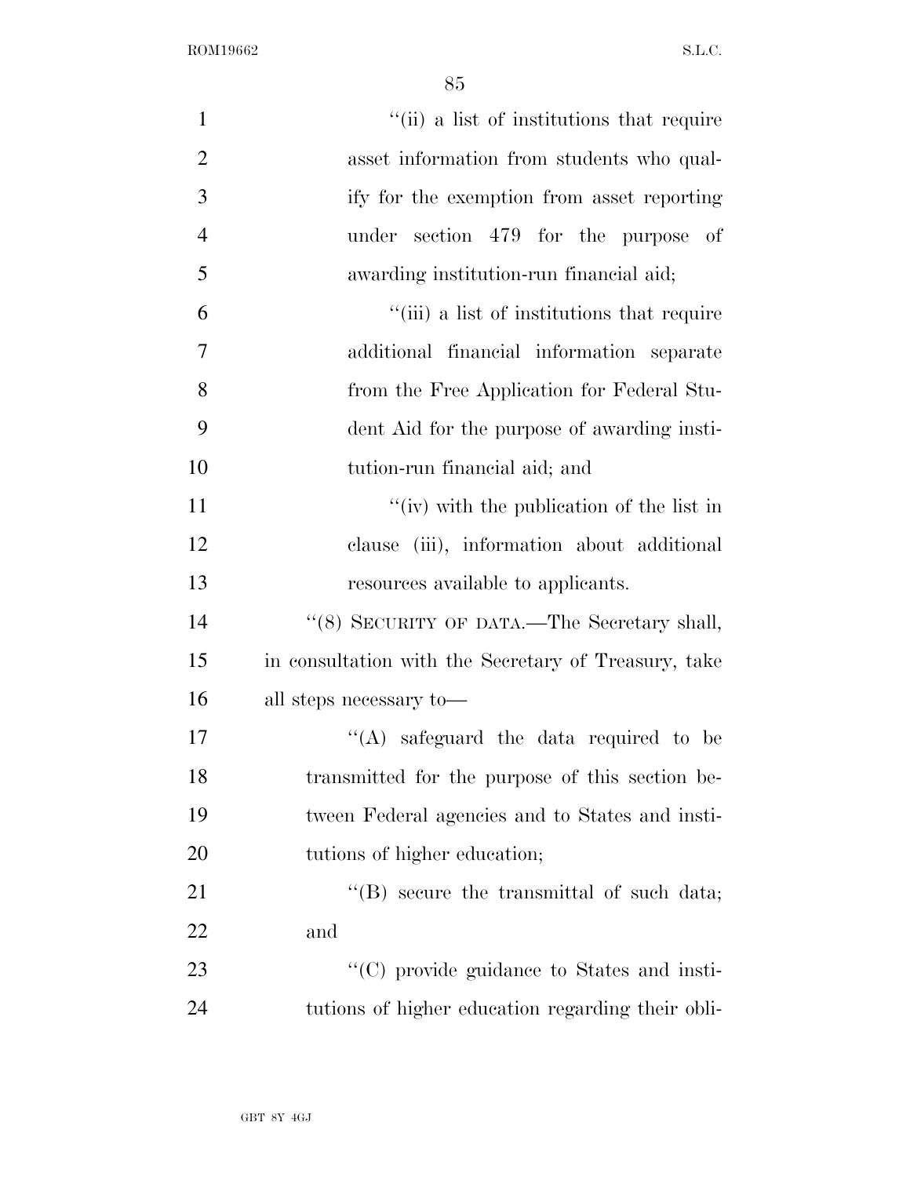''(ii) a list of institutions that require asset information from students who qualify for the exemption from asset reporting under section 479 for the purpose of awarding institution-run financial aid;

''(iii) a list of institutions that require additional financial information separate from the Free Application for Federal Student Aid for the purpose of awarding institution-run financial aid; and

''(iv) with the publication of the list in clause (iii), information about additional resources available to applicants.

''(8) SECURITY OF DATA.—The Secretary shall, in consultation with the Secretary of Treasury, take all steps necessary to—

''(A) safeguard the data required to be transmitted for the purpose of this section between Federal agencies and to States and institutions of higher education;

''(B) secure the transmittal of such data; and

''(C) provide guidance to States and institutions of higher education regarding their obli-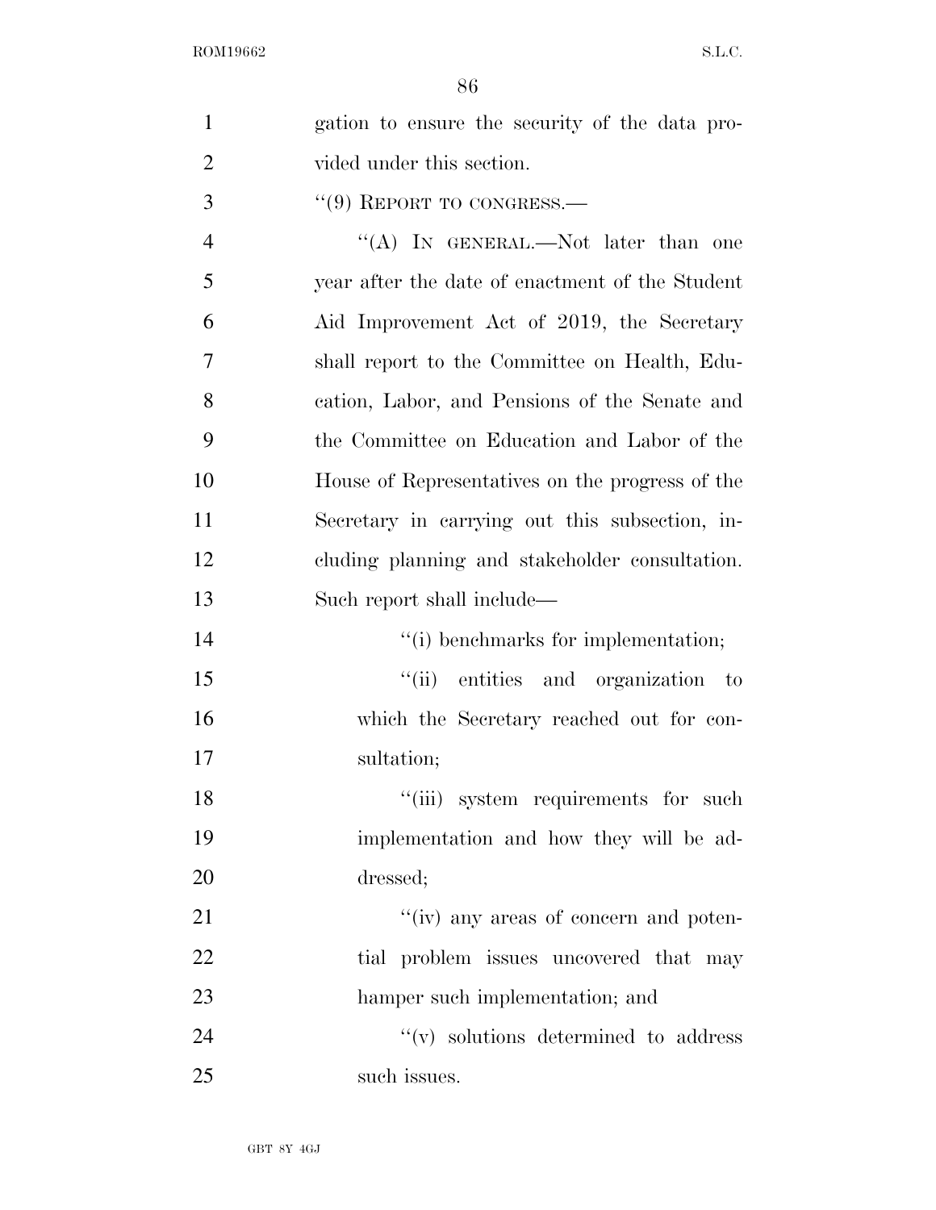gation to ensure the security of the data provided under this section.

''(9) REPORT TO CONGRESS.—

''(A) IN GENERAL.—Not later than one year after the date of enactment of the Student Aid Improvement Act of 2019, the Secretary shall report to the Committee on Health, Education, Labor, and Pensions of the Senate and the Committee on Education and Labor of the House of Representatives on the progress of the Secretary in carrying out this subsection, including planning and stakeholder consultation. Such report shall include—

''(i) benchmarks for implementation;

''(ii) entities and organization to which the Secretary reached out for consultation;

''(iii) system requirements for such implementation and how they will be addressed;

''(iv) any areas of concern and potential problem issues uncovered that may hamper such implementation; and

''(v) solutions determined to address such issues.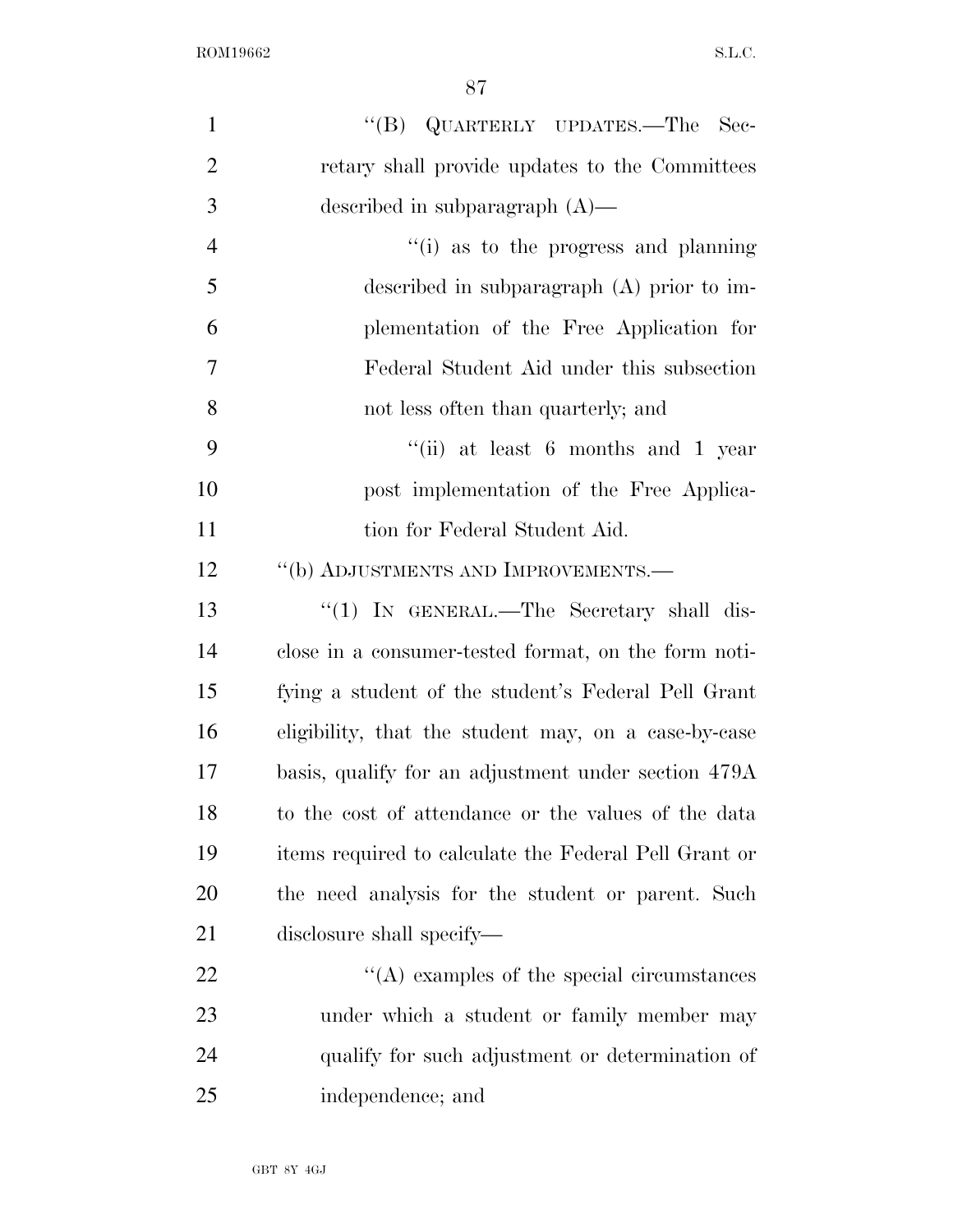"(B) QUARTERLY UPDATES.—The Secretary shall provide updates to the Committees described in subparagraph (A)—

"(i) as to the progress and planning described in subparagraph (A) prior to implementation of the Free Application for Federal Student Aid under this subsection not less often than quarterly; and

"(ii) at least 6 months and 1 year post implementation of the Free Application for Federal Student Aid.

"(b) ADJUSTMENTS AND IMPROVEMENTS.—

"(1) IN GENERAL.—The Secretary shall disclose in a consumer-tested format, on the form notifying a student of the student's Federal Pell Grant eligibility, that the student may, on a case-by-case basis, qualify for an adjustment under section 479A to the cost of attendance or the values of the data items required to calculate the Federal Pell Grant or the need analysis for the student or parent. Such disclosure shall specify—

"(A) examples of the special circumstances under which a student or family member may qualify for such adjustment or determination of independence; and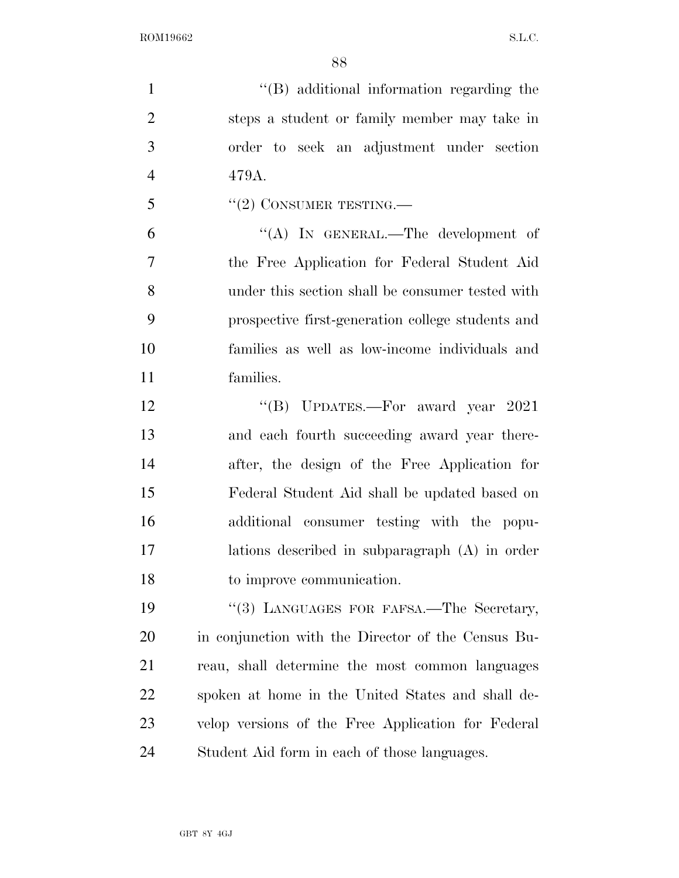''(B) additional information regarding the steps a student or family member may take in order to seek an adjustment under section 479A.

''(2) CONSUMER TESTING.—

''(A) IN GENERAL.—The development of the Free Application for Federal Student Aid under this section shall be consumer tested with prospective first-generation college students and families as well as low-income individuals and families.

''(B) UPDATES.—For award year 2021 and each fourth succeeding award year thereafter, the design of the Free Application for Federal Student Aid shall be updated based on additional consumer testing with the populations described in subparagraph (A) in order to improve communication.

''(3) LANGUAGES FOR FAFSA.—The Secretary, in conjunction with the Director of the Census Bureau, shall determine the most common languages spoken at home in the United States and shall develop versions of the Free Application for Federal Student Aid form in each of those languages.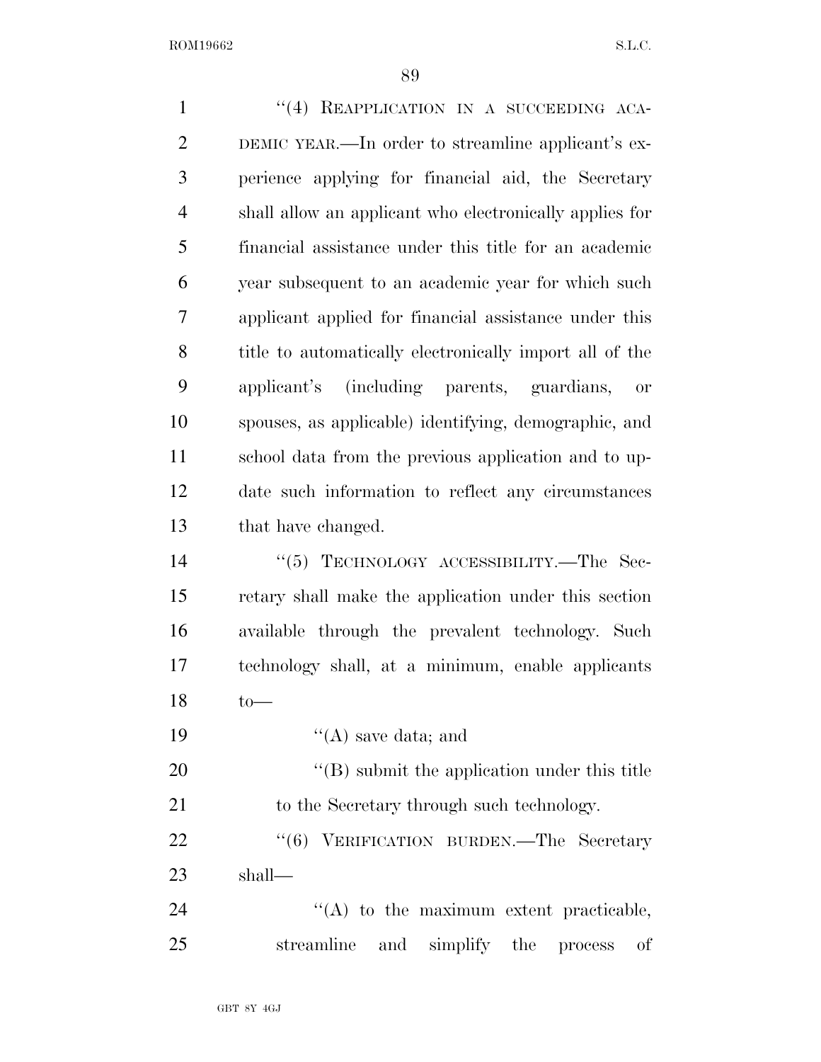"(4) REAPPLICATION IN A SUCCEEDING ACADEMIC YEAR.—In order to streamline applicant's experience applying for financial aid, the Secretary shall allow an applicant who electronically applies for financial assistance under this title for an academic year subsequent to an academic year for which such applicant applied for financial assistance under this title to automatically electronically import all of the applicant's (including parents, guardians, or spouses, as applicable) identifying, demographic, and school data from the previous application and to update such information to reflect any circumstances that have changed.

"(5) TECHNOLOGY ACCESSIBILITY.—The Secretary shall make the application under this section available through the prevalent technology. Such technology shall, at a minimum, enable applicants to—

"(A) save data; and

"(B) submit the application under this title to the Secretary through such technology.

"(6) VERIFICATION BURDEN.—The Secretary shall—

"(A) to the maximum extent practicable, streamline and simplify the process of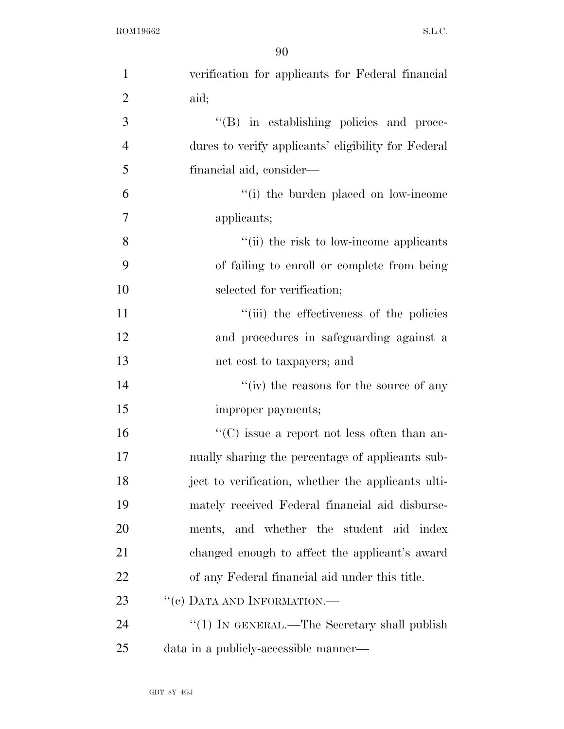verification for applicants for Federal financial aid;

"(B) in establishing policies and procedures to verify applicants' eligibility for Federal financial aid, consider—

"(i) the burden placed on low-income applicants;

"(ii) the risk to low-income applicants of failing to enroll or complete from being selected for verification;

"(iii) the effectiveness of the policies and procedures in safeguarding against a net cost to taxpayers; and

"(iv) the reasons for the source of any improper payments;

"(C) issue a report not less often than annually sharing the percentage of applicants subject to verification, whether the applicants ultimately received Federal financial aid disbursements, and whether the student aid index changed enough to affect the applicant's award of any Federal financial aid under this title.

"(c) DATA AND INFORMATION.—

"(1) IN GENERAL.—The Secretary shall publish data in a publicly-accessible manner—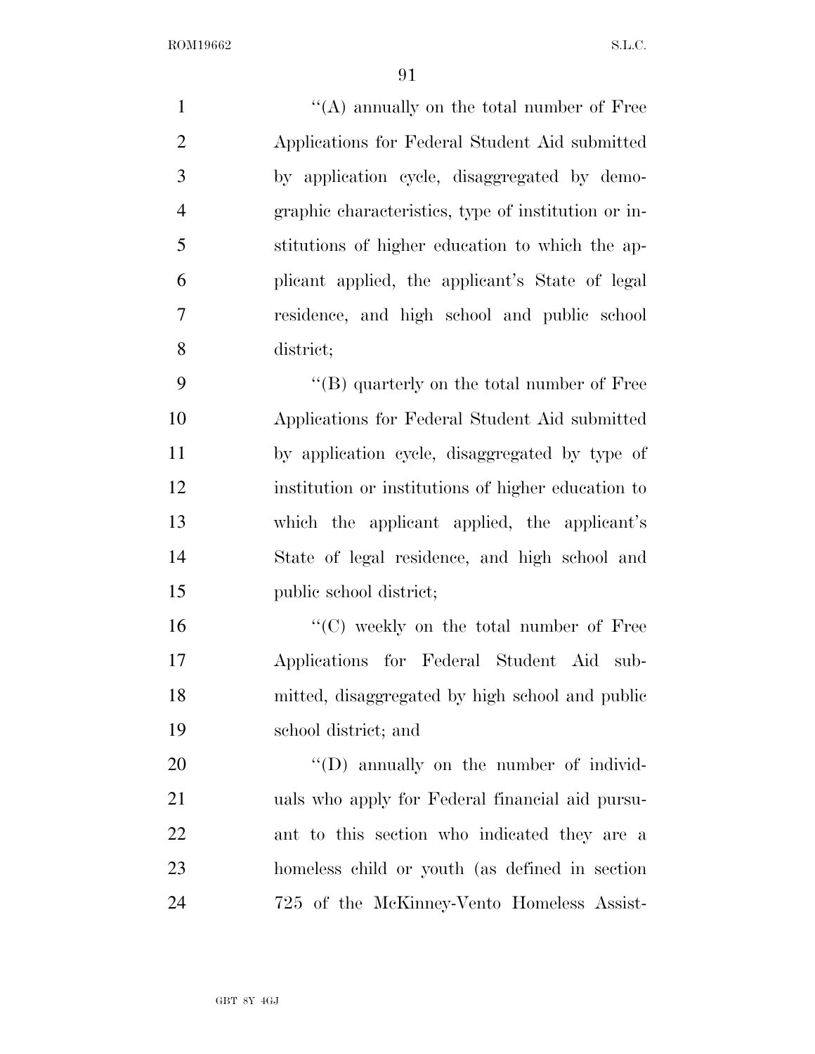"(A) annually on the total number of Free Applications for Federal Student Aid submitted by application cycle, disaggregated by demographic characteristics, type of institution or institutions of higher education to which the applicant applied, the applicant's State of legal residence, and high school and public school district;

"(B) quarterly on the total number of Free Applications for Federal Student Aid submitted by application cycle, disaggregated by type of institution or institutions of higher education to which the applicant applied, the applicant's State of legal residence, and high school and public school district;

"(C) weekly on the total number of Free Applications for Federal Student Aid submitted, disaggregated by high school and public school district; and

"(D) annually on the number of individuals who apply for Federal financial aid pursuant to this section who indicated they are a homeless child or youth (as defined in section 725 of the McKinney-Vento Homeless Assist-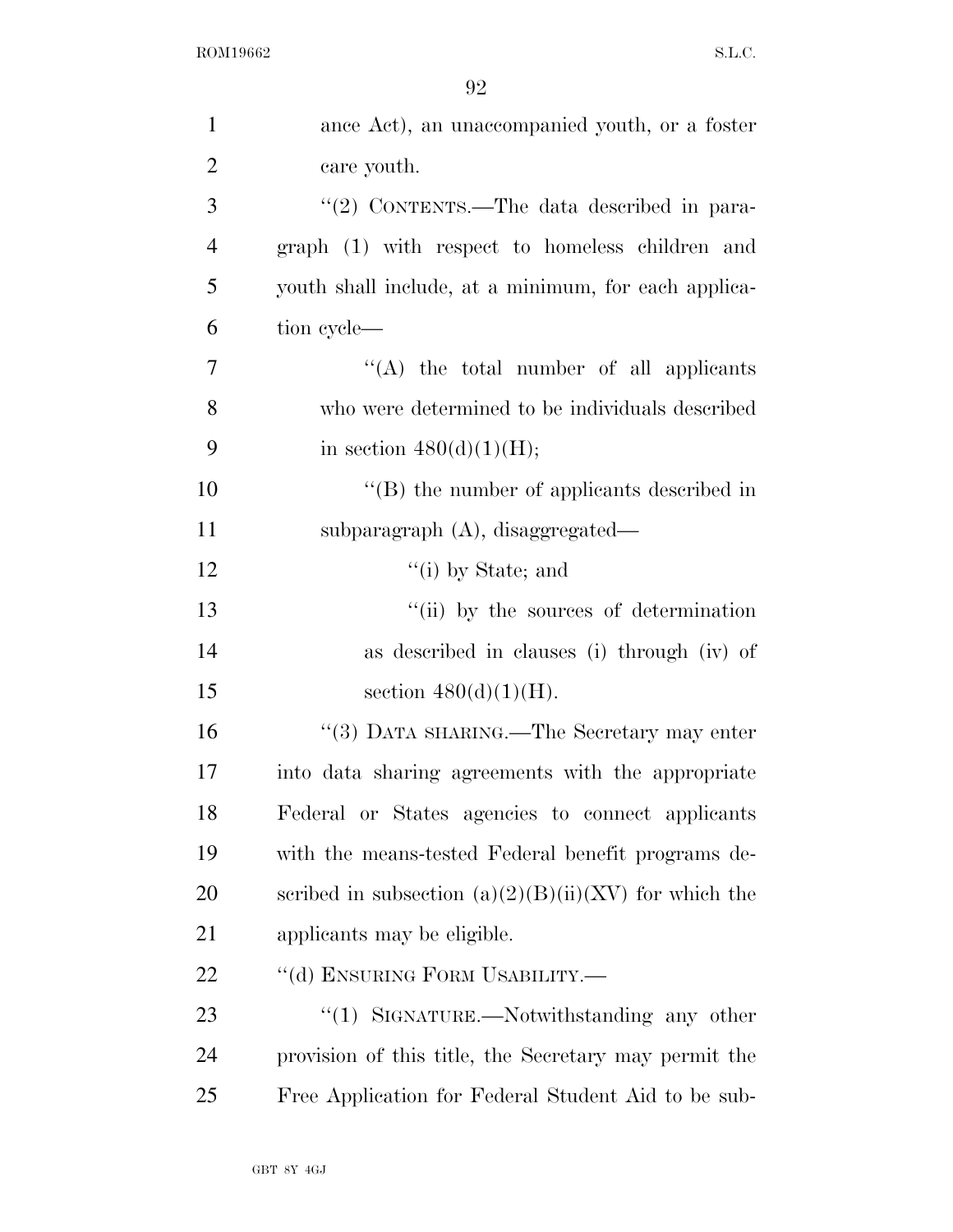ance Act), an unaccompanied youth, or a foster care youth.

"(2) CONTENTS.—The data described in paragraph (1) with respect to homeless children and youth shall include, at a minimum, for each application cycle—

"(A) the total number of all applicants who were determined to be individuals described in section 480(d)(1)(H);

"(B) the number of applicants described in subparagraph (A), disaggregated—

"(i) by State; and

"(ii) by the sources of determination as described in clauses (i) through (iv) of section 480(d)(1)(H).

"(3) DATA SHARING.—The Secretary may enter into data sharing agreements with the appropriate Federal or States agencies to connect applicants with the means-tested Federal benefit programs described in subsection (a)(2)(B)(ii)(XV) for which the applicants may be eligible.

"(d) ENSURING FORM USABILITY.—

"(1) SIGNATURE.—Notwithstanding any other provision of this title, the Secretary may permit the Free Application for Federal Student Aid to be sub-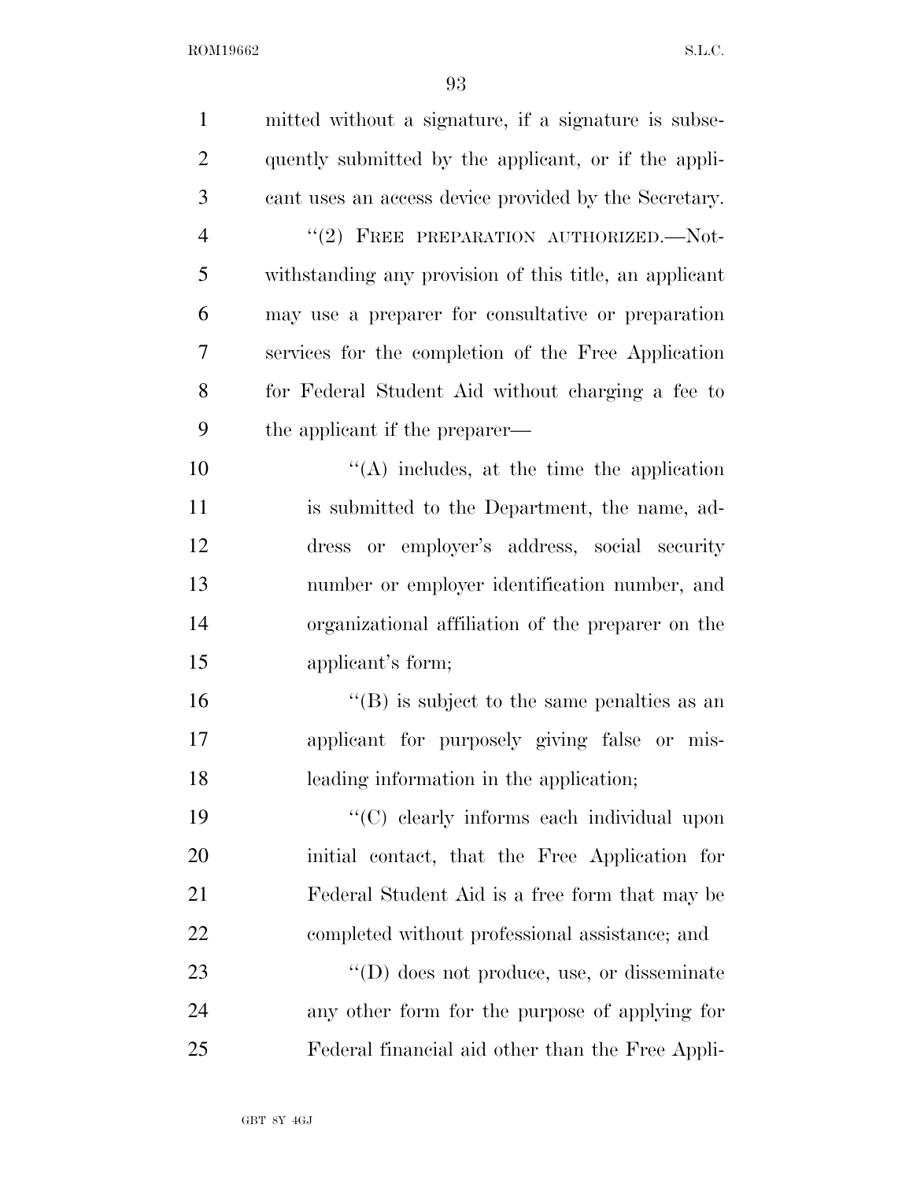mitted without a signature, if a signature is subsequently submitted by the applicant, or if the applicant uses an access device provided by the Secretary.

"(2) FREE PREPARATION AUTHORIZED.—Notwithstanding any provision of this title, an applicant may use a preparer for consultative or preparation services for the completion of the Free Application for Federal Student Aid without charging a fee to the applicant if the preparer—

"(A) includes, at the time the application is submitted to the Department, the name, address or employer's address, social security number or employer identification number, and organizational affiliation of the preparer on the applicant's form;

"(B) is subject to the same penalties as an applicant for purposely giving false or misleading information in the application;

"(C) clearly informs each individual upon initial contact, that the Free Application for Federal Student Aid is a free form that may be completed without professional assistance; and

"(D) does not produce, use, or disseminate any other form for the purpose of applying for Federal financial aid other than the Free Appli-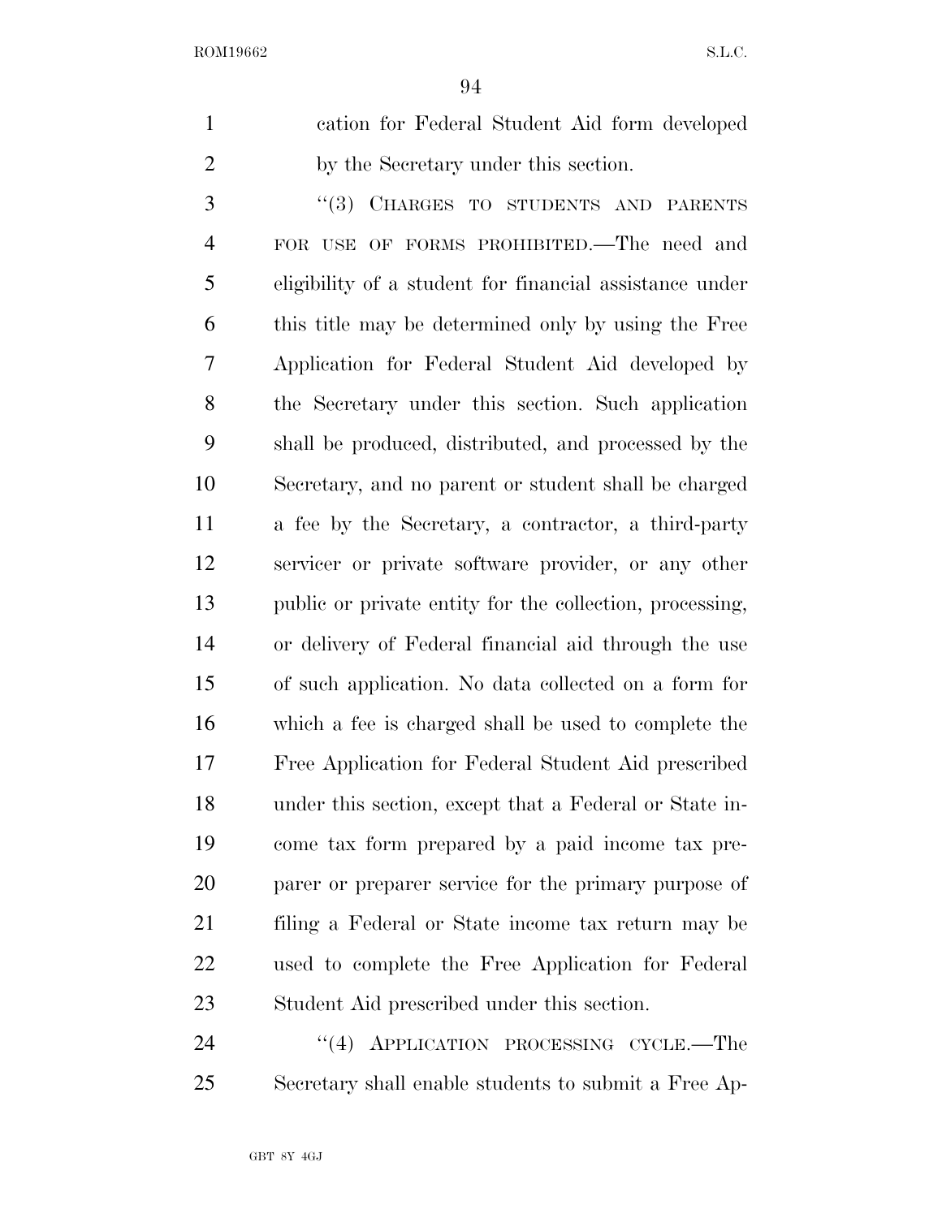cation for Federal Student Aid form developed by the Secretary under this section.

"(3) CHARGES TO STUDENTS AND PARENTS FOR USE OF FORMS PROHIBITED.—The need and eligibility of a student for financial assistance under this title may be determined only by using the Free Application for Federal Student Aid developed by the Secretary under this section. Such application shall be produced, distributed, and processed by the Secretary, and no parent or student shall be charged a fee by the Secretary, a contractor, a third-party servicer or private software provider, or any other public or private entity for the collection, processing, or delivery of Federal financial aid through the use of such application. No data collected on a form for which a fee is charged shall be used to complete the Free Application for Federal Student Aid prescribed under this section, except that a Federal or State income tax form prepared by a paid income tax preparer or preparer service for the primary purpose of filing a Federal or State income tax return may be used to complete the Free Application for Federal Student Aid prescribed under this section.

"(4) APPLICATION PROCESSING CYCLE.—The Secretary shall enable students to submit a Free Ap-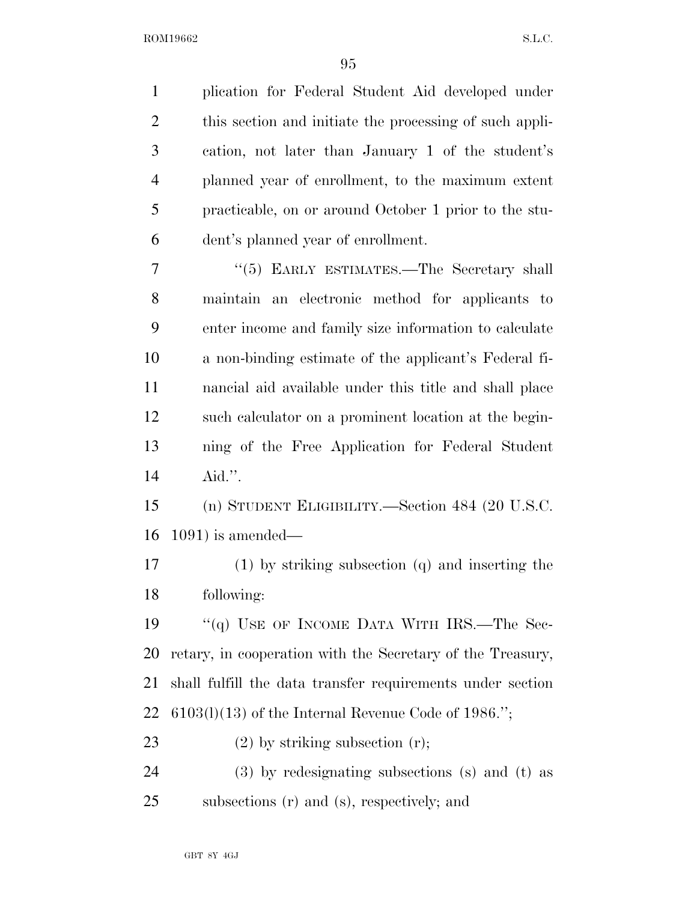plication for Federal Student Aid developed under this section and initiate the processing of such application, not later than January 1 of the student's planned year of enrollment, to the maximum extent practicable, on or around October 1 prior to the student's planned year of enrollment.

"(5) EARLY ESTIMATES.—The Secretary shall maintain an electronic method for applicants to enter income and family size information to calculate a non-binding estimate of the applicant's Federal financial aid available under this title and shall place such calculator on a prominent location at the beginning of the Free Application for Federal Student Aid.".

(n) STUDENT ELIGIBILITY.—Section 484 (20 U.S.C. 1091) is amended—

(1) by striking subsection (q) and inserting the following:

"(q) USE OF INCOME DATA WITH IRS.—The Secretary, in cooperation with the Secretary of the Treasury, shall fulfill the data transfer requirements under section 6103(l)(13) of the Internal Revenue Code of 1986.";

(2) by striking subsection (r);

(3) by redesignating subsections (s) and (t) as subsections (r) and (s), respectively; and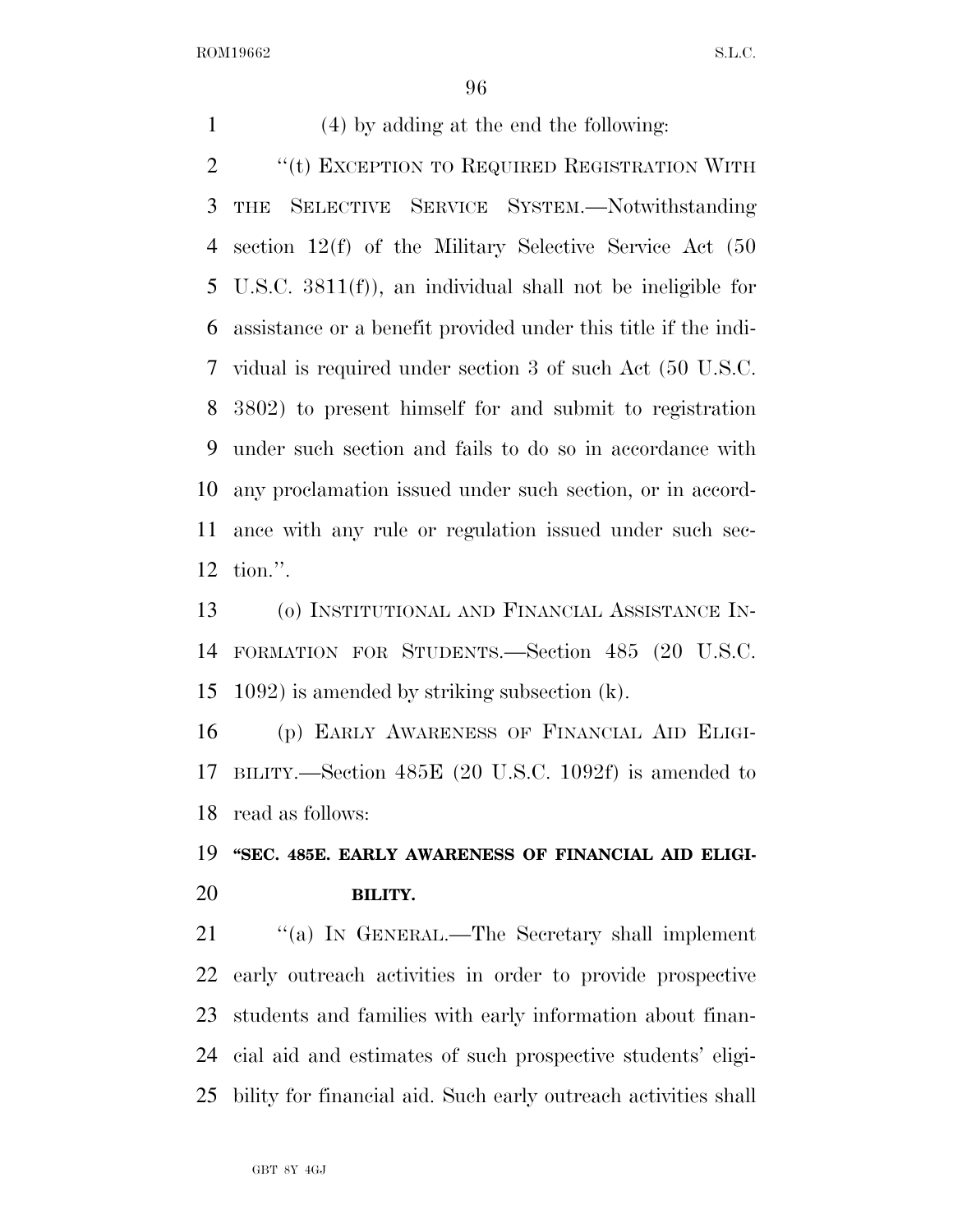(4) by adding at the end the following:

"(t) EXCEPTION TO REQUIRED REGISTRATION WITH THE SELECTIVE SERVICE SYSTEM.—Notwithstanding section 12(f) of the Military Selective Service Act (50 U.S.C. 3811(f)), an individual shall not be ineligible for assistance or a benefit provided under this title if the individual is required under section 3 of such Act (50 U.S.C. 3802) to present himself for and submit to registration under such section and fails to do so in accordance with any proclamation issued under such section, or in accordance with any rule or regulation issued under such section.".

(o) INSTITUTIONAL AND FINANCIAL ASSISTANCE INFORMATION FOR STUDENTS.—Section 485 (20 U.S.C. 1092) is amended by striking subsection (k).

(p) EARLY AWARENESS OF FINANCIAL AID ELIGIBILITY.—Section 485E (20 U.S.C. 1092f) is amended to read as follows:

**"SEC. 485E. EARLY AWARENESS OF FINANCIAL AID ELIGIBILITY.**

"(a) IN GENERAL.—The Secretary shall implement early outreach activities in order to provide prospective students and families with early information about financial aid and estimates of such prospective students' eligibility for financial aid. Such early outreach activities shall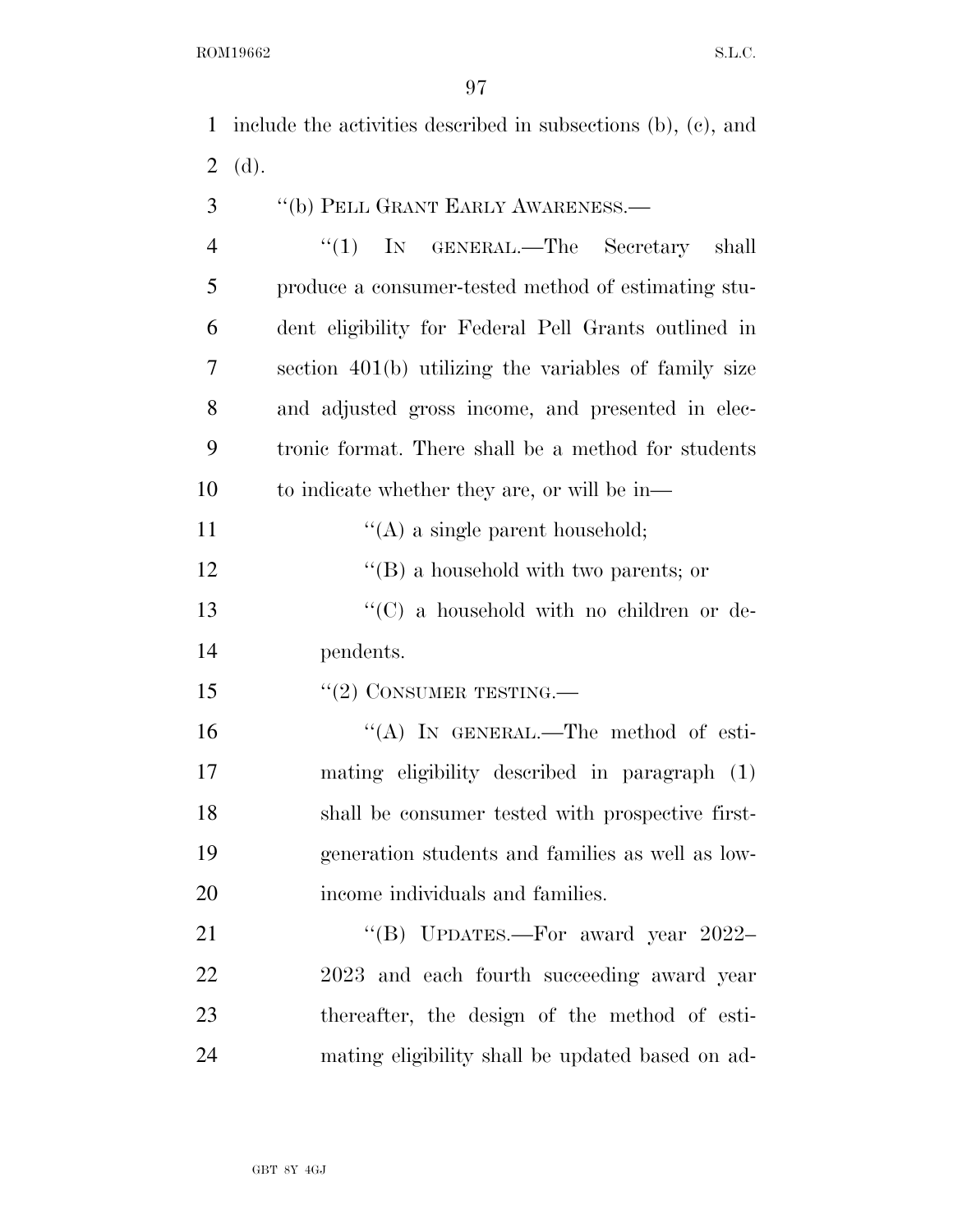include the activities described in subsections (b), (c), and (d).

''(b) PELL GRANT EARLY AWARENESS.—

''(1) IN GENERAL.—The Secretary shall produce a consumer-tested method of estimating student eligibility for Federal Pell Grants outlined in section 401(b) utilizing the variables of family size and adjusted gross income, and presented in electronic format. There shall be a method for students to indicate whether they are, or will be in—

''(A) a single parent household;

''(B) a household with two parents; or

''(C) a household with no children or dependents.

''(2) CONSUMER TESTING.—

''(A) IN GENERAL.—The method of estimating eligibility described in paragraph (1) shall be consumer tested with prospective first-generation students and families as well as low-income individuals and families.

''(B) UPDATES.—For award year 2022–2023 and each fourth succeeding award year thereafter, the design of the method of estimating eligibility shall be updated based on ad-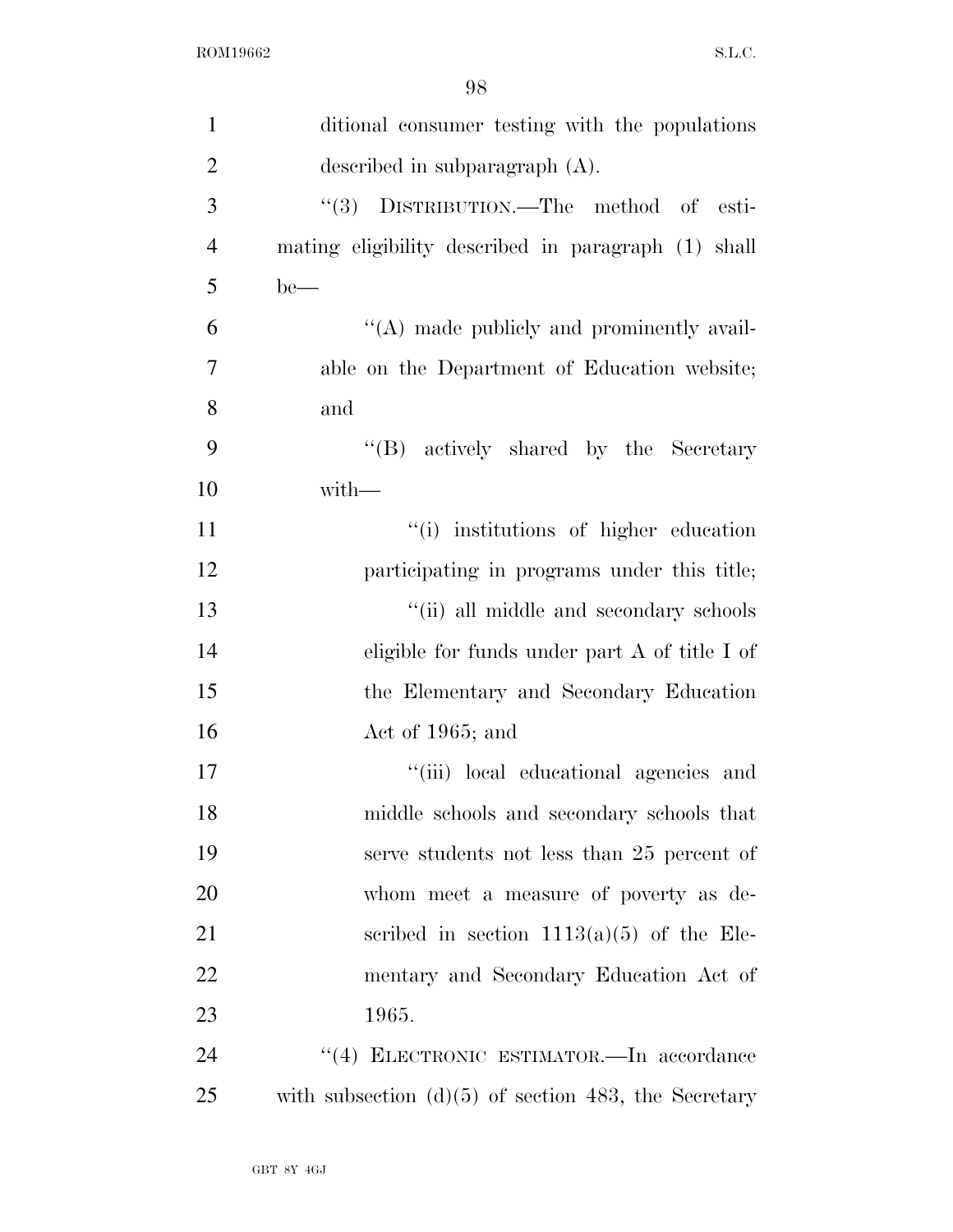ditional consumer testing with the populations described in subparagraph (A).

"(3) DISTRIBUTION.—The method of estimating eligibility described in paragraph (1) shall be—

"(A) made publicly and prominently available on the Department of Education website; and

"(B) actively shared by the Secretary with—

"(i) institutions of higher education participating in programs under this title;

"(ii) all middle and secondary schools eligible for funds under part A of title I of the Elementary and Secondary Education Act of 1965; and

"(iii) local educational agencies and middle schools and secondary schools that serve students not less than 25 percent of whom meet a measure of poverty as described in section 1113(a)(5) of the Elementary and Secondary Education Act of 1965.

"(4) ELECTRONIC ESTIMATOR.—In accordance with subsection (d)(5) of section 483, the Secretary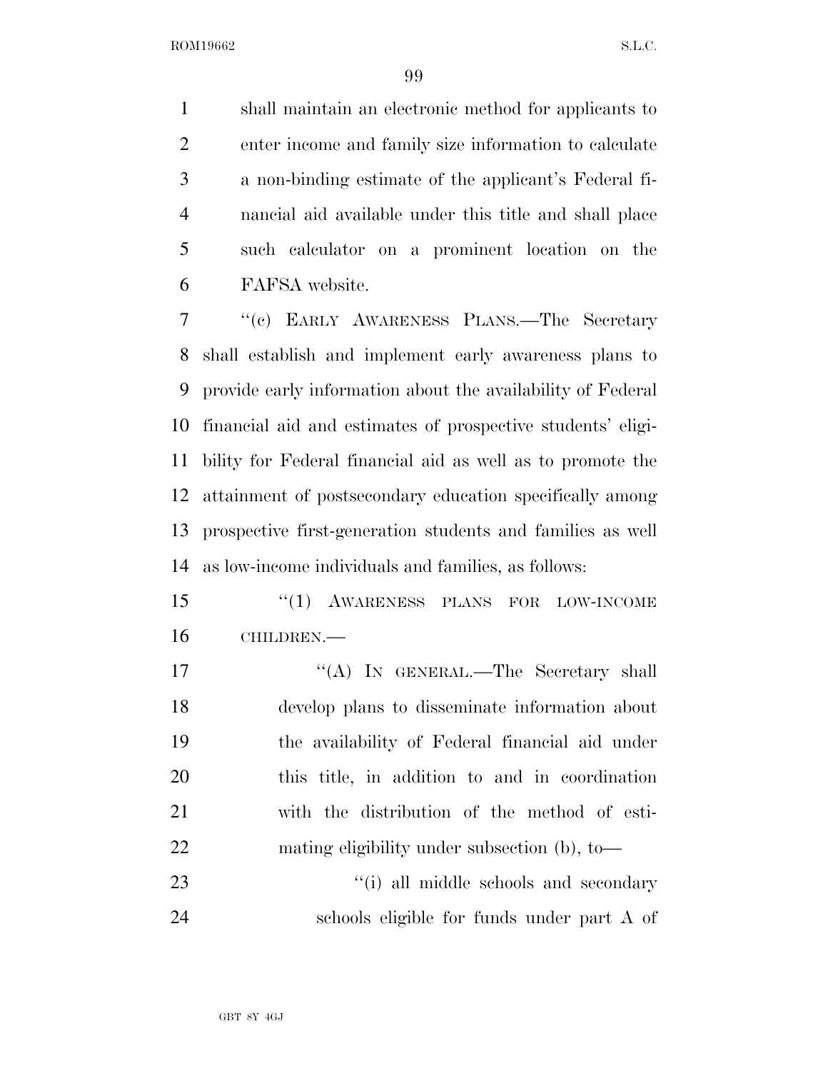shall maintain an electronic method for applicants to enter income and family size information to calculate a non-binding estimate of the applicant's Federal financial aid available under this title and shall place such calculator on a prominent location on the FAFSA website.

"(c) EARLY AWARENESS PLANS.—The Secretary shall establish and implement early awareness plans to provide early information about the availability of Federal financial aid and estimates of prospective students' eligibility for Federal financial aid as well as to promote the attainment of postsecondary education specifically among prospective first-generation students and families as well as low-income individuals and families, as follows:

"(1) AWARENESS PLANS FOR LOW-INCOME CHILDREN.—

"(A) IN GENERAL.—The Secretary shall develop plans to disseminate information about the availability of Federal financial aid under this title, in addition to and in coordination with the distribution of the method of estimating eligibility under subsection (b), to—

"(i) all middle schools and secondary schools eligible for funds under part A of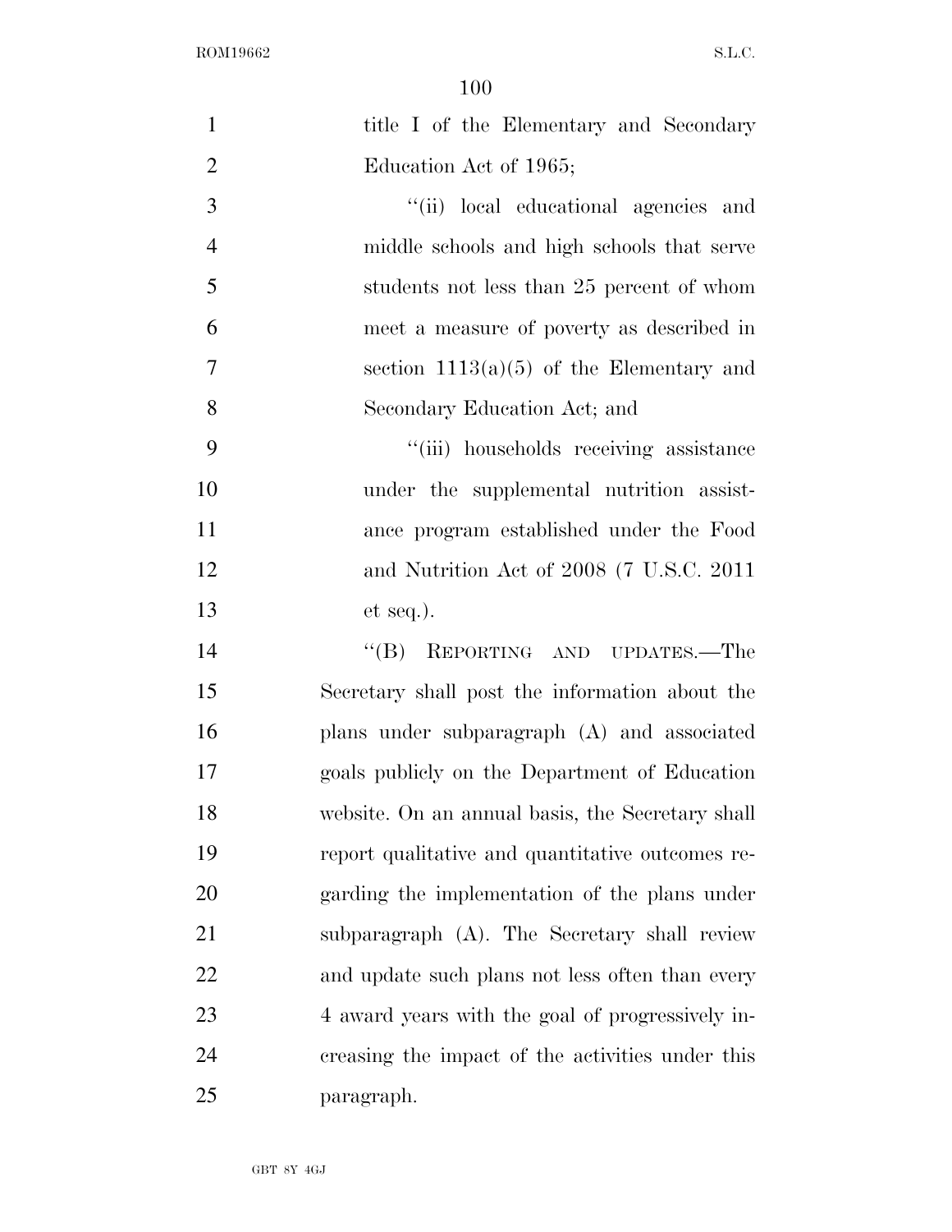title I of the Elementary and Secondary Education Act of 1965;

''(ii) local educational agencies and middle schools and high schools that serve students not less than 25 percent of whom meet a measure of poverty as described in section 1113(a)(5) of the Elementary and Secondary Education Act; and

''(iii) households receiving assistance under the supplemental nutrition assistance program established under the Food and Nutrition Act of 2008 (7 U.S.C. 2011 et seq.).

''(B) REPORTING AND UPDATES.—The Secretary shall post the information about the plans under subparagraph (A) and associated goals publicly on the Department of Education website. On an annual basis, the Secretary shall report qualitative and quantitative outcomes regarding the implementation of the plans under subparagraph (A). The Secretary shall review and update such plans not less often than every 4 award years with the goal of progressively increasing the impact of the activities under this paragraph.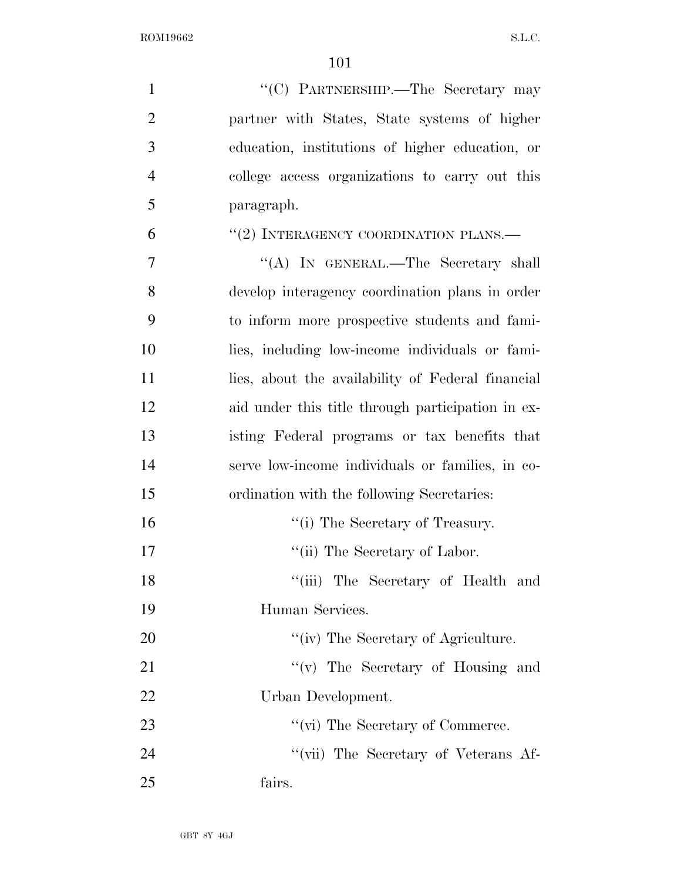"(C) PARTNERSHIP.—The Secretary may partner with States, State systems of higher education, institutions of higher education, or college access organizations to carry out this paragraph.

"(2) INTERAGENCY COORDINATION PLANS.—

"(A) IN GENERAL.—The Secretary shall develop interagency coordination plans in order to inform more prospective students and families, including low-income individuals or families, about the availability of Federal financial aid under this title through participation in existing Federal programs or tax benefits that serve low-income individuals or families, in coordination with the following Secretaries:

"(i) The Secretary of Treasury.

"(ii) The Secretary of Labor.

"(iii) The Secretary of Health and Human Services.

"(iv) The Secretary of Agriculture.

"(v) The Secretary of Housing and Urban Development.

"(vi) The Secretary of Commerce.

"(vii) The Secretary of Veterans Affairs.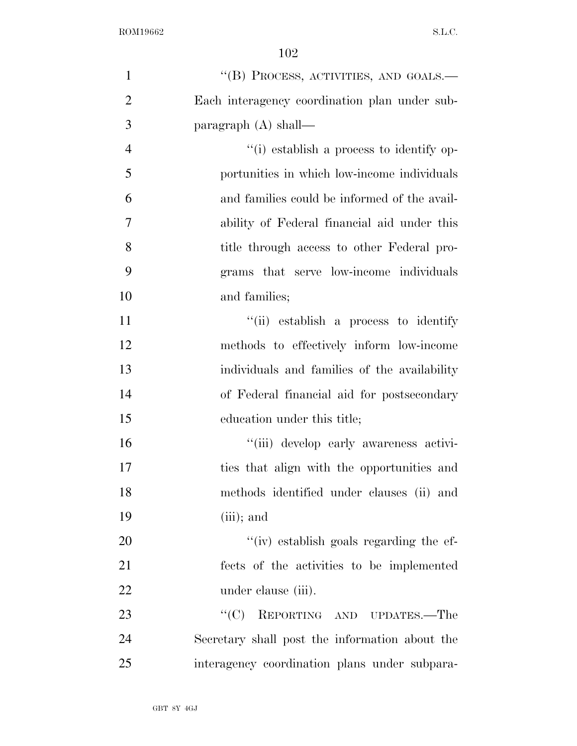''(B) PROCESS, ACTIVITIES, AND GOALS.—Each interagency coordination plan under subparagraph (A) shall—

''(i) establish a process to identify opportunities in which low-income individuals and families could be informed of the availability of Federal financial aid under this title through access to other Federal programs that serve low-income individuals and families;

''(ii) establish a process to identify methods to effectively inform low-income individuals and families of the availability of Federal financial aid for postsecondary education under this title;

''(iii) develop early awareness activities that align with the opportunities and methods identified under clauses (ii) and (iii); and

''(iv) establish goals regarding the effects of the activities to be implemented under clause (iii).

''(C) REPORTING AND UPDATES.—The Secretary shall post the information about the interagency coordination plans under subpara-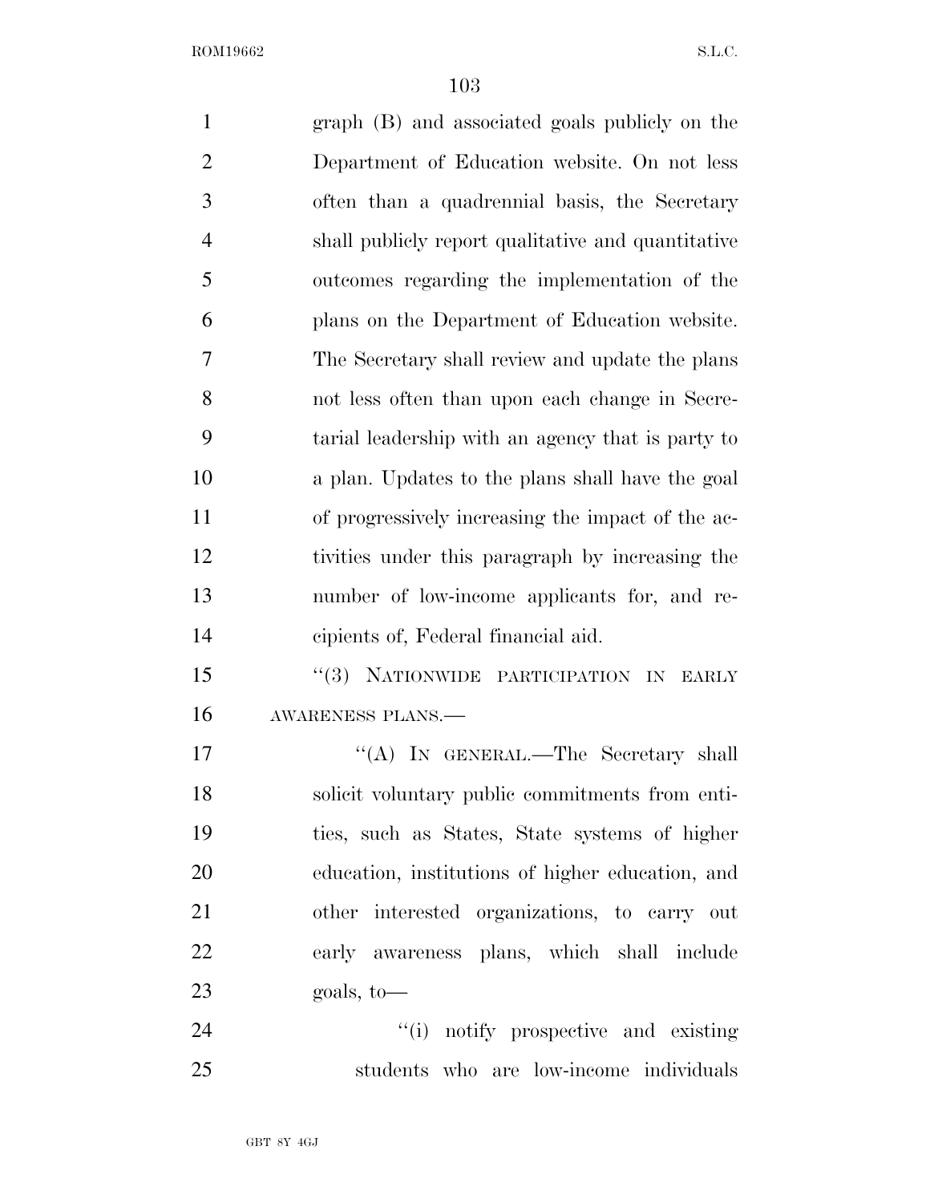graph (B) and associated goals publicly on the Department of Education website. On not less often than a quadrennial basis, the Secretary shall publicly report qualitative and quantitative outcomes regarding the implementation of the plans on the Department of Education website. The Secretary shall review and update the plans not less often than upon each change in Secretarial leadership with an agency that is party to a plan. Updates to the plans shall have the goal of progressively increasing the impact of the activities under this paragraph by increasing the number of low-income applicants for, and recipients of, Federal financial aid.

"(3) NATIONWIDE PARTICIPATION IN EARLY AWARENESS PLANS.—

"(A) IN GENERAL.—The Secretary shall solicit voluntary public commitments from entities, such as States, State systems of higher education, institutions of higher education, and other interested organizations, to carry out early awareness plans, which shall include goals, to—

"(i) notify prospective and existing students who are low-income individuals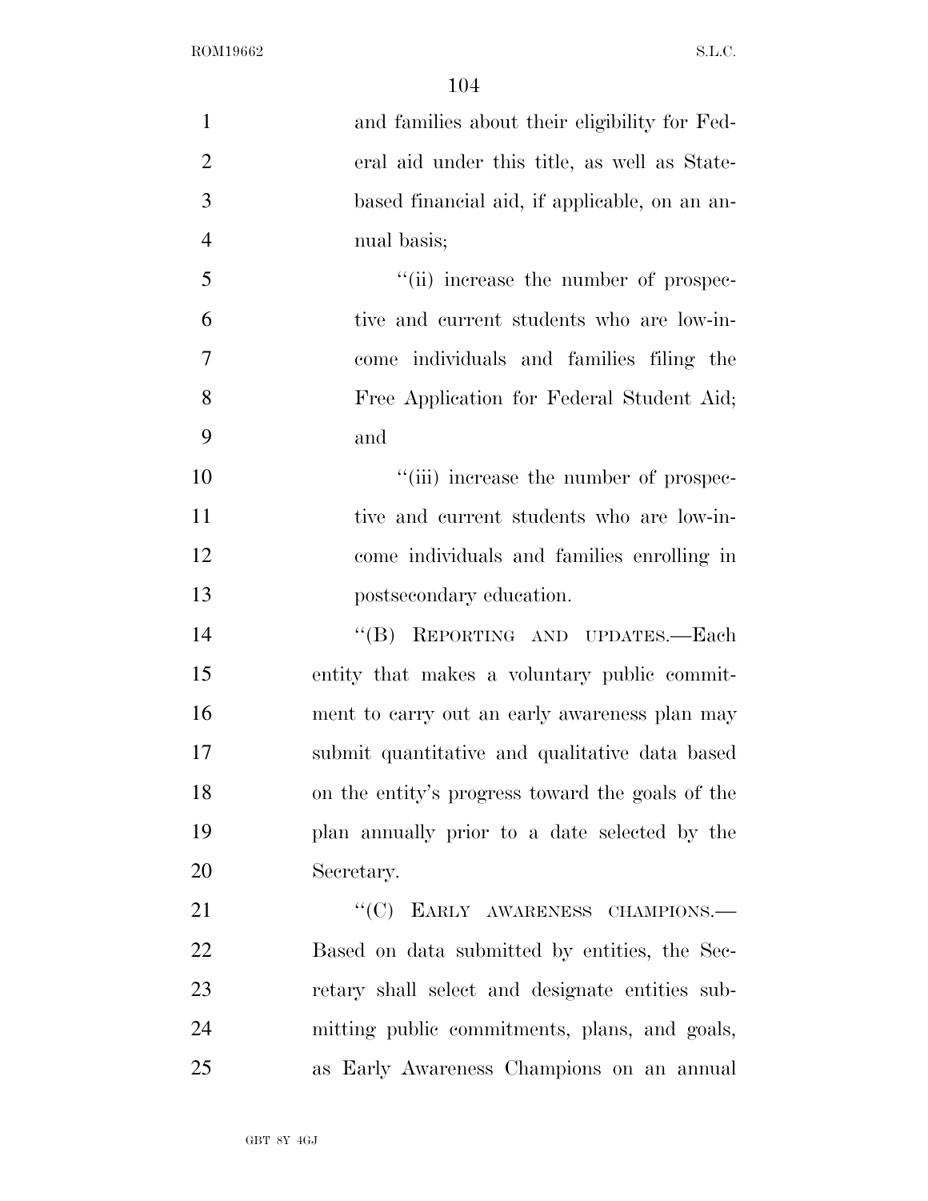and families about their eligibility for Federal aid under this title, as well as State-based financial aid, if applicable, on an annual basis;

''(ii) increase the number of prospective and current students who are low-income individuals and families filing the Free Application for Federal Student Aid; and

''(iii) increase the number of prospective and current students who are low-income individuals and families enrolling in postsecondary education.

''(B) REPORTING AND UPDATES.—Each entity that makes a voluntary public commitment to carry out an early awareness plan may submit quantitative and qualitative data based on the entity's progress toward the goals of the plan annually prior to a date selected by the Secretary.

''(C) EARLY AWARENESS CHAMPIONS.—Based on data submitted by entities, the Secretary shall select and designate entities submitting public commitments, plans, and goals, as Early Awareness Champions on an annual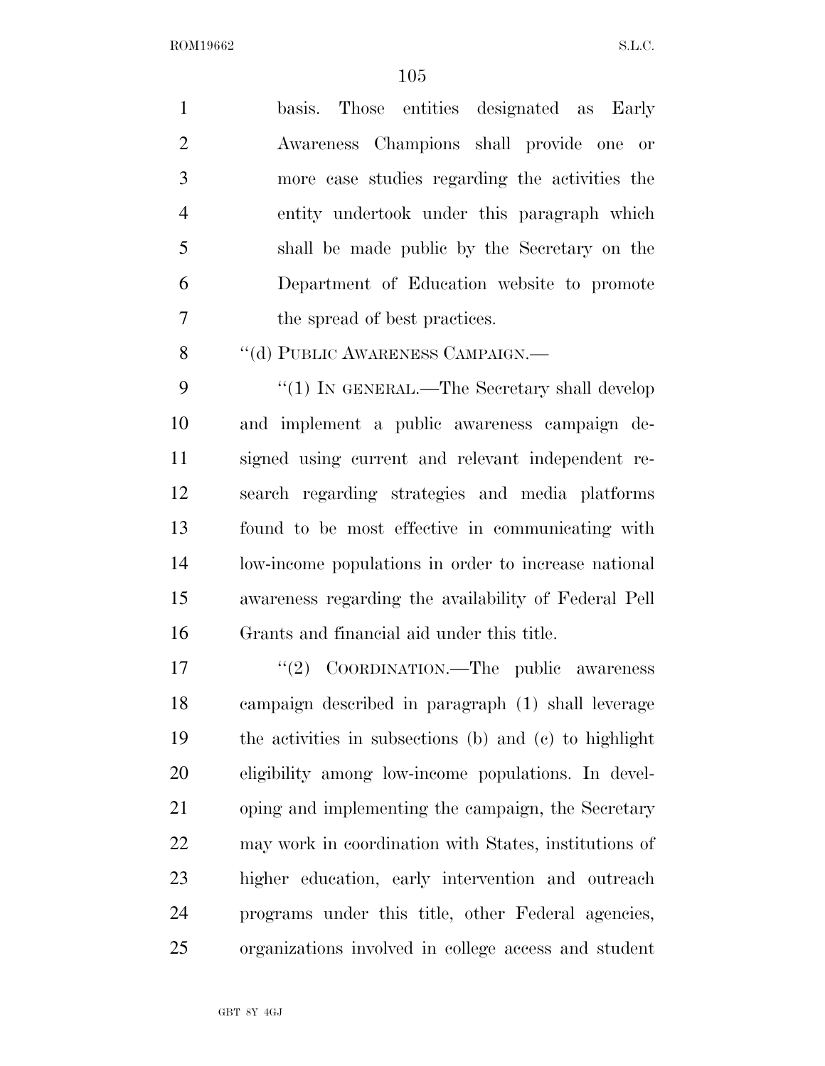basis. Those entities designated as Early Awareness Champions shall provide one or more case studies regarding the activities the entity undertook under this paragraph which shall be made public by the Secretary on the Department of Education website to promote the spread of best practices.

"(d) PUBLIC AWARENESS CAMPAIGN.—

"(1) IN GENERAL.—The Secretary shall develop and implement a public awareness campaign designed using current and relevant independent research regarding strategies and media platforms found to be most effective in communicating with low-income populations in order to increase national awareness regarding the availability of Federal Pell Grants and financial aid under this title.

"(2) COORDINATION.—The public awareness campaign described in paragraph (1) shall leverage the activities in subsections (b) and (c) to highlight eligibility among low-income populations. In developing and implementing the campaign, the Secretary may work in coordination with States, institutions of higher education, early intervention and outreach programs under this title, other Federal agencies, organizations involved in college access and student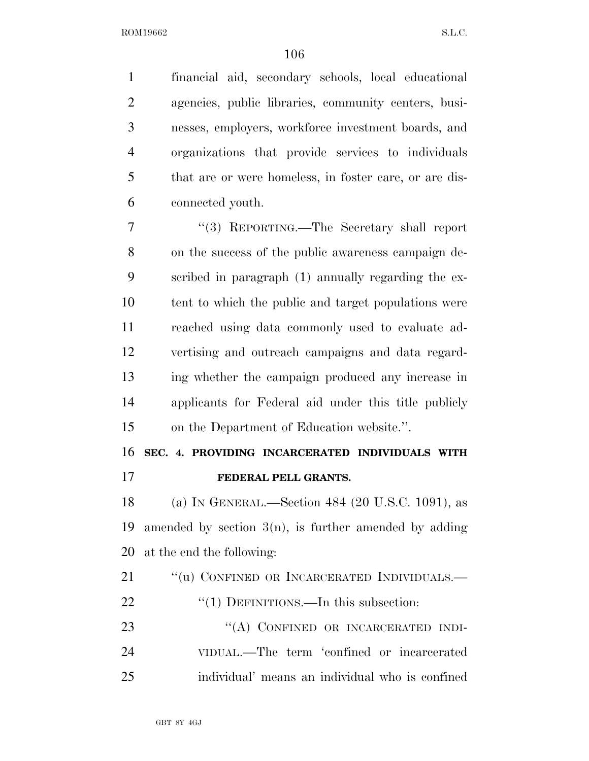financial aid, secondary schools, local educational agencies, public libraries, community centers, businesses, employers, workforce investment boards, and organizations that provide services to individuals that are or were homeless, in foster care, or are disconnected youth.

"(3) REPORTING.—The Secretary shall report on the success of the public awareness campaign described in paragraph (1) annually regarding the extent to which the public and target populations were reached using data commonly used to evaluate advertising and outreach campaigns and data regarding whether the campaign produced any increase in applicants for Federal aid under this title publicly on the Department of Education website.".

**SEC. 4. PROVIDING INCARCERATED INDIVIDUALS WITH FEDERAL PELL GRANTS.**

(a) IN GENERAL.—Section 484 (20 U.S.C. 1091), as amended by section 3(n), is further amended by adding at the end the following:

"(u) CONFINED OR INCARCERATED INDIVIDUALS.—

"(1) DEFINITIONS.—In this subsection:

"(A) CONFINED OR INCARCERATED INDIVIDUAL.—The term 'confined or incarcerated individual' means an individual who is confined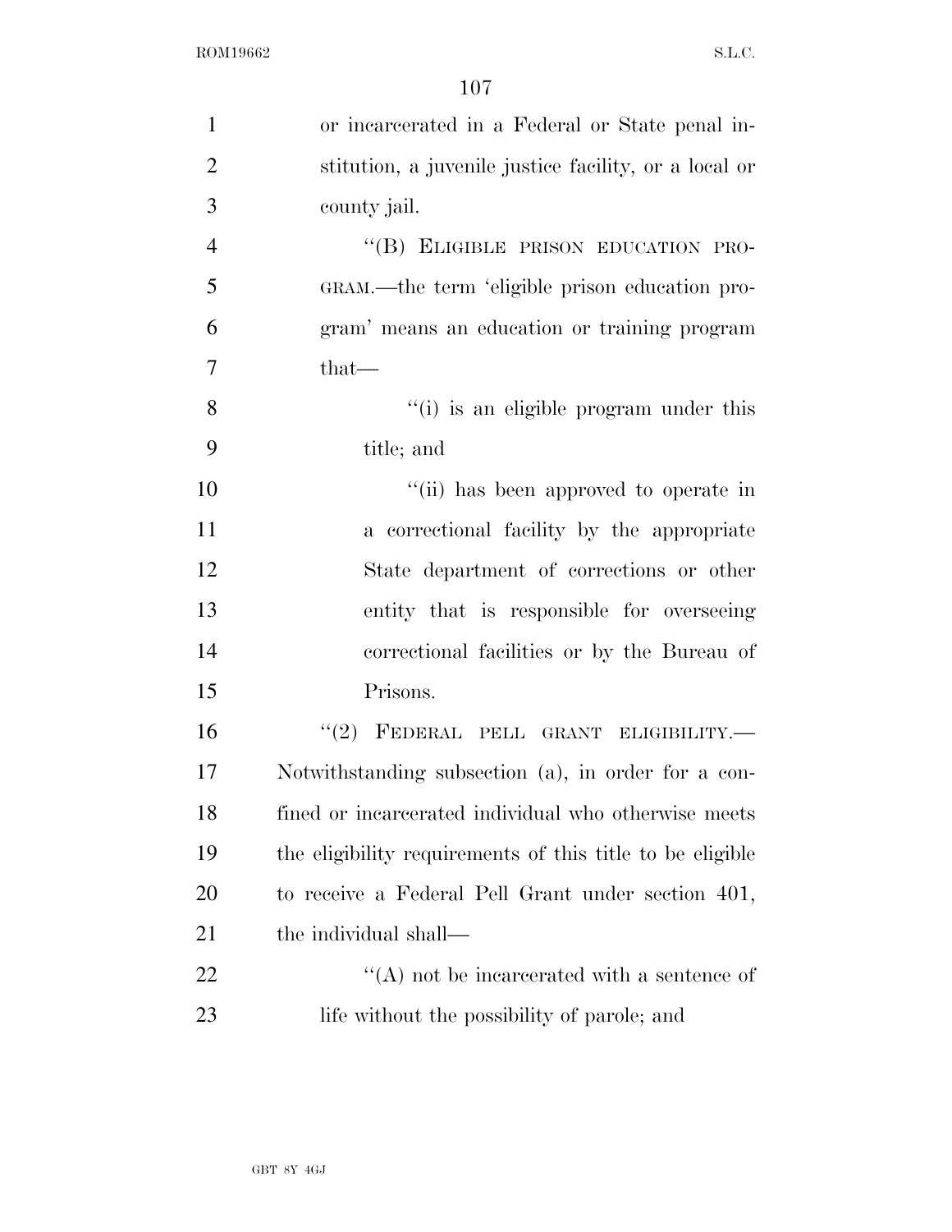or incarcerated in a Federal or State penal institution, a juvenile justice facility, or a local or county jail.

"(B) ELIGIBLE PRISON EDUCATION PROGRAM.—the term 'eligible prison education program' means an education or training program that—

"(i) is an eligible program under this title; and

"(ii) has been approved to operate in a correctional facility by the appropriate State department of corrections or other entity that is responsible for overseeing correctional facilities or by the Bureau of Prisons.

"(2) FEDERAL PELL GRANT ELIGIBILITY.—Notwithstanding subsection (a), in order for a confined or incarcerated individual who otherwise meets the eligibility requirements of this title to be eligible to receive a Federal Pell Grant under section 401, the individual shall—

"(A) not be incarcerated with a sentence of life without the possibility of parole; and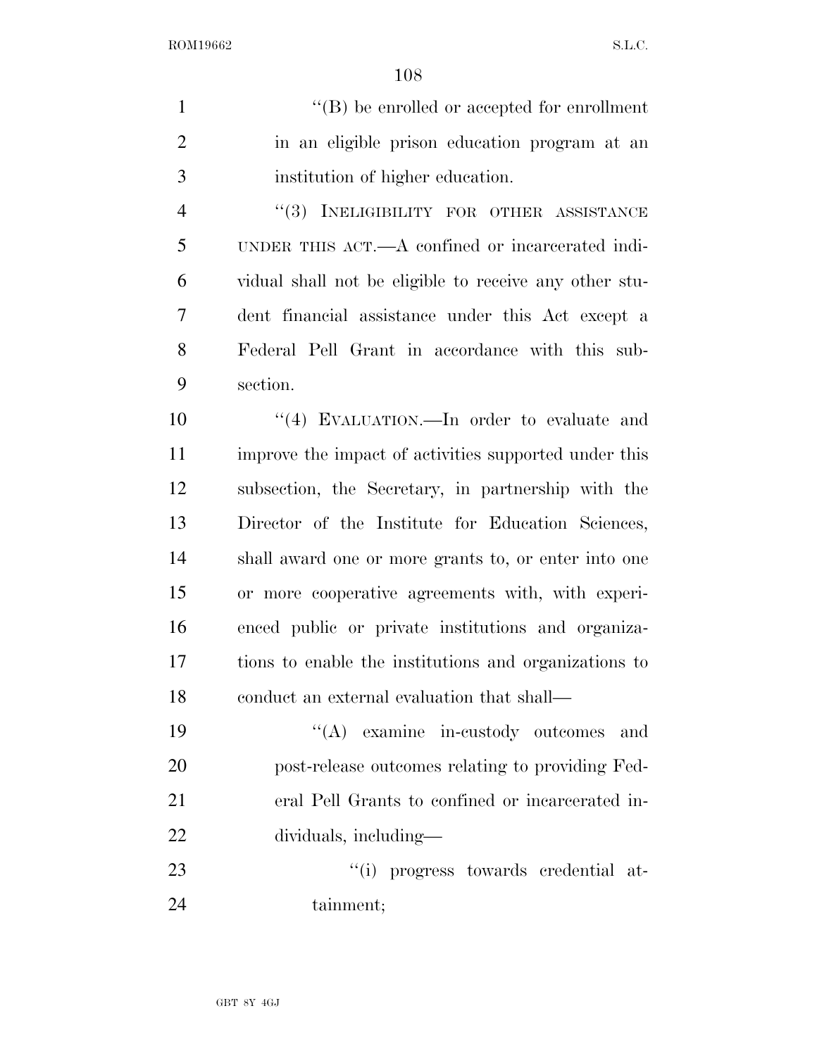"(B) be enrolled or accepted for enrollment in an eligible prison education program at an institution of higher education.

"(3) INELIGIBILITY FOR OTHER ASSISTANCE UNDER THIS ACT.—A confined or incarcerated individual shall not be eligible to receive any other student financial assistance under this Act except a Federal Pell Grant in accordance with this subsection.

"(4) EVALUATION.—In order to evaluate and improve the impact of activities supported under this subsection, the Secretary, in partnership with the Director of the Institute for Education Sciences, shall award one or more grants to, or enter into one or more cooperative agreements with, with experienced public or private institutions and organizations to enable the institutions and organizations to conduct an external evaluation that shall—

"(A) examine in-custody outcomes and post-release outcomes relating to providing Federal Pell Grants to confined or incarcerated individuals, including—

"(i) progress towards credential attainment;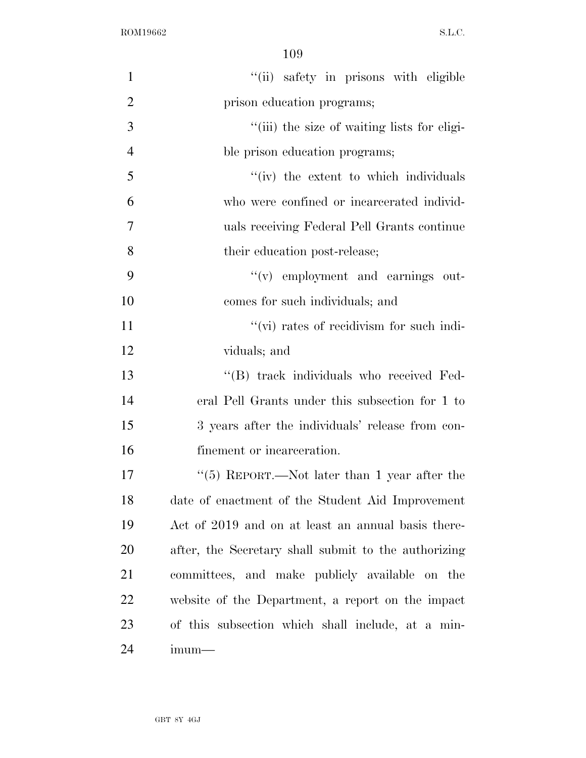"(ii) safety in prisons with eligible prison education programs;

"(iii) the size of waiting lists for eligible prison education programs;

"(iv) the extent to which individuals who were confined or incarcerated individuals receiving Federal Pell Grants continue their education post-release;

"(v) employment and earnings outcomes for such individuals; and

"(vi) rates of recidivism for such individuals; and

"(B) track individuals who received Federal Pell Grants under this subsection for 1 to 3 years after the individuals' release from confinement or incarceration.

"(5) REPORT.—Not later than 1 year after the date of enactment of the Student Aid Improvement Act of 2019 and on at least an annual basis thereafter, the Secretary shall submit to the authorizing committees, and make publicly available on the website of the Department, a report on the impact of this subsection which shall include, at a minimum—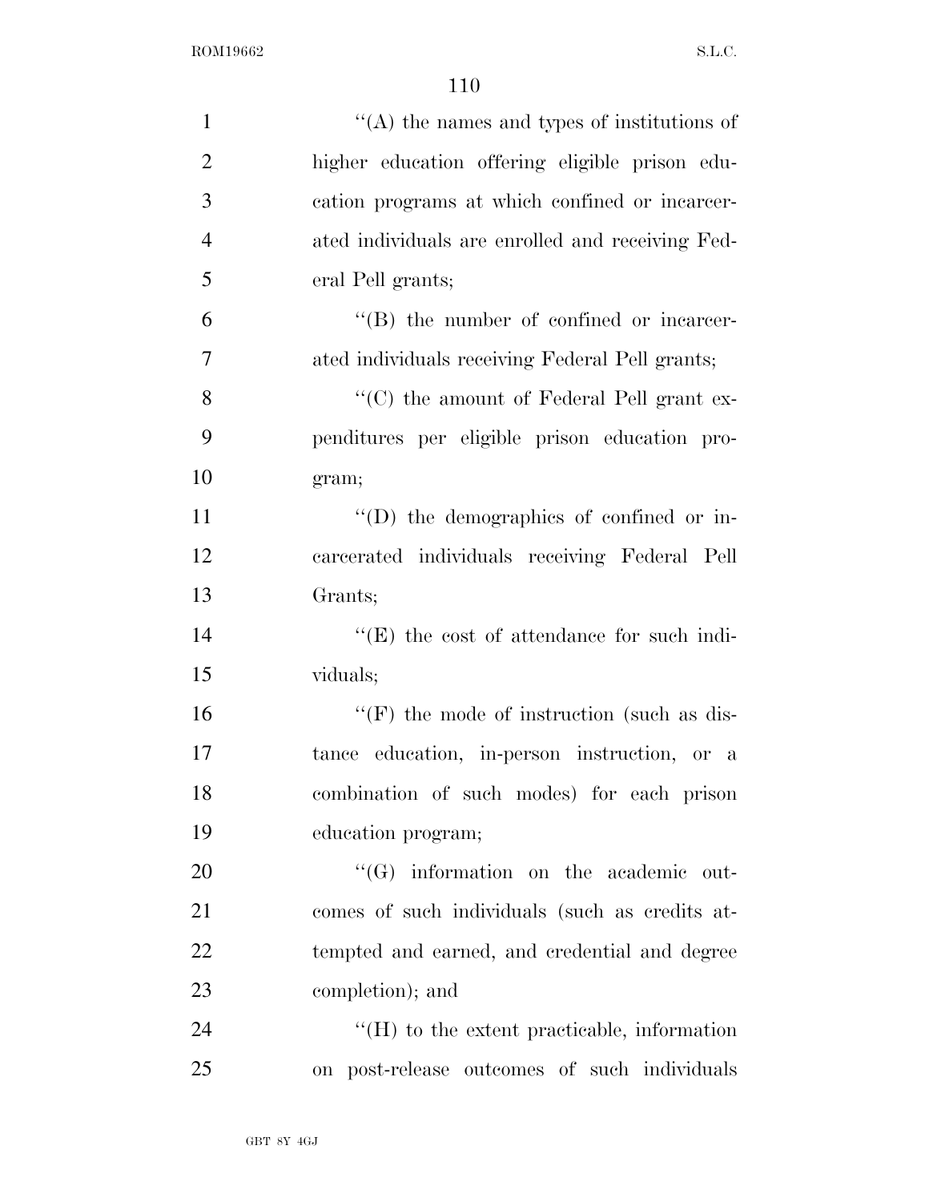''(A) the names and types of institutions of higher education offering eligible prison education programs at which confined or incarcerated individuals are enrolled and receiving Federal Pell grants;

''(B) the number of confined or incarcerated individuals receiving Federal Pell grants;

''(C) the amount of Federal Pell grant expenditures per eligible prison education program;

''(D) the demographics of confined or incarcerated individuals receiving Federal Pell Grants;

''(E) the cost of attendance for such individuals;

''(F) the mode of instruction (such as distance education, in-person instruction, or a combination of such modes) for each prison education program;

''(G) information on the academic outcomes of such individuals (such as credits attempted and earned, and credential and degree completion); and

''(H) to the extent practicable, information on post-release outcomes of such individuals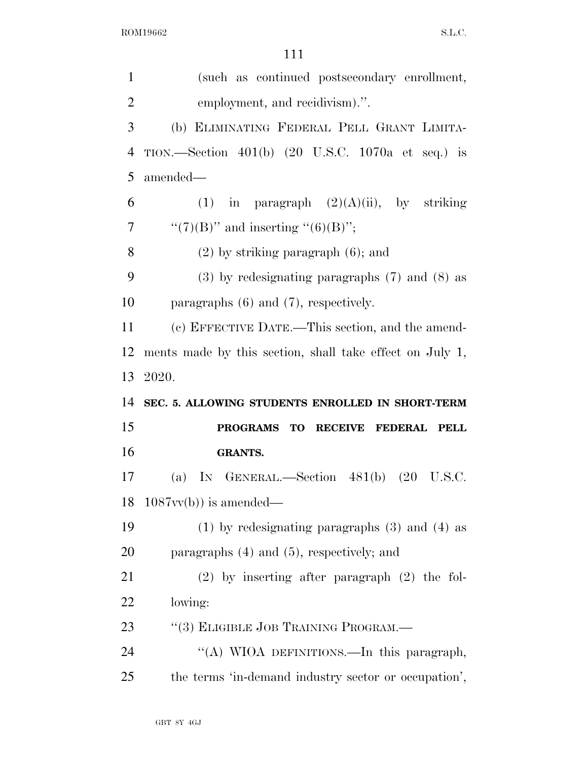(such as continued postsecondary enrollment, employment, and recidivism).''.

(b) ELIMINATING FEDERAL PELL GRANT LIMITATION.—Section 401(b) (20 U.S.C. 1070a et seq.) is amended—

(1) in paragraph (2)(A)(ii), by striking ''(7)(B)'' and inserting ''(6)(B)'';

(2) by striking paragraph (6); and

(3) by redesignating paragraphs (7) and (8) as paragraphs (6) and (7), respectively.

(c) EFFECTIVE DATE.—This section, and the amendments made by this section, shall take effect on July 1, 2020.

**SEC. 5. ALLOWING STUDENTS ENROLLED IN SHORT-TERM PROGRAMS TO RECEIVE FEDERAL PELL GRANTS.**

(a) IN GENERAL.—Section 481(b) (20 U.S.C. 1087vv(b)) is amended—

(1) by redesignating paragraphs (3) and (4) as paragraphs (4) and (5), respectively; and

(2) by inserting after paragraph (2) the following:

''(3) ELIGIBLE JOB TRAINING PROGRAM.—

''(A) WIOA DEFINITIONS.—In this paragraph, the terms 'in-demand industry sector or occupation',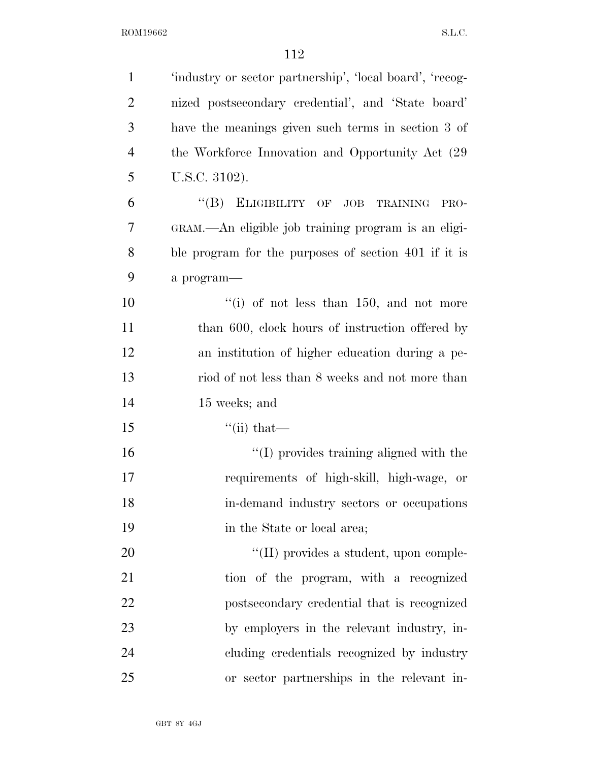'industry or sector partnership', 'local board', 'recognized postsecondary credential', and 'State board' have the meanings given such terms in section 3 of the Workforce Innovation and Opportunity Act (29 U.S.C. 3102).

"(B) ELIGIBILITY OF JOB TRAINING PROGRAM.—An eligible job training program is an eligible program for the purposes of section 401 if it is a program—

"(i) of not less than 150, and not more than 600, clock hours of instruction offered by an institution of higher education during a period of not less than 8 weeks and not more than 15 weeks; and

"(ii) that—

"(I) provides training aligned with the requirements of high-skill, high-wage, or in-demand industry sectors or occupations in the State or local area;

"(II) provides a student, upon completion of the program, with a recognized postsecondary credential that is recognized by employers in the relevant industry, including credentials recognized by industry or sector partnerships in the relevant in-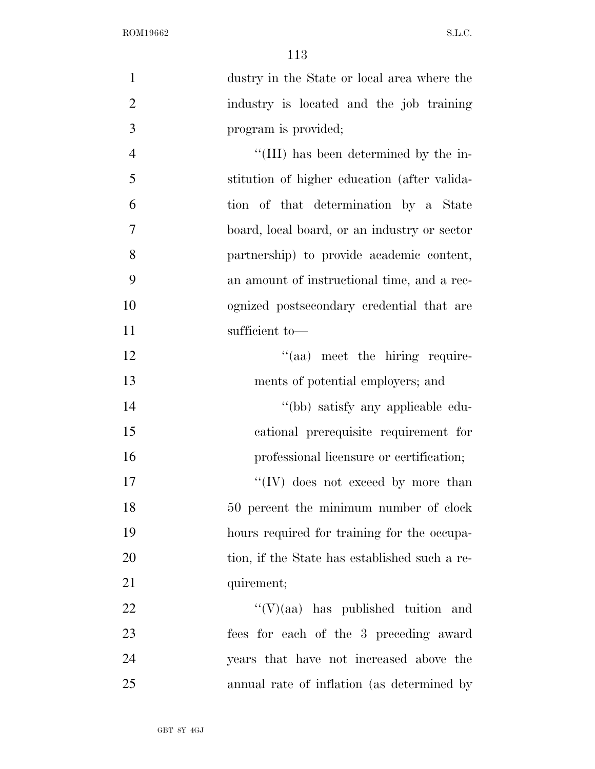dustry in the State or local area where the industry is located and the job training program is provided;

"(III) has been determined by the institution of higher education (after validation of that determination by a State board, local board, or an industry or sector partnership) to provide academic content, an amount of instructional time, and a recognized postsecondary credential that are sufficient to—

"(aa) meet the hiring requirements of potential employers; and

"(bb) satisfy any applicable educational prerequisite requirement for professional licensure or certification;

"(IV) does not exceed by more than 50 percent the minimum number of clock hours required for training for the occupation, if the State has established such a requirement;

"(V)(aa) has published tuition and fees for each of the 3 preceding award years that have not increased above the annual rate of inflation (as determined by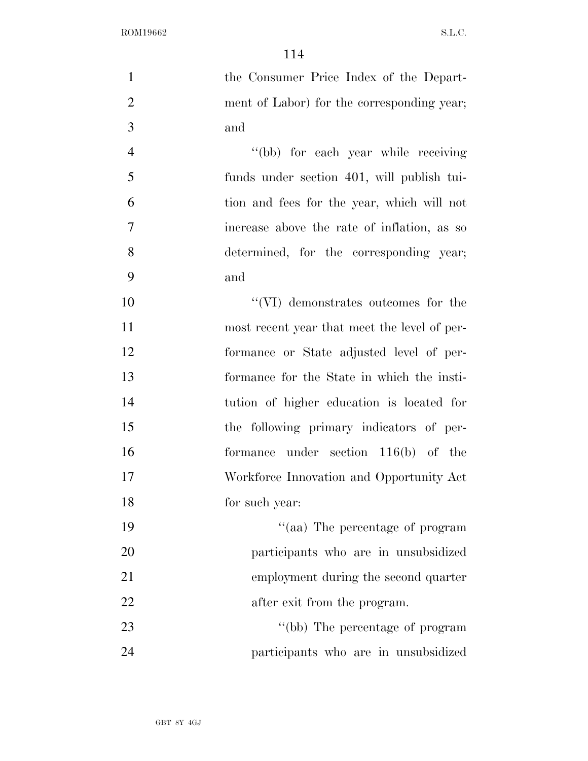the Consumer Price Index of the Department of Labor) for the corresponding year; and

''(bb) for each year while receiving funds under section 401, will publish tuition and fees for the year, which will not increase above the rate of inflation, as so determined, for the corresponding year; and

''(VI) demonstrates outcomes for the most recent year that meet the level of performance or State adjusted level of performance for the State in which the institution of higher education is located for the following primary indicators of performance under section 116(b) of the Workforce Innovation and Opportunity Act for such year:

''(aa) The percentage of program participants who are in unsubsidized employment during the second quarter after exit from the program.

''(bb) The percentage of program participants who are in unsubsidized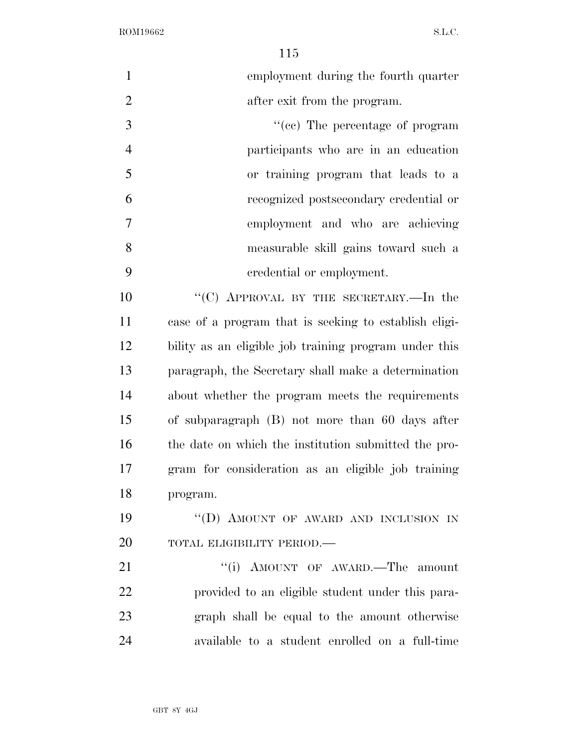employment during the fourth quarter after exit from the program.

"(cc) The percentage of program participants who are in an education or training program that leads to a recognized postsecondary credential or employment and who are achieving measurable skill gains toward such a credential or employment.

"(C) APPROVAL BY THE SECRETARY.—In the case of a program that is seeking to establish eligibility as an eligible job training program under this paragraph, the Secretary shall make a determination about whether the program meets the requirements of subparagraph (B) not more than 60 days after the date on which the institution submitted the program for consideration as an eligible job training program.

"(D) AMOUNT OF AWARD AND INCLUSION IN TOTAL ELIGIBILITY PERIOD.—

"(i) AMOUNT OF AWARD.—The amount provided to an eligible student under this paragraph shall be equal to the amount otherwise available to a student enrolled on a full-time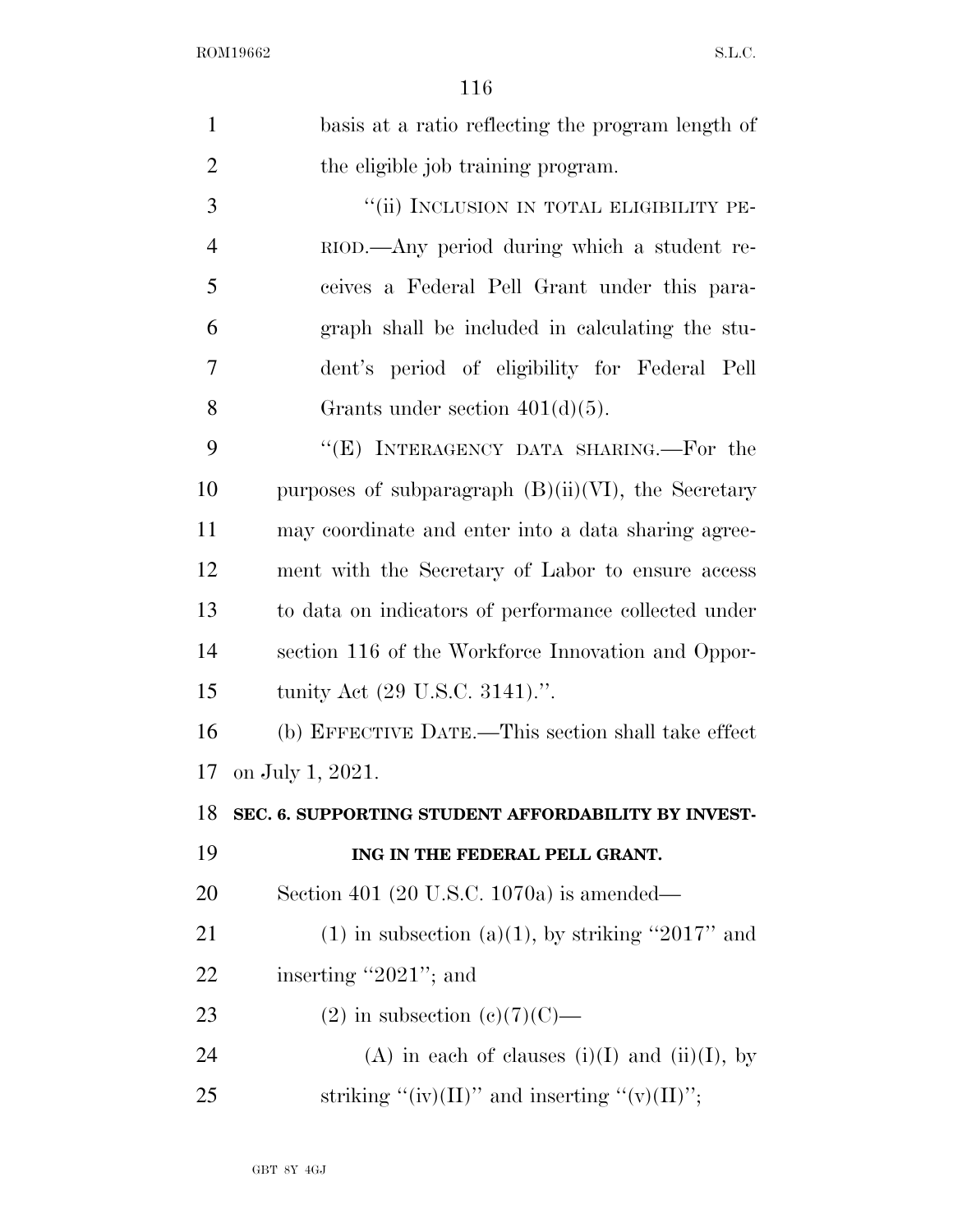basis at a ratio reflecting the program length of the eligible job training program.

"(ii) INCLUSION IN TOTAL ELIGIBILITY PERIOD.—Any period during which a student receives a Federal Pell Grant under this paragraph shall be included in calculating the student's period of eligibility for Federal Pell Grants under section 401(d)(5).

"(E) INTERAGENCY DATA SHARING.—For the purposes of subparagraph (B)(ii)(VI), the Secretary may coordinate and enter into a data sharing agreement with the Secretary of Labor to ensure access to data on indicators of performance collected under section 116 of the Workforce Innovation and Opportunity Act (29 U.S.C. 3141).".

(b) EFFECTIVE DATE.—This section shall take effect on July 1, 2021.

**SEC. 6. SUPPORTING STUDENT AFFORDABILITY BY INVESTING IN THE FEDERAL PELL GRANT.**

Section 401 (20 U.S.C. 1070a) is amended—

(1) in subsection (a)(1), by striking "2017" and inserting "2021"; and

(2) in subsection (c)(7)(C)—

(A) in each of clauses (i)(I) and (ii)(I), by striking "(iv)(II)" and inserting "(v)(II)";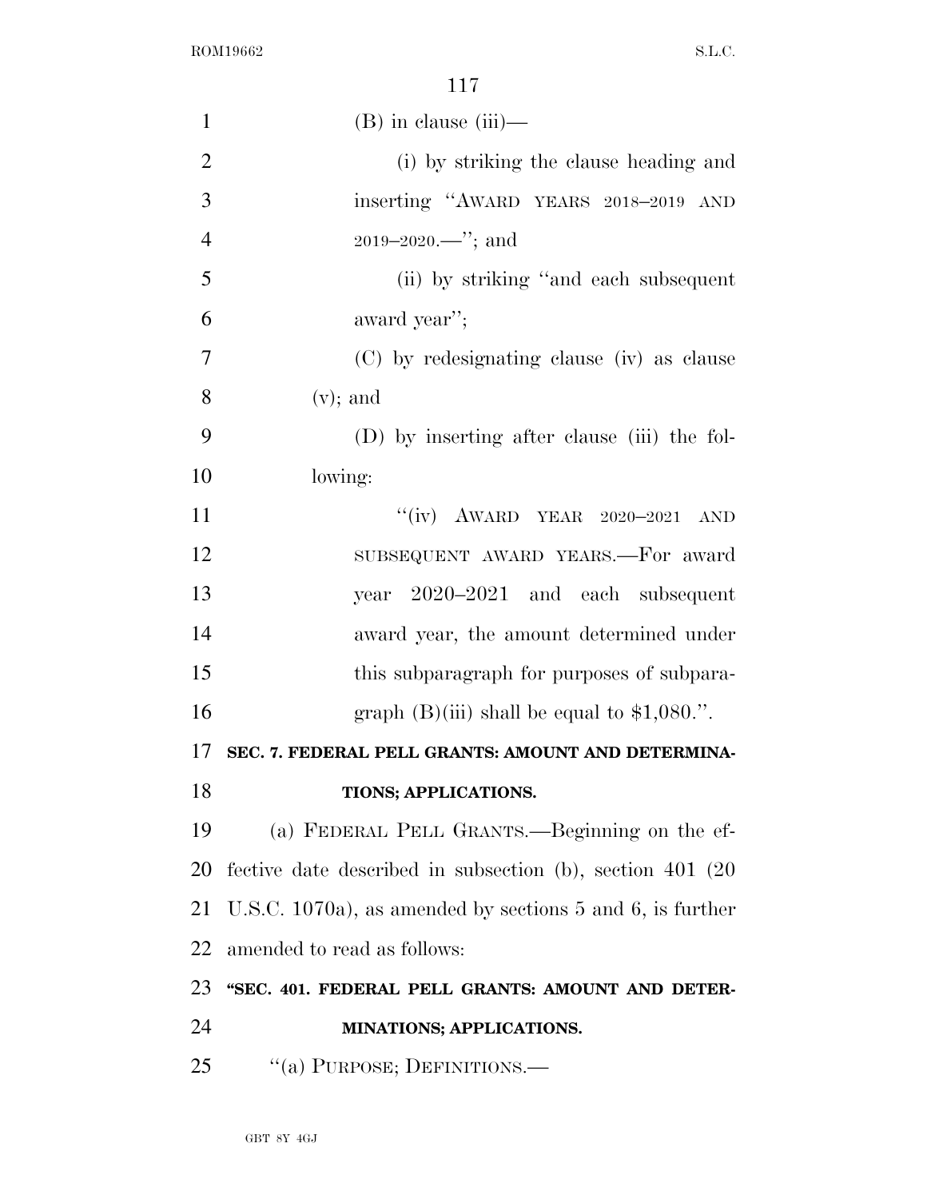(B) in clause (iii)—

(i) by striking the clause heading and inserting "AWARD YEARS 2018–2019 AND 2019–2020.—"; and

(ii) by striking "and each subsequent award year";

(C) by redesignating clause (iv) as clause (v); and

(D) by inserting after clause (iii) the following:

"(iv) AWARD YEAR 2020–2021 AND SUBSEQUENT AWARD YEARS.—For award year 2020–2021 and each subsequent award year, the amount determined under this subparagraph for purposes of subparagraph (B)(iii) shall be equal to $1,080.".

**SEC. 7. FEDERAL PELL GRANTS: AMOUNT AND DETERMINATIONS; APPLICATIONS.**

(a) FEDERAL PELL GRANTS.—Beginning on the effective date described in subsection (b), section 401 (20 U.S.C. 1070a), as amended by sections 5 and 6, is further amended to read as follows:

**"SEC. 401. FEDERAL PELL GRANTS: AMOUNT AND DETERMINATIONS; APPLICATIONS.**

"(a) PURPOSE; DEFINITIONS.—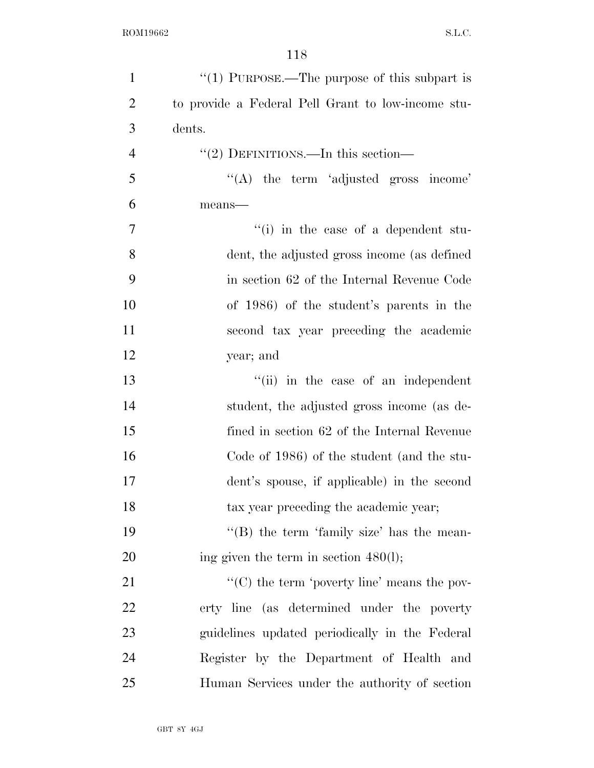''(1) PURPOSE.—The purpose of this subpart is to provide a Federal Pell Grant to low-income students.

''(2) DEFINITIONS.—In this section—

''(A) the term 'adjusted gross income' means—

''(i) in the case of a dependent student, the adjusted gross income (as defined in section 62 of the Internal Revenue Code of 1986) of the student's parents in the second tax year preceding the academic year; and

''(ii) in the case of an independent student, the adjusted gross income (as defined in section 62 of the Internal Revenue Code of 1986) of the student (and the student's spouse, if applicable) in the second tax year preceding the academic year;

''(B) the term 'family size' has the meaning given the term in section 480(l);

''(C) the term 'poverty line' means the poverty line (as determined under the poverty guidelines updated periodically in the Federal Register by the Department of Health and Human Services under the authority of section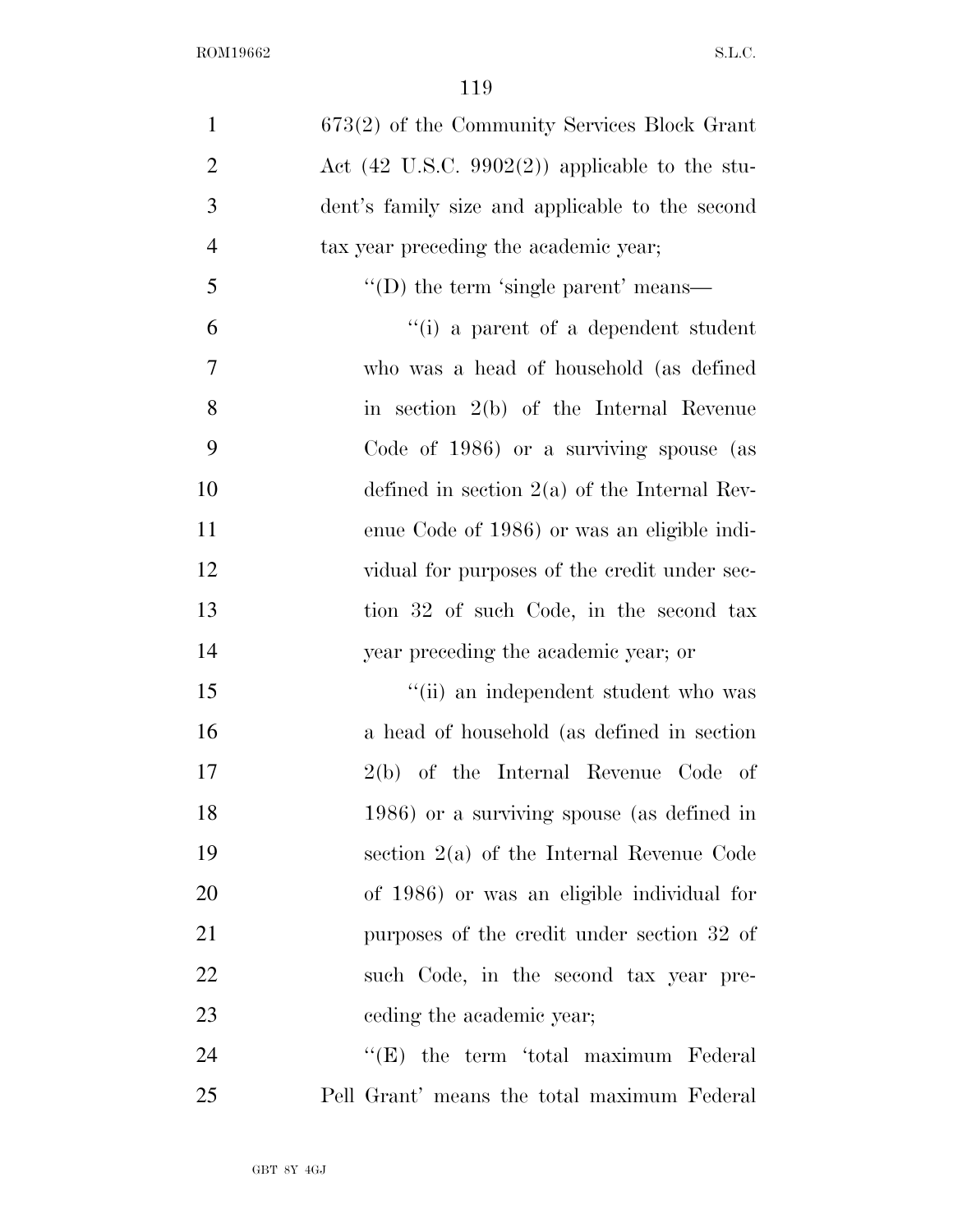673(2) of the Community Services Block Grant Act (42 U.S.C. 9902(2)) applicable to the student's family size and applicable to the second tax year preceding the academic year;

"(D) the term 'single parent' means—

"(i) a parent of a dependent student who was a head of household (as defined in section 2(b) of the Internal Revenue Code of 1986) or a surviving spouse (as defined in section 2(a) of the Internal Revenue Code of 1986) or was an eligible individual for purposes of the credit under section 32 of such Code, in the second tax year preceding the academic year; or

"(ii) an independent student who was a head of household (as defined in section 2(b) of the Internal Revenue Code of 1986) or a surviving spouse (as defined in section 2(a) of the Internal Revenue Code of 1986) or was an eligible individual for purposes of the credit under section 32 of such Code, in the second tax year preceding the academic year;

"(E) the term 'total maximum Federal Pell Grant' means the total maximum Federal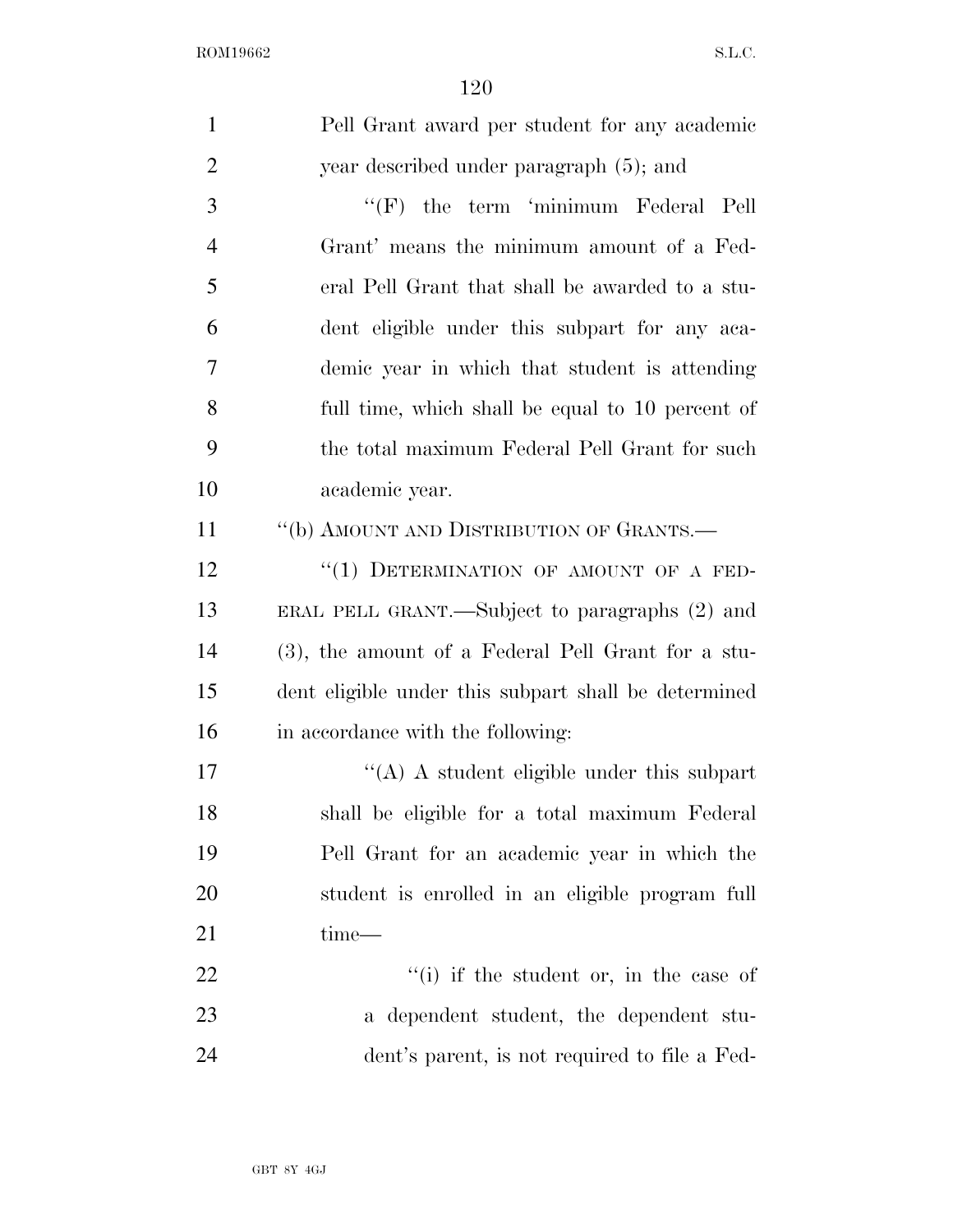Pell Grant award per student for any academic year described under paragraph (5); and

"(F) the term 'minimum Federal Pell Grant' means the minimum amount of a Federal Pell Grant that shall be awarded to a student eligible under this subpart for any academic year in which that student is attending full time, which shall be equal to 10 percent of the total maximum Federal Pell Grant for such academic year.

"(b) AMOUNT AND DISTRIBUTION OF GRANTS.—

"(1) DETERMINATION OF AMOUNT OF A FEDERAL PELL GRANT.—Subject to paragraphs (2) and (3), the amount of a Federal Pell Grant for a student eligible under this subpart shall be determined in accordance with the following:

"(A) A student eligible under this subpart shall be eligible for a total maximum Federal Pell Grant for an academic year in which the student is enrolled in an eligible program full time—

"(i) if the student or, in the case of a dependent student, the dependent student's parent, is not required to file a Fed-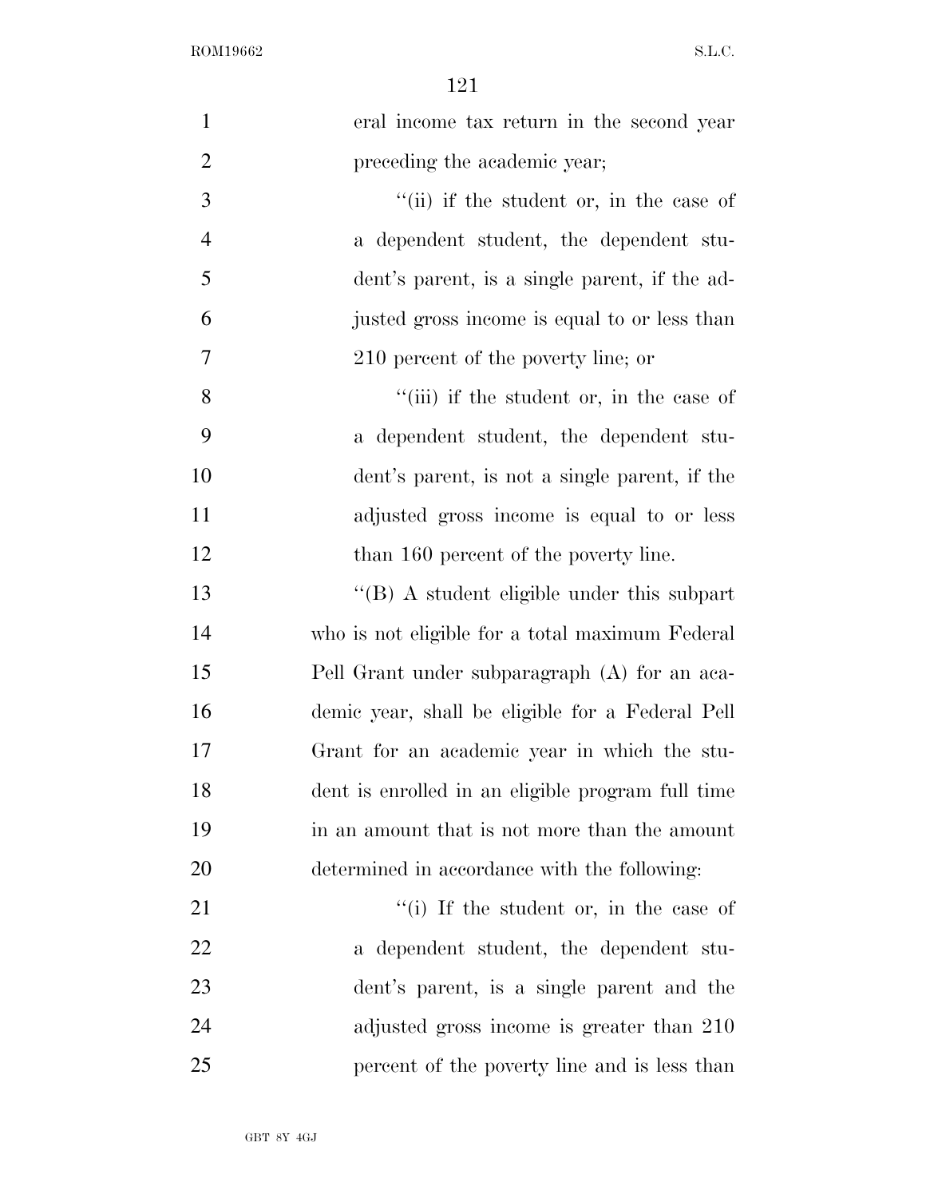eral income tax return in the second year preceding the academic year;

''(ii) if the student or, in the case of a dependent student, the dependent student's parent, is a single parent, if the adjusted gross income is equal to or less than 210 percent of the poverty line; or

''(iii) if the student or, in the case of a dependent student, the dependent student's parent, is not a single parent, if the adjusted gross income is equal to or less than 160 percent of the poverty line.

''(B) A student eligible under this subpart who is not eligible for a total maximum Federal Pell Grant under subparagraph (A) for an academic year, shall be eligible for a Federal Pell Grant for an academic year in which the student is enrolled in an eligible program full time in an amount that is not more than the amount determined in accordance with the following:

''(i) If the student or, in the case of a dependent student, the dependent student's parent, is a single parent and the adjusted gross income is greater than 210 percent of the poverty line and is less than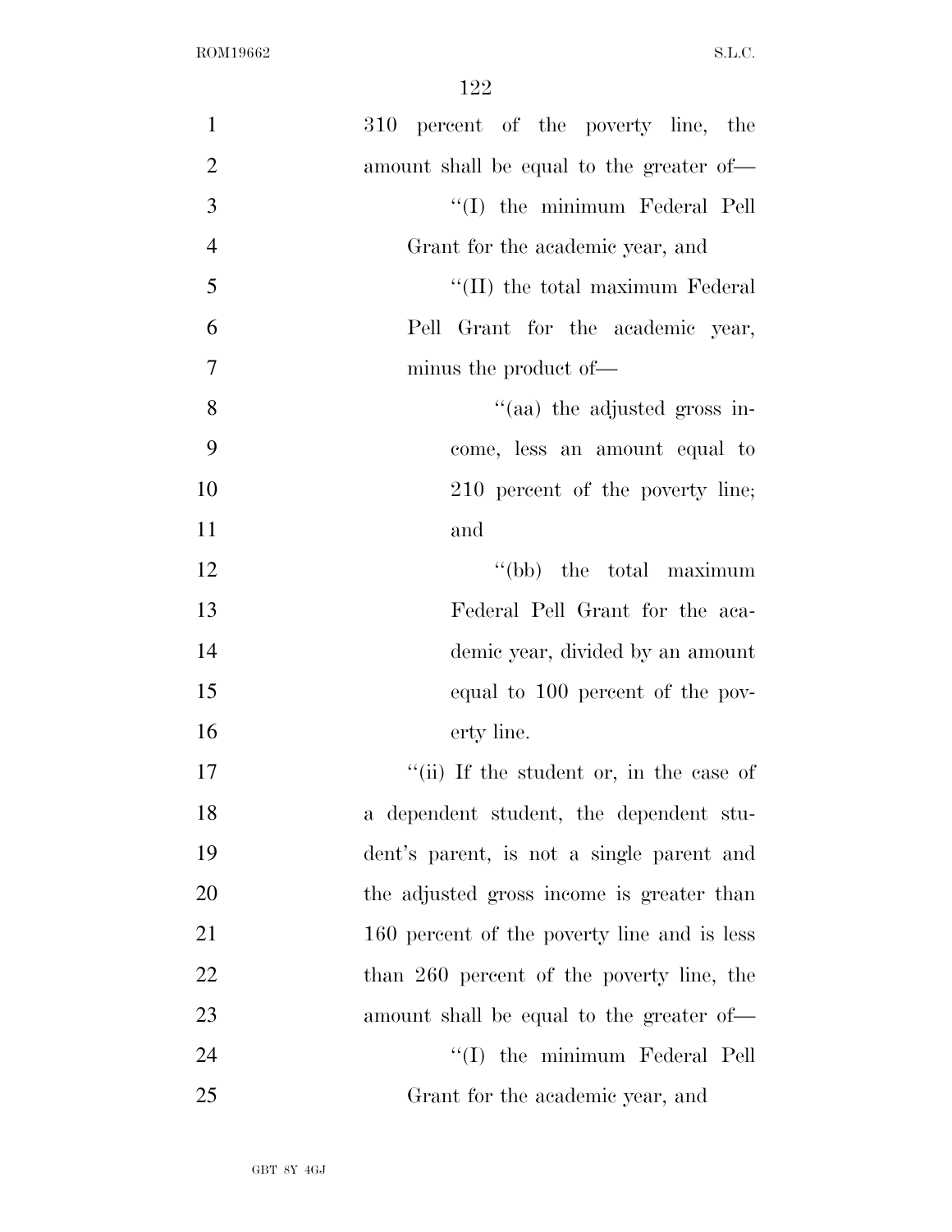310 percent of the poverty line, the amount shall be equal to the greater of—

''(I) the minimum Federal Pell Grant for the academic year, and

''(II) the total maximum Federal Pell Grant for the academic year, minus the product of—

''(aa) the adjusted gross income, less an amount equal to 210 percent of the poverty line; and

''(bb) the total maximum Federal Pell Grant for the academic year, divided by an amount equal to 100 percent of the poverty line.

''(ii) If the student or, in the case of a dependent student, the dependent student's parent, is not a single parent and the adjusted gross income is greater than 160 percent of the poverty line and is less than 260 percent of the poverty line, the amount shall be equal to the greater of—

''(I) the minimum Federal Pell Grant for the academic year, and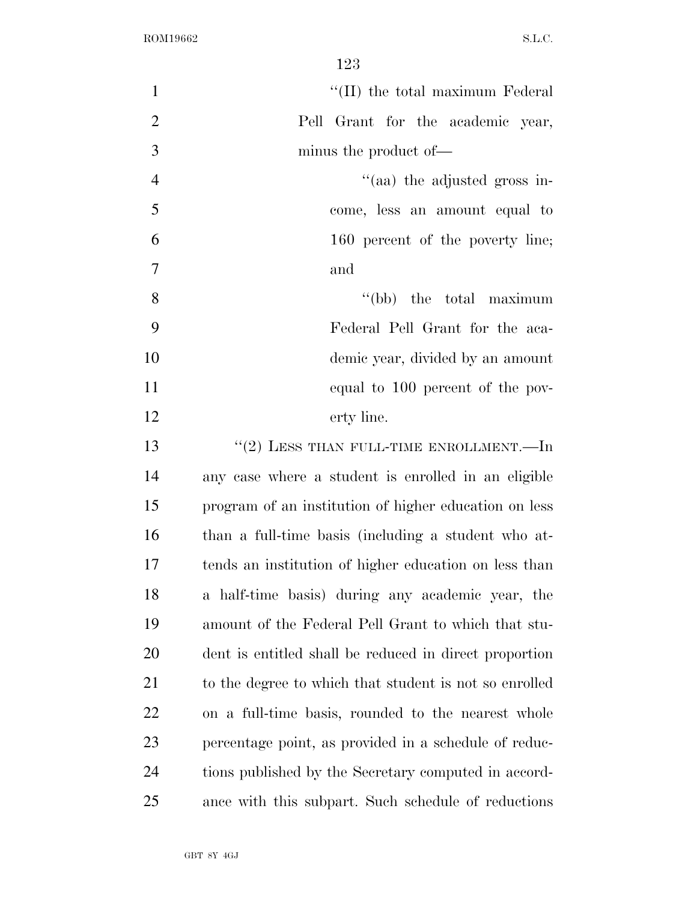"(II) the total maximum Federal Pell Grant for the academic year, minus the product of—

"(aa) the adjusted gross income, less an amount equal to 160 percent of the poverty line; and

"(bb) the total maximum Federal Pell Grant for the academic year, divided by an amount equal to 100 percent of the poverty line.

"(2) LESS THAN FULL-TIME ENROLLMENT.—In any case where a student is enrolled in an eligible program of an institution of higher education on less than a full-time basis (including a student who attends an institution of higher education on less than a half-time basis) during any academic year, the amount of the Federal Pell Grant to which that student is entitled shall be reduced in direct proportion to the degree to which that student is not so enrolled on a full-time basis, rounded to the nearest whole percentage point, as provided in a schedule of reductions published by the Secretary computed in accordance with this subpart. Such schedule of reductions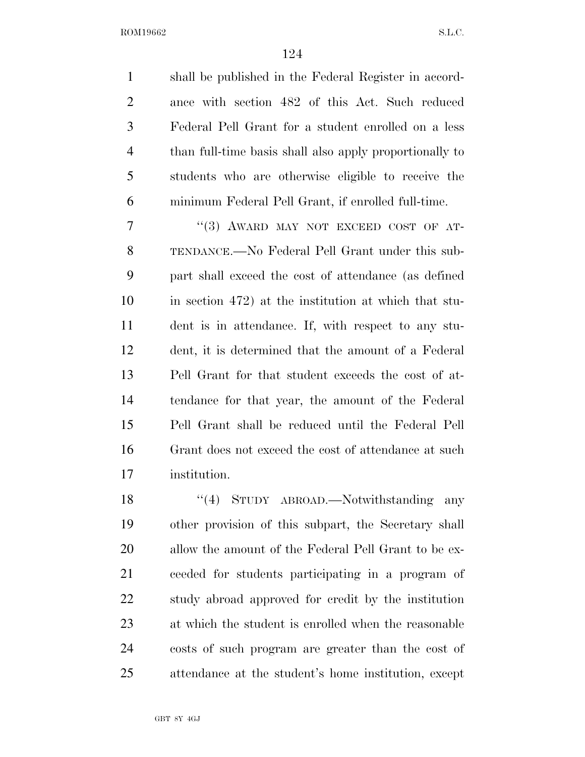shall be published in the Federal Register in accordance with section 482 of this Act. Such reduced Federal Pell Grant for a student enrolled on a less than full-time basis shall also apply proportionally to students who are otherwise eligible to receive the minimum Federal Pell Grant, if enrolled full-time.

"(3) AWARD MAY NOT EXCEED COST OF ATTENDANCE.—No Federal Pell Grant under this subpart shall exceed the cost of attendance (as defined in section 472) at the institution at which that student is in attendance. If, with respect to any student, it is determined that the amount of a Federal Pell Grant for that student exceeds the cost of attendance for that year, the amount of the Federal Pell Grant shall be reduced until the Federal Pell Grant does not exceed the cost of attendance at such institution.

"(4) STUDY ABROAD.—Notwithstanding any other provision of this subpart, the Secretary shall allow the amount of the Federal Pell Grant to be exceeded for students participating in a program of study abroad approved for credit by the institution at which the student is enrolled when the reasonable costs of such program are greater than the cost of attendance at the student's home institution, except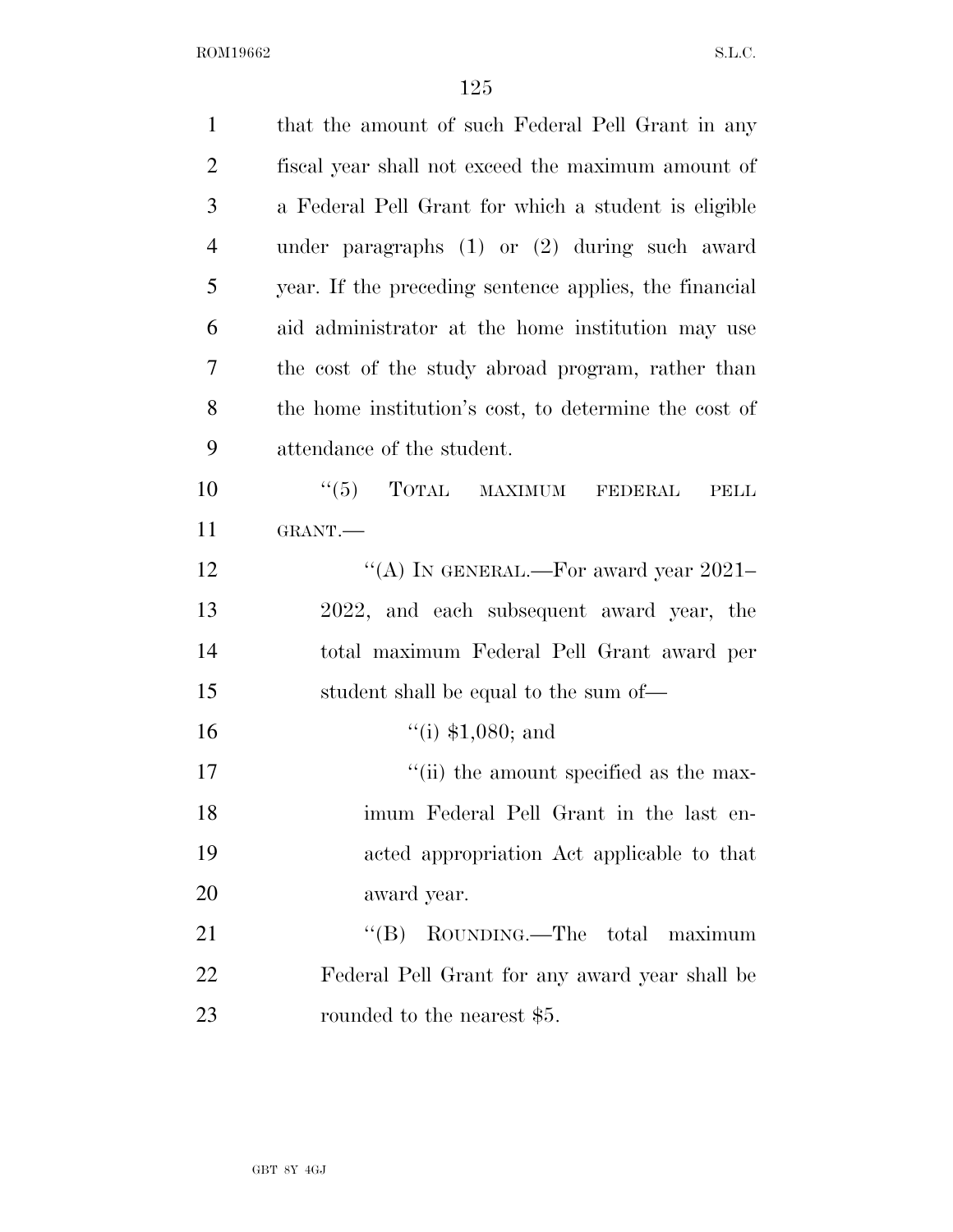that the amount of such Federal Pell Grant in any fiscal year shall not exceed the maximum amount of a Federal Pell Grant for which a student is eligible under paragraphs (1) or (2) during such award year. If the preceding sentence applies, the financial aid administrator at the home institution may use the cost of the study abroad program, rather than the home institution's cost, to determine the cost of attendance of the student.

"(5) TOTAL MAXIMUM FEDERAL PELL GRANT.—

"(A) IN GENERAL.—For award year 2021–2022, and each subsequent award year, the total maximum Federal Pell Grant award per student shall be equal to the sum of—

"(i) $1,080; and

"(ii) the amount specified as the maximum Federal Pell Grant in the last enacted appropriation Act applicable to that award year.

"(B) ROUNDING.—The total maximum Federal Pell Grant for any award year shall be rounded to the nearest $5.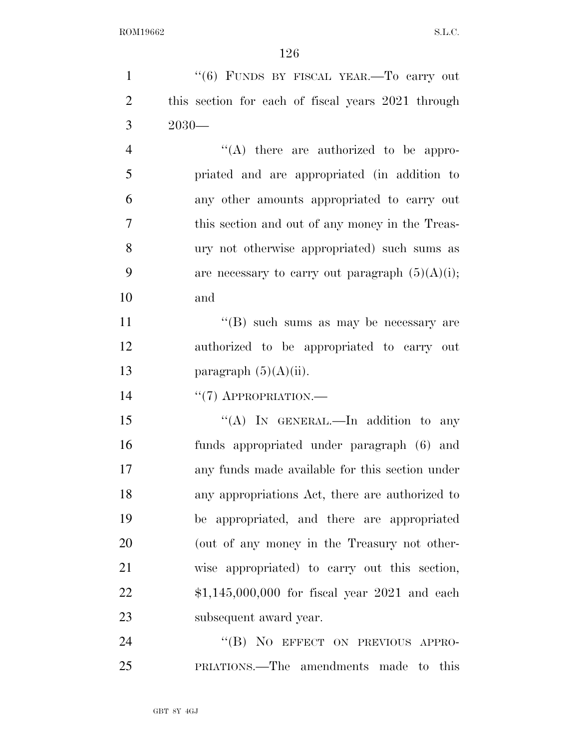''(6) FUNDS BY FISCAL YEAR.—To carry out this section for each of fiscal years 2021 through 2030—

''(A) there are authorized to be appropriated and are appropriated (in addition to any other amounts appropriated to carry out this section and out of any money in the Treasury not otherwise appropriated) such sums as are necessary to carry out paragraph (5)(A)(i); and

''(B) such sums as may be necessary are authorized to be appropriated to carry out paragraph (5)(A)(ii).

''(7) APPROPRIATION.—

''(A) IN GENERAL.—In addition to any funds appropriated under paragraph (6) and any funds made available for this section under any appropriations Act, there are authorized to be appropriated, and there are appropriated (out of any money in the Treasury not otherwise appropriated) to carry out this section, $1,145,000,000 for fiscal year 2021 and each subsequent award year.

''(B) NO EFFECT ON PREVIOUS APPROPRIATIONS.—The amendments made to this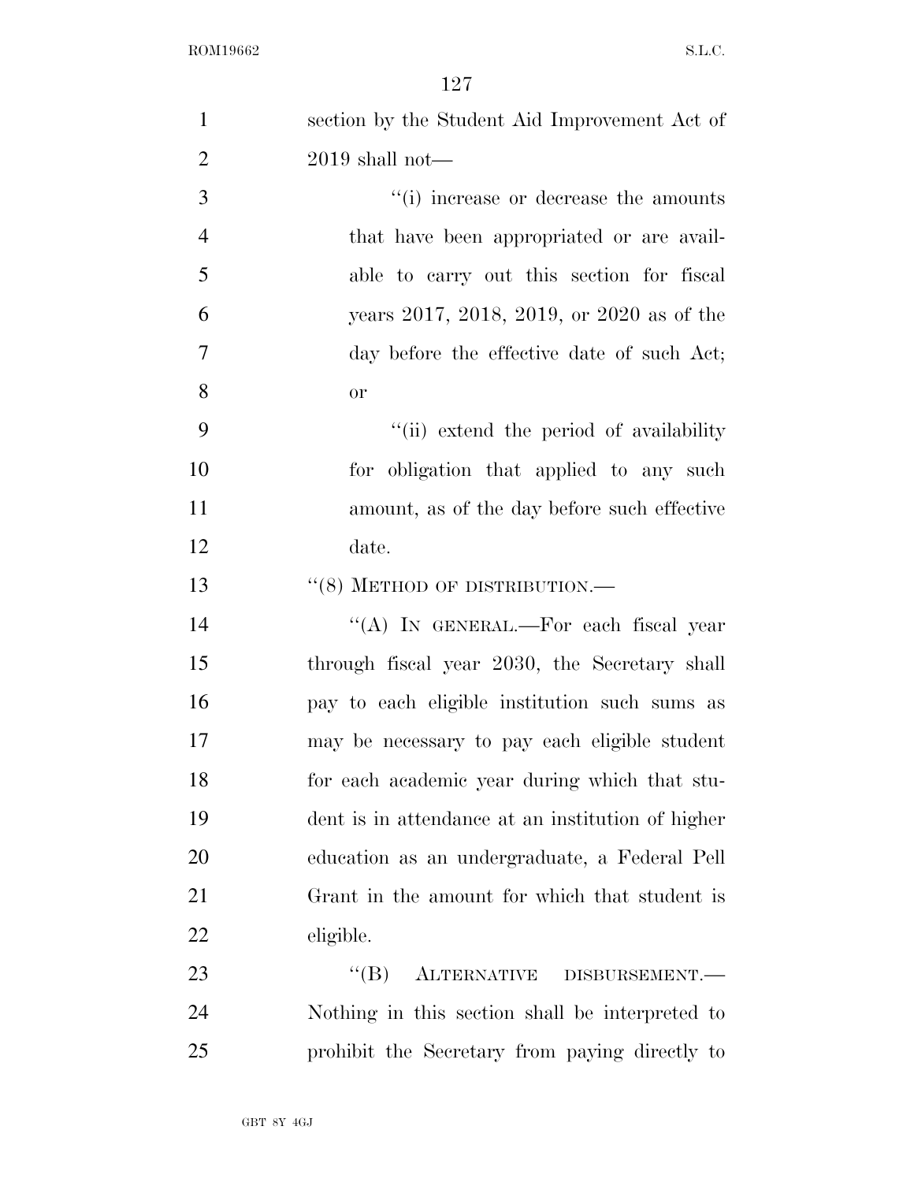section by the Student Aid Improvement Act of 2019 shall not—

"(i) increase or decrease the amounts that have been appropriated or are available to carry out this section for fiscal years 2017, 2018, 2019, or 2020 as of the day before the effective date of such Act; or

"(ii) extend the period of availability for obligation that applied to any such amount, as of the day before such effective date.

"(8) METHOD OF DISTRIBUTION.—

"(A) IN GENERAL.—For each fiscal year through fiscal year 2030, the Secretary shall pay to each eligible institution such sums as may be necessary to pay each eligible student for each academic year during which that student is in attendance at an institution of higher education as an undergraduate, a Federal Pell Grant in the amount for which that student is eligible.

"(B) ALTERNATIVE DISBURSEMENT.— Nothing in this section shall be interpreted to prohibit the Secretary from paying directly to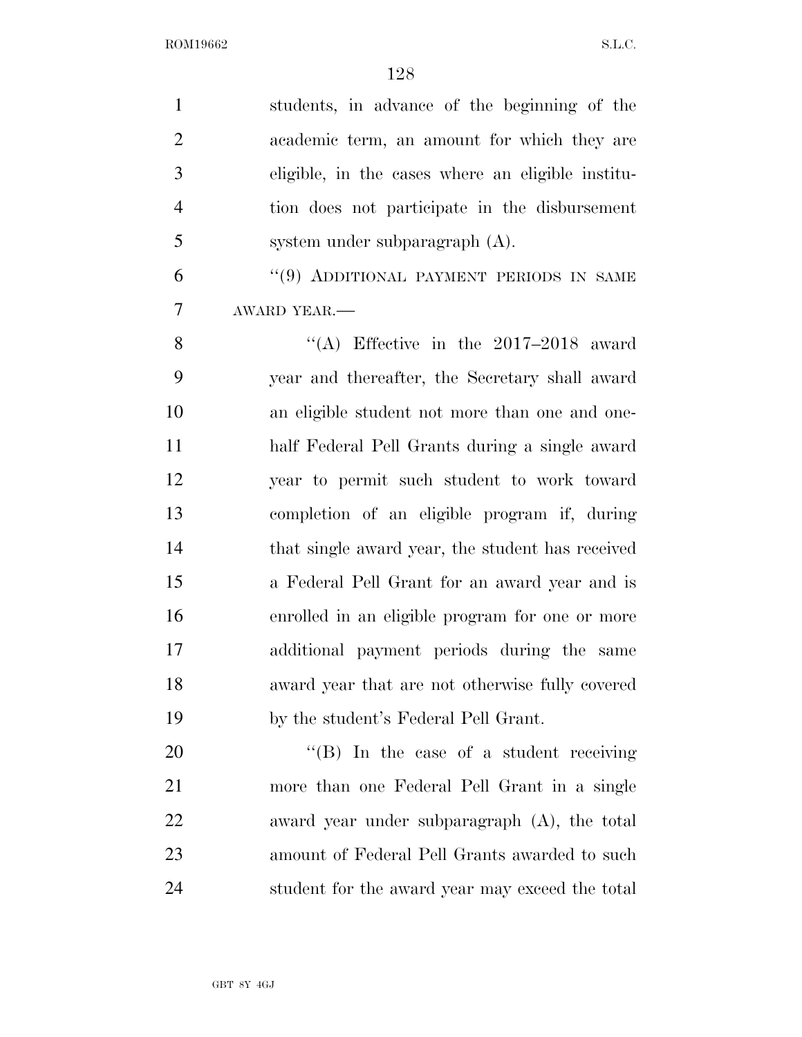students, in advance of the beginning of the academic term, an amount for which they are eligible, in the cases where an eligible institution does not participate in the disbursement system under subparagraph (A).

"(9) ADDITIONAL PAYMENT PERIODS IN SAME AWARD YEAR.—

"(A) Effective in the 2017–2018 award year and thereafter, the Secretary shall award an eligible student not more than one and one-half Federal Pell Grants during a single award year to permit such student to work toward completion of an eligible program if, during that single award year, the student has received a Federal Pell Grant for an award year and is enrolled in an eligible program for one or more additional payment periods during the same award year that are not otherwise fully covered by the student's Federal Pell Grant.

"(B) In the case of a student receiving more than one Federal Pell Grant in a single award year under subparagraph (A), the total amount of Federal Pell Grants awarded to such student for the award year may exceed the total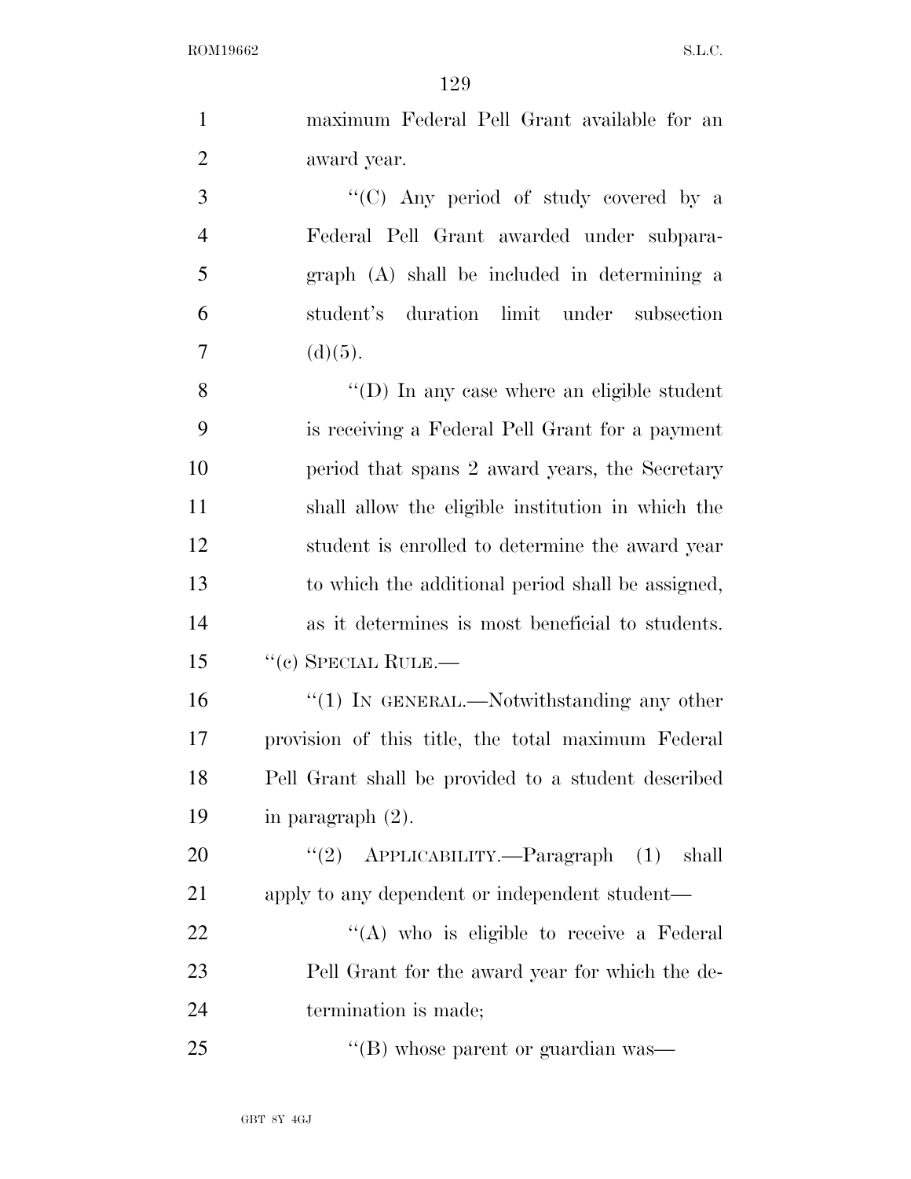maximum Federal Pell Grant available for an award year.

''(C) Any period of study covered by a Federal Pell Grant awarded under subparagraph (A) shall be included in determining a student's duration limit under subsection (d)(5).

''(D) In any case where an eligible student is receiving a Federal Pell Grant for a payment period that spans 2 award years, the Secretary shall allow the eligible institution in which the student is enrolled to determine the award year to which the additional period shall be assigned, as it determines is most beneficial to students.

''(c) SPECIAL RULE.—

''(1) IN GENERAL.—Notwithstanding any other provision of this title, the total maximum Federal Pell Grant shall be provided to a student described in paragraph (2).

''(2) APPLICABILITY.—Paragraph (1) shall apply to any dependent or independent student—

''(A) who is eligible to receive a Federal Pell Grant for the award year for which the determination is made;

''(B) whose parent or guardian was—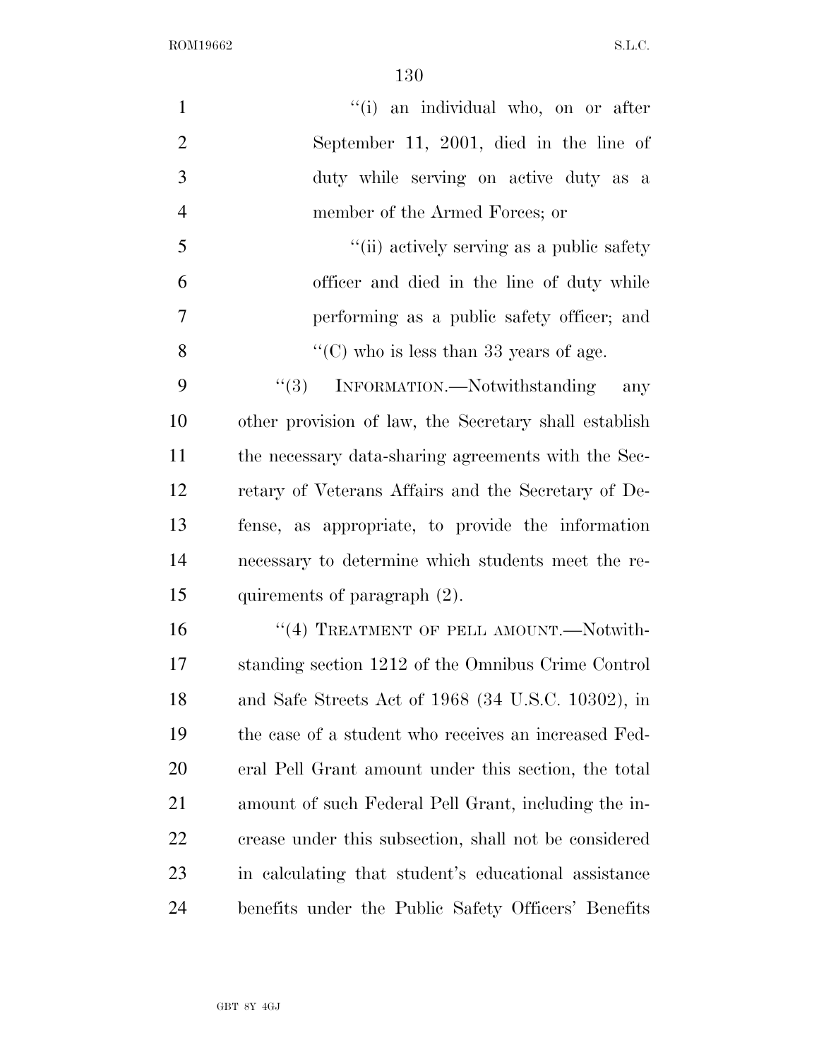"(i) an individual who, on or after September 11, 2001, died in the line of duty while serving on active duty as a member of the Armed Forces; or

"(ii) actively serving as a public safety officer and died in the line of duty while performing as a public safety officer; and

"(C) who is less than 33 years of age.

"(3) INFORMATION.—Notwithstanding any other provision of law, the Secretary shall establish the necessary data-sharing agreements with the Secretary of Veterans Affairs and the Secretary of Defense, as appropriate, to provide the information necessary to determine which students meet the requirements of paragraph (2).

"(4) TREATMENT OF PELL AMOUNT.—Notwithstanding section 1212 of the Omnibus Crime Control and Safe Streets Act of 1968 (34 U.S.C. 10302), in the case of a student who receives an increased Federal Pell Grant amount under this section, the total amount of such Federal Pell Grant, including the increase under this subsection, shall not be considered in calculating that student's educational assistance benefits under the Public Safety Officers' Benefits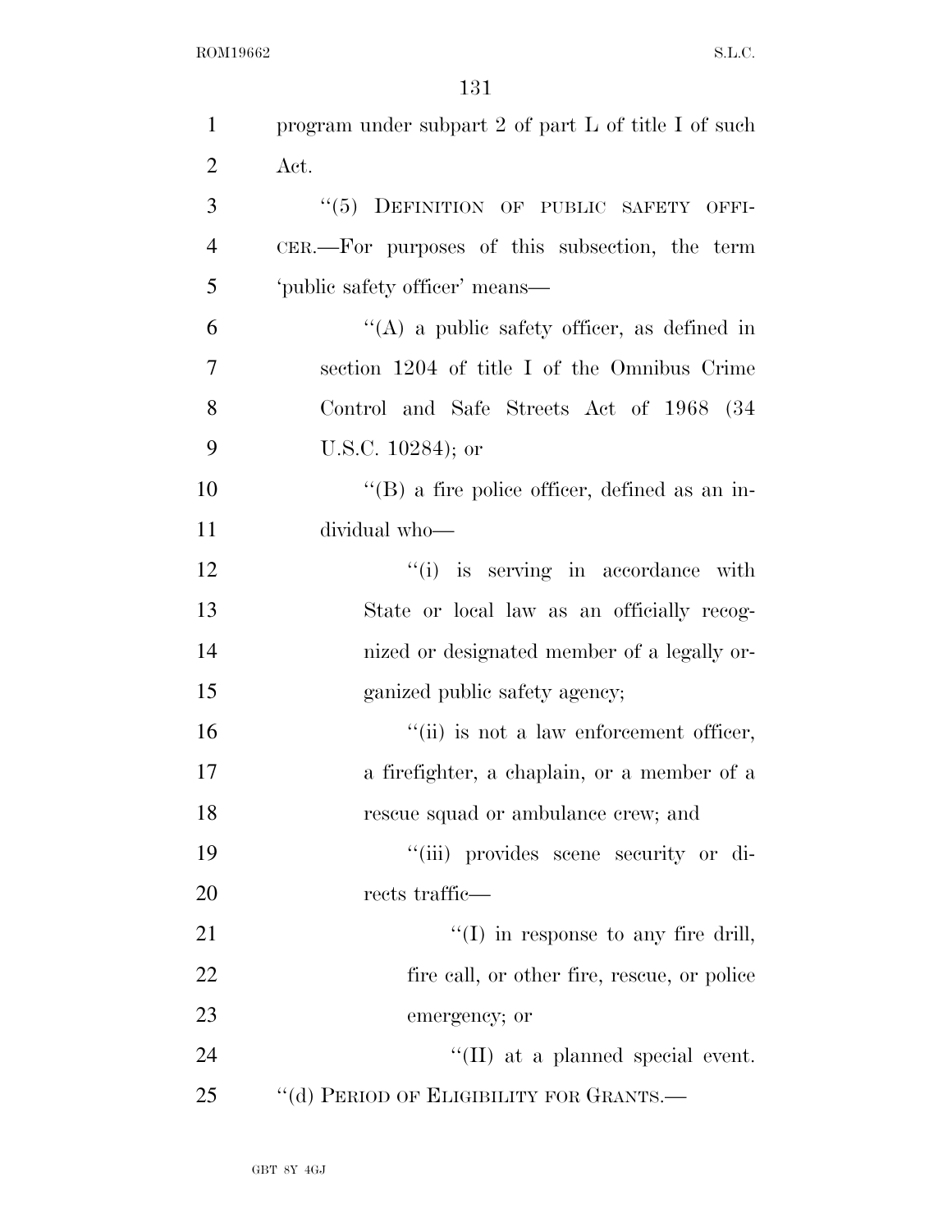program under subpart 2 of part L of title I of such Act.

"(5) DEFINITION OF PUBLIC SAFETY OFFICER.—For purposes of this subsection, the term 'public safety officer' means—

"(A) a public safety officer, as defined in section 1204 of title I of the Omnibus Crime Control and Safe Streets Act of 1968 (34 U.S.C. 10284); or

"(B) a fire police officer, defined as an individual who—

"(i) is serving in accordance with State or local law as an officially recognized or designated member of a legally organized public safety agency;

"(ii) is not a law enforcement officer, a firefighter, a chaplain, or a member of a rescue squad or ambulance crew; and

"(iii) provides scene security or directs traffic—

"(I) in response to any fire drill, fire call, or other fire, rescue, or police emergency; or

"(II) at a planned special event.

"(d) PERIOD OF ELIGIBILITY FOR GRANTS.—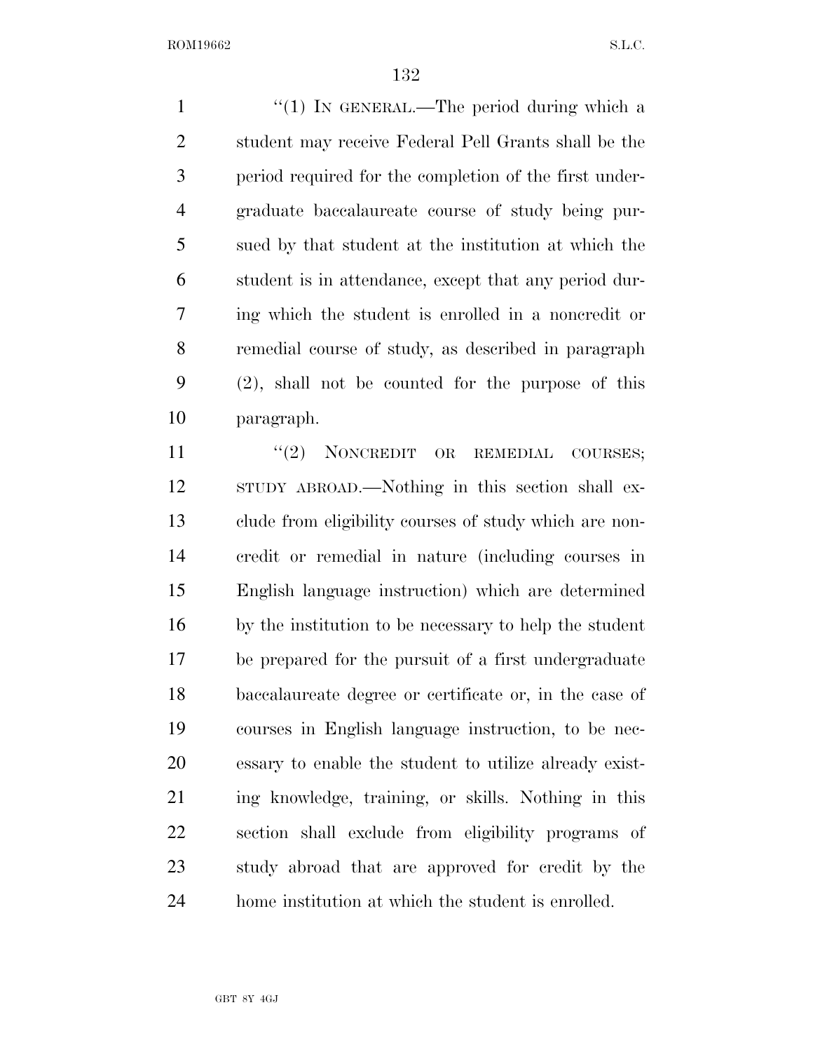"(1) IN GENERAL.—The period during which a student may receive Federal Pell Grants shall be the period required for the completion of the first undergraduate baccalaureate course of study being pursued by that student at the institution at which the student is in attendance, except that any period during which the student is enrolled in a noncredit or remedial course of study, as described in paragraph (2), shall not be counted for the purpose of this paragraph.

"(2) NONCREDIT OR REMEDIAL COURSES; STUDY ABROAD.—Nothing in this section shall exclude from eligibility courses of study which are noncredit or remedial in nature (including courses in English language instruction) which are determined by the institution to be necessary to help the student be prepared for the pursuit of a first undergraduate baccalaureate degree or certificate or, in the case of courses in English language instruction, to be necessary to enable the student to utilize already existing knowledge, training, or skills. Nothing in this section shall exclude from eligibility programs of study abroad that are approved for credit by the home institution at which the student is enrolled.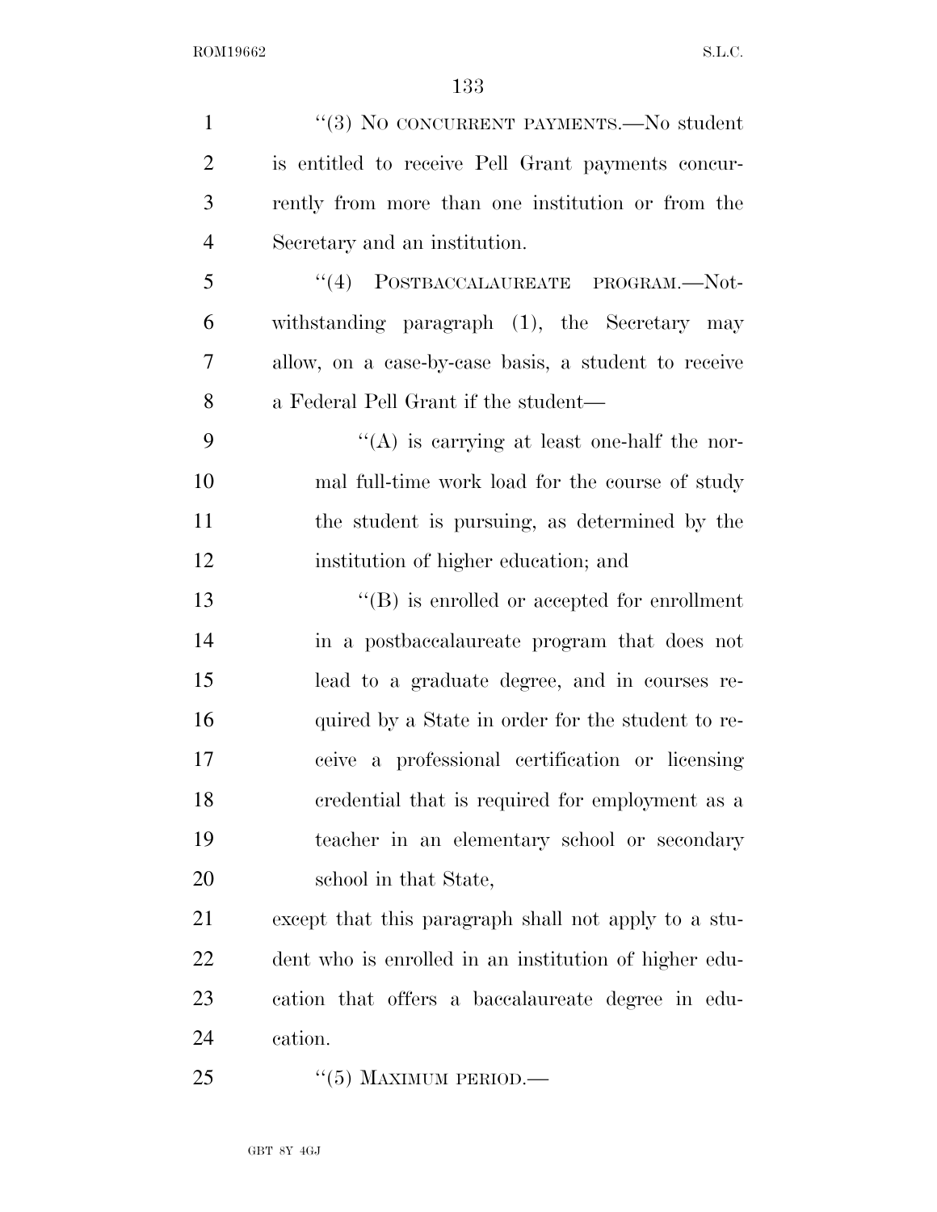"(3) NO CONCURRENT PAYMENTS.—No student is entitled to receive Pell Grant payments concurrently from more than one institution or from the Secretary and an institution.

"(4) POSTBACCALAUREATE PROGRAM.—Notwithstanding paragraph (1), the Secretary may allow, on a case-by-case basis, a student to receive a Federal Pell Grant if the student—

"(A) is carrying at least one-half the normal full-time work load for the course of study the student is pursuing, as determined by the institution of higher education; and

"(B) is enrolled or accepted for enrollment in a postbaccalaureate program that does not lead to a graduate degree, and in courses required by a State in order for the student to receive a professional certification or licensing credential that is required for employment as a teacher in an elementary school or secondary school in that State,

except that this paragraph shall not apply to a student who is enrolled in an institution of higher education that offers a baccalaureate degree in education.

"(5) MAXIMUM PERIOD.—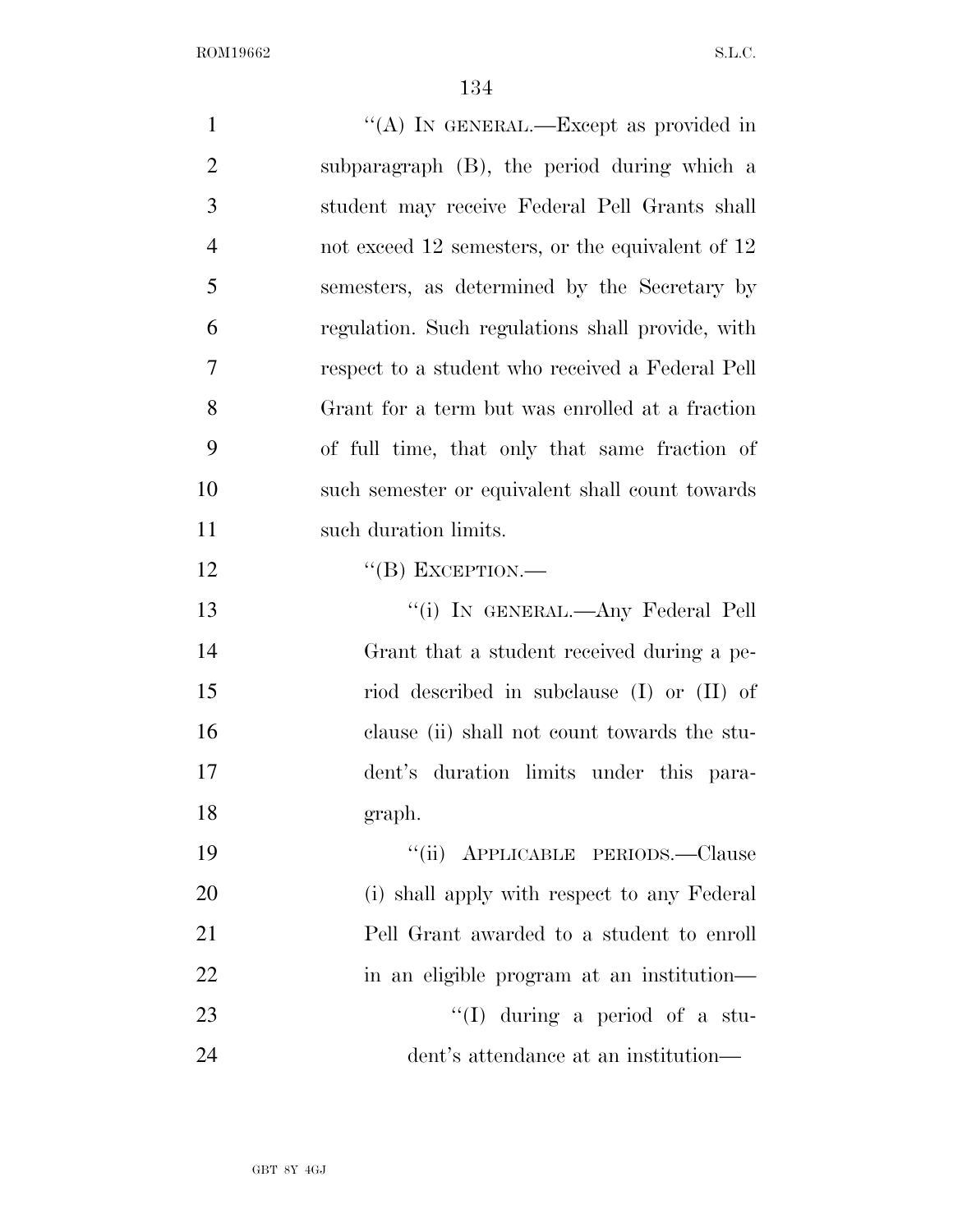"(A) IN GENERAL.—Except as provided in subparagraph (B), the period during which a student may receive Federal Pell Grants shall not exceed 12 semesters, or the equivalent of 12 semesters, as determined by the Secretary by regulation. Such regulations shall provide, with respect to a student who received a Federal Pell Grant for a term but was enrolled at a fraction of full time, that only that same fraction of such semester or equivalent shall count towards such duration limits.

"(B) EXCEPTION.—

"(i) IN GENERAL.—Any Federal Pell Grant that a student received during a period described in subclause (I) or (II) of clause (ii) shall not count towards the student's duration limits under this paragraph.

"(ii) APPLICABLE PERIODS.—Clause (i) shall apply with respect to any Federal Pell Grant awarded to a student to enroll in an eligible program at an institution—

"(I) during a period of a student's attendance at an institution—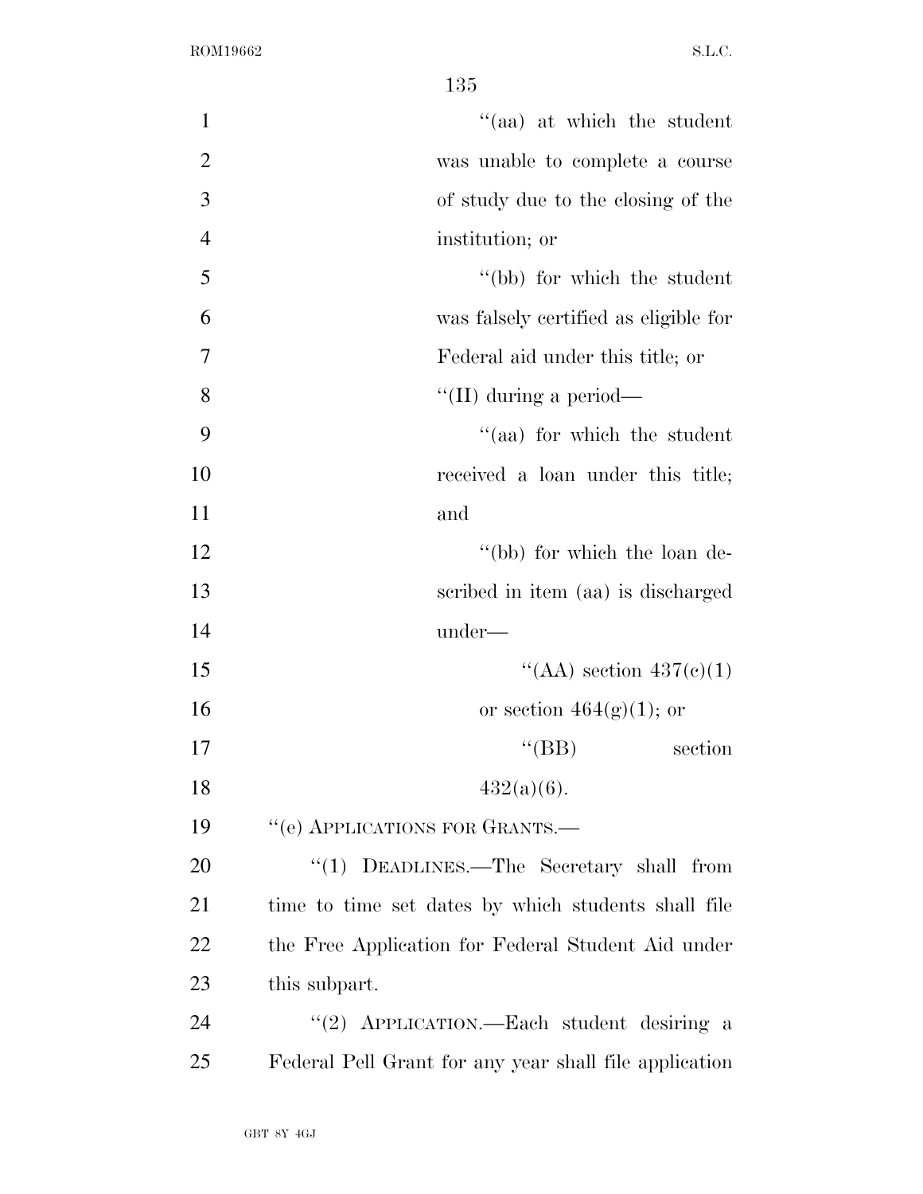"(aa) at which the student was unable to complete a course of study due to the closing of the institution; or

"(bb) for which the student was falsely certified as eligible for Federal aid under this title; or

"(II) during a period—

"(aa) for which the student received a loan under this title; and

"(bb) for which the loan described in item (aa) is discharged under—

"(AA) section 437(c)(1) or section 464(g)(1); or

"(BB) section 432(a)(6).

"(e) APPLICATIONS FOR GRANTS.—

"(1) DEADLINES.—The Secretary shall from time to time set dates by which students shall file the Free Application for Federal Student Aid under this subpart.

"(2) APPLICATION.—Each student desiring a Federal Pell Grant for any year shall file application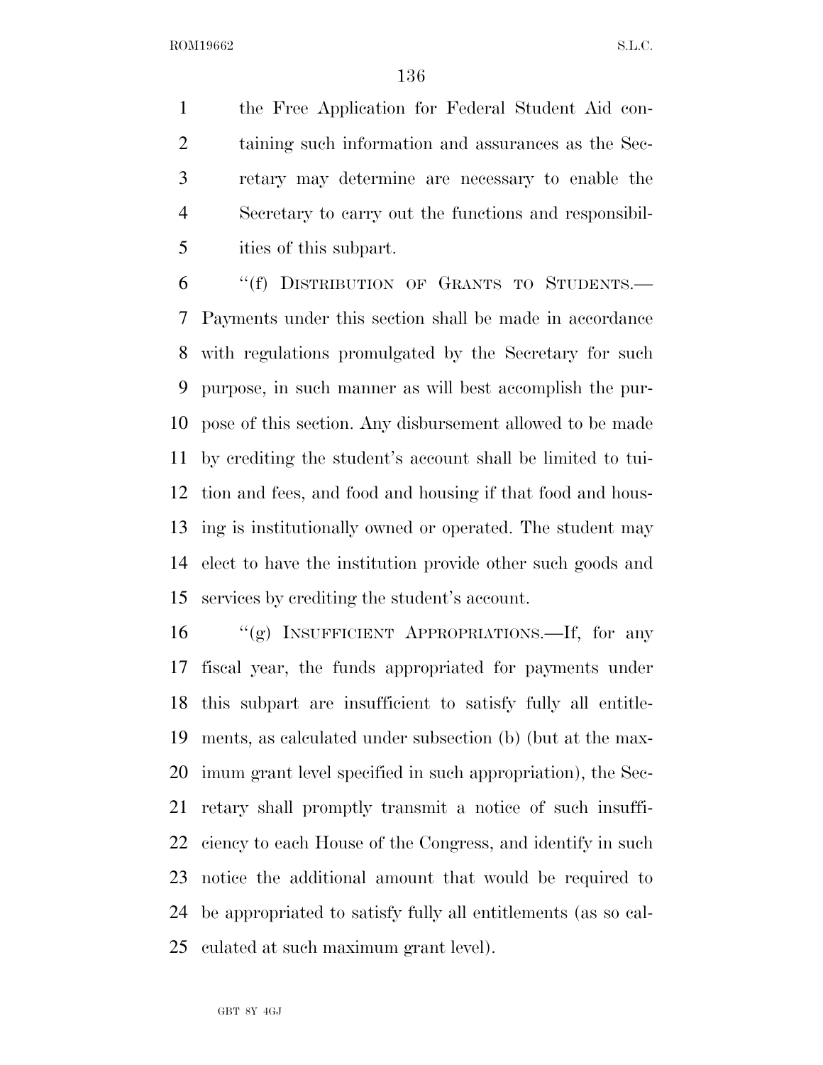the Free Application for Federal Student Aid containing such information and assurances as the Secretary may determine are necessary to enable the Secretary to carry out the functions and responsibilities of this subpart.

"(f) DISTRIBUTION OF GRANTS TO STUDENTS.—Payments under this section shall be made in accordance with regulations promulgated by the Secretary for such purpose, in such manner as will best accomplish the purpose of this section. Any disbursement allowed to be made by crediting the student's account shall be limited to tuition and fees, and food and housing if that food and housing is institutionally owned or operated. The student may elect to have the institution provide other such goods and services by crediting the student's account.

"(g) INSUFFICIENT APPROPRIATIONS.—If, for any fiscal year, the funds appropriated for payments under this subpart are insufficient to satisfy fully all entitlements, as calculated under subsection (b) (but at the maximum grant level specified in such appropriation), the Secretary shall promptly transmit a notice of such insufficiency to each House of the Congress, and identify in such notice the additional amount that would be required to be appropriated to satisfy fully all entitlements (as so calculated at such maximum grant level).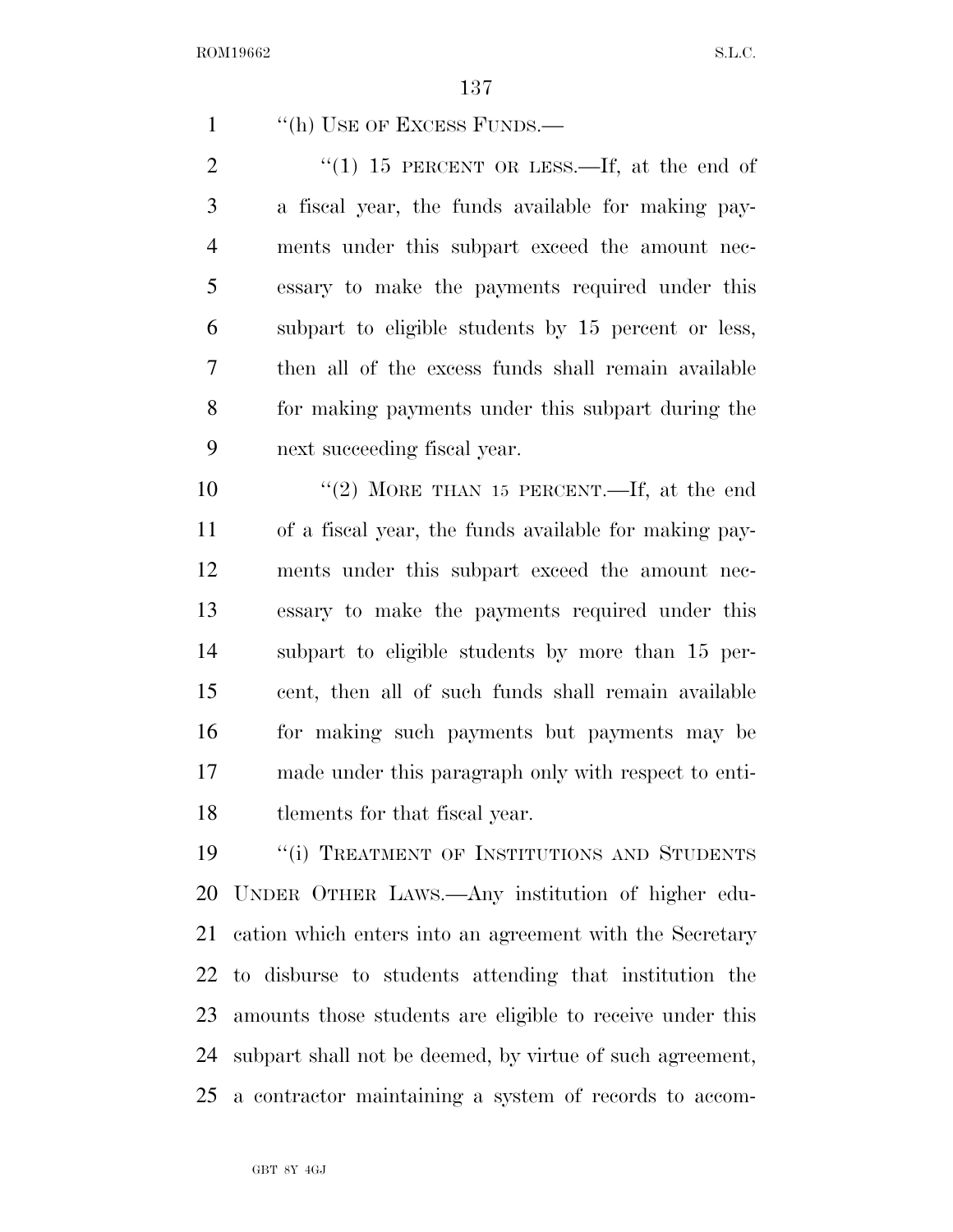"(h) USE OF EXCESS FUNDS.—

"(1) 15 PERCENT OR LESS.—If, at the end of a fiscal year, the funds available for making payments under this subpart exceed the amount necessary to make the payments required under this subpart to eligible students by 15 percent or less, then all of the excess funds shall remain available for making payments under this subpart during the next succeeding fiscal year.

"(2) MORE THAN 15 PERCENT.—If, at the end of a fiscal year, the funds available for making payments under this subpart exceed the amount necessary to make the payments required under this subpart to eligible students by more than 15 percent, then all of such funds shall remain available for making such payments but payments may be made under this paragraph only with respect to entitlements for that fiscal year.

"(i) TREATMENT OF INSTITUTIONS AND STUDENTS UNDER OTHER LAWS.—Any institution of higher education which enters into an agreement with the Secretary to disburse to students attending that institution the amounts those students are eligible to receive under this subpart shall not be deemed, by virtue of such agreement, a contractor maintaining a system of records to accom-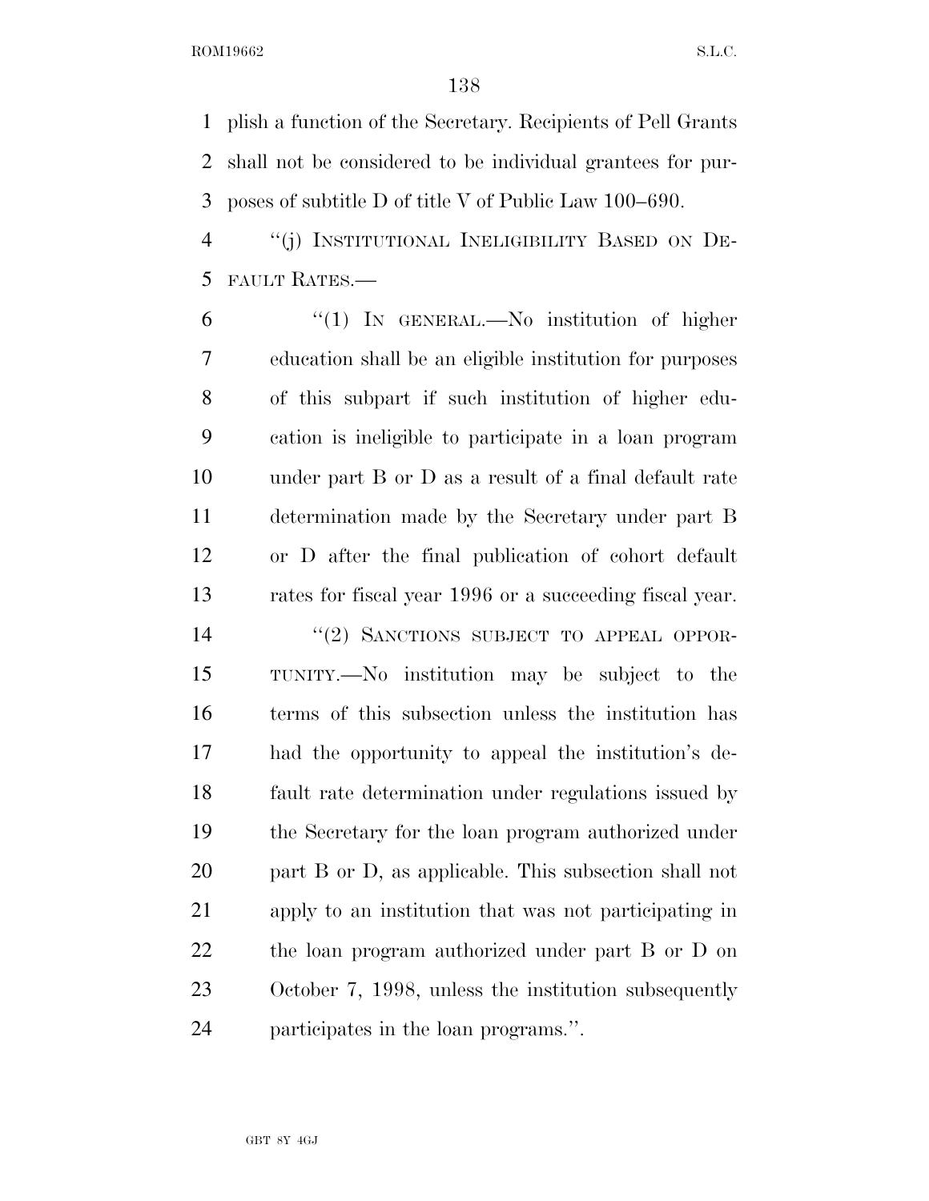plish a function of the Secretary. Recipients of Pell Grants shall not be considered to be individual grantees for purposes of subtitle D of title V of Public Law 100–690.

"(j) INSTITUTIONAL INELIGIBILITY BASED ON DEFAULT RATES.—

"(1) IN GENERAL.—No institution of higher education shall be an eligible institution for purposes of this subpart if such institution of higher education is ineligible to participate in a loan program under part B or D as a result of a final default rate determination made by the Secretary under part B or D after the final publication of cohort default rates for fiscal year 1996 or a succeeding fiscal year.

"(2) SANCTIONS SUBJECT TO APPEAL OPPORTUNITY.—No institution may be subject to the terms of this subsection unless the institution has had the opportunity to appeal the institution's default rate determination under regulations issued by the Secretary for the loan program authorized under part B or D, as applicable. This subsection shall not apply to an institution that was not participating in the loan program authorized under part B or D on October 7, 1998, unless the institution subsequently participates in the loan programs.".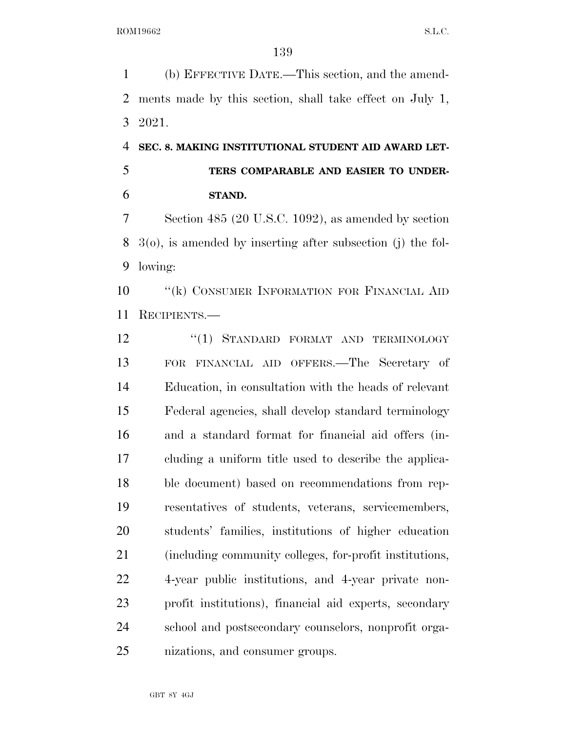(b) EFFECTIVE DATE.—This section, and the amendments made by this section, shall take effect on July 1, 2021.

**SEC. 8. MAKING INSTITUTIONAL STUDENT AID AWARD LETTERS COMPARABLE AND EASIER TO UNDERSTAND.**

Section 485 (20 U.S.C. 1092), as amended by section 3(o), is amended by inserting after subsection (j) the following:

"(k) CONSUMER INFORMATION FOR FINANCIAL AID RECIPIENTS.—

"(1) STANDARD FORMAT AND TERMINOLOGY FOR FINANCIAL AID OFFERS.—The Secretary of Education, in consultation with the heads of relevant Federal agencies, shall develop standard terminology and a standard format for financial aid offers (including a uniform title used to describe the applicable document) based on recommendations from representatives of students, veterans, servicemembers, students' families, institutions of higher education (including community colleges, for-profit institutions, 4-year public institutions, and 4-year private nonprofit institutions), financial aid experts, secondary school and postsecondary counselors, nonprofit organizations, and consumer groups.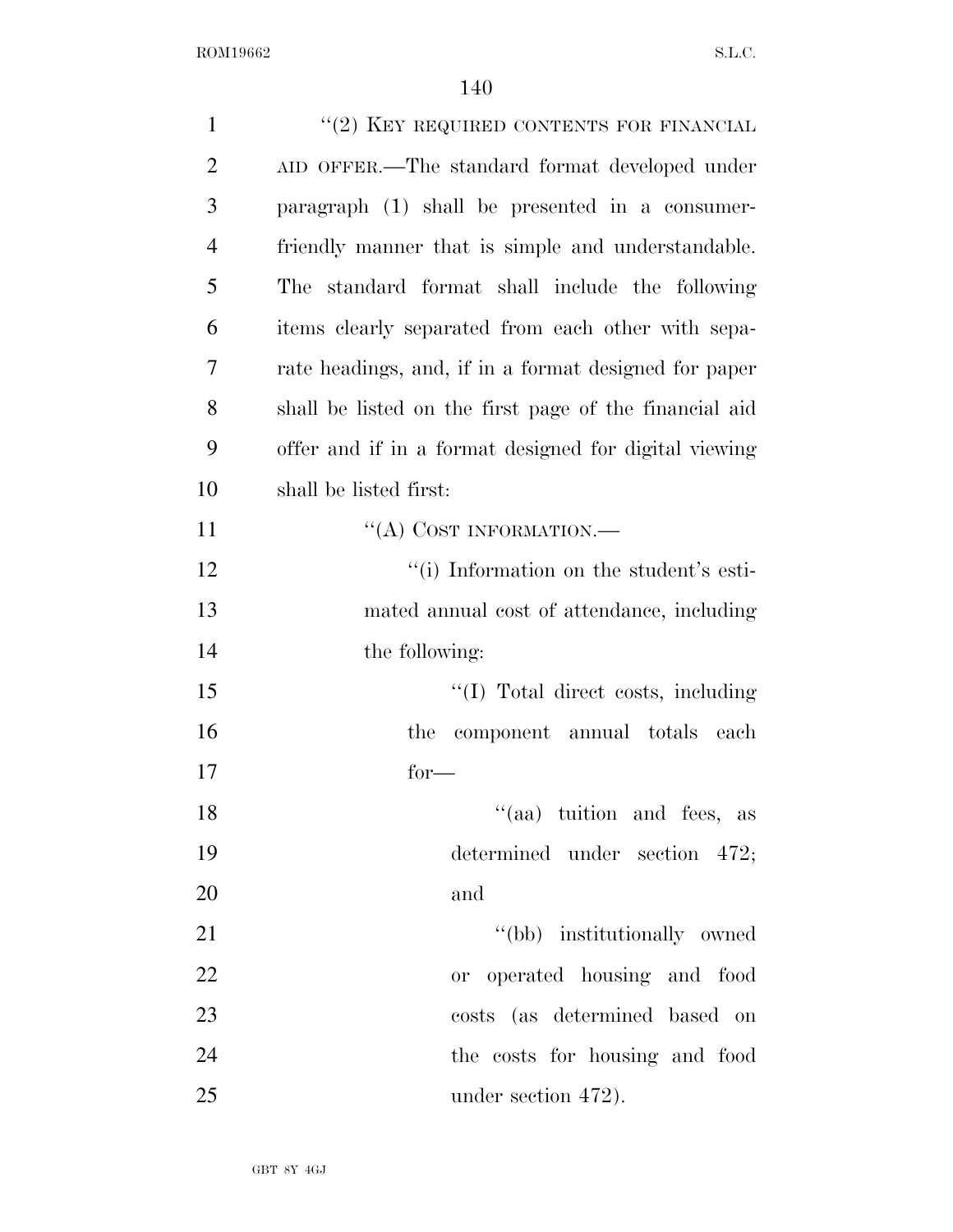"(2) KEY REQUIRED CONTENTS FOR FINANCIAL AID OFFER.—The standard format developed under paragraph (1) shall be presented in a consumer-friendly manner that is simple and understandable. The standard format shall include the following items clearly separated from each other with separate headings, and, if in a format designed for paper shall be listed on the first page of the financial aid offer and if in a format designed for digital viewing shall be listed first:

"(A) COST INFORMATION.—

"(i) Information on the student's estimated annual cost of attendance, including the following:

"(I) Total direct costs, including the component annual totals each for—

"(aa) tuition and fees, as determined under section 472; and

"(bb) institutionally owned or operated housing and food costs (as determined based on the costs for housing and food under section 472).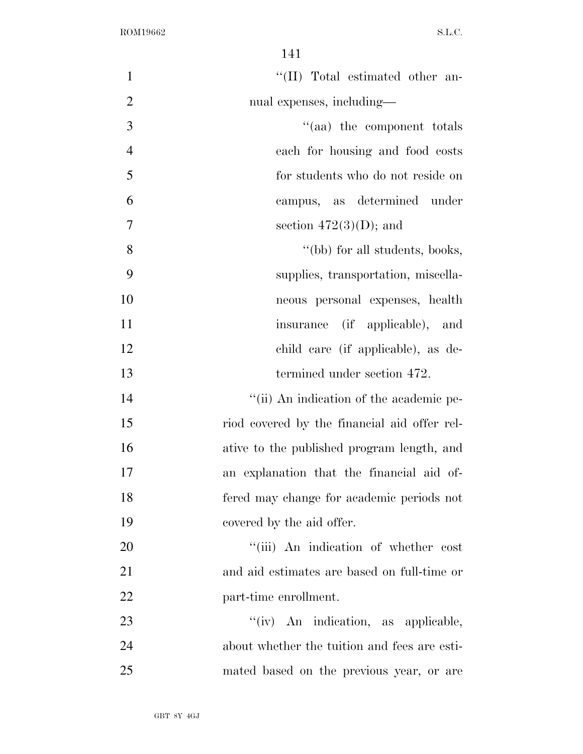"(II) Total estimated other annual expenses, including—

"(aa) the component totals each for housing and food costs for students who do not reside on campus, as determined under section 472(3)(D); and

"(bb) for all students, books, supplies, transportation, miscellaneous personal expenses, health insurance (if applicable), and child care (if applicable), as determined under section 472.

"(ii) An indication of the academic period covered by the financial aid offer relative to the published program length, and an explanation that the financial aid offered may change for academic periods not covered by the aid offer.

"(iii) An indication of whether cost and aid estimates are based on full-time or part-time enrollment.

"(iv) An indication, as applicable, about whether the tuition and fees are estimated based on the previous year, or are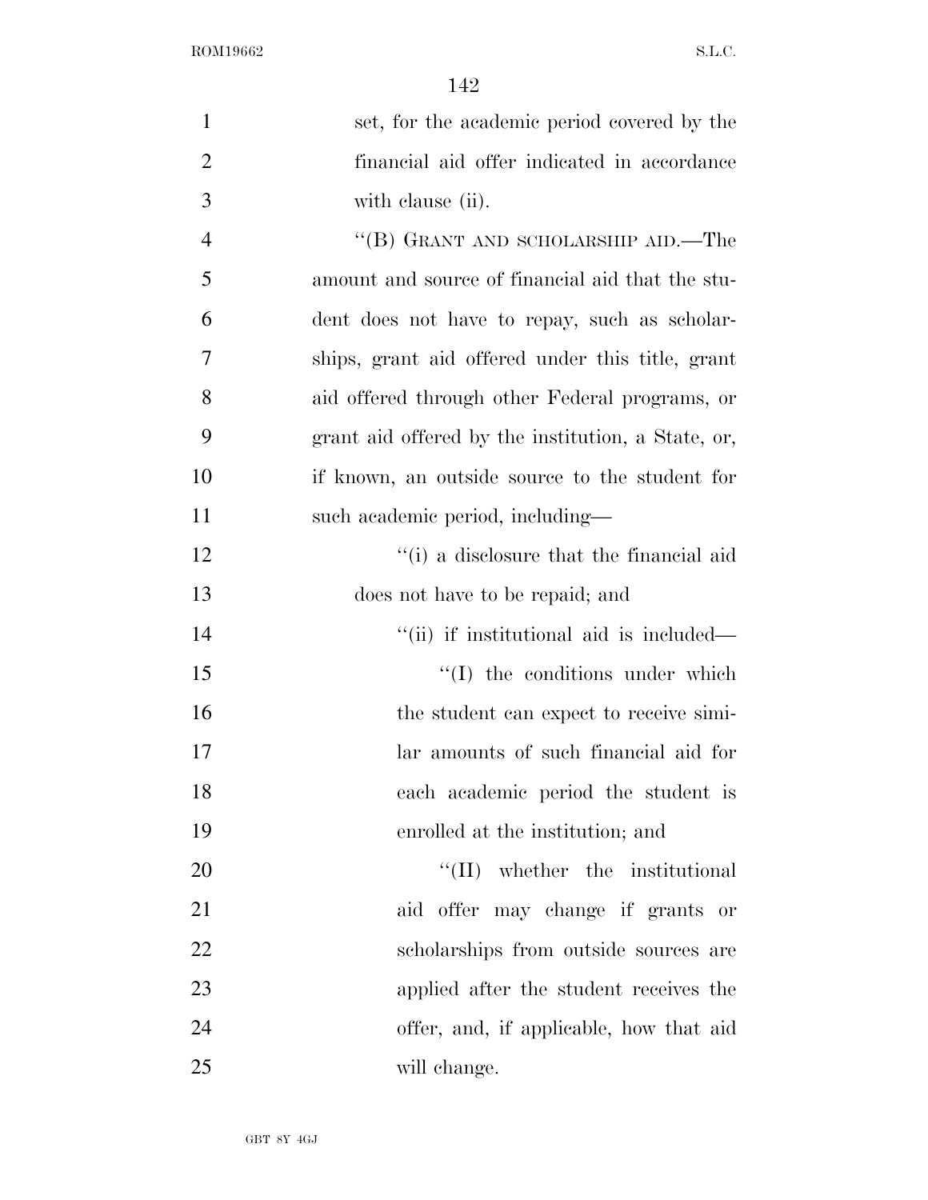set, for the academic period covered by the financial aid offer indicated in accordance with clause (ii).

"(B) GRANT AND SCHOLARSHIP AID.—The amount and source of financial aid that the student does not have to repay, such as scholarships, grant aid offered under this title, grant aid offered through other Federal programs, or grant aid offered by the institution, a State, or, if known, an outside source to the student for such academic period, including—

"(i) a disclosure that the financial aid does not have to be repaid; and

"(ii) if institutional aid is included—

"(I) the conditions under which the student can expect to receive similar amounts of such financial aid for each academic period the student is enrolled at the institution; and

"(II) whether the institutional aid offer may change if grants or scholarships from outside sources are applied after the student receives the offer, and, if applicable, how that aid will change.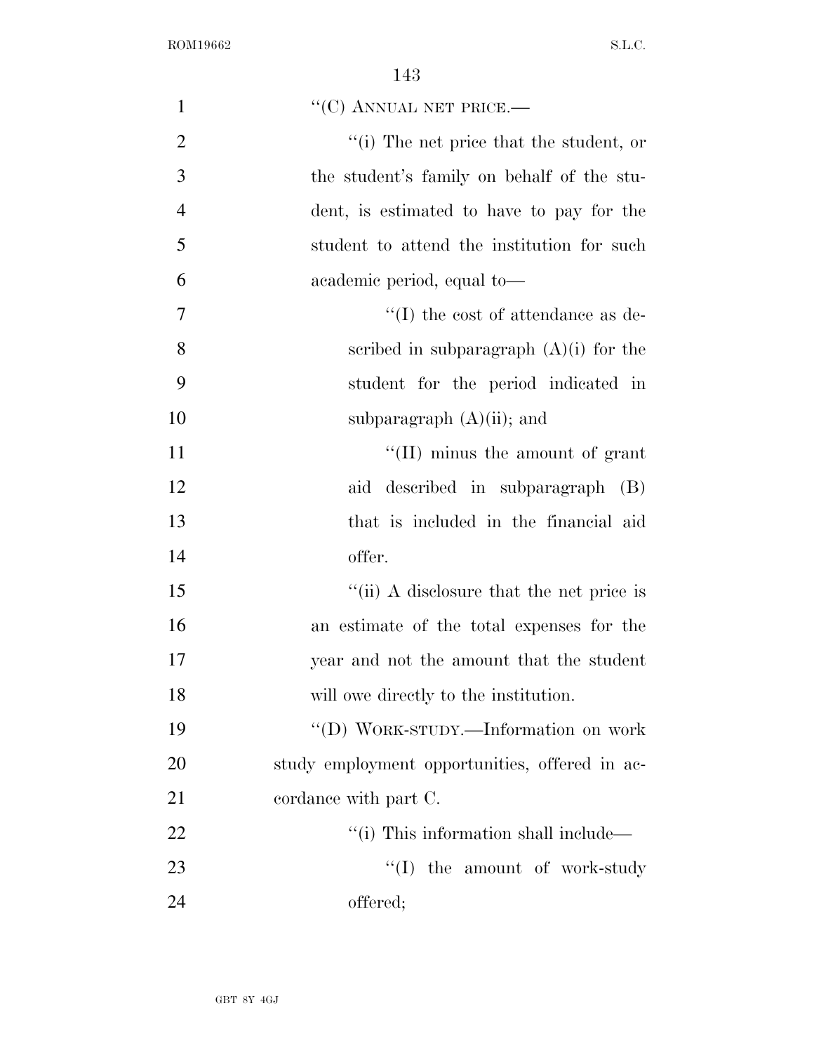"(C) ANNUAL NET PRICE.—

"(i) The net price that the student, or the student's family on behalf of the student, is estimated to have to pay for the student to attend the institution for such academic period, equal to—

"(I) the cost of attendance as described in subparagraph (A)(i) for the student for the period indicated in subparagraph (A)(ii); and

"(II) minus the amount of grant aid described in subparagraph (B) that is included in the financial aid offer.

"(ii) A disclosure that the net price is an estimate of the total expenses for the year and not the amount that the student will owe directly to the institution.

"(D) WORK-STUDY.—Information on work study employment opportunities, offered in accordance with part C.

"(i) This information shall include—

"(I) the amount of work-study offered;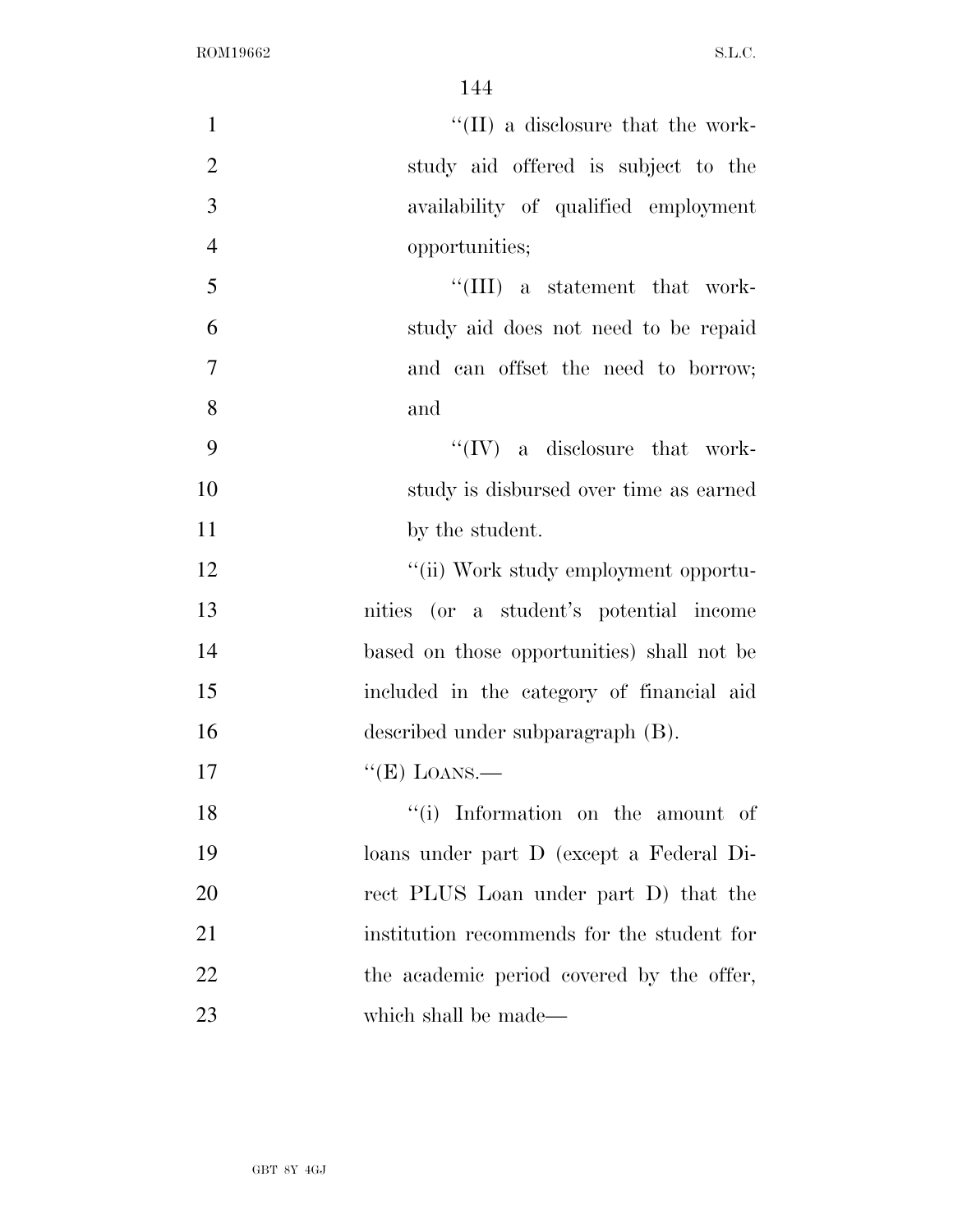"(II) a disclosure that the work-study aid offered is subject to the availability of qualified employment opportunities;

"(III) a statement that work-study aid does not need to be repaid and can offset the need to borrow; and

"(IV) a disclosure that work-study is disbursed over time as earned by the student.

"(ii) Work study employment opportunities (or a student's potential income based on those opportunities) shall not be included in the category of financial aid described under subparagraph (B).

"(E) LOANS.—

"(i) Information on the amount of loans under part D (except a Federal Direct PLUS Loan under part D) that the institution recommends for the student for the academic period covered by the offer, which shall be made—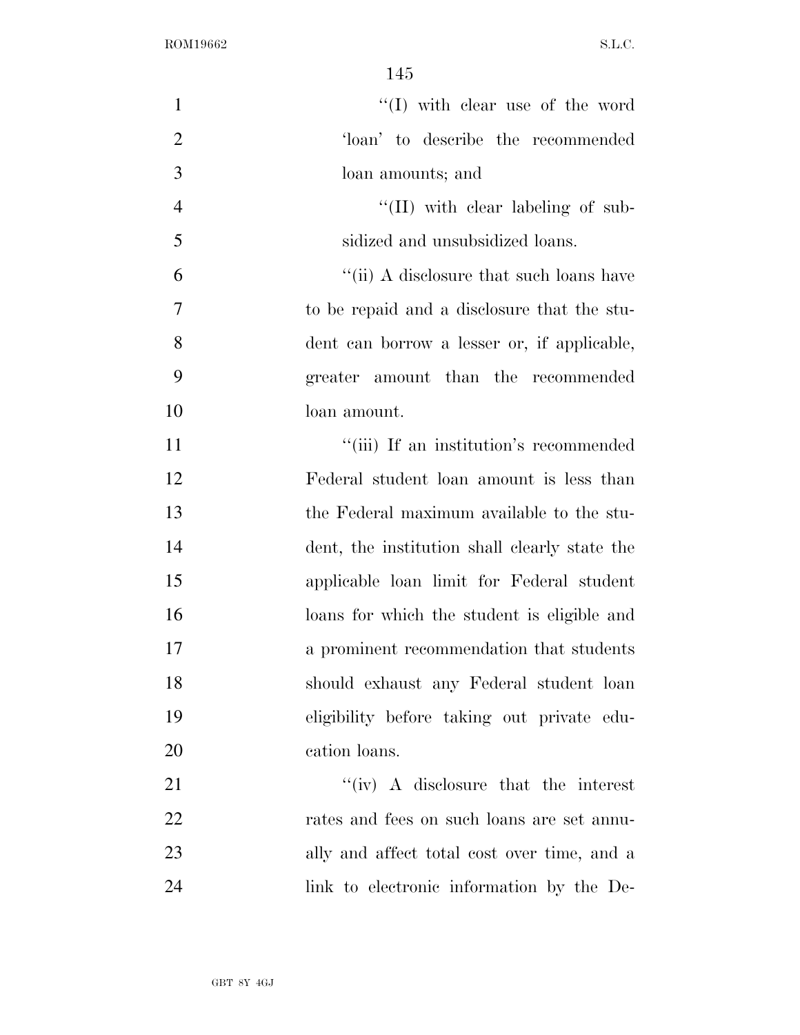''(I) with clear use of the word 'loan' to describe the recommended loan amounts; and

''(II) with clear labeling of subsidized and unsubsidized loans.

''(ii) A disclosure that such loans have to be repaid and a disclosure that the student can borrow a lesser or, if applicable, greater amount than the recommended loan amount.

''(iii) If an institution's recommended Federal student loan amount is less than the Federal maximum available to the student, the institution shall clearly state the applicable loan limit for Federal student loans for which the student is eligible and a prominent recommendation that students should exhaust any Federal student loan eligibility before taking out private education loans.

''(iv) A disclosure that the interest rates and fees on such loans are set annually and affect total cost over time, and a link to electronic information by the De-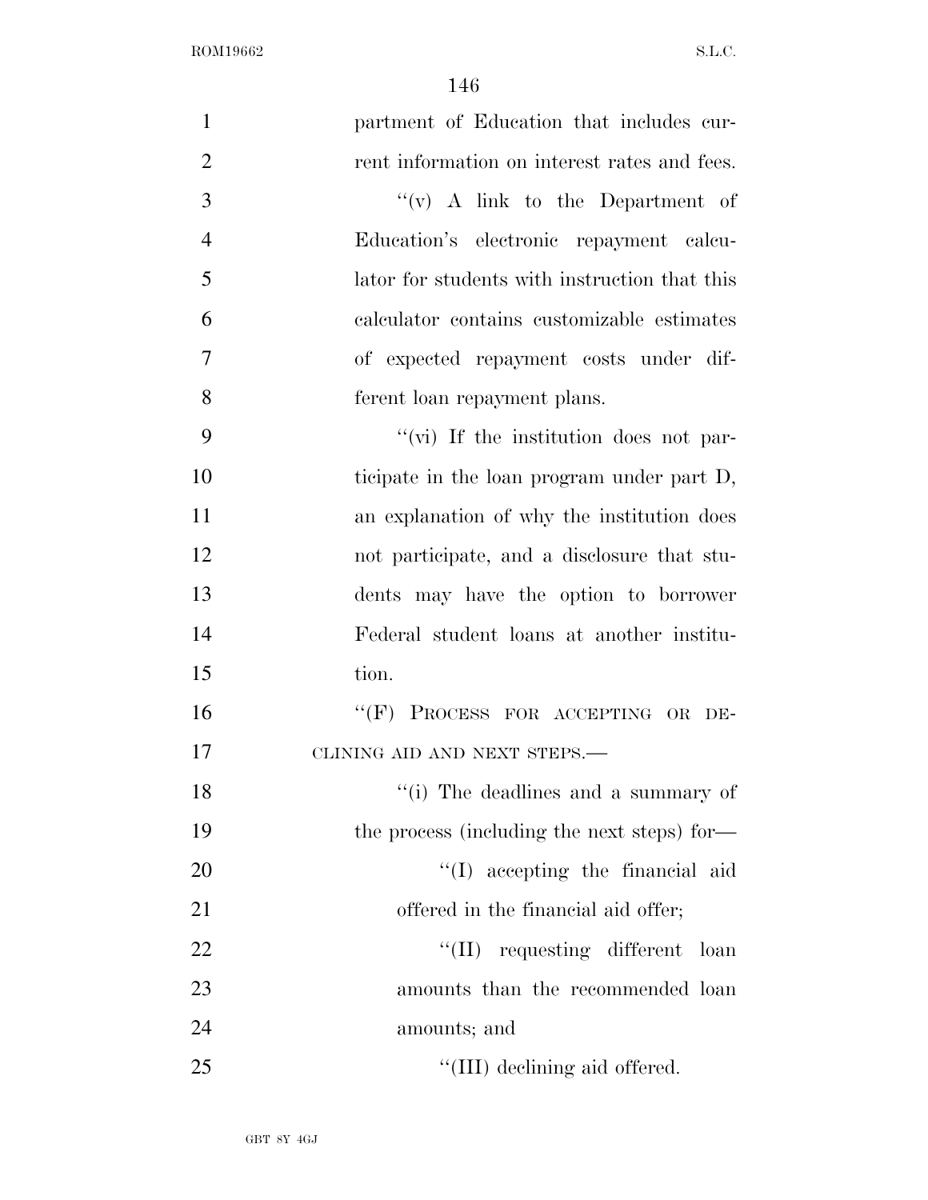partment of Education that includes current information on interest rates and fees.

''(v) A link to the Department of Education's electronic repayment calculator for students with instruction that this calculator contains customizable estimates of expected repayment costs under different loan repayment plans.

''(vi) If the institution does not participate in the loan program under part D, an explanation of why the institution does not participate, and a disclosure that students may have the option to borrower Federal student loans at another institution.

''(F) PROCESS FOR ACCEPTING OR DECLINING AID AND NEXT STEPS.—

''(i) The deadlines and a summary of the process (including the next steps) for—

''(I) accepting the financial aid offered in the financial aid offer;

''(II) requesting different loan amounts than the recommended loan amounts; and

''(III) declining aid offered.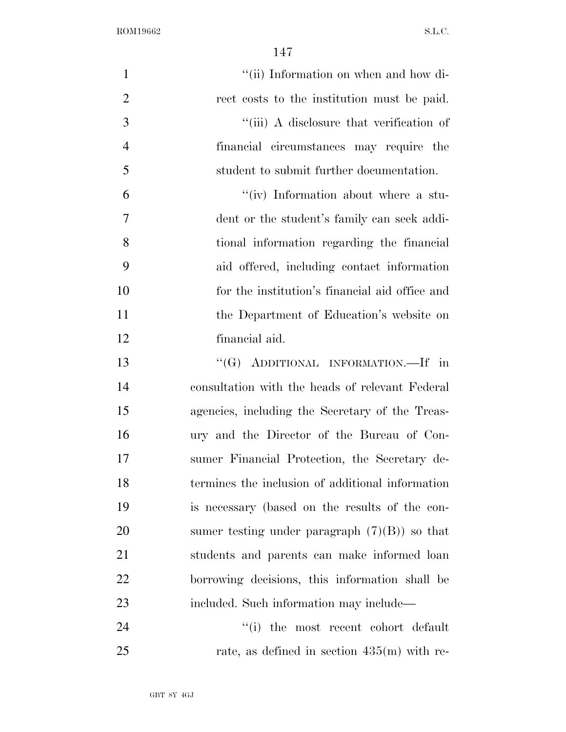"(ii) Information on when and how direct costs to the institution must be paid.

"(iii) A disclosure that verification of financial circumstances may require the student to submit further documentation.

"(iv) Information about where a student or the student's family can seek additional information regarding the financial aid offered, including contact information for the institution's financial aid office and the Department of Education's website on financial aid.

"(G) ADDITIONAL INFORMATION.—If in consultation with the heads of relevant Federal agencies, including the Secretary of the Treasury and the Director of the Bureau of Consumer Financial Protection, the Secretary determines the inclusion of additional information is necessary (based on the results of the consumer testing under paragraph (7)(B)) so that students and parents can make informed loan borrowing decisions, this information shall be included. Such information may include—

"(i) the most recent cohort default rate, as defined in section 435(m) with re-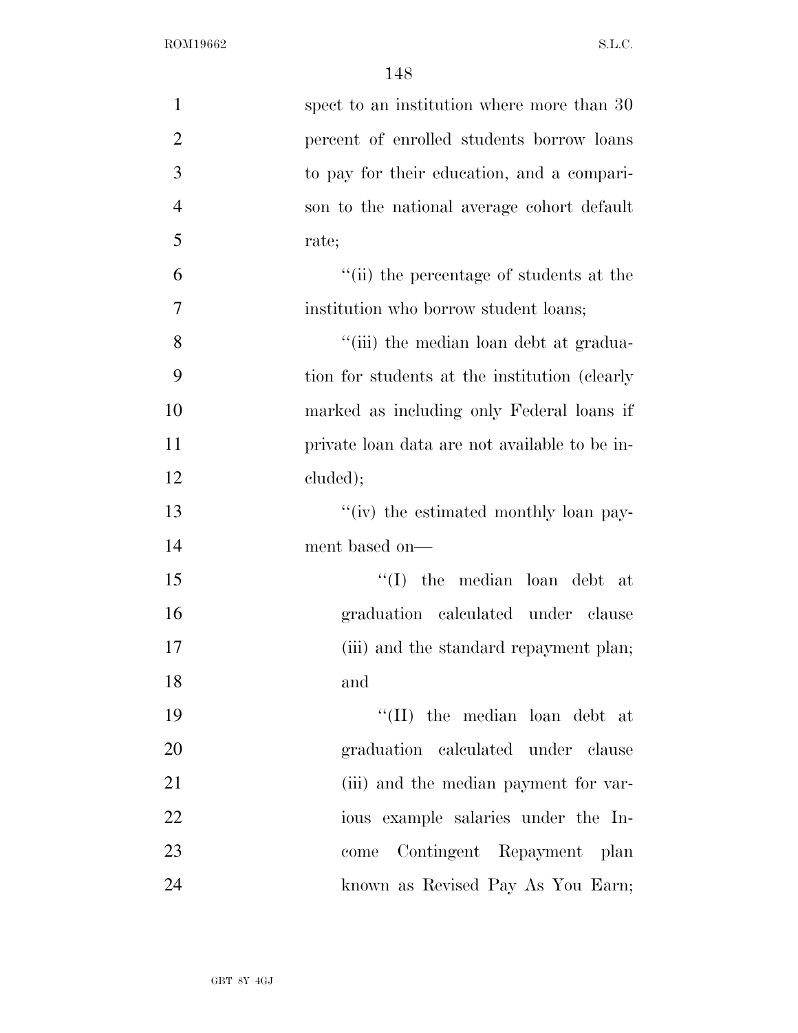spect to an institution where more than 30 percent of enrolled students borrow loans to pay for their education, and a comparison to the national average cohort default rate;

''(ii) the percentage of students at the institution who borrow student loans;

''(iii) the median loan debt at graduation for students at the institution (clearly marked as including only Federal loans if private loan data are not available to be included);

''(iv) the estimated monthly loan payment based on—

''(I) the median loan debt at graduation calculated under clause (iii) and the standard repayment plan; and

''(II) the median loan debt at graduation calculated under clause (iii) and the median payment for various example salaries under the Income Contingent Repayment plan known as Revised Pay As You Earn;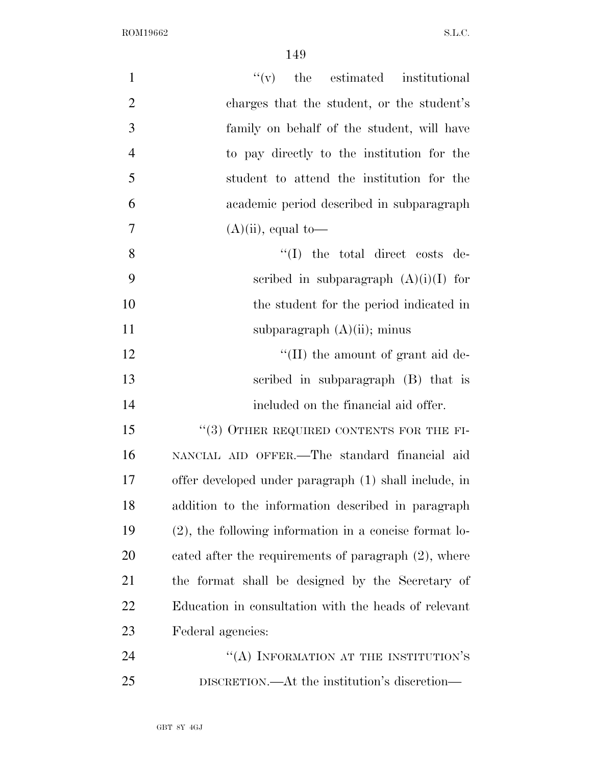"(v) the estimated institutional charges that the student, or the student's family on behalf of the student, will have to pay directly to the institution for the student to attend the institution for the academic period described in subparagraph (A)(ii), equal to—

"(I) the total direct costs described in subparagraph (A)(i)(I) for the student for the period indicated in subparagraph (A)(ii); minus

"(II) the amount of grant aid described in subparagraph (B) that is included on the financial aid offer.

"(3) OTHER REQUIRED CONTENTS FOR THE FINANCIAL AID OFFER.—The standard financial aid offer developed under paragraph (1) shall include, in addition to the information described in paragraph (2), the following information in a concise format located after the requirements of paragraph (2), where the format shall be designed by the Secretary of Education in consultation with the heads of relevant Federal agencies:

"(A) INFORMATION AT THE INSTITUTION'S DISCRETION.—At the institution's discretion—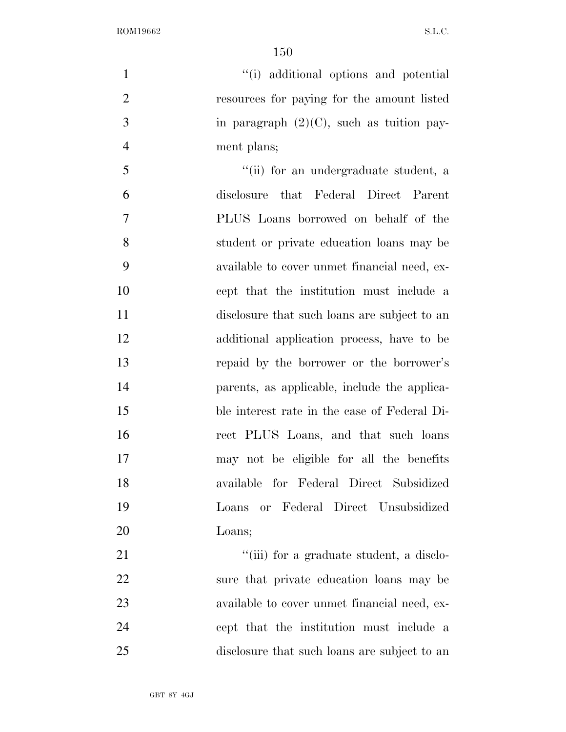''(i) additional options and potential resources for paying for the amount listed in paragraph (2)(C), such as tuition payment plans;

''(ii) for an undergraduate student, a disclosure that Federal Direct Parent PLUS Loans borrowed on behalf of the student or private education loans may be available to cover unmet financial need, except that the institution must include a disclosure that such loans are subject to an additional application process, have to be repaid by the borrower or the borrower's parents, as applicable, include the applicable interest rate in the case of Federal Direct PLUS Loans, and that such loans may not be eligible for all the benefits available for Federal Direct Subsidized Loans or Federal Direct Unsubsidized Loans;

''(iii) for a graduate student, a disclosure that private education loans may be available to cover unmet financial need, except that the institution must include a disclosure that such loans are subject to an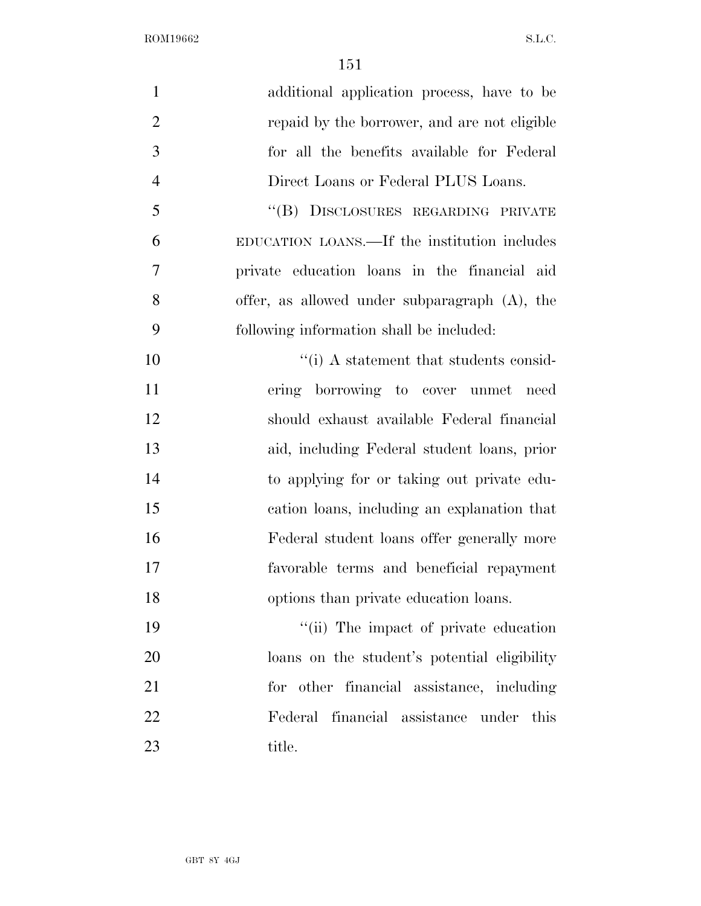additional application process, have to be repaid by the borrower, and are not eligible for all the benefits available for Federal Direct Loans or Federal PLUS Loans.

"(B) DISCLOSURES REGARDING PRIVATE EDUCATION LOANS.—If the institution includes private education loans in the financial aid offer, as allowed under subparagraph (A), the following information shall be included:

"(i) A statement that students considering borrowing to cover unmet need should exhaust available Federal financial aid, including Federal student loans, prior to applying for or taking out private education loans, including an explanation that Federal student loans offer generally more favorable terms and beneficial repayment options than private education loans.

"(ii) The impact of private education loans on the student's potential eligibility for other financial assistance, including Federal financial assistance under this title.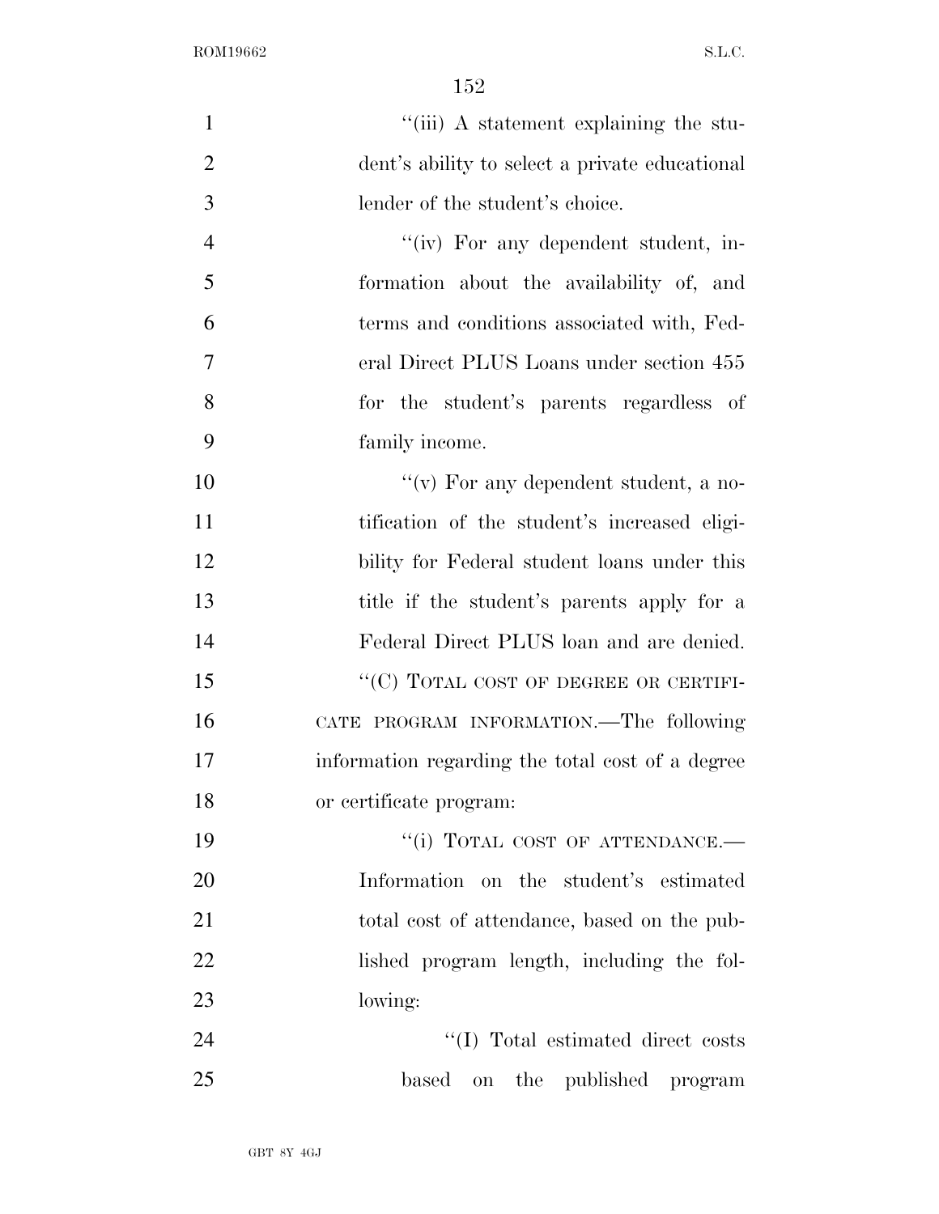"(iii) A statement explaining the student's ability to select a private educational lender of the student's choice.

"(iv) For any dependent student, information about the availability of, and terms and conditions associated with, Federal Direct PLUS Loans under section 455 for the student's parents regardless of family income.

"(v) For any dependent student, a notification of the student's increased eligibility for Federal student loans under this title if the student's parents apply for a Federal Direct PLUS loan and are denied.

"(C) TOTAL COST OF DEGREE OR CERTIFICATE PROGRAM INFORMATION.—The following information regarding the total cost of a degree or certificate program:

"(i) TOTAL COST OF ATTENDANCE.—Information on the student's estimated total cost of attendance, based on the published program length, including the following:

"(I) Total estimated direct costs based on the published program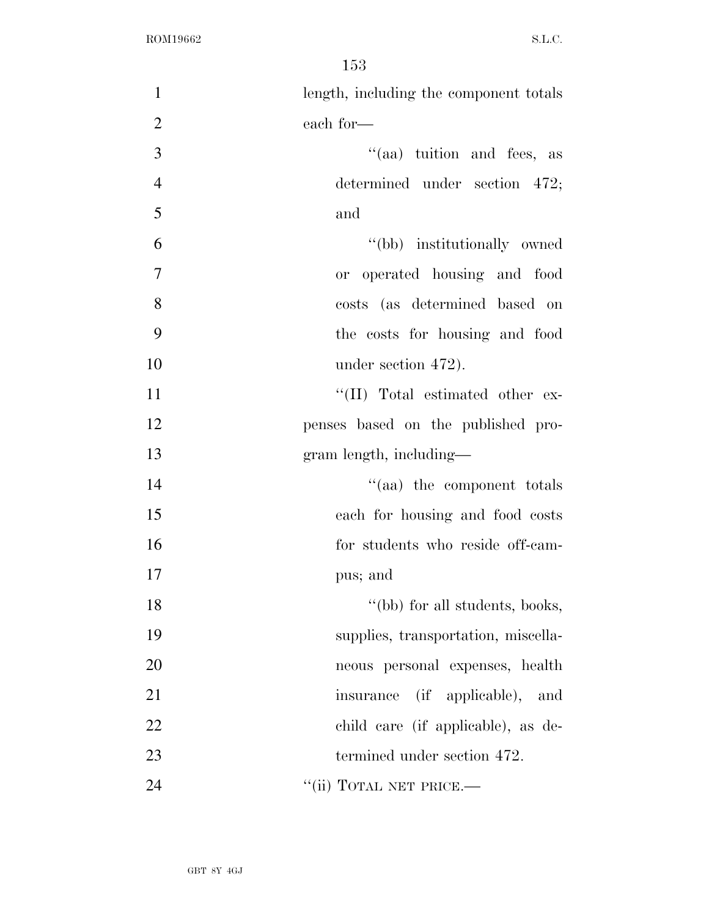length, including the component totals each for—

''(aa) tuition and fees, as determined under section 472; and

''(bb) institutionally owned or operated housing and food costs (as determined based on the costs for housing and food under section 472).

''(II) Total estimated other expenses based on the published program length, including—

''(aa) the component totals each for housing and food costs for students who reside off-campus; and

''(bb) for all students, books, supplies, transportation, miscellaneous personal expenses, health insurance (if applicable), and child care (if applicable), as determined under section 472.

''(ii) TOTAL NET PRICE.—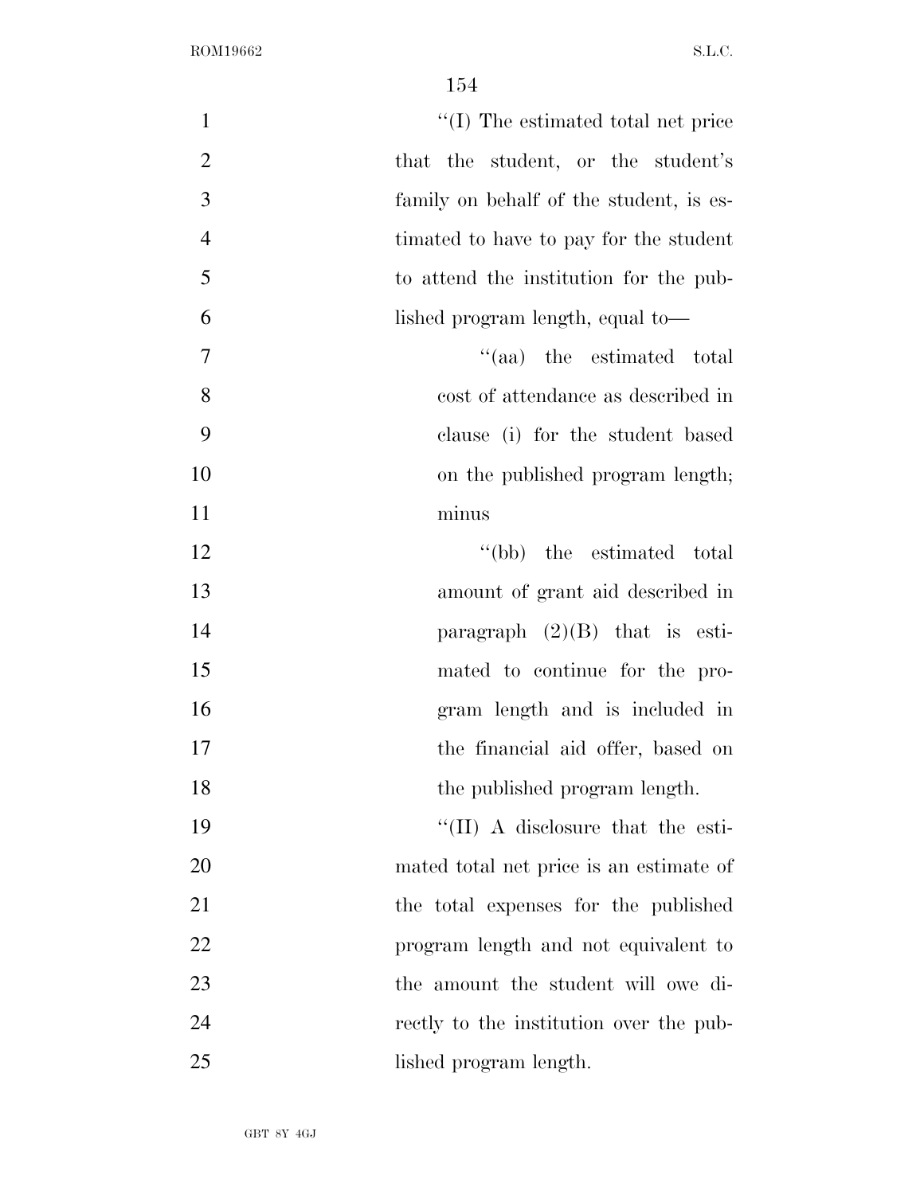"(I) The estimated total net price that the student, or the student's family on behalf of the student, is estimated to have to pay for the student to attend the institution for the published program length, equal to—

"(aa) the estimated total cost of attendance as described in clause (i) for the student based on the published program length; minus

"(bb) the estimated total amount of grant aid described in paragraph (2)(B) that is estimated to continue for the program length and is included in the financial aid offer, based on the published program length.

"(II) A disclosure that the estimated total net price is an estimate of the total expenses for the published program length and not equivalent to the amount the student will owe directly to the institution over the published program length.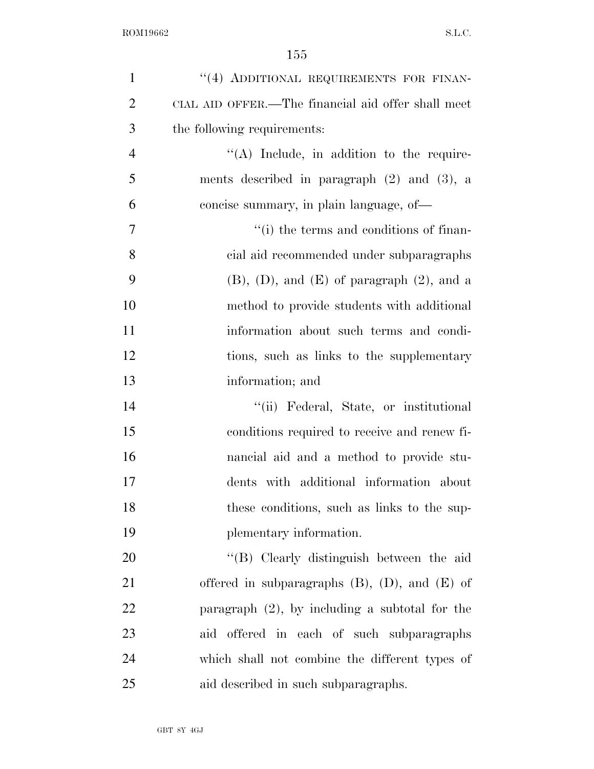"(4) ADDITIONAL REQUIREMENTS FOR FINANCIAL AID OFFER.—The financial aid offer shall meet the following requirements:

"(A) Include, in addition to the requirements described in paragraph (2) and (3), a concise summary, in plain language, of—

"(i) the terms and conditions of financial aid recommended under subparagraphs (B), (D), and (E) of paragraph (2), and a method to provide students with additional information about such terms and conditions, such as links to the supplementary information; and

"(ii) Federal, State, or institutional conditions required to receive and renew financial aid and a method to provide students with additional information about these conditions, such as links to the supplementary information.

"(B) Clearly distinguish between the aid offered in subparagraphs (B), (D), and (E) of paragraph (2), by including a subtotal for the aid offered in each of such subparagraphs which shall not combine the different types of aid described in such subparagraphs.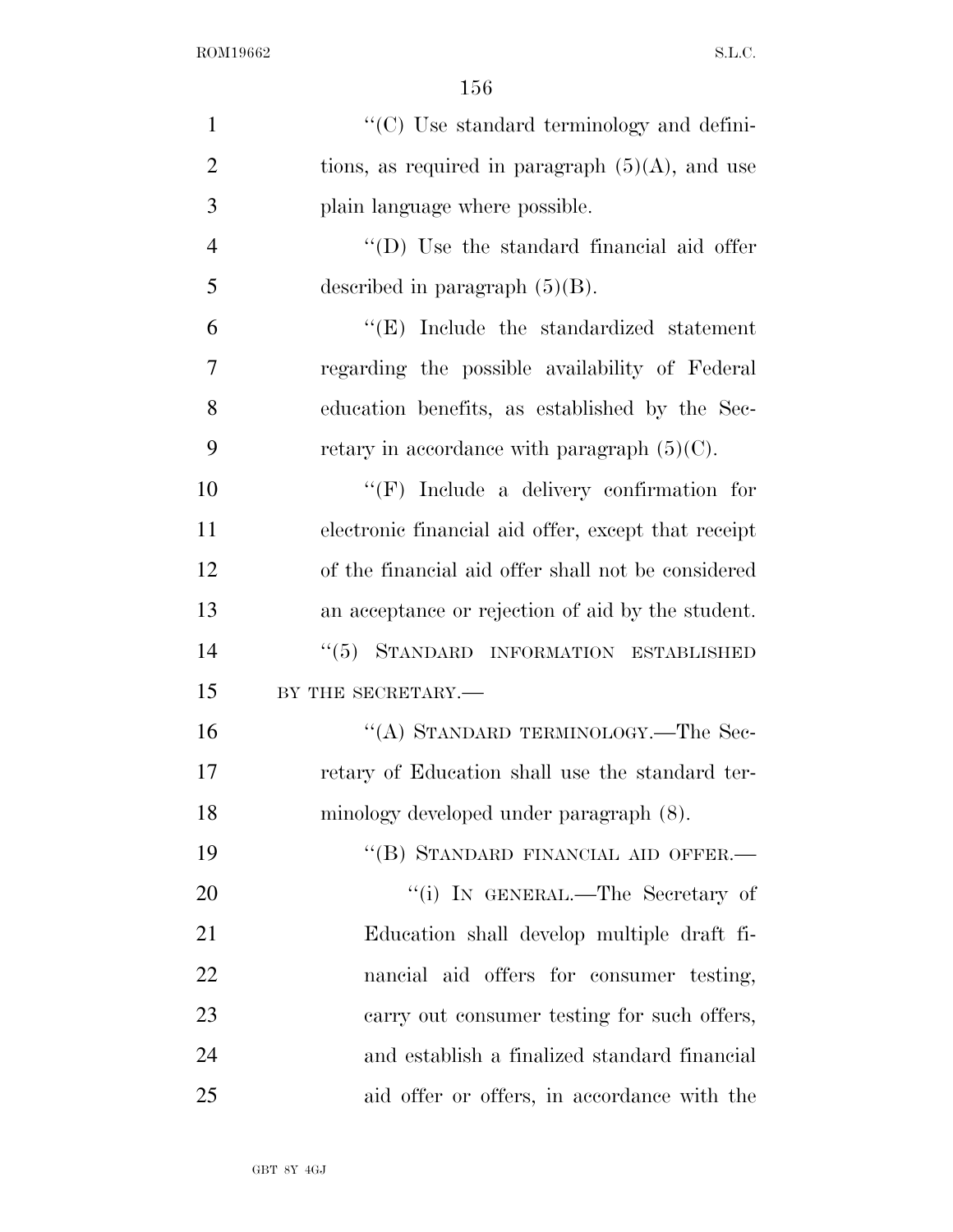''(C) Use standard terminology and definitions, as required in paragraph (5)(A), and use plain language where possible.

''(D) Use the standard financial aid offer described in paragraph (5)(B).

''(E) Include the standardized statement regarding the possible availability of Federal education benefits, as established by the Secretary in accordance with paragraph (5)(C).

''(F) Include a delivery confirmation for electronic financial aid offer, except that receipt of the financial aid offer shall not be considered an acceptance or rejection of aid by the student.

''(5) STANDARD INFORMATION ESTABLISHED BY THE SECRETARY.—

''(A) STANDARD TERMINOLOGY.—The Secretary of Education shall use the standard terminology developed under paragraph (8).

''(B) STANDARD FINANCIAL AID OFFER.—

''(i) IN GENERAL.—The Secretary of Education shall develop multiple draft financial aid offers for consumer testing, carry out consumer testing for such offers, and establish a finalized standard financial aid offer or offers, in accordance with the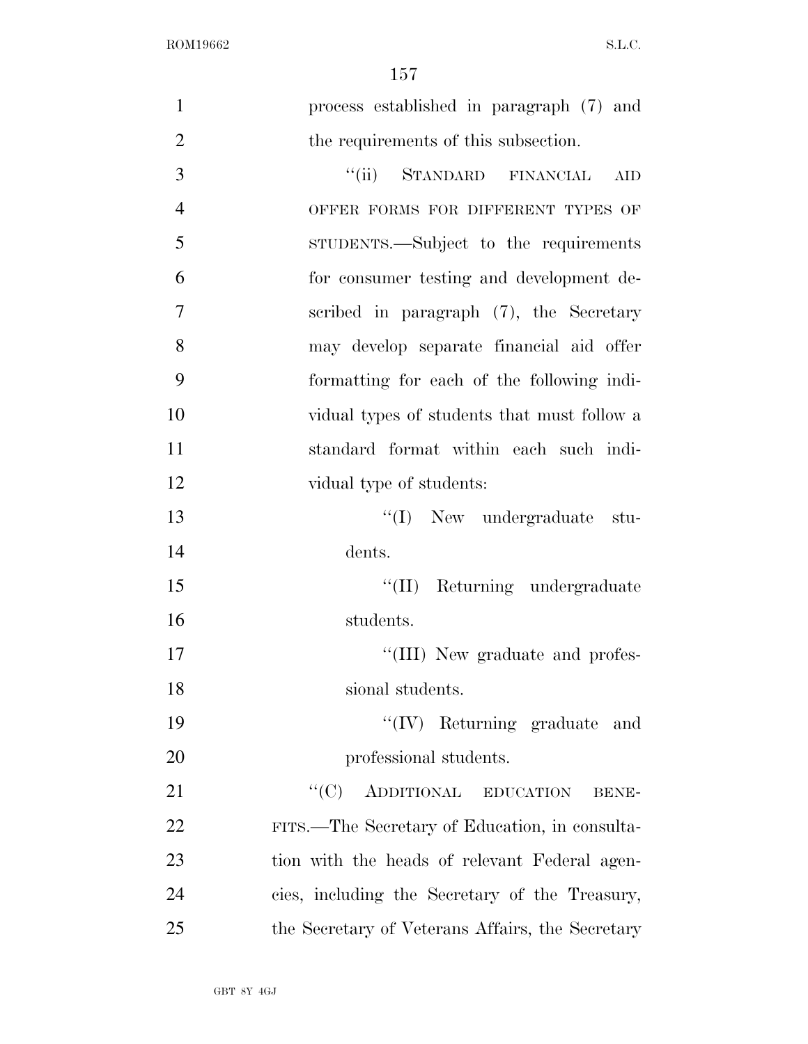process established in paragraph (7) and the requirements of this subsection.

"(ii) STANDARD FINANCIAL AID OFFER FORMS FOR DIFFERENT TYPES OF STUDENTS.—Subject to the requirements for consumer testing and development described in paragraph (7), the Secretary may develop separate financial aid offer formatting for each of the following individual types of students that must follow a standard format within each such individual type of students:

"(I) New undergraduate students.

"(II) Returning undergraduate students.

"(III) New graduate and professional students.

"(IV) Returning graduate and professional students.

"(C) ADDITIONAL EDUCATION BENEFITS.—The Secretary of Education, in consultation with the heads of relevant Federal agencies, including the Secretary of the Treasury, the Secretary of Veterans Affairs, the Secretary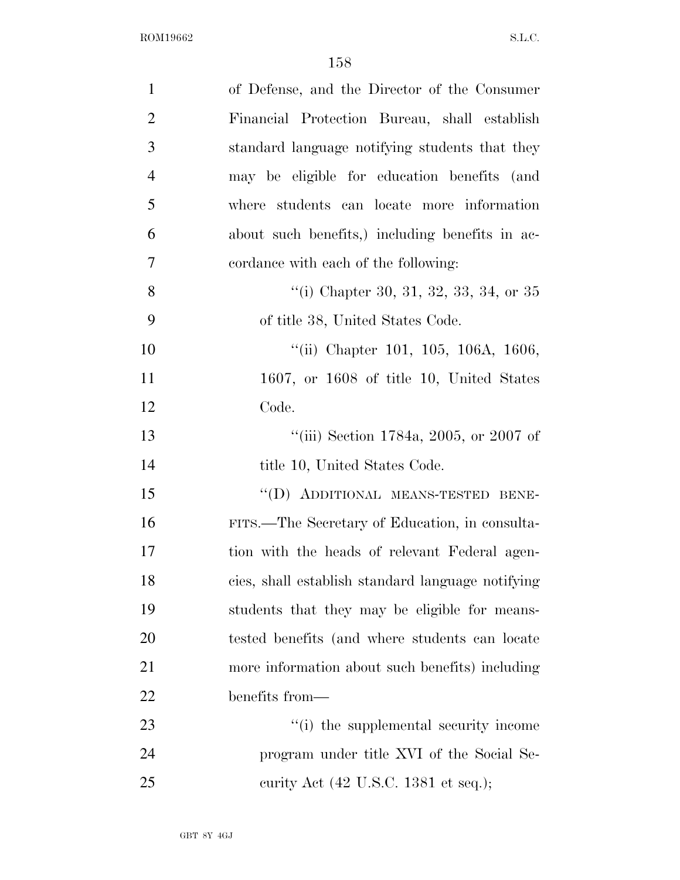of Defense, and the Director of the Consumer Financial Protection Bureau, shall establish standard language notifying students that they may be eligible for education benefits (and where students can locate more information about such benefits,) including benefits in accordance with each of the following:

''(i) Chapter 30, 31, 32, 33, 34, or 35 of title 38, United States Code.

''(ii) Chapter 101, 105, 106A, 1606, 1607, or 1608 of title 10, United States Code.

''(iii) Section 1784a, 2005, or 2007 of title 10, United States Code.

''(D) ADDITIONAL MEANS-TESTED BENEFITS.—The Secretary of Education, in consultation with the heads of relevant Federal agencies, shall establish standard language notifying students that they may be eligible for means-tested benefits (and where students can locate more information about such benefits) including benefits from—

''(i) the supplemental security income program under title XVI of the Social Security Act (42 U.S.C. 1381 et seq.);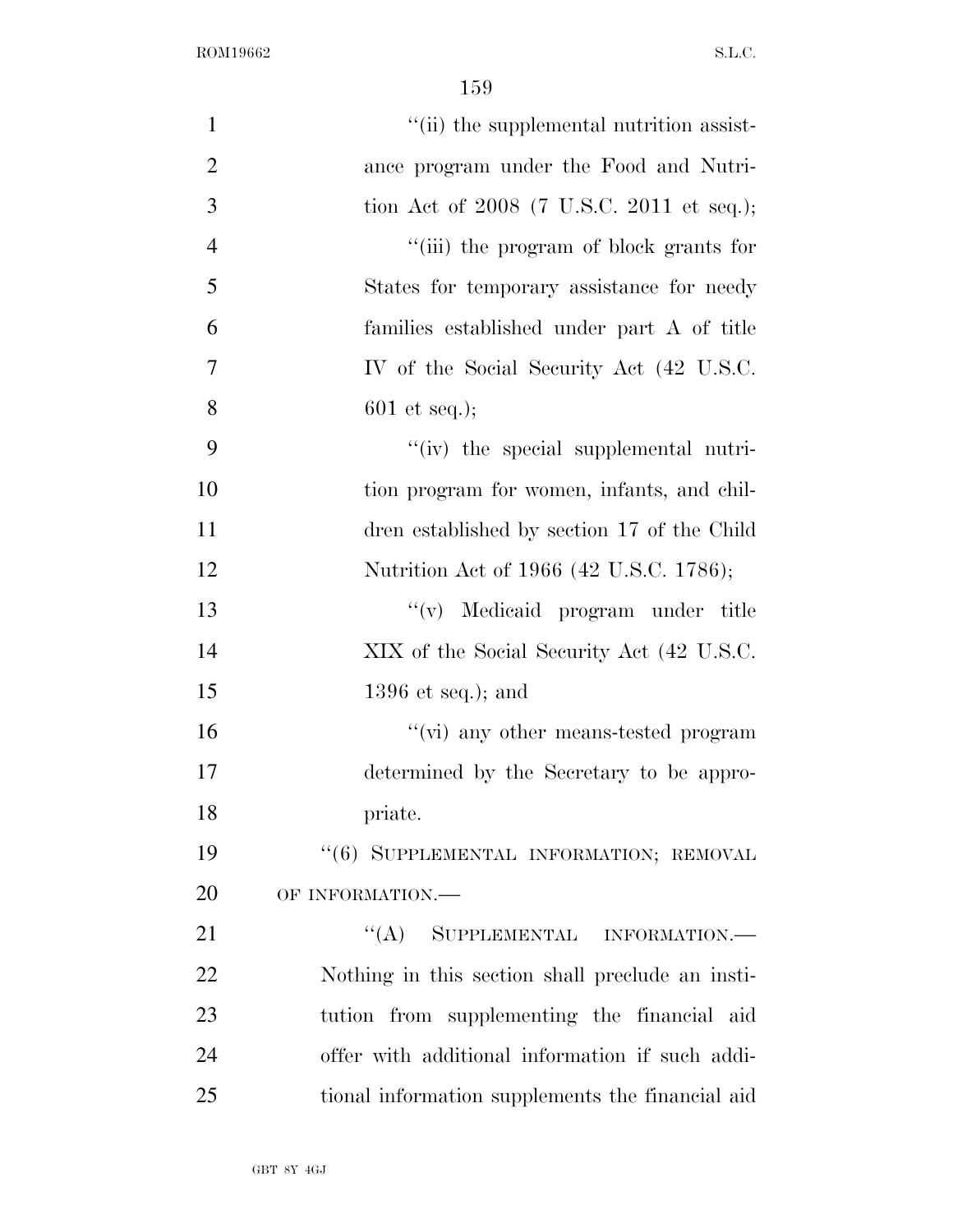''(ii) the supplemental nutrition assistance program under the Food and Nutrition Act of 2008 (7 U.S.C. 2011 et seq.);

''(iii) the program of block grants for States for temporary assistance for needy families established under part A of title IV of the Social Security Act (42 U.S.C. 601 et seq.);

''(iv) the special supplemental nutrition program for women, infants, and children established by section 17 of the Child Nutrition Act of 1966 (42 U.S.C. 1786);

''(v) Medicaid program under title XIX of the Social Security Act (42 U.S.C. 1396 et seq.); and

''(vi) any other means-tested program determined by the Secretary to be appropriate.

''(6) SUPPLEMENTAL INFORMATION; REMOVAL OF INFORMATION.—

''(A) SUPPLEMENTAL INFORMATION.— Nothing in this section shall preclude an institution from supplementing the financial aid offer with additional information if such additional information supplements the financial aid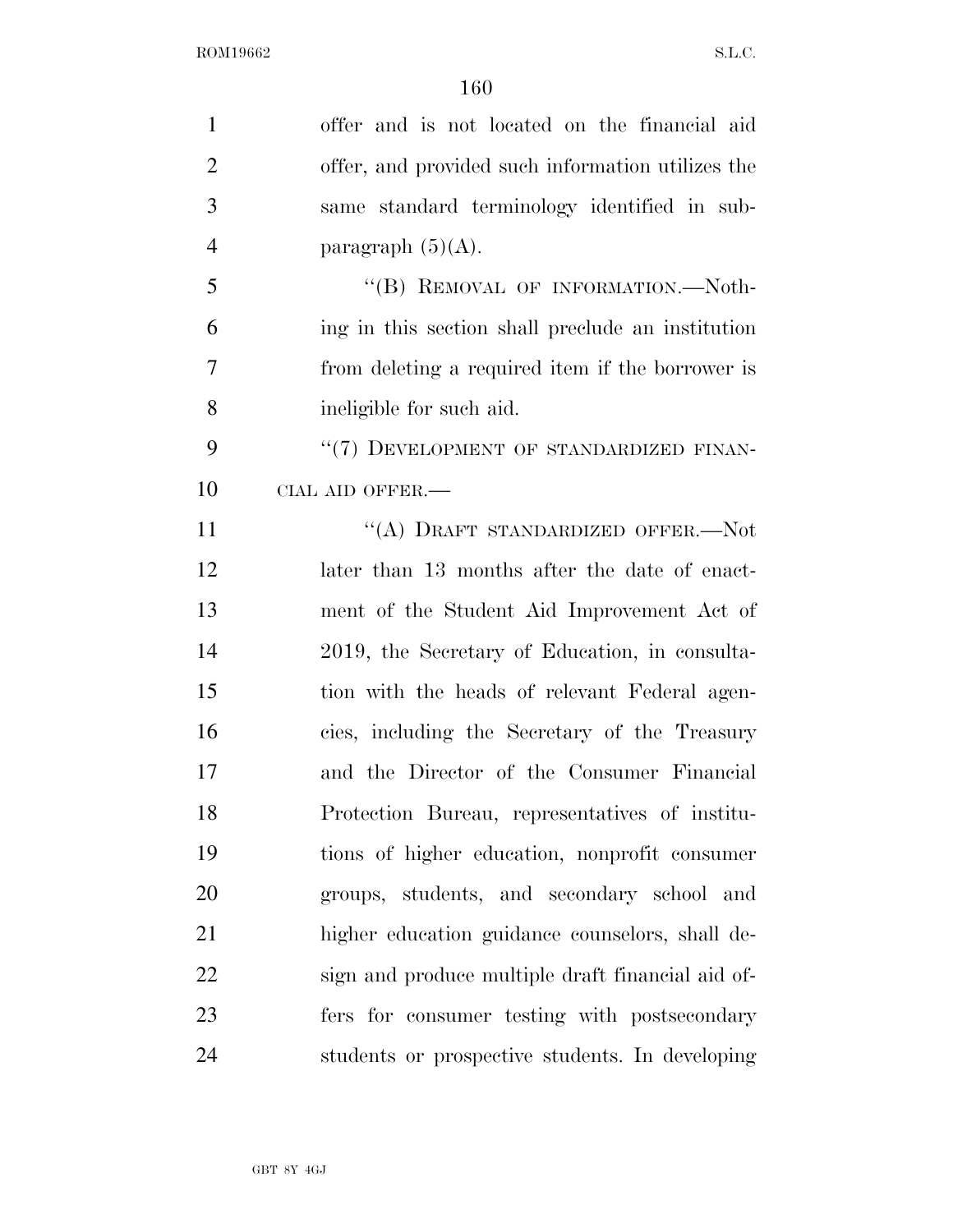offer and is not located on the financial aid offer, and provided such information utilizes the same standard terminology identified in subparagraph (5)(A).

"(B) REMOVAL OF INFORMATION.—Nothing in this section shall preclude an institution from deleting a required item if the borrower is ineligible for such aid.

"(7) DEVELOPMENT OF STANDARDIZED FINANCIAL AID OFFER.—

"(A) DRAFT STANDARDIZED OFFER.—Not later than 13 months after the date of enactment of the Student Aid Improvement Act of 2019, the Secretary of Education, in consultation with the heads of relevant Federal agencies, including the Secretary of the Treasury and the Director of the Consumer Financial Protection Bureau, representatives of institutions of higher education, nonprofit consumer groups, students, and secondary school and higher education guidance counselors, shall design and produce multiple draft financial aid offers for consumer testing with postsecondary students or prospective students. In developing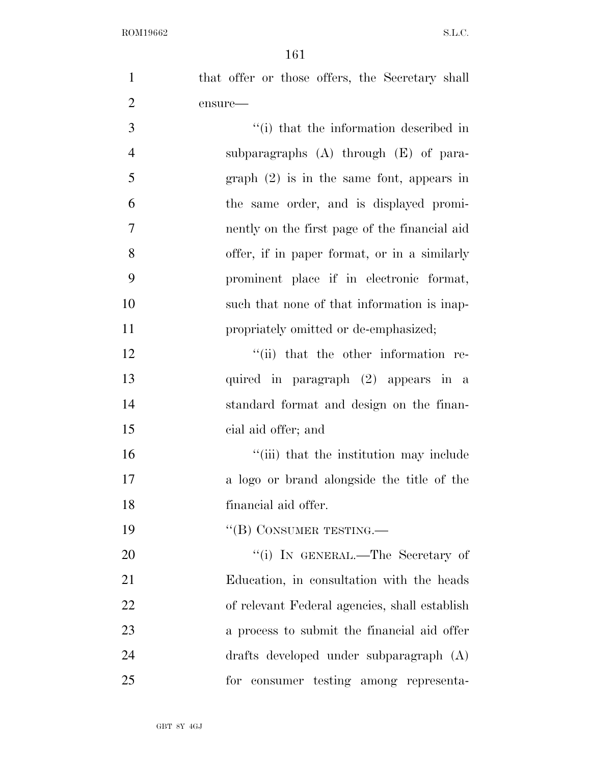that offer or those offers, the Secretary shall ensure—

''(i) that the information described in subparagraphs (A) through (E) of paragraph (2) is in the same font, appears in the same order, and is displayed prominently on the first page of the financial aid offer, if in paper format, or in a similarly prominent place if in electronic format, such that none of that information is inappropriately omitted or de-emphasized;

''(ii) that the other information required in paragraph (2) appears in a standard format and design on the financial aid offer; and

''(iii) that the institution may include a logo or brand alongside the title of the financial aid offer.

''(B) CONSUMER TESTING.—

''(i) IN GENERAL.—The Secretary of Education, in consultation with the heads of relevant Federal agencies, shall establish a process to submit the financial aid offer drafts developed under subparagraph (A) for consumer testing among representa-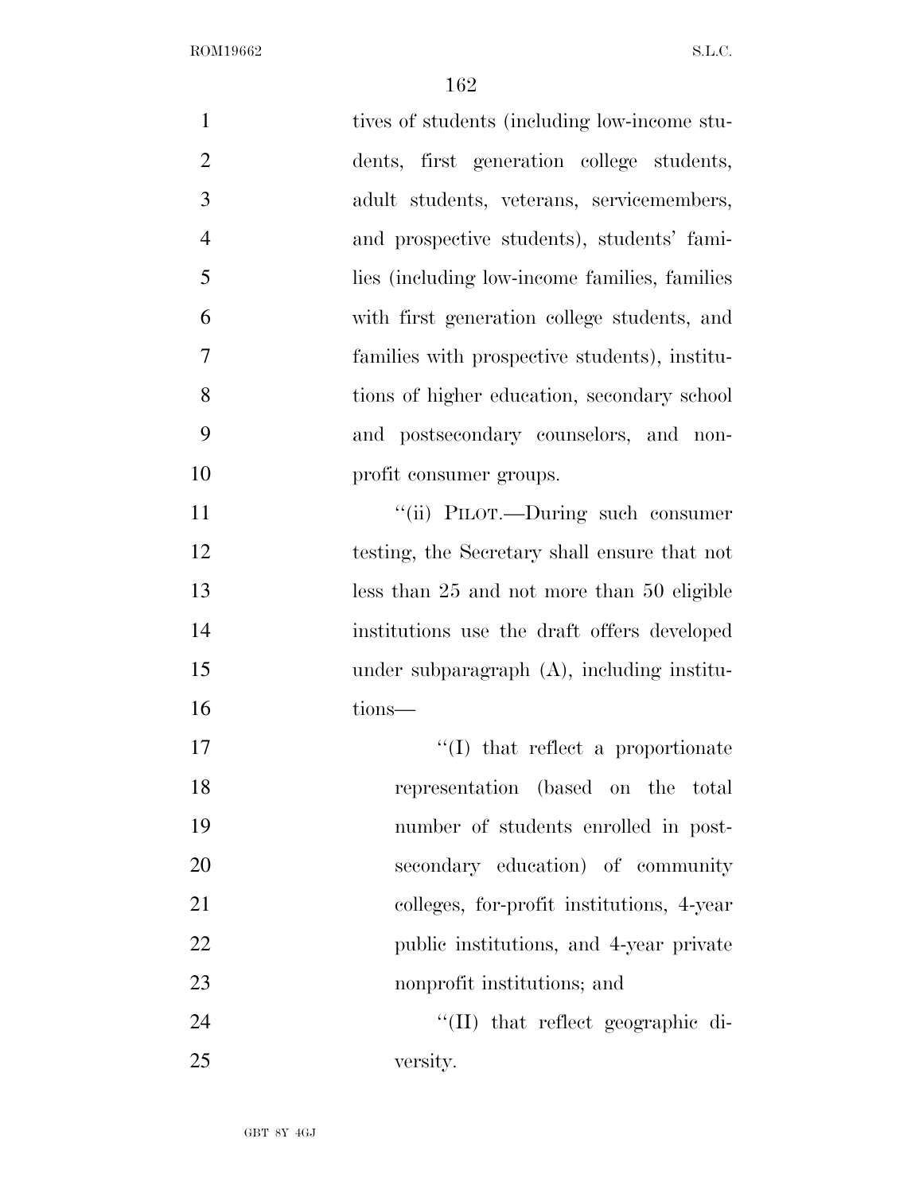tives of students (including low-income students, first generation college students, adult students, veterans, servicemembers, and prospective students), students' families (including low-income families, families with first generation college students, and families with prospective students), institutions of higher education, secondary school and postsecondary counselors, and nonprofit consumer groups.

"(ii) PILOT.—During such consumer testing, the Secretary shall ensure that not less than 25 and not more than 50 eligible institutions use the draft offers developed under subparagraph (A), including institutions—

"(I) that reflect a proportionate representation (based on the total number of students enrolled in postsecondary education) of community colleges, for-profit institutions, 4-year public institutions, and 4-year private nonprofit institutions; and

"(II) that reflect geographic diversity.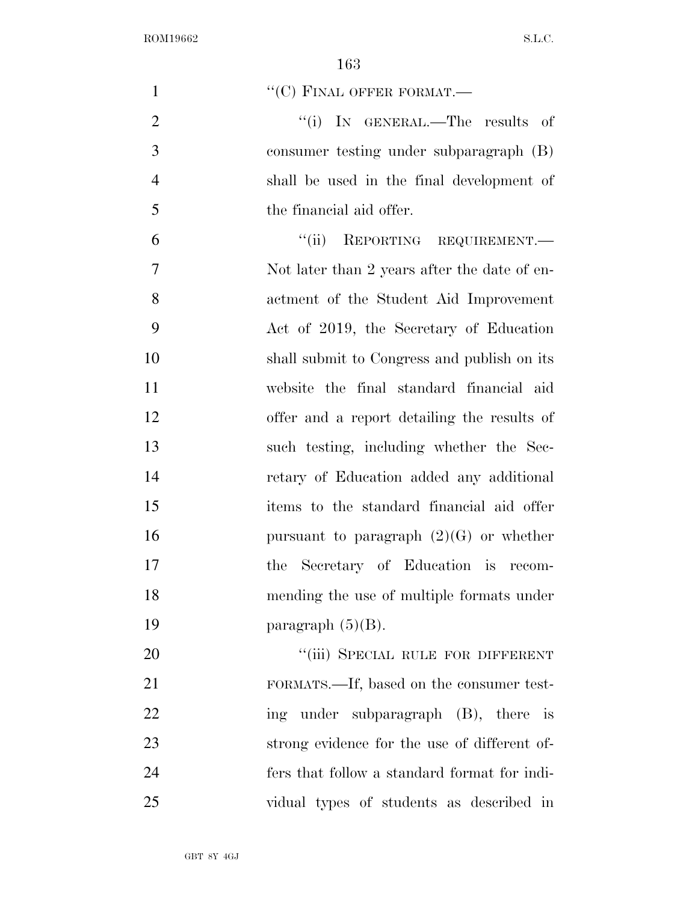"(C) FINAL OFFER FORMAT.—

"(i) IN GENERAL.—The results of consumer testing under subparagraph (B) shall be used in the final development of the financial aid offer.

"(ii) REPORTING REQUIREMENT.— Not later than 2 years after the date of enactment of the Student Aid Improvement Act of 2019, the Secretary of Education shall submit to Congress and publish on its website the final standard financial aid offer and a report detailing the results of such testing, including whether the Secretary of Education added any additional items to the standard financial aid offer pursuant to paragraph (2)(G) or whether the Secretary of Education is recommending the use of multiple formats under paragraph (5)(B).

"(iii) SPECIAL RULE FOR DIFFERENT FORMATS.—If, based on the consumer testing under subparagraph (B), there is strong evidence for the use of different offers that follow a standard format for individual types of students as described in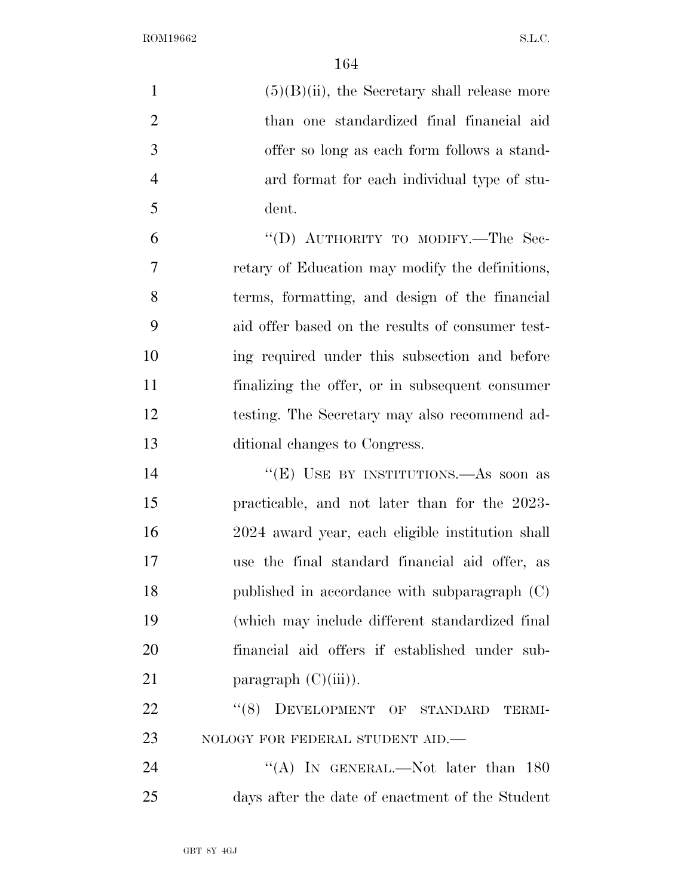(5)(B)(ii), the Secretary shall release more than one standardized final financial aid offer so long as each form follows a standard format for each individual type of student.

"(D) AUTHORITY TO MODIFY.—The Secretary of Education may modify the definitions, terms, formatting, and design of the financial aid offer based on the results of consumer testing required under this subsection and before finalizing the offer, or in subsequent consumer testing. The Secretary may also recommend additional changes to Congress.

"(E) USE BY INSTITUTIONS.—As soon as practicable, and not later than for the 2023-2024 award year, each eligible institution shall use the final standard financial aid offer, as published in accordance with subparagraph (C) (which may include different standardized final financial aid offers if established under subparagraph (C)(iii)).

"(8) DEVELOPMENT OF STANDARD TERMINOLOGY FOR FEDERAL STUDENT AID.—

"(A) IN GENERAL.—Not later than 180 days after the date of enactment of the Student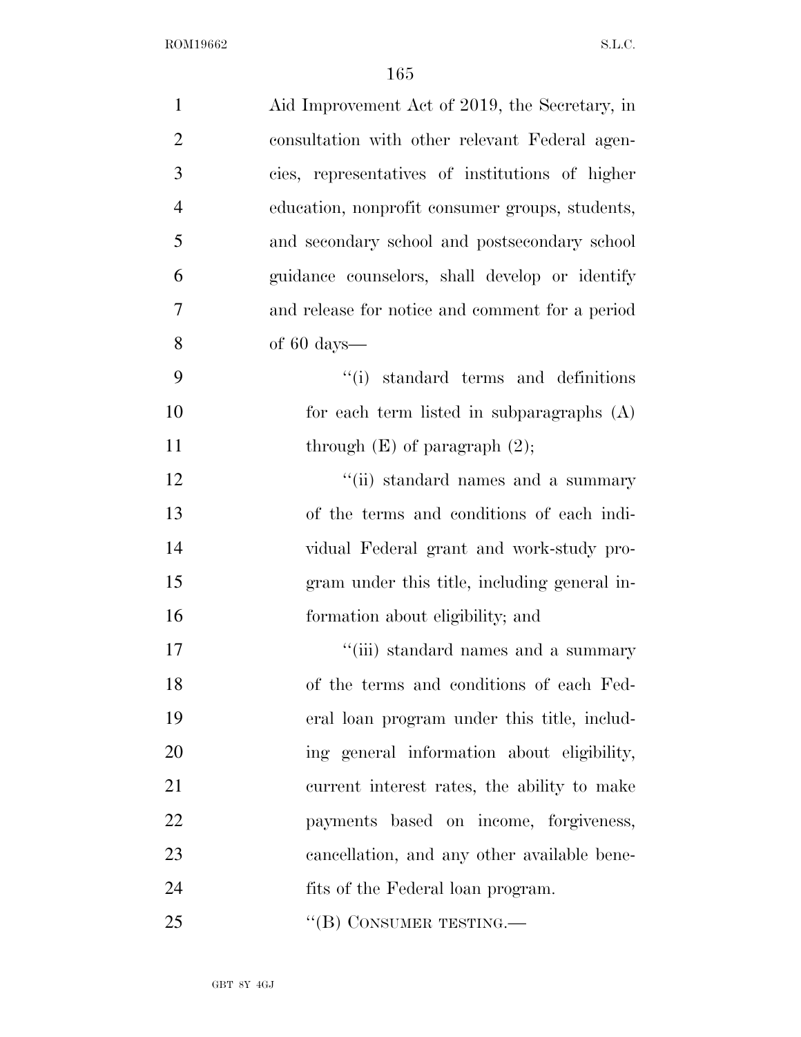Aid Improvement Act of 2019, the Secretary, in consultation with other relevant Federal agencies, representatives of institutions of higher education, nonprofit consumer groups, students, and secondary school and postsecondary school guidance counselors, shall develop or identify and release for notice and comment for a period of 60 days—

"(i) standard terms and definitions for each term listed in subparagraphs (A) through (E) of paragraph (2);

"(ii) standard names and a summary of the terms and conditions of each individual Federal grant and work-study program under this title, including general information about eligibility; and

"(iii) standard names and a summary of the terms and conditions of each Federal loan program under this title, including general information about eligibility, current interest rates, the ability to make payments based on income, forgiveness, cancellation, and any other available benefits of the Federal loan program.

"(B) CONSUMER TESTING.—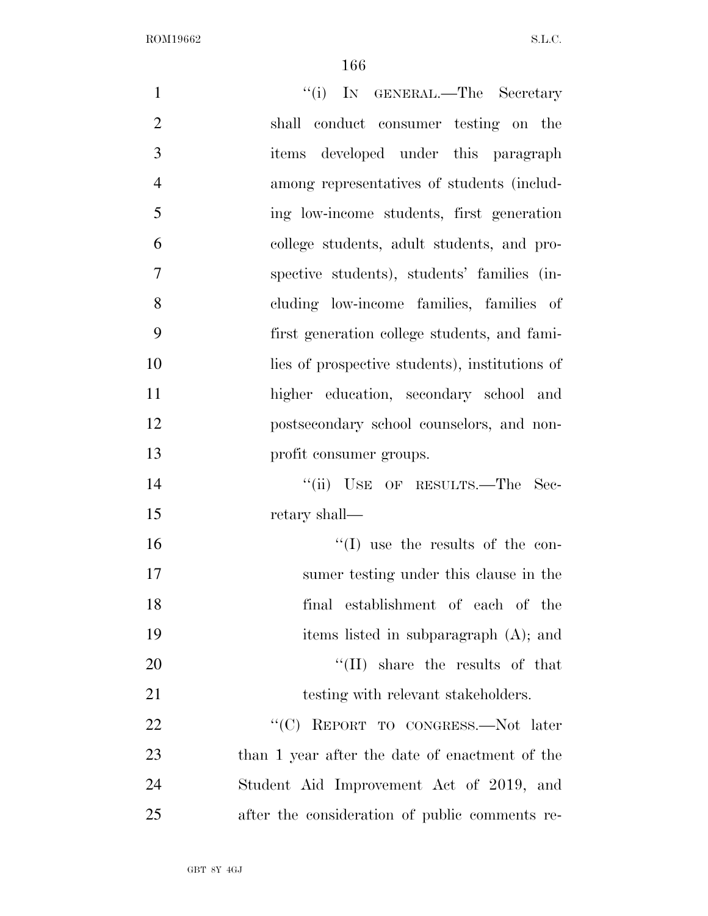"(i) In general.—The Secretary shall conduct consumer testing on the items developed under this paragraph among representatives of students (including low-income students, first generation college students, adult students, and prospective students), students' families (including low-income families, families of first generation college students, and families of prospective students), institutions of higher education, secondary school and postsecondary school counselors, and nonprofit consumer groups.

"(ii) Use of results.—The Secretary shall—

"(I) use the results of the consumer testing under this clause in the final establishment of each of the items listed in subparagraph (A); and

"(II) share the results of that testing with relevant stakeholders.

"(C) Report to Congress.—Not later than 1 year after the date of enactment of the Student Aid Improvement Act of 2019, and after the consideration of public comments re-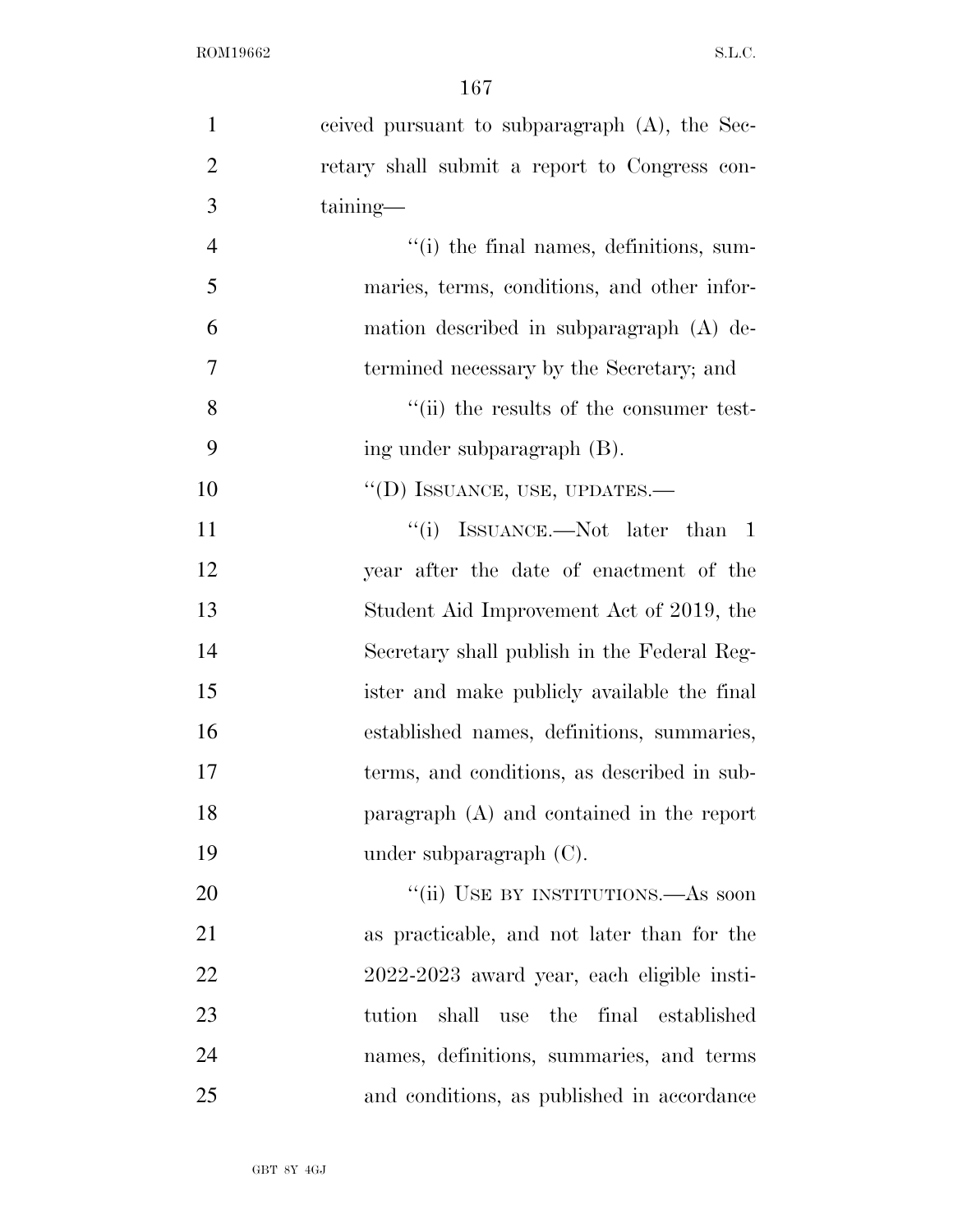ceived pursuant to subparagraph (A), the Secretary shall submit a report to Congress containing—

''(i) the final names, definitions, summaries, terms, conditions, and other information described in subparagraph (A) determined necessary by the Secretary; and

''(ii) the results of the consumer testing under subparagraph (B).

''(D) ISSUANCE, USE, UPDATES.—

''(i) ISSUANCE.—Not later than 1 year after the date of enactment of the Student Aid Improvement Act of 2019, the Secretary shall publish in the Federal Register and make publicly available the final established names, definitions, summaries, terms, and conditions, as described in subparagraph (A) and contained in the report under subparagraph (C).

''(ii) USE BY INSTITUTIONS.—As soon as practicable, and not later than for the 2022-2023 award year, each eligible institution shall use the final established names, definitions, summaries, and terms and conditions, as published in accordance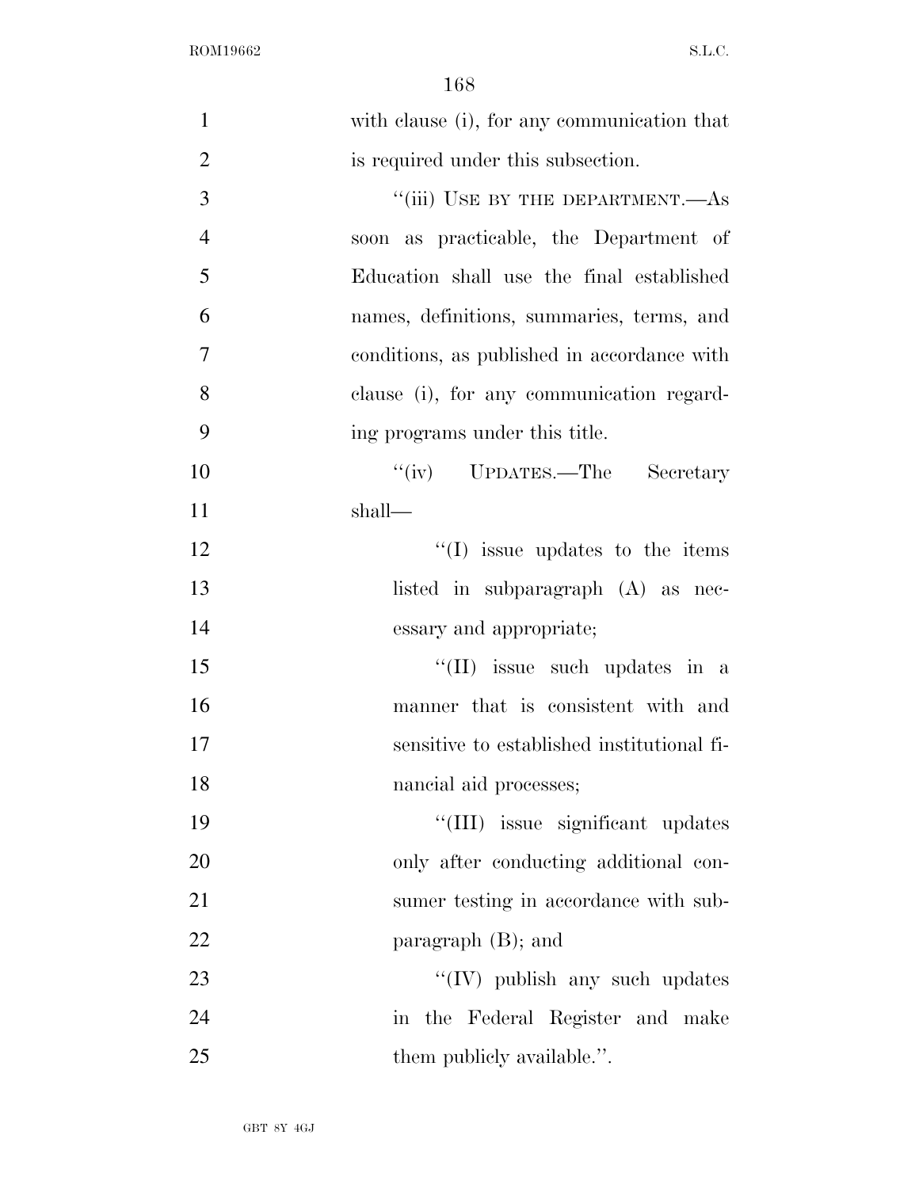with clause (i), for any communication that is required under this subsection.

"(iii) USE BY THE DEPARTMENT.—As soon as practicable, the Department of Education shall use the final established names, definitions, summaries, terms, and conditions, as published in accordance with clause (i), for any communication regarding programs under this title.

"(iv) UPDATES.—The Secretary shall—

"(I) issue updates to the items listed in subparagraph (A) as necessary and appropriate;

"(II) issue such updates in a manner that is consistent with and sensitive to established institutional financial aid processes;

"(III) issue significant updates only after conducting additional consumer testing in accordance with subparagraph (B); and

"(IV) publish any such updates in the Federal Register and make them publicly available.".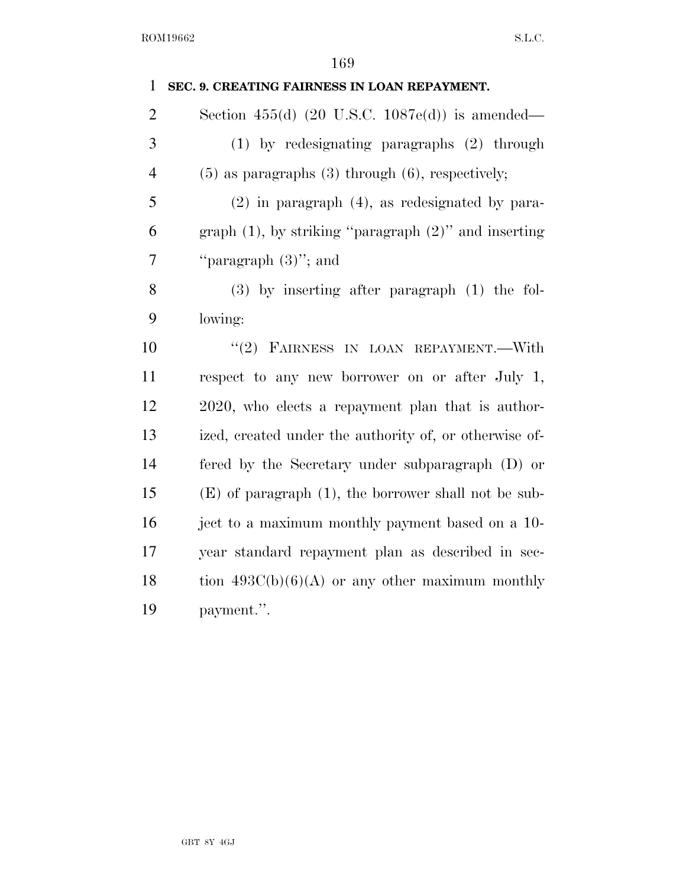**SEC. 9. CREATING FAIRNESS IN LOAN REPAYMENT.**

Section 455(d) (20 U.S.C. 1087e(d)) is amended—

(1) by redesignating paragraphs (2) through (5) as paragraphs (3) through (6), respectively;

(2) in paragraph (4), as redesignated by paragraph (1), by striking "paragraph (2)" and inserting "paragraph (3)"; and

(3) by inserting after paragraph (1) the following:

"(2) FAIRNESS IN LOAN REPAYMENT.—With respect to any new borrower on or after July 1, 2020, who elects a repayment plan that is authorized, created under the authority of, or otherwise offered by the Secretary under subparagraph (D) or (E) of paragraph (1), the borrower shall not be subject to a maximum monthly payment based on a 10-year standard repayment plan as described in section 493C(b)(6)(A) or any other maximum monthly payment.".